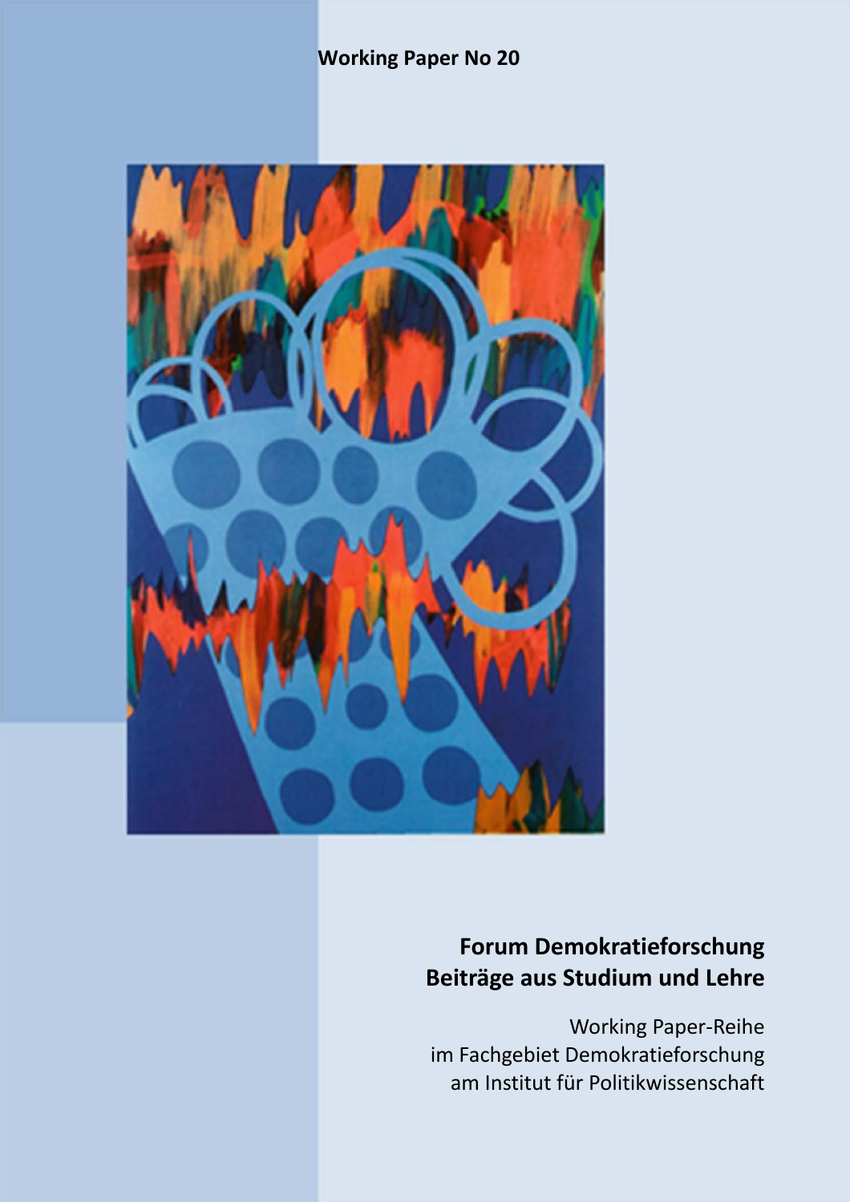**Working Paper No 20**

**Forum Demokratieforschung**
**Beiträge aus Studium und Lehre**

Working Paper-Reihe
im Fachgebiet Demokratieforschung
am Institut für Politikwissenschaft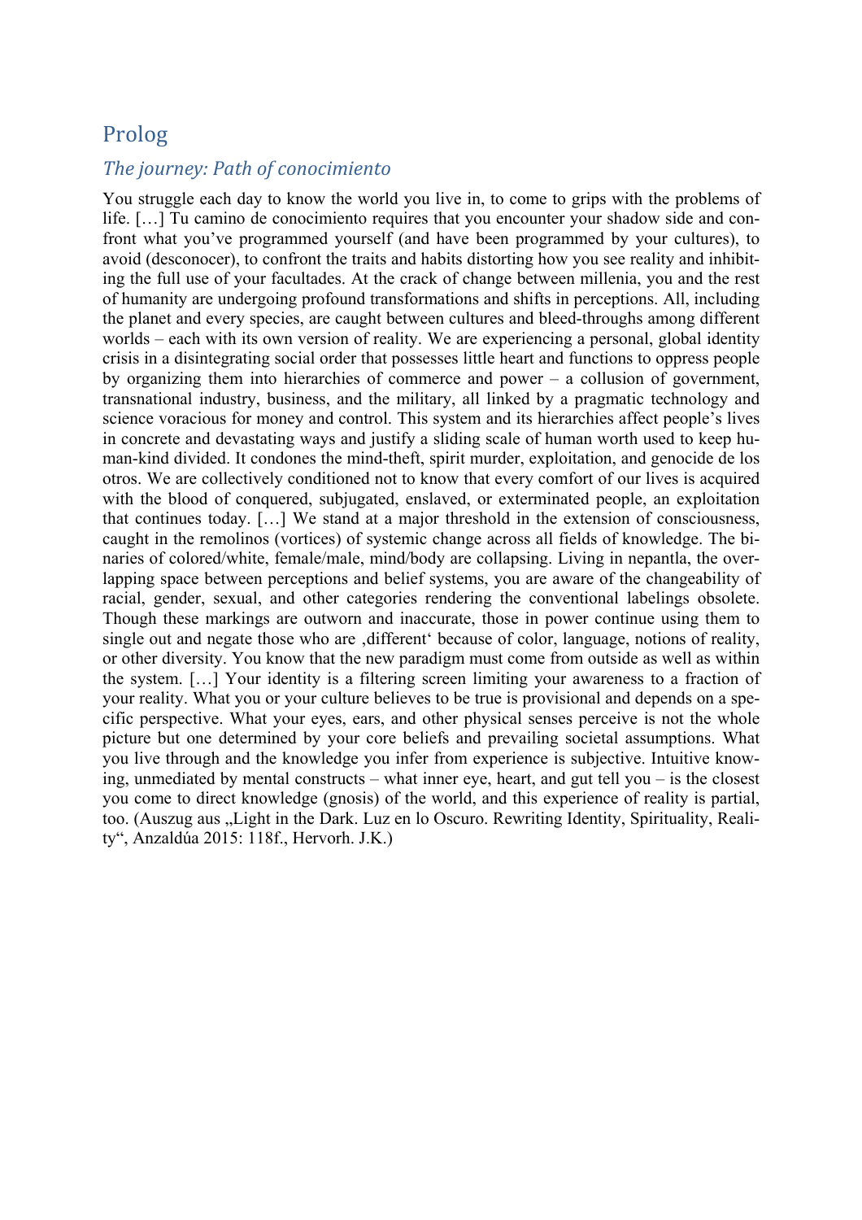## Prolog

### *The journey: Path of conocimiento*

You struggle each day to know the world you live in, to come to grips with the problems of life. […] Tu camino de conocimiento requires that you encounter your shadow side and confront what you've programmed yourself (and have been programmed by your cultures), to avoid (desconocer), to confront the traits and habits distorting how you see reality and inhibiting the full use of your facultades. At the crack of change between millenia, you and the rest of humanity are undergoing profound transformations and shifts in perceptions. All, including the planet and every species, are caught between cultures and bleed-throughs among different worlds – each with its own version of reality. We are experiencing a personal, global identity crisis in a disintegrating social order that possesses little heart and functions to oppress people by organizing them into hierarchies of commerce and power – a collusion of government, transnational industry, business, and the military, all linked by a pragmatic technology and science voracious for money and control. This system and its hierarchies affect people's lives in concrete and devastating ways and justify a sliding scale of human worth used to keep human-kind divided. It condones the mind-theft, spirit murder, exploitation, and genocide de los otros. We are collectively conditioned not to know that every comfort of our lives is acquired with the blood of conquered, subjugated, enslaved, or exterminated people, an exploitation that continues today. […] We stand at a major threshold in the extension of consciousness, caught in the remolinos (vortices) of systemic change across all fields of knowledge. The binaries of colored/white, female/male, mind/body are collapsing. Living in nepantla, the overlapping space between perceptions and belief systems, you are aware of the changeability of racial, gender, sexual, and other categories rendering the conventional labelings obsolete. Though these markings are outworn and inaccurate, those in power continue using them to single out and negate those who are ‚different' because of color, language, notions of reality, or other diversity. You know that the new paradigm must come from outside as well as within the system. […] Your identity is a filtering screen limiting your awareness to a fraction of your reality. What you or your culture believes to be true is provisional and depends on a specific perspective. What your eyes, ears, and other physical senses perceive is not the whole picture but one determined by your core beliefs and prevailing societal assumptions. What you live through and the knowledge you infer from experience is subjective. Intuitive knowing, unmediated by mental constructs – what inner eye, heart, and gut tell you – is the closest you come to direct knowledge (gnosis) of the world, and this experience of reality is partial, too. (Auszug aus „Light in the Dark. Luz en lo Oscuro. Rewriting Identity, Spirituality, Reality", Anzaldúa 2015: 118f., Hervorh. J.K.)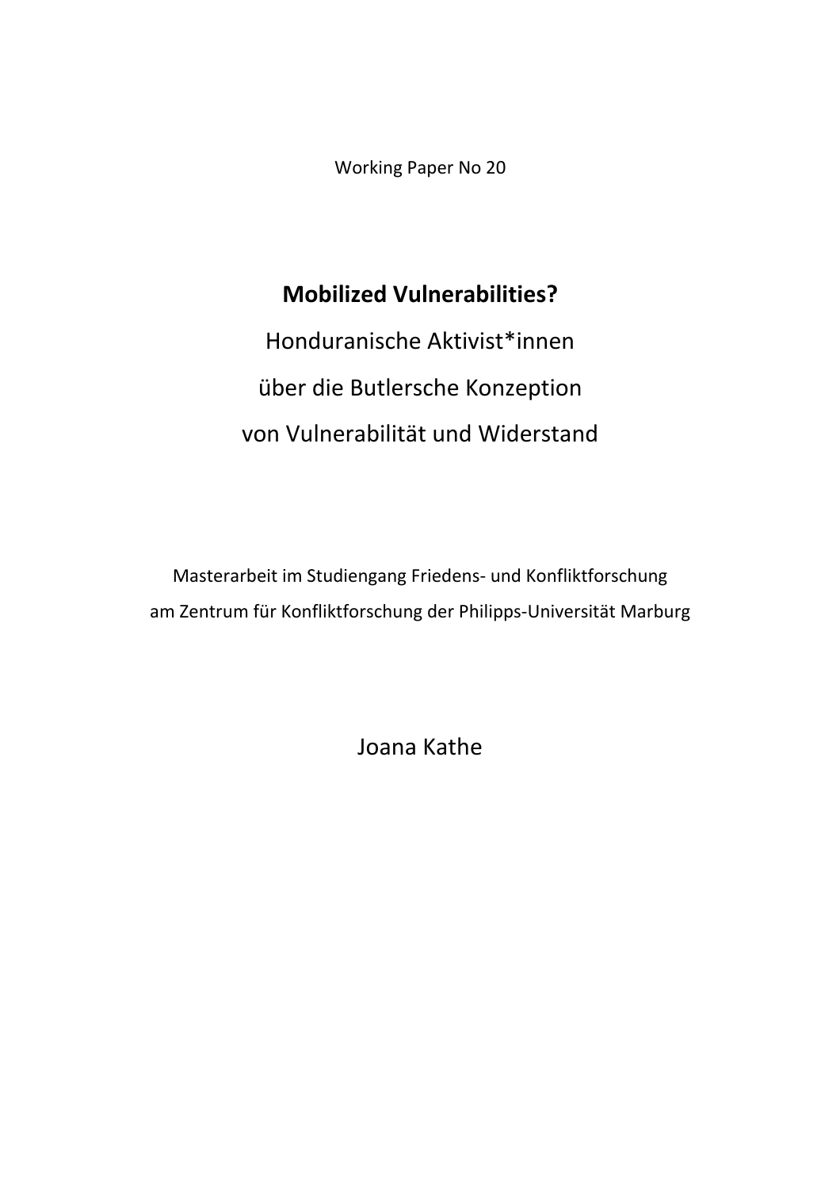Working Paper No 20

# Mobilized Vulnerabilities?

Honduranische Aktivist*innen

über die Butlersche Konzeption

von Vulnerabilität und Widerstand

Masterarbeit im Studiengang Friedens- und Konfliktforschung

am Zentrum für Konfliktforschung der Philipps-Universität Marburg

Joana Kathe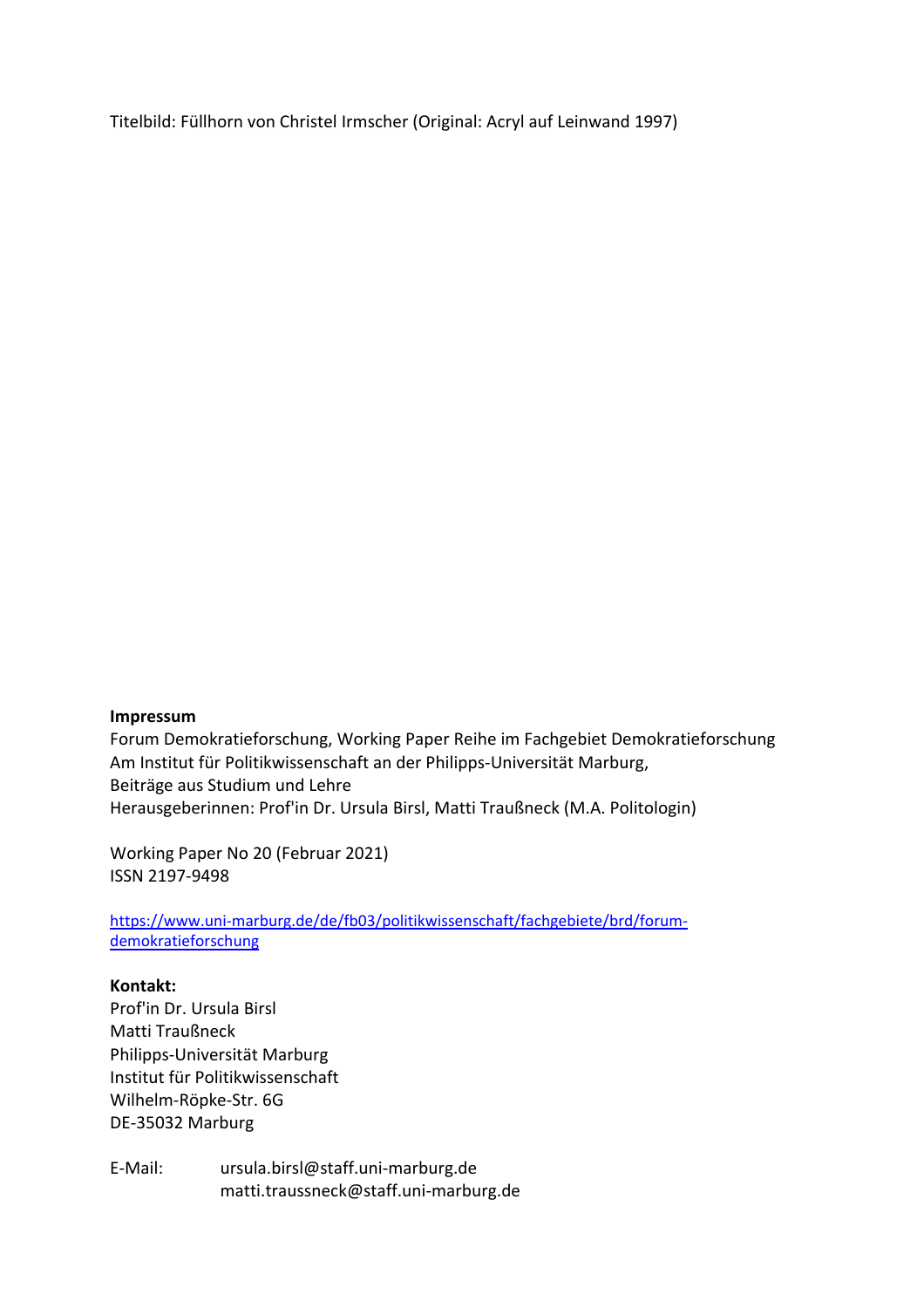Titelbild: Füllhorn von Christel Irmscher (Original: Acryl auf Leinwand 1997)

**Impressum**

Forum Demokratieforschung, Working Paper Reihe im Fachgebiet Demokratieforschung
Am Institut für Politikwissenschaft an der Philipps-Universität Marburg,
Beiträge aus Studium und Lehre
Herausgeberinnen: Prof'in Dr. Ursula Birsl, Matti Traußneck (M.A. Politologin)

Working Paper No 20 (Februar 2021)
ISSN 2197-9498

https://www.uni-marburg.de/de/fb03/politikwissenschaft/fachgebiete/brd/forum-demokratieforschung

**Kontakt:**

Prof'in Dr. Ursula Birsl
Matti Traußneck
Philipps-Universität Marburg
Institut für Politikwissenschaft
Wilhelm-Röpke-Str. 6G
DE-35032 Marburg

E-Mail: ursula.birsl@staff.uni-marburg.de
matti.traussneck@staff.uni-marburg.de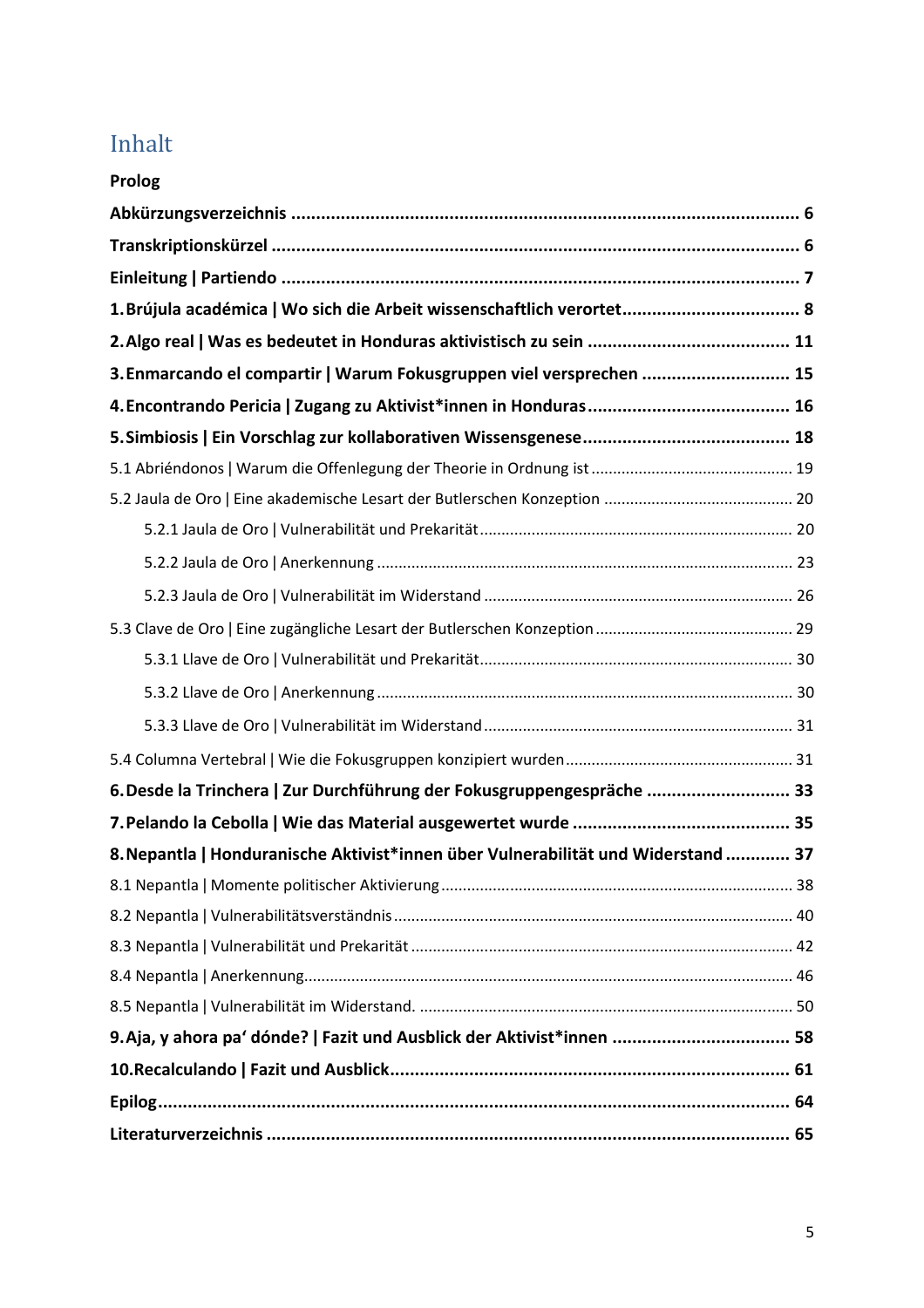# Inhalt

**Prolog**

**Abkürzungsverzeichnis ........................................................................................................ 6**

**Transkriptionskürzel ........................................................................................................... 6**

**Einleitung | Partiendo ......................................................................................................... 7**

**1. Brújula académica | Wo sich die Arbeit wissenschaftlich verortet.................................... 8**

**2. Algo real | Was es bedeutet in Honduras aktivistisch zu sein ......................................... 11**

**3. Enmarcando el compartir | Warum Fokusgruppen viel versprechen .............................. 15**

**4. Encontrando Pericia | Zugang zu Aktivist*innen in Honduras......................................... 16**

**5. Simbiosis | Ein Vorschlag zur kollaborativen Wissensgenese.......................................... 18**

5.1 Abriéndonos | Warum die Offenlegung der Theorie in Ordnung ist ............................................... 19

5.2 Jaula de Oro | Eine akademische Lesart der Butlerschen Konzeption ............................................ 20

5.2.1 Jaula de Oro | Vulnerabilität und Prekarität......................................................................... 20

5.2.2 Jaula de Oro | Anerkennung ................................................................................................ 23

5.2.3 Jaula de Oro | Vulnerabilität im Widerstand ....................................................................... 26

5.3 Clave de Oro | Eine zugängliche Lesart der Butlerschen Konzeption .............................................. 29

5.3.1 Llave de Oro | Vulnerabilität und Prekarität......................................................................... 30

5.3.2 Llave de Oro | Anerkennung ................................................................................................ 30

5.3.3 Llave de Oro | Vulnerabilität im Widerstand ....................................................................... 31

5.4 Columna Vertebral | Wie die Fokusgruppen konzipiert wurden..................................................... 31

**6. Desde la Trinchera | Zur Durchführung der Fokusgruppengespräche ............................ 33**

**7. Pelando la Cebolla | Wie das Material ausgewertet wurde ............................................ 35**

**8. Nepantla | Honduranische Aktivist*innen über Vulnerabilität und Widerstand ............ 37**

8.1 Nepantla | Momente politischer Aktivierung.................................................................................. 38

8.2 Nepantla | Vulnerabilitätsverständnis ............................................................................................ 40

8.3 Nepantla | Vulnerabilität und Prekarität ........................................................................................ 42

8.4 Nepantla | Anerkennung................................................................................................................. 46

8.5 Nepantla | Vulnerabilität im Widerstand. ....................................................................................... 50

**9. Aja, y ahora pa' dónde? | Fazit und Ausblick der Aktivist*innen .................................... 58**

**10. Recalculando | Fazit und Ausblick................................................................................. 61**

**Epilog.................................................................................................................................. 64**

**Literaturverzeichnis ........................................................................................................... 65**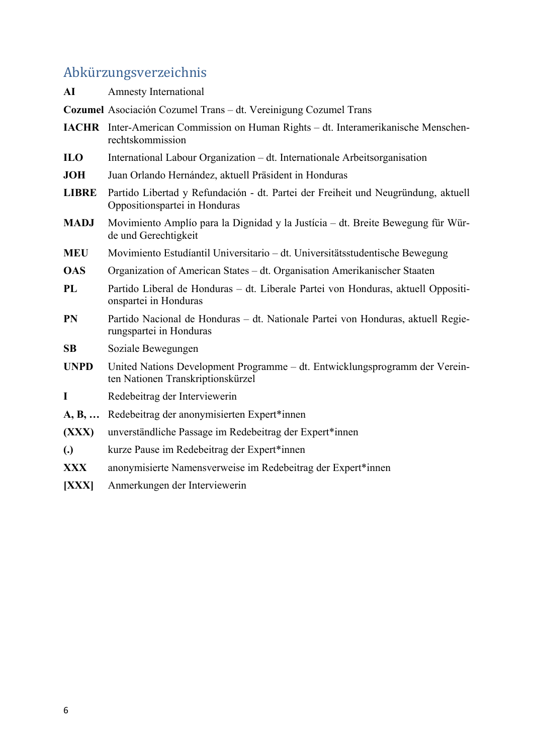# Abkürzungsverzeichnis

| | |
|---|---|
| **AI** | Amnesty International |
| **Cozumel** | Asociación Cozumel Trans – dt. Vereinigung Cozumel Trans |
| **IACHR** | Inter-American Commission on Human Rights – dt. Interamerikanische Menschenrechtskommission |
| **ILO** | International Labour Organization – dt. Internationale Arbeitsorganisation |
| **JOH** | Juan Orlando Hernández, aktuell Präsident in Honduras |
| **LIBRE** | Partido Libertad y Refundación - dt. Partei der Freiheit und Neugründung, aktuell Oppositionspartei in Honduras |
| **MADJ** | Movimiento Amplío para la Dignidad y la Justícia – dt. Breite Bewegung für Würde und Gerechtigkeit |
| **MEU** | Movimiento Estudíantil Universitario – dt. Universitätsstudentische Bewegung |
| **OAS** | Organization of American States – dt. Organisation Amerikanischer Staaten |
| **PL** | Partido Liberal de Honduras – dt. Liberale Partei von Honduras, aktuell Oppositionspartei in Honduras |
| **PN** | Partido Nacional de Honduras – dt. Nationale Partei von Honduras, aktuell Regierungspartei in Honduras |
| **SB** | Soziale Bewegungen |
| **UNPD** | United Nations Development Programme – dt. Entwicklungsprogramm der Vereinten Nationen Transkriptionskürzel |
| **I** | Redebeitrag der Interviewerin |
| **A, B, …** | Redebeitrag der anonymisierten Expert*innen |
| **(XXX)** | unverständliche Passage im Redebeitrag der Expert*innen |
| **(.)** | kurze Pause im Redebeitrag der Expert*innen |
| **XXX** | anonymisierte Namensverweise im Redebeitrag der Expert*innen |
| **[XXX]** | Anmerkungen der Interviewerin |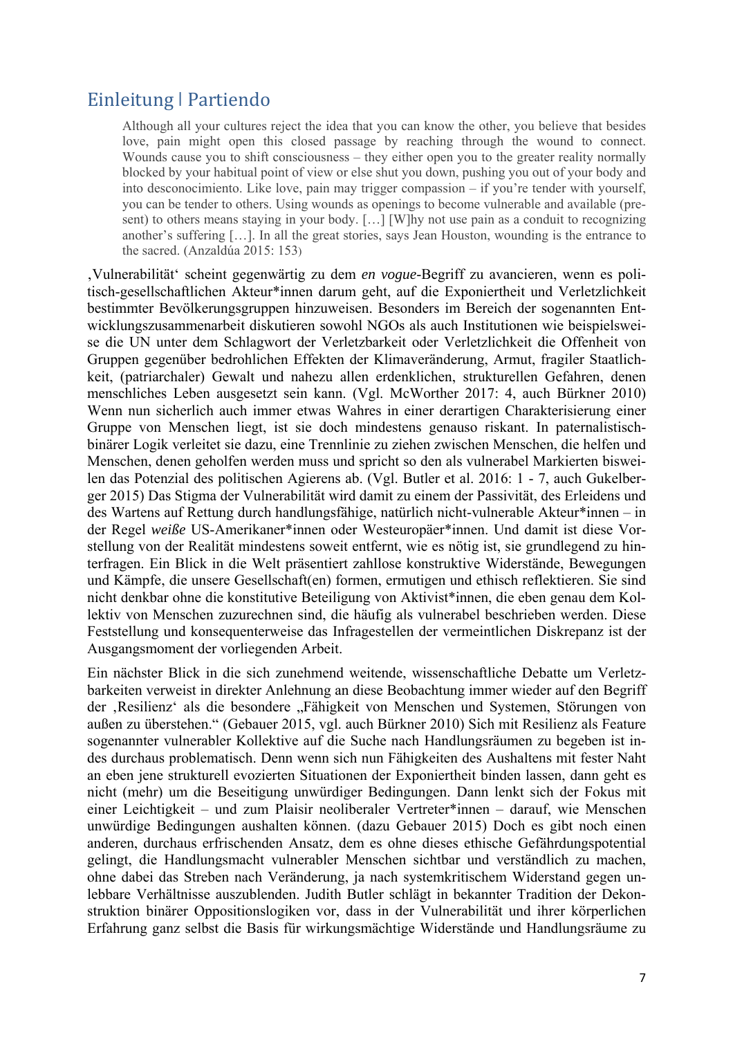## Einleitung | Partiendo

> Although all your cultures reject the idea that you can know the other, you believe that besides love, pain might open this closed passage by reaching through the wound to connect. Wounds cause you to shift consciousness – they either open you to the greater reality normally blocked by your habitual point of view or else shut you down, pushing you out of your body and into desconocimiento. Like love, pain may trigger compassion – if you're tender with yourself, you can be tender to others. Using wounds as openings to become vulnerable and available (present) to others means staying in your body. […] [W]hy not use pain as a conduit to recognizing another's suffering […]. In all the great stories, says Jean Houston, wounding is the entrance to the sacred. (Anzaldúa 2015: 153)

'Vulnerabilität' scheint gegenwärtig zu dem *en vogue*-Begriff zu avancieren, wenn es politisch-gesellschaftlichen Akteur*innen darum geht, auf die Exponiertheit und Verletzlichkeit bestimmter Bevölkerungsgruppen hinzuweisen. Besonders im Bereich der sogenannten Entwicklungszusammenarbeit diskutieren sowohl NGOs als auch Institutionen wie beispielsweise die UN unter dem Schlagwort der Verletzbarkeit oder Verletzlichkeit die Offenheit von Gruppen gegenüber bedrohlichen Effekten der Klimaveränderung, Armut, fragiler Staatlichkeit, (patriarchaler) Gewalt und nahezu allen erdenklichen, strukturellen Gefahren, denen menschliches Leben ausgesetzt sein kann. (Vgl. McWorther 2017: 4, auch Bürkner 2010) Wenn nun sicherlich auch immer etwas Wahres in einer derartigen Charakterisierung einer Gruppe von Menschen liegt, ist sie doch mindestens genauso riskant. In paternalistisch-binärer Logik verleitet sie dazu, eine Trennlinie zu ziehen zwischen Menschen, die helfen und Menschen, denen geholfen werden muss und spricht so den als vulnerabel Markierten bisweilen das Potenzial des politischen Agierens ab. (Vgl. Butler et al. 2016: 1 - 7, auch Gukelberger 2015) Das Stigma der Vulnerabilität wird damit zu einem der Passivität, des Erleidens und des Wartens auf Rettung durch handlungsfähige, natürlich nicht-vulnerable Akteur*innen – in der Regel *weiße* US-Amerikaner*innen oder Westeuropäer*innen. Und damit ist diese Vorstellung von der Realität mindestens soweit entfernt, wie es nötig ist, sie grundlegend zu hinterfragen. Ein Blick in die Welt präsentiert zahllose konstruktive Widerstände, Bewegungen und Kämpfe, die unsere Gesellschaft(en) formen, ermutigen und ethisch reflektieren. Sie sind nicht denkbar ohne die konstitutive Beteiligung von Aktivist*innen, die eben genau dem Kollektiv von Menschen zuzurechnen sind, die häufig als vulnerabel beschrieben werden. Diese Feststellung und konsequenterweise das Infragestellen der vermeintlichen Diskrepanz ist der Ausgangsmoment der vorliegenden Arbeit.

Ein nächster Blick in die sich zunehmend weitende, wissenschaftliche Debatte um Verletzbarkeiten verweist in direkter Anlehnung an diese Beobachtung immer wieder auf den Begriff der 'Resilienz' als die besondere „Fähigkeit von Menschen und Systemen, Störungen von außen zu überstehen." (Gebauer 2015, vgl. auch Bürkner 2010) Sich mit Resilienz als Feature sogenannter vulnerabler Kollektive auf die Suche nach Handlungsräumen zu begeben ist indes durchaus problematisch. Denn wenn sich nun Fähigkeiten des Aushaltens mit fester Naht an eben jene strukturell evozierten Situationen der Exponiertheit binden lassen, dann geht es nicht (mehr) um die Beseitigung unwürdiger Bedingungen. Dann lenkt sich der Fokus mit einer Leichtigkeit – und zum Plaisir neoliberaler Vertreter*innen – darauf, wie Menschen unwürdige Bedingungen aushalten können. (dazu Gebauer 2015) Doch es gibt noch einen anderen, durchaus erfrischenden Ansatz, dem es ohne dieses ethische Gefährdungspotential gelingt, die Handlungsmacht vulnerabler Menschen sichtbar und verständlich zu machen, ohne dabei das Streben nach Veränderung, ja nach systemkritischem Widerstand gegen unlebbare Verhältnisse auszublenden. Judith Butler schlägt in bekannter Tradition der Dekonstruktion binärer Oppositionslogiken vor, dass in der Vulnerabilität und ihrer körperlichen Erfahrung ganz selbst die Basis für wirkungsmächtige Widerstände und Handlungsräume zu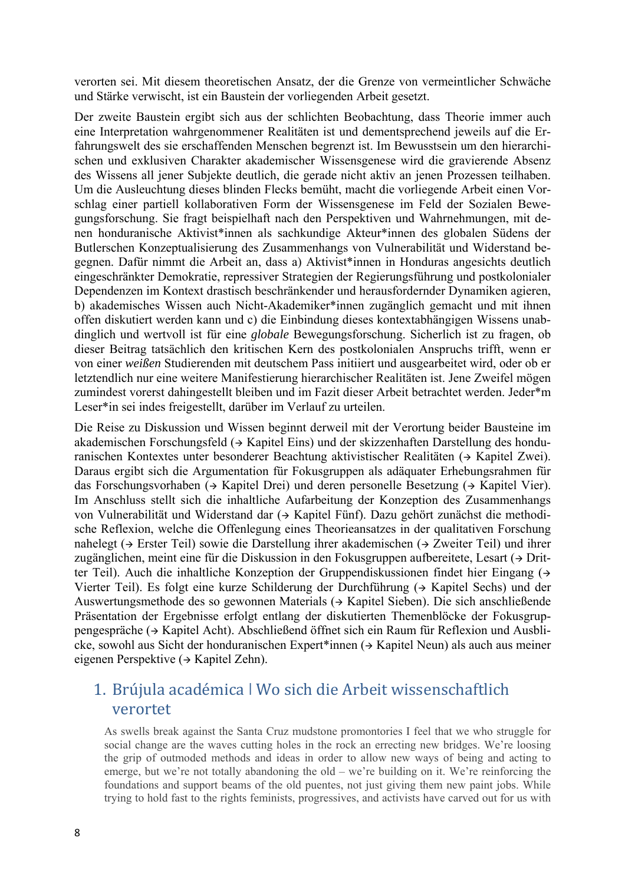verorten sei. Mit diesem theoretischen Ansatz, der die Grenze von vermeintlicher Schwäche und Stärke verwischt, ist ein Baustein der vorliegenden Arbeit gesetzt.

Der zweite Baustein ergibt sich aus der schlichten Beobachtung, dass Theorie immer auch eine Interpretation wahrgenommener Realitäten ist und dementsprechend jeweils auf die Erfahrungswelt des sie erschaffenden Menschen begrenzt ist. Im Bewusstsein um den hierarchischen und exklusiven Charakter akademischer Wissensgenese wird die gravierende Absenz des Wissens all jener Subjekte deutlich, die gerade nicht aktiv an jenen Prozessen teilhaben. Um die Ausleuchtung dieses blinden Flecks bemüht, macht die vorliegende Arbeit einen Vorschlag einer partiell kollaborativen Form der Wissensgenese im Feld der Sozialen Bewegungsforschung. Sie fragt beispielhaft nach den Perspektiven und Wahrnehmungen, mit denen honduranische Aktivist*innen als sachkundige Akteur*innen des globalen Südens der Butlerschen Konzeptualisierung des Zusammenhangs von Vulnerabilität und Widerstand begegnen. Dafür nimmt die Arbeit an, dass a) Aktivist*innen in Honduras angesichts deutlich eingeschränkter Demokratie, repressiver Strategien der Regierungsführung und postkolonialer Dependenzen im Kontext drastisch beschränkender und herausfordernder Dynamiken agieren, b) akademisches Wissen auch Nicht-Akademiker*innen zugänglich gemacht und mit ihnen offen diskutiert werden kann und c) die Einbindung dieses kontextabhängigen Wissens unabdinglich und wertvoll ist für eine *globale* Bewegungsforschung. Sicherlich ist zu fragen, ob dieser Beitrag tatsächlich den kritischen Kern des postkolonialen Anspruchs trifft, wenn er von einer *weißen* Studierenden mit deutschem Pass initiiert und ausgearbeitet wird, oder ob er letztendlich nur eine weitere Manifestierung hierarchischer Realitäten ist. Jene Zweifel mögen zumindest vorerst dahingestellt bleiben und im Fazit dieser Arbeit betrachtet werden. Jeder*m Leser*in sei indes freigestellt, darüber im Verlauf zu urteilen.

Die Reise zu Diskussion und Wissen beginnt derweil mit der Verortung beider Bausteine im akademischen Forschungsfeld (→ Kapitel Eins) und der skizzenhaften Darstellung des honduranischen Kontextes unter besonderer Beachtung aktivistischer Realitäten (→ Kapitel Zwei). Daraus ergibt sich die Argumentation für Fokusgruppen als adäquater Erhebungsrahmen für das Forschungsvorhaben (→ Kapitel Drei) und deren personelle Besetzung (→ Kapitel Vier). Im Anschluss stellt sich die inhaltliche Aufarbeitung der Konzeption des Zusammenhangs von Vulnerabilität und Widerstand dar (→ Kapitel Fünf). Dazu gehört zunächst die methodische Reflexion, welche die Offenlegung eines Theorieansatzes in der qualitativen Forschung nahelegt (→ Erster Teil) sowie die Darstellung ihrer akademischen (→ Zweiter Teil) und ihrer zugänglichen, meint eine für die Diskussion in den Fokusgruppen aufbereitete, Lesart (→ Dritter Teil). Auch die inhaltliche Konzeption der Gruppendiskussionen findet hier Eingang (→ Vierter Teil). Es folgt eine kurze Schilderung der Durchführung (→ Kapitel Sechs) und der Auswertungsmethode des so gewonnen Materials (→ Kapitel Sieben). Die sich anschließende Präsentation der Ergebnisse erfolgt entlang der diskutierten Themenblöcke der Fokusgruppengespräche (→ Kapitel Acht). Abschließend öffnet sich ein Raum für Reflexion und Ausblicke, sowohl aus Sicht der honduranischen Expert*innen (→ Kapitel Neun) als auch aus meiner eigenen Perspektive (→ Kapitel Zehn).

# 1. Brújula académica | Wo sich die Arbeit wissenschaftlich verortet

> As swells break against the Santa Cruz mudstone promontories I feel that we who struggle for social change are the waves cutting holes in the rock an errecting new bridges. We're loosing the grip of outmoded methods and ideas in order to allow new ways of being and acting to emerge, but we're not totally abandoning the old – we're building on it. We're reinforcing the foundations and support beams of the old puentes, not just giving them new paint jobs. While trying to hold fast to the rights feminists, progressives, and activists have carved out for us with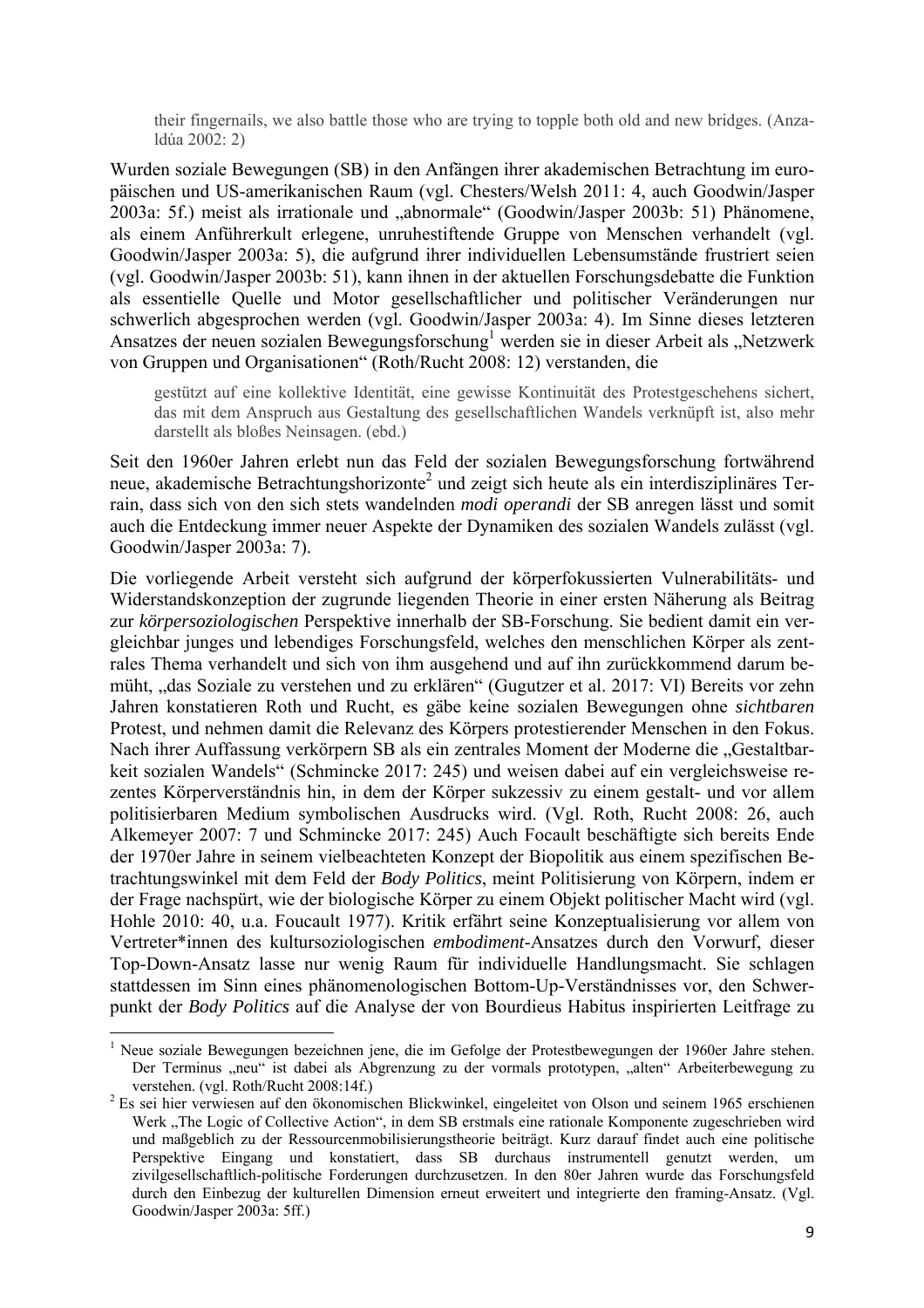> their fingernails, we also battle those who are trying to topple both old and new bridges. (Anzaldúa 2002: 2)

Wurden soziale Bewegungen (SB) in den Anfängen ihrer akademischen Betrachtung im europäischen und US-amerikanischen Raum (vgl. Chesters/Welsh 2011: 4, auch Goodwin/Jasper 2003a: 5f.) meist als irrationale und „abnormale" (Goodwin/Jasper 2003b: 51) Phänomene, als einem Anführerkult erlegene, unruhestiftende Gruppe von Menschen verhandelt (vgl. Goodwin/Jasper 2003a: 5), die aufgrund ihrer individuellen Lebensumstände frustriert seien (vgl. Goodwin/Jasper 2003b: 51), kann ihnen in der aktuellen Forschungsdebatte die Funktion als essentielle Quelle und Motor gesellschaftlicher und politischer Veränderungen nur schwerlich abgesprochen werden (vgl. Goodwin/Jasper 2003a: 4). Im Sinne dieses letzteren Ansatzes der neuen sozialen Bewegungsforschung[1] werden sie in dieser Arbeit als „Netzwerk von Gruppen und Organisationen" (Roth/Rucht 2008: 12) verstanden, die

> gestützt auf eine kollektive Identität, eine gewisse Kontinuität des Protestgeschehens sichert, das mit dem Anspruch aus Gestaltung des gesellschaftlichen Wandels verknüpft ist, also mehr darstellt als bloßes Neinsagen. (ebd.)

Seit den 1960er Jahren erlebt nun das Feld der sozialen Bewegungsforschung fortwährend neue, akademische Betrachtungshorizonte[2] und zeigt sich heute als ein interdisziplinäres Terrain, dass sich von den sich stets wandelnden *modi operandi* der SB anregen lässt und somit auch die Entdeckung immer neuer Aspekte der Dynamiken des sozialen Wandels zulässt (vgl. Goodwin/Jasper 2003a: 7).

Die vorliegende Arbeit versteht sich aufgrund der körperfokussierten Vulnerabilitäts- und Widerstandskonzeption der zugrunde liegenden Theorie in einer ersten Näherung als Beitrag zur *körpersoziologischen* Perspektive innerhalb der SB-Forschung. Sie bedient damit ein vergleichbar junges und lebendiges Forschungsfeld, welches den menschlichen Körper als zentrales Thema verhandelt und sich von ihm ausgehend und auf ihn zurückkommend darum bemüht, „das Soziale zu verstehen und zu erklären" (Gugutzer et al. 2017: VI) Bereits vor zehn Jahren konstatieren Roth und Rucht, es gäbe keine sozialen Bewegungen ohne *sichtbaren* Protest, und nehmen damit die Relevanz des Körpers protestierender Menschen in den Fokus. Nach ihrer Auffassung verkörpern SB als ein zentrales Moment der Moderne die „Gestaltbarkeit sozialen Wandels" (Schmincke 2017: 245) und weisen dabei auf ein vergleichsweise rezentes Körperverständnis hin, in dem der Körper sukzessiv zu einem gestalt- und vor allem politisierbaren Medium symbolischen Ausdrucks wird. (Vgl. Roth, Rucht 2008: 26, auch Alkemeyer 2007: 7 und Schmincke 2017: 245) Auch Focault beschäftigte sich bereits Ende der 1970er Jahre in seinem vielbeachteten Konzept der Biopolitik aus einem spezifischen Betrachtungswinkel mit dem Feld der *Body Politics*, meint Politisierung von Körpern, indem er der Frage nachspürt, wie der biologische Körper zu einem Objekt politischer Macht wird (vgl. Hohle 2010: 40, u.a. Foucault 1977). Kritik erfährt seine Konzeptualisierung vor allem von Vertreter*innen des kultursoziologischen *embodiment*-Ansatzes durch den Vorwurf, dieser Top-Down-Ansatz lasse nur wenig Raum für individuelle Handlungsmacht. Sie schlagen stattdessen im Sinn eines phänomenologischen Bottom-Up-Verständnisses vor, den Schwerpunkt der *Body Politics* auf die Analyse der von Bourdieus Habitus inspirierten Leitfrage zu

---

[1] Neue soziale Bewegungen bezeichnen jene, die im Gefolge der Protestbewegungen der 1960er Jahre stehen. Der Terminus „neu" ist dabei als Abgrenzung zu der vormals prototypen, „alten" Arbeiterbewegung zu verstehen. (vgl. Roth/Rucht 2008:14f.)

[2] Es sei hier verwiesen auf den ökonomischen Blickwinkel, eingeleitet von Olson und seinem 1965 erschienen Werk „The Logic of Collective Action", in dem SB erstmals eine rationale Komponente zugeschrieben wird und maßgeblich zu der Ressourcenmobilisierungstheorie beiträgt. Kurz darauf findet auch eine politische Perspektive Eingang und konstatiert, dass SB durchaus instrumentell genutzt werden, um zivilgesellschaftlich-politische Forderungen durchzusetzen. In den 80er Jahren wurde das Forschungsfeld durch den Einbezug der kulturellen Dimension erneut erweitert und integrierte den framing-Ansatz. (Vgl. Goodwin/Jasper 2003a: 5ff.)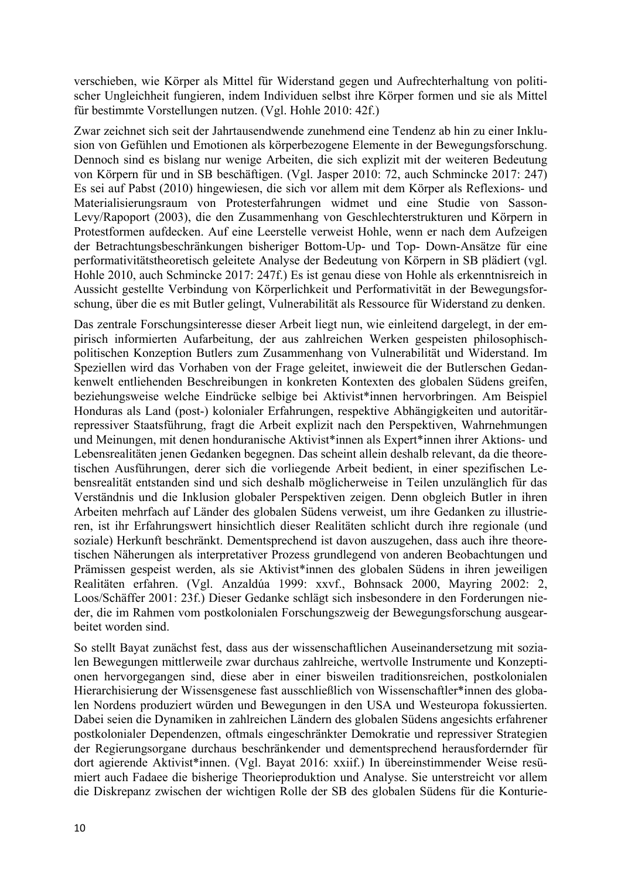verschieben, wie Körper als Mittel für Widerstand gegen und Aufrechterhaltung von politischer Ungleichheit fungieren, indem Individuen selbst ihre Körper formen und sie als Mittel für bestimmte Vorstellungen nutzen. (Vgl. Hohle 2010: 42f.)

Zwar zeichnet sich seit der Jahrtausendwende zunehmend eine Tendenz ab hin zu einer Inklusion von Gefühlen und Emotionen als körperbezogene Elemente in der Bewegungsforschung. Dennoch sind es bislang nur wenige Arbeiten, die sich explizit mit der weiteren Bedeutung von Körpern für und in SB beschäftigen. (Vgl. Jasper 2010: 72, auch Schmincke 2017: 247) Es sei auf Pabst (2010) hingewiesen, die sich vor allem mit dem Körper als Reflexions- und Materialisierungsraum von Protesterfahrungen widmet und eine Studie von Sasson-Levy/Rapoport (2003), die den Zusammenhang von Geschlechterstrukturen und Körpern in Protestformen aufdecken. Auf eine Leerstelle verweist Hohle, wenn er nach dem Aufzeigen der Betrachtungsbeschränkungen bisheriger Bottom-Up- und Top- Down-Ansätze für eine performativitätstheoretisch geleitete Analyse der Bedeutung von Körpern in SB plädiert (vgl. Hohle 2010, auch Schmincke 2017: 247f.) Es ist genau diese von Hohle als erkenntnisreich in Aussicht gestellte Verbindung von Körperlichkeit und Performativität in der Bewegungsforschung, über die es mit Butler gelingt, Vulnerabilität als Ressource für Widerstand zu denken.

Das zentrale Forschungsinteresse dieser Arbeit liegt nun, wie einleitend dargelegt, in der empirisch informierten Aufarbeitung, der aus zahlreichen Werken gespeisten philosophisch-politischen Konzeption Butlers zum Zusammenhang von Vulnerabilität und Widerstand. Im Speziellen wird das Vorhaben von der Frage geleitet, inwieweit die der Butlerschen Gedankenwelt entliehenden Beschreibungen in konkreten Kontexten des globalen Südens greifen, beziehungsweise welche Eindrücke selbige bei Aktivist*innen hervorbringen. Am Beispiel Honduras als Land (post-) kolonialer Erfahrungen, respektive Abhängigkeiten und autoritär-repressiver Staatsführung, fragt die Arbeit explizit nach den Perspektiven, Wahrnehmungen und Meinungen, mit denen honduranische Aktivist*innen als Expert*innen ihrer Aktions- und Lebensrealitäten jenen Gedanken begegnen. Das scheint allein deshalb relevant, da die theoretischen Ausführungen, derer sich die vorliegende Arbeit bedient, in einer spezifischen Lebensrealität entstanden sind und sich deshalb möglicherweise in Teilen unzulänglich für das Verständnis und die Inklusion globaler Perspektiven zeigen. Denn obgleich Butler in ihren Arbeiten mehrfach auf Länder des globalen Südens verweist, um ihre Gedanken zu illustrieren, ist ihr Erfahrungswert hinsichtlich dieser Realitäten schlicht durch ihre regionale (und soziale) Herkunft beschränkt. Dementsprechend ist davon auszugehen, dass auch ihre theoretischen Näherungen als interpretativer Prozess grundlegend von anderen Beobachtungen und Prämissen gespeist werden, als sie Aktivist*innen des globalen Südens in ihren jeweiligen Realitäten erfahren. (Vgl. Anzaldúa 1999: xxvf., Bohnsack 2000, Mayring 2002: 2, Loos/Schäffer 2001: 23f.) Dieser Gedanke schlägt sich insbesondere in den Forderungen nieder, die im Rahmen vom postkolonialen Forschungszweig der Bewegungsforschung ausgearbeitet worden sind.

So stellt Bayat zunächst fest, dass aus der wissenschaftlichen Auseinandersetzung mit sozialen Bewegungen mittlerweile zwar durchaus zahlreiche, wertvolle Instrumente und Konzeptionen hervorgegangen sind, diese aber in einer bisweilen traditionsreichen, postkolonialen Hierarchisierung der Wissensgenese fast ausschließlich von Wissenschaftler*innen des globalen Nordens produziert würden und Bewegungen in den USA und Westeuropa fokussierten. Dabei seien die Dynamiken in zahlreichen Ländern des globalen Südens angesichts erfahrener postkolonialer Dependenzen, oftmals eingeschränkter Demokratie und repressiver Strategien der Regierungsorgane durchaus beschränkender und dementsprechend herausfordernder für dort agierende Aktivist*innen. (Vgl. Bayat 2016: xxiif.) In übereinstimmender Weise resümiert auch Fadaee die bisherige Theorieproduktion und Analyse. Sie unterstreicht vor allem die Diskrepanz zwischen der wichtigen Rolle der SB des globalen Südens für die Konturie-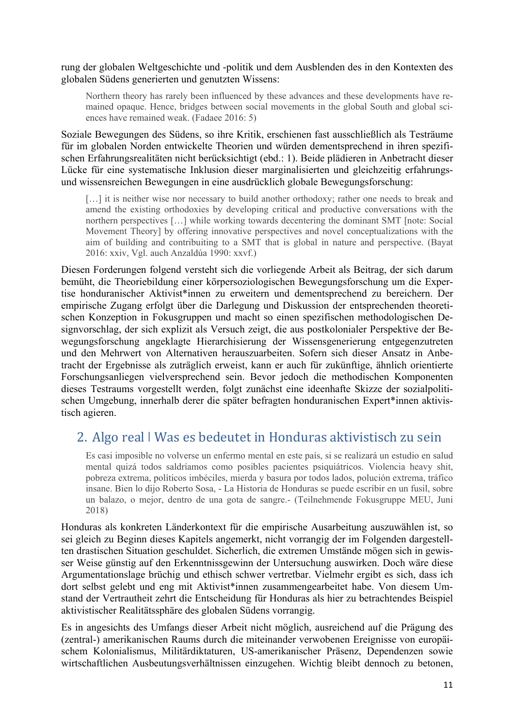rung der globalen Weltgeschichte und -politik und dem Ausblenden des in den Kontexten des globalen Südens generierten und genutzten Wissens:

> Northern theory has rarely been influenced by these advances and these developments have remained opaque. Hence, bridges between social movements in the global South and global sciences have remained weak. (Fadaee 2016: 5)

Soziale Bewegungen des Südens, so ihre Kritik, erschienen fast ausschließlich als Testräume für im globalen Norden entwickelte Theorien und würden dementsprechend in ihren spezifischen Erfahrungsrealitäten nicht berücksichtigt (ebd.: 1). Beide plädieren in Anbetracht dieser Lücke für eine systematische Inklusion dieser marginalisierten und gleichzeitig erfahrungs- und wissensreichen Bewegungen in eine ausdrücklich globale Bewegungsforschung:

> […] it is neither wise nor necessary to build another orthodoxy; rather one needs to break and amend the existing orthodoxies by developing critical and productive conversations with the northern perspectives […] while working towards decentering the dominant SMT [note: Social Movement Theory] by offering innovative perspectives and novel conceptualizations with the aim of building and contribuiting to a SMT that is global in nature and perspective. (Bayat 2016: xxiv, Vgl. auch Anzaldúa 1990: xxvf.)

Diesen Forderungen folgend versteht sich die vorliegende Arbeit als Beitrag, der sich darum bemüht, die Theoriebildung einer körpersoziologischen Bewegungsforschung um die Expertise honduranischer Aktivist*innen zu erweitern und dementsprechend zu bereichern. Der empirische Zugang erfolgt über die Darlegung und Diskussion der entsprechenden theoretischen Konzeption in Fokusgruppen und macht so einen spezifischen methodologischen Designvorschlag, der sich explizit als Versuch zeigt, die aus postkolonialer Perspektive der Bewegungsforschung angeklagte Hierarchisierung der Wissensgenerierung entgegenzutreten und den Mehrwert von Alternativen herauszuarbeiten. Sofern sich dieser Ansatz in Anbetracht der Ergebnisse als zuträglich erweist, kann er auch für zukünftige, ähnlich orientierte Forschungsanliegen vielversprechend sein. Bevor jedoch die methodischen Komponenten dieses Testraums vorgestellt werden, folgt zunächst eine ideenhafte Skizze der sozialpolitischen Umgebung, innerhalb derer die später befragten honduranischen Expert*innen aktivistisch agieren.

## 2. Algo real | Was es bedeutet in Honduras aktivistisch zu sein

> Es casi imposible no volverse un enfermo mental en este país, si se realizará un estudio en salud mental quizá todos saldríamos como posibles pacientes psiquiátricos. Violencia heavy shit, pobreza extrema, políticos imbéciles, mierda y basura por todos lados, polución extrema, tráfico insane. Bien lo dijo Roberto Sosa, - La Historia de Honduras se puede escribir en un fusil, sobre un balazo, o mejor, dentro de una gota de sangre.- (Teilnehmende Fokusgruppe MEU, Juni 2018)

Honduras als konkreten Länderkontext für die empirische Ausarbeitung auszuwählen ist, so sei gleich zu Beginn dieses Kapitels angemerkt, nicht vorrangig der im Folgenden dargestellten drastischen Situation geschuldet. Sicherlich, die extremen Umstände mögen sich in gewisser Weise günstig auf den Erkenntnissgewinn der Untersuchung auswirken. Doch wäre diese Argumentationslage brüchig und ethisch schwer vertretbar. Vielmehr ergibt es sich, dass ich dort selbst gelebt und eng mit Aktivist*innen zusammengearbeitet habe. Von diesem Umstand der Vertrautheit zehrt die Entscheidung für Honduras als hier zu betrachtendes Beispiel aktivistischer Realitätssphäre des globalen Südens vorrangig.

Es in angesichts des Umfangs dieser Arbeit nicht möglich, ausreichend auf die Prägung des (zentral-) amerikanischen Raums durch die miteinander verwobenen Ereignisse von europäischem Kolonialismus, Militärdiktaturen, US-amerikanischer Präsenz, Dependenzen sowie wirtschaftlichen Ausbeutungsverhältnissen einzugehen. Wichtig bleibt dennoch zu betonen,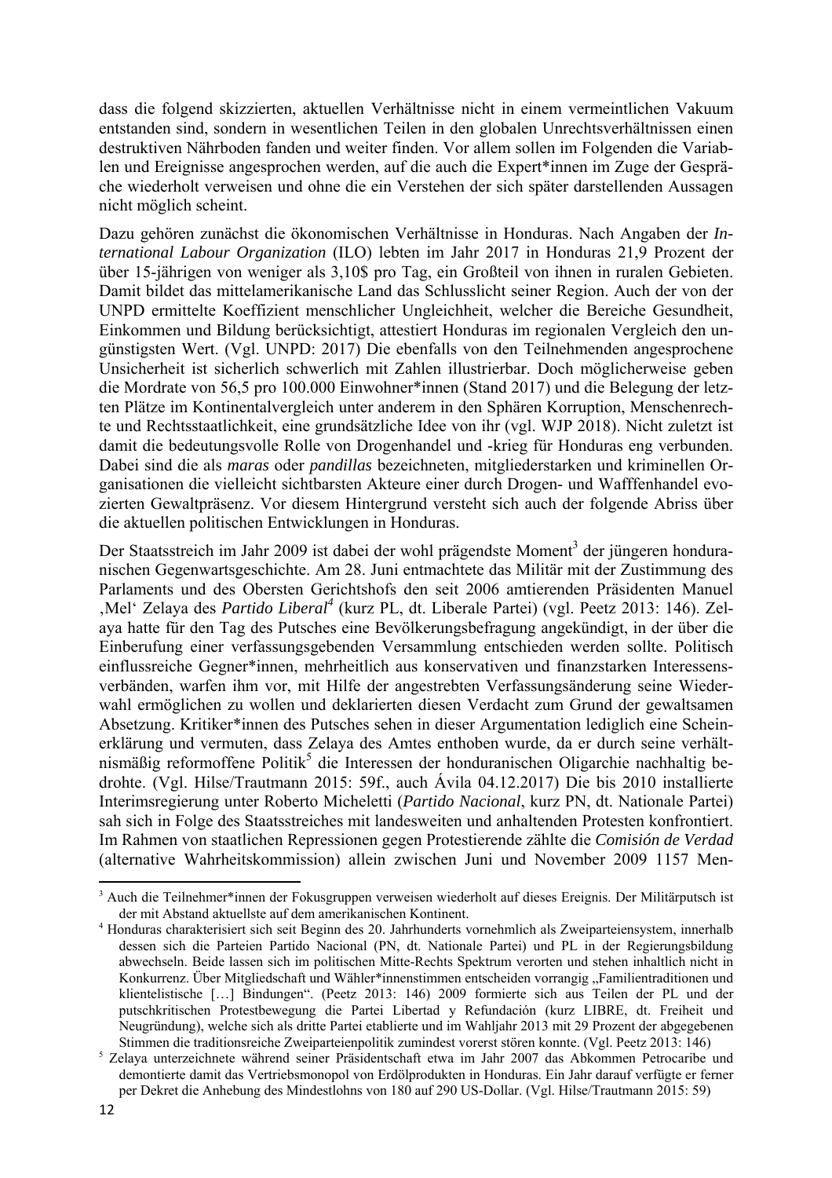dass die folgend skizzierten, aktuellen Verhältnisse nicht in einem vermeintlichen Vakuum entstanden sind, sondern in wesentlichen Teilen in den globalen Unrechtsverhältnissen einen destruktiven Nährboden fanden und weiter finden. Vor allem sollen im Folgenden die Variablen und Ereignisse angesprochen werden, auf die auch die Expert*innen im Zuge der Gespräche wiederholt verweisen und ohne die ein Verstehen der sich später darstellenden Aussagen nicht möglich scheint.

Dazu gehören zunächst die ökonomischen Verhältnisse in Honduras. Nach Angaben der *International Labour Organization* (ILO) lebten im Jahr 2017 in Honduras 21,9 Prozent der über 15-jährigen von weniger als 3,10$ pro Tag, ein Großteil von ihnen in ruralen Gebieten. Damit bildet das mittelamerikanische Land das Schlusslicht seiner Region. Auch der von der UNPD ermittelte Koeffizient menschlicher Ungleichheit, welcher die Bereiche Gesundheit, Einkommen und Bildung berücksichtigt, attestiert Honduras im regionalen Vergleich den ungünstigsten Wert. (Vgl. UNPD: 2017) Die ebenfalls von den Teilnehmenden angesprochene Unsicherheit ist sicherlich schwerlich mit Zahlen illustrierbar. Doch möglicherweise geben die Mordrate von 56,5 pro 100.000 Einwohner*innen (Stand 2017) und die Belegung der letzten Plätze im Kontinentalvergleich unter anderem in den Sphären Korruption, Menschenrechte und Rechtsstaatlichkeit, eine grundsätzliche Idee von ihr (vgl. WJP 2018). Nicht zuletzt ist damit die bedeutungsvolle Rolle von Drogenhandel und -krieg für Honduras eng verbunden. Dabei sind die als *maras* oder *pandillas* bezeichneten, mitgliederstarken und kriminellen Organisationen die vielleicht sichtbarsten Akteure einer durch Drogen- und Wafffenhandel evozierten Gewaltpräsenz. Vor diesem Hintergrund versteht sich auch der folgende Abriss über die aktuellen politischen Entwicklungen in Honduras.

Der Staatsstreich im Jahr 2009 ist dabei der wohl prägendste Moment[3] der jüngeren honduranischen Gegenwartsgeschichte. Am 28. Juni entmachtete das Militär mit der Zustimmung des Parlaments und des Obersten Gerichtshofs den seit 2006 amtierenden Präsidenten Manuel ‚Mel' Zelaya des *Partido Liberal*[4] (kurz PL, dt. Liberale Partei) (vgl. Peetz 2013: 146). Zelaya hatte für den Tag des Putsches eine Bevölkerungsbefragung angekündigt, in der über die Einberufung einer verfassungsgebenden Versammlung entschieden werden sollte. Politisch einflussreiche Gegner*innen, mehrheitlich aus konservativen und finanzstarken Interessensverbänden, warfen ihm vor, mit Hilfe der angestrebten Verfassungsänderung seine Wiederwahl ermöglichen zu wollen und deklarierten diesen Verdacht zum Grund der gewaltsamen Absetzung. Kritiker*innen des Putsches sehen in dieser Argumentation lediglich eine Scheinerklärung und vermuten, dass Zelaya des Amtes enthoben wurde, da er durch seine verhältnismäßig reformoffene Politik[5] die Interessen der honduranischen Oligarchie nachhaltig bedrohte. (Vgl. Hilse/Trautmann 2015: 59f., auch Ávila 04.12.2017) Die bis 2010 installierte Interimsregierung unter Roberto Micheletti (*Partido Nacional*, kurz PN, dt. Nationale Partei) sah sich in Folge des Staatsstreiches mit landesweiten und anhaltenden Protesten konfrontiert. Im Rahmen von staatlichen Repressionen gegen Protestierende zählte die *Comisión de Verdad* (alternative Wahrheitskommission) allein zwischen Juni und November 2009 1157 Men-

---

[3] Auch die Teilnehmer*innen der Fokusgruppen verweisen wiederholt auf dieses Ereignis. Der Militärputsch ist der mit Abstand aktuellste auf dem amerikanischen Kontinent.

[4] Honduras charakterisiert sich seit Beginn des 20. Jahrhunderts vornehmlich als Zweiparteiensystem, innerhalb dessen sich die Parteien Partido Nacional (PN, dt. Nationale Partei) und PL in der Regierungsbildung abwechseln. Beide lassen sich im politischen Mitte-Rechts Spektrum verorten und stehen inhaltlich nicht in Konkurrenz. Über Mitgliedschaft und Wähler*innenstimmen entscheiden vorrangig „Familientraditionen und klientelistische […] Bindungen". (Peetz 2013: 146) 2009 formierte sich aus Teilen der PL und der putschkritischen Protestbewegung die Partei Libertad y Refundación (kurz LIBRE, dt. Freiheit und Neugründung), welche sich als dritte Partei etablierte und im Wahljahr 2013 mit 29 Prozent der abgegebenen Stimmen die traditionsreiche Zweiparteienpolitik zumindest vorerst stören konnte. (Vgl. Peetz 2013: 146)

[5] Zelaya unterzeichnete während seiner Präsidentschaft etwa im Jahr 2007 das Abkommen Petrocaribe und demontierte damit das Vertriebsmonopol von Erdölprodukten in Honduras. Ein Jahr darauf verfügte er ferner per Dekret die Anhebung des Mindestlohns von 180 auf 290 US-Dollar. (Vgl. Hilse/Trautmann 2015: 59)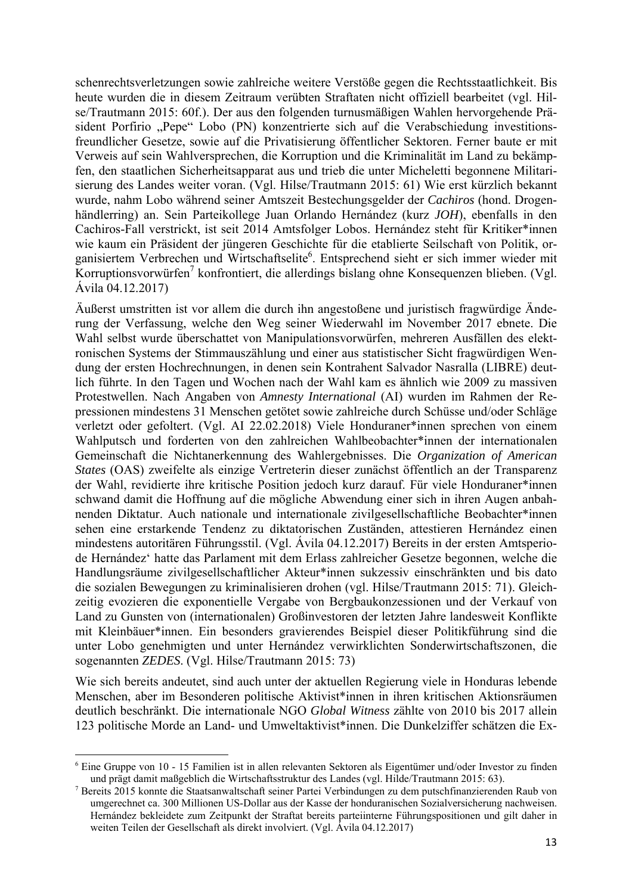schenrechtsverletzungen sowie zahlreiche weitere Verstöße gegen die Rechtsstaatlichkeit. Bis heute wurden die in diesem Zeitraum verübten Straftaten nicht offiziell bearbeitet (vgl. Hilse/Trautmann 2015: 60f.). Der aus den folgenden turnusmäßigen Wahlen hervorgehende Präsident Porfirio „Pepe" Lobo (PN) konzentrierte sich auf die Verabschiedung investitionsfreundlicher Gesetze, sowie auf die Privatisierung öffentlicher Sektoren. Ferner baute er mit Verweis auf sein Wahlversprechen, die Korruption und die Kriminalität im Land zu bekämpfen, den staatlichen Sicherheitsapparat aus und trieb die unter Micheletti begonnene Militarisierung des Landes weiter voran. (Vgl. Hilse/Trautmann 2015: 61) Wie erst kürzlich bekannt wurde, nahm Lobo während seiner Amtszeit Bestechungsgelder der *Cachiros* (hond. Drogenhändlerring) an. Sein Parteikollege Juan Orlando Hernández (kurz *JOH*), ebenfalls in den Cachiros-Fall verstrickt, ist seit 2014 Amtsfolger Lobos. Hernández steht für Kritiker*innen wie kaum ein Präsident der jüngeren Geschichte für die etablierte Seilschaft von Politik, organisiertem Verbrechen und Wirtschaftselite[6]. Entsprechend sieht er sich immer wieder mit Korruptionsvorwürfen[7] konfrontiert, die allerdings bislang ohne Konsequenzen blieben. (Vgl. Ávila 04.12.2017)

Äußerst umstritten ist vor allem die durch ihn angestoßene und juristisch fragwürdige Änderung der Verfassung, welche den Weg seiner Wiederwahl im November 2017 ebnete. Die Wahl selbst wurde überschattet von Manipulationsvorwürfen, mehreren Ausfällen des elektronischen Systems der Stimmauszählung und einer aus statistischer Sicht fragwürdigen Wendung der ersten Hochrechnungen, in denen sein Kontrahent Salvador Nasralla (LIBRE) deutlich führte. In den Tagen und Wochen nach der Wahl kam es ähnlich wie 2009 zu massiven Protestwellen. Nach Angaben von *Amnesty International* (AI) wurden im Rahmen der Repressionen mindestens 31 Menschen getötet sowie zahlreiche durch Schüsse und/oder Schläge verletzt oder gefoltert. (Vgl. AI 22.02.2018) Viele Honduraner*innen sprechen von einem Wahlputsch und forderten von den zahlreichen Wahlbeobachter*innen der internationalen Gemeinschaft die Nichtanerkennung des Wahlergebnisses. Die *Organization of American States* (OAS) zweifelte als einzige Vertreterin dieser zunächst öffentlich an der Transparenz der Wahl, revidierte ihre kritische Position jedoch kurz darauf. Für viele Honduraner*innen schwand damit die Hoffnung auf die mögliche Abwendung einer sich in ihren Augen anbahnenden Diktatur. Auch nationale und internationale zivilgesellschaftliche Beobachter*innen sehen eine erstarkende Tendenz zu diktatorischen Zuständen, attestieren Hernández einen mindestens autoritären Führungsstil. (Vgl. Ávila 04.12.2017) Bereits in der ersten Amtsperiode Hernández' hatte das Parlament mit dem Erlass zahlreicher Gesetze begonnen, welche die Handlungsräume zivilgesellschaftlicher Akteur*innen sukzessiv einschränkten und bis dato die sozialen Bewegungen zu kriminalisieren drohen (vgl. Hilse/Trautmann 2015: 71). Gleichzeitig evozieren die exponentielle Vergabe von Bergbaukonzessionen und der Verkauf von Land zu Gunsten von (internationalen) Großinvestoren der letzten Jahre landesweit Konflikte mit Kleinbäuer*innen. Ein besonders gravierendes Beispiel dieser Politikführung sind die unter Lobo genehmigten und unter Hernández verwirklichten Sonderwirtschaftszonen, die sogenannten *ZEDES*. (Vgl. Hilse/Trautmann 2015: 73)

Wie sich bereits andeutet, sind auch unter der aktuellen Regierung viele in Honduras lebende Menschen, aber im Besonderen politische Aktivist*innen in ihren kritischen Aktionsräumen deutlich beschränkt. Die internationale NGO *Global Witness* zählte von 2010 bis 2017 allein 123 politische Morde an Land- und Umweltaktivist*innen. Die Dunkelziffer schätzen die Ex-

---

[6] Eine Gruppe von 10 - 15 Familien ist in allen relevanten Sektoren als Eigentümer und/oder Investor zu finden und prägt damit maßgeblich die Wirtschaftsstruktur des Landes (vgl. Hilde/Trautmann 2015: 63).

[7] Bereits 2015 konnte die Staatsanwaltschaft seiner Partei Verbindungen zu dem putschfinanzierenden Raub von umgerechnet ca. 300 Millionen US-Dollar aus der Kasse der honduranischen Sozialversicherung nachweisen. Hernández bekleidete zum Zeitpunkt der Straftat bereits parteiinterne Führungspositionen und gilt daher in weiten Teilen der Gesellschaft als direkt involviert. (Vgl. Ávila 04.12.2017)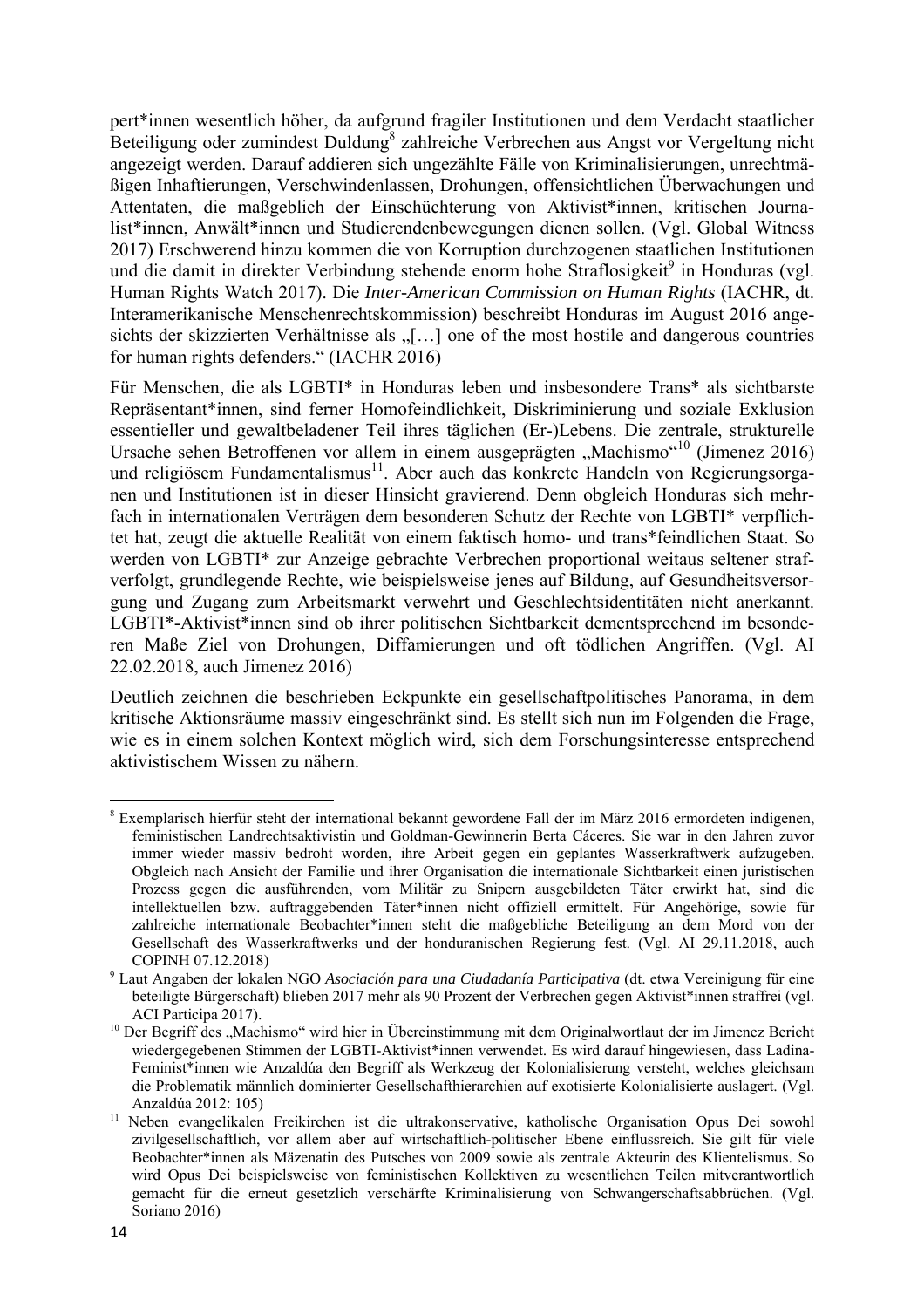pert*innen wesentlich höher, da aufgrund fragiler Institutionen und dem Verdacht staatlicher Beteiligung oder zumindest Duldung[8] zahlreiche Verbrechen aus Angst vor Vergeltung nicht angezeigt werden. Darauf addieren sich ungezählte Fälle von Kriminalisierungen, unrechtmäßigen Inhaftierungen, Verschwindenlassen, Drohungen, offensichtlichen Überwachungen und Attentaten, die maßgeblich der Einschüchterung von Aktivist*innen, kritischen Journalist*innen, Anwält*innen und Studierendenbewegungen dienen sollen. (Vgl. Global Witness 2017) Erschwerend hinzu kommen die von Korruption durchzogenen staatlichen Institutionen und die damit in direkter Verbindung stehende enorm hohe Straflosigkeit[9] in Honduras (vgl. Human Rights Watch 2017). Die *Inter-American Commission on Human Rights* (IACHR, dt. Interamerikanische Menschenrechtskommission) beschreibt Honduras im August 2016 angesichts der skizzierten Verhältnisse als „[…] one of the most hostile and dangerous countries for human rights defenders." (IACHR 2016)

Für Menschen, die als LGBTI* in Honduras leben und insbesondere Trans* als sichtbarste Repräsentant*innen, sind ferner Homofeindlichkeit, Diskriminierung und soziale Exklusion essentieller und gewaltbeladener Teil ihres täglichen (Er-)Lebens. Die zentrale, strukturelle Ursache sehen Betroffenen vor allem in einem ausgeprägten „Machismo"[10] (Jimenez 2016) und religiösem Fundamentalismus[11]. Aber auch das konkrete Handeln von Regierungsorganen und Institutionen ist in dieser Hinsicht gravierend. Denn obgleich Honduras sich mehrfach in internationalen Verträgen dem besonderen Schutz der Rechte von LGBTI* verpflichtet hat, zeugt die aktuelle Realität von einem faktisch homo- und trans*feindlichen Staat. So werden von LGBTI* zur Anzeige gebrachte Verbrechen proportional weitaus seltener strafverfolgt, grundlegende Rechte, wie beispielsweise jenes auf Bildung, auf Gesundheitsversorgung und Zugang zum Arbeitsmarkt verwehrt und Geschlechtsidentitäten nicht anerkannt. LGBTI*-Aktivist*innen sind ob ihrer politischen Sichtbarkeit dementsprechend im besonderen Maße Ziel von Drohungen, Diffamierungen und oft tödlichen Angriffen. (Vgl. AI 22.02.2018, auch Jimenez 2016)

Deutlich zeichnen die beschrieben Eckpunkte ein gesellschaftpolitisches Panorama, in dem kritische Aktionsräume massiv eingeschränkt sind. Es stellt sich nun im Folgenden die Frage, wie es in einem solchen Kontext möglich wird, sich dem Forschungsinteresse entsprechend aktivistischem Wissen zu nähern.

---

[8] Exemplarisch hierfür steht der international bekannt gewordene Fall der im März 2016 ermordeten indigenen, feministischen Landrechtsaktivistin und Goldman-Gewinnerin Berta Cáceres. Sie war in den Jahren zuvor immer wieder massiv bedroht worden, ihre Arbeit gegen ein geplantes Wasserkraftwerk aufzugeben. Obgleich nach Ansicht der Familie und ihrer Organisation die internationale Sichtbarkeit einen juristischen Prozess gegen die ausführenden, vom Militär zu Snipern ausgebildeten Täter erwirkt hat, sind die intellektuellen bzw. auftraggebenden Täter*innen nicht offiziell ermittelt. Für Angehörige, sowie für zahlreiche internationale Beobachter*innen steht die maßgebliche Beteiligung an dem Mord von der Gesellschaft des Wasserkraftwerks und der honduranischen Regierung fest. (Vgl. AI 29.11.2018, auch COPINH 07.12.2018)

[9] Laut Angaben der lokalen NGO *Asociación para una Ciudadanía Participativa* (dt. etwa Vereinigung für eine beteiligte Bürgerschaft) blieben 2017 mehr als 90 Prozent der Verbrechen gegen Aktivist*innen straffrei (vgl. ACI Participa 2017).

[10] Der Begriff des „Machismo" wird hier in Übereinstimmung mit dem Originalwortlaut der im Jimenez Bericht wiedergegebenen Stimmen der LGBTI-Aktivist*innen verwendet. Es wird darauf hingewiesen, dass Ladina-Feminist*innen wie Anzaldúa den Begriff als Werkzeug der Kolonialisierung versteht, welches gleichsam die Problematik männlich dominierter Gesellschafthierarchien auf exotisierte Kolonialisierte auslagert. (Vgl. Anzaldúa 2012: 105)

[11] Neben evangelikalen Freikirchen ist die ultrakonservative, katholische Organisation Opus Dei sowohl zivilgesellschaftlich, vor allem aber auf wirtschaftlich-politischer Ebene einflussreich. Sie gilt für viele Beobachter*innen als Mäzenatin des Putsches von 2009 sowie als zentrale Akteurin des Klientelismus. So wird Opus Dei beispielsweise von feministischen Kollektiven zu wesentlichen Teilen mitverantwortlich gemacht für die erneut gesetzlich verschärfte Kriminalisierung von Schwangerschaftsabbrüchen. (Vgl. Soriano 2016)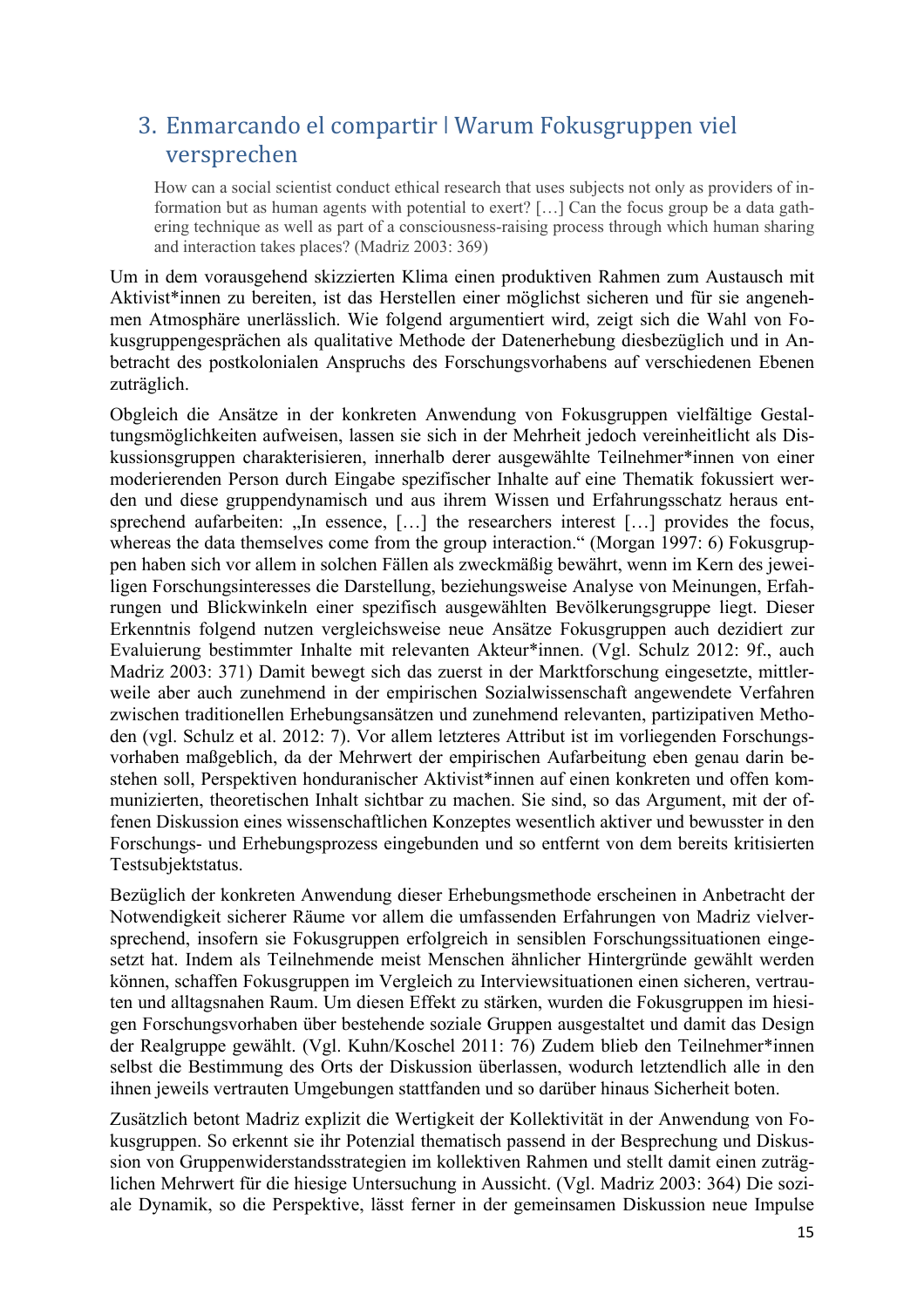## 3. Enmarcando el compartir | Warum Fokusgruppen viel versprechen

> How can a social scientist conduct ethical research that uses subjects not only as providers of information but as human agents with potential to exert? […] Can the focus group be a data gathering technique as well as part of a consciousness-raising process through which human sharing and interaction takes places? (Madriz 2003: 369)

Um in dem vorausgehend skizzierten Klima einen produktiven Rahmen zum Austausch mit Aktivist*innen zu bereiten, ist das Herstellen einer möglichst sicheren und für sie angenehmen Atmosphäre unerlässlich. Wie folgend argumentiert wird, zeigt sich die Wahl von Fokusgruppengesprächen als qualitative Methode der Datenerhebung diesbezüglich und in Anbetracht des postkolonialen Anspruchs des Forschungsvorhabens auf verschiedenen Ebenen zuträglich.

Obgleich die Ansätze in der konkreten Anwendung von Fokusgruppen vielfältige Gestaltungsmöglichkeiten aufweisen, lassen sie sich in der Mehrheit jedoch vereinheitlicht als Diskussionsgruppen charakterisieren, innerhalb derer ausgewählte Teilnehmer*innen von einer moderierenden Person durch Eingabe spezifischer Inhalte auf eine Thematik fokussiert werden und diese gruppendynamisch und aus ihrem Wissen und Erfahrungsschatz heraus entsprechend aufarbeiten: „In essence, […] the researchers interest […] provides the focus, whereas the data themselves come from the group interaction." (Morgan 1997: 6) Fokusgruppen haben sich vor allem in solchen Fällen als zweckmäßig bewährt, wenn im Kern des jeweiligen Forschungsinteresses die Darstellung, beziehungsweise Analyse von Meinungen, Erfahrungen und Blickwinkeln einer spezifisch ausgewählten Bevölkerungsgruppe liegt. Dieser Erkenntnis folgend nutzen vergleichsweise neue Ansätze Fokusgruppen auch dezidiert zur Evaluierung bestimmter Inhalte mit relevanten Akteur*innen. (Vgl. Schulz 2012: 9f., auch Madriz 2003: 371) Damit bewegt sich das zuerst in der Marktforschung eingesetzte, mittlerweile aber auch zunehmend in der empirischen Sozialwissenschaft angewendete Verfahren zwischen traditionellen Erhebungsansätzen und zunehmend relevanten, partizipativen Methoden (vgl. Schulz et al. 2012: 7). Vor allem letzteres Attribut ist im vorliegenden Forschungsvorhaben maßgeblich, da der Mehrwert der empirischen Aufarbeitung eben genau darin bestehen soll, Perspektiven honduranischer Aktivist*innen auf einen konkreten und offen kommunizierten, theoretischen Inhalt sichtbar zu machen. Sie sind, so das Argument, mit der offenen Diskussion eines wissenschaftlichen Konzeptes wesentlich aktiver und bewusster in den Forschungs- und Erhebungsprozess eingebunden und so entfernt von dem bereits kritisierten Testsubjektstatus.

Bezüglich der konkreten Anwendung dieser Erhebungsmethode erscheinen in Anbetracht der Notwendigkeit sicherer Räume vor allem die umfassenden Erfahrungen von Madriz vielversprechend, insofern sie Fokusgruppen erfolgreich in sensiblen Forschungssituationen eingesetzt hat. Indem als Teilnehmende meist Menschen ähnlicher Hintergründe gewählt werden können, schaffen Fokusgruppen im Vergleich zu Interviewsituationen einen sicheren, vertrauten und alltagsnahen Raum. Um diesen Effekt zu stärken, wurden die Fokusgruppen im hiesigen Forschungsvorhaben über bestehende soziale Gruppen ausgestaltet und damit das Design der Realgruppe gewählt. (Vgl. Kuhn/Koschel 2011: 76) Zudem blieb den Teilnehmer*innen selbst die Bestimmung des Orts der Diskussion überlassen, wodurch letztendlich alle in den ihnen jeweils vertrauten Umgebungen stattfanden und so darüber hinaus Sicherheit boten.

Zusätzlich betont Madriz explizit die Wertigkeit der Kollektivität in der Anwendung von Fokusgruppen. So erkennt sie ihr Potenzial thematisch passend in der Besprechung und Diskussion von Gruppenwiderstandsstrategien im kollektiven Rahmen und stellt damit einen zuträglichen Mehrwert für die hiesige Untersuchung in Aussicht. (Vgl. Madriz 2003: 364) Die soziale Dynamik, so die Perspektive, lässt ferner in der gemeinsamen Diskussion neue Impulse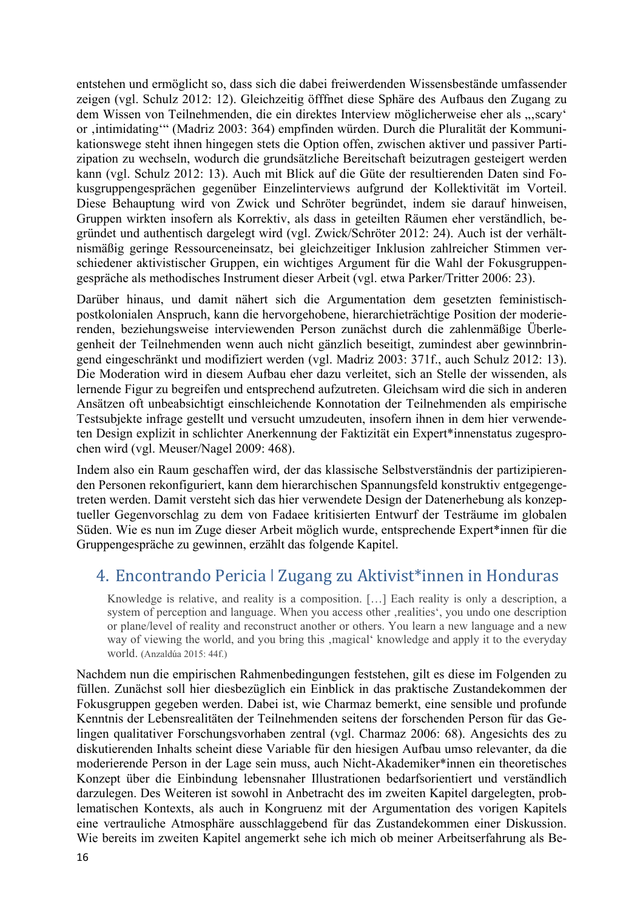entstehen und ermöglicht so, dass sich die dabei freiwerdenden Wissensbestände umfassender zeigen (vgl. Schulz 2012: 12). Gleichzeitig öfffnet diese Sphäre des Aufbaus den Zugang zu dem Wissen von Teilnehmenden, die ein direktes Interview möglicherweise eher als „‚scary' or ‚intimidating'" (Madriz 2003: 364) empfinden würden. Durch die Pluralität der Kommunikationswege steht ihnen hingegen stets die Option offen, zwischen aktiver und passiver Partizipation zu wechseln, wodurch die grundsätzliche Bereitschaft beizutragen gesteigert werden kann (vgl. Schulz 2012: 13). Auch mit Blick auf die Güte der resultierenden Daten sind Fokusgruppengesprächen gegenüber Einzelinterviews aufgrund der Kollektivität im Vorteil. Diese Behauptung wird von Zwick und Schröter begründet, indem sie darauf hinweisen, Gruppen wirkten insofern als Korrektiv, als dass in geteilten Räumen eher verständlich, begründet und authentisch dargelegt wird (vgl. Zwick/Schröter 2012: 24). Auch ist der verhältnismäßig geringe Ressourceneinsatz, bei gleichzeitiger Inklusion zahlreicher Stimmen verschiedener aktivistischer Gruppen, ein wichtiges Argument für die Wahl der Fokusgruppengespräche als methodisches Instrument dieser Arbeit (vgl. etwa Parker/Tritter 2006: 23).

Darüber hinaus, und damit nähert sich die Argumentation dem gesetzten feministisch-postkolonialen Anspruch, kann die hervorgehobene, hierarchieträchtige Position der moderierenden, beziehungsweise interviewenden Person zunächst durch die zahlenmäßige Überlegenheit der Teilnehmenden wenn auch nicht gänzlich beseitigt, zumindest aber gewinnbringend eingeschränkt und modifiziert werden (vgl. Madriz 2003: 371f., auch Schulz 2012: 13). Die Moderation wird in diesem Aufbau eher dazu verleitet, sich an Stelle der wissenden, als lernende Figur zu begreifen und entsprechend aufzutreten. Gleichsam wird die sich in anderen Ansätzen oft unbeabsichtigt einschleichende Konnotation der Teilnehmenden als empirische Testsubjekte infrage gestellt und versucht umzudeuten, insofern ihnen in dem hier verwendeten Design explizit in schlichter Anerkennung der Faktizität ein Expert*innenstatus zugesprochen wird (vgl. Meuser/Nagel 2009: 468).

Indem also ein Raum geschaffen wird, der das klassische Selbstverständnis der partizipierenden Personen rekonfiguriert, kann dem hierarchischen Spannungsfeld konstruktiv entgegengetreten werden. Damit versteht sich das hier verwendete Design der Datenerhebung als konzeptueller Gegenvorschlag zu dem von Fadaee kritisierten Entwurf der Testräume im globalen Süden. Wie es nun im Zuge dieser Arbeit möglich wurde, entsprechende Expert*innen für die Gruppengespräche zu gewinnen, erzählt das folgende Kapitel.

## 4. Encontrando Pericia | Zugang zu Aktivist*innen in Honduras

> Knowledge is relative, and reality is a composition. […] Each reality is only a description, a system of perception and language. When you access other ‚realities', you undo one description or plane/level of reality and reconstruct another or others. You learn a new language and a new way of viewing the world, and you bring this ‚magical' knowledge and apply it to the everyday world. (Anzaldúa 2015: 44f.)

Nachdem nun die empirischen Rahmenbedingungen feststehen, gilt es diese im Folgenden zu füllen. Zunächst soll hier diesbezüglich ein Einblick in das praktische Zustandekommen der Fokusgruppen gegeben werden. Dabei ist, wie Charmaz bemerkt, eine sensible und profunde Kenntnis der Lebensrealitäten der Teilnehmenden seitens der forschenden Person für das Gelingen qualitativer Forschungsvorhaben zentral (vgl. Charmaz 2006: 68). Angesichts des zu diskutierenden Inhalts scheint diese Variable für den hiesigen Aufbau umso relevanter, da die moderierende Person in der Lage sein muss, auch Nicht-Akademiker*innen ein theoretisches Konzept über die Einbindung lebensnaher Illustrationen bedarfsorientiert und verständlich darzulegen. Des Weiteren ist sowohl in Anbetracht des im zweiten Kapitel dargelegten, problematischen Kontexts, als auch in Kongruenz mit der Argumentation des vorigen Kapitels eine vertrauliche Atmosphäre ausschlaggebend für das Zustandekommen einer Diskussion. Wie bereits im zweiten Kapitel angemerkt sehe ich mich ob meiner Arbeitserfahrung als Be-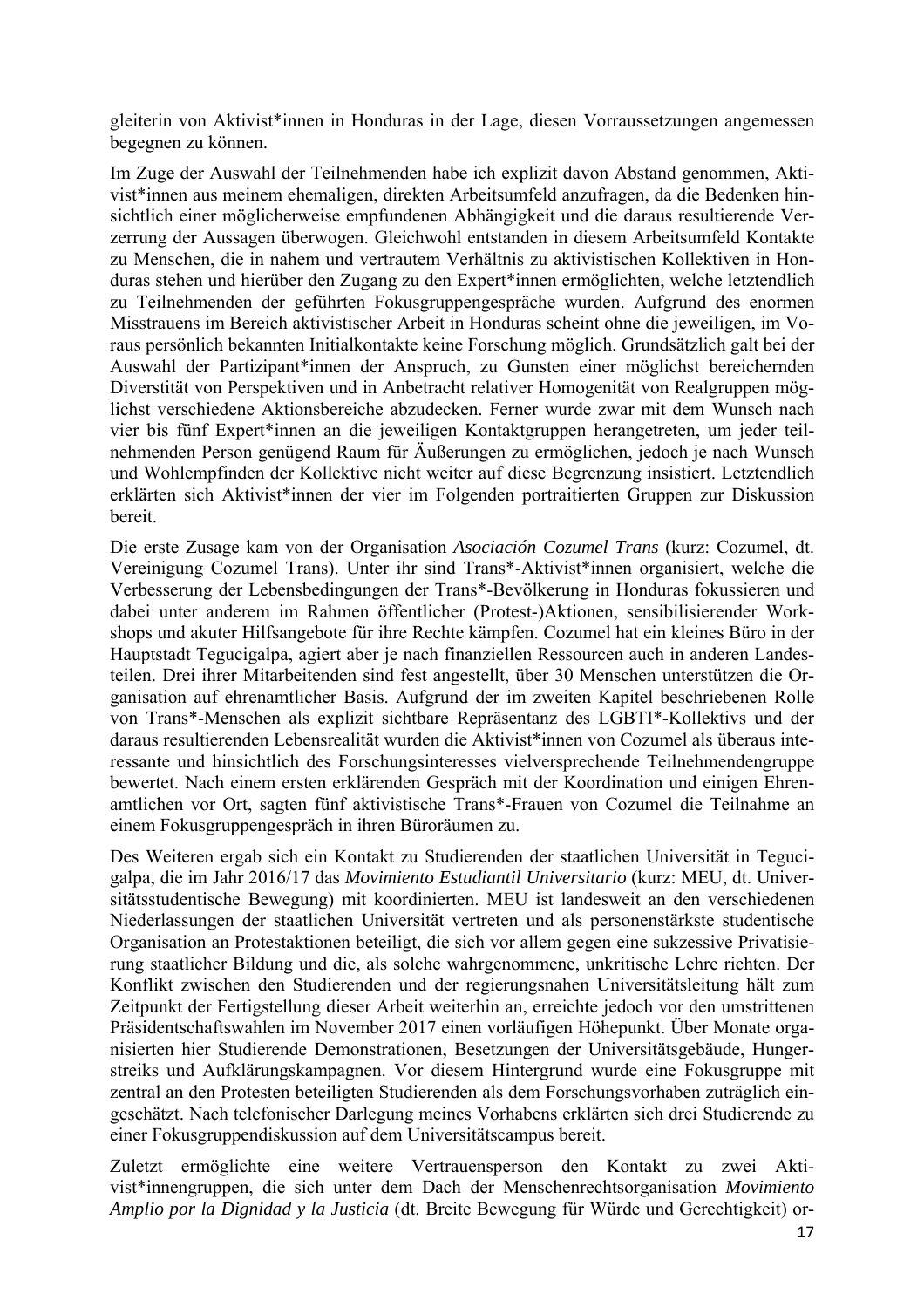gleiterin von Aktivist*innen in Honduras in der Lage, diesen Vorraussetzungen angemessen begegnen zu können.

Im Zuge der Auswahl der Teilnehmenden habe ich explizit davon Abstand genommen, Aktivist*innen aus meinem ehemaligen, direkten Arbeitsumfeld anzufragen, da die Bedenken hinsichtlich einer möglicherweise empfundenen Abhängigkeit und die daraus resultierende Verzerrung der Aussagen überwogen. Gleichwohl entstanden in diesem Arbeitsumfeld Kontakte zu Menschen, die in nahem und vertrautem Verhältnis zu aktivistischen Kollektiven in Honduras stehen und hierüber den Zugang zu den Expert*innen ermöglichten, welche letztendlich zu Teilnehmenden der geführten Fokusgruppengespräche wurden. Aufgrund des enormen Misstrauens im Bereich aktivistischer Arbeit in Honduras scheint ohne die jeweiligen, im Voraus persönlich bekannten Initialkontakte keine Forschung möglich. Grundsätzlich galt bei der Auswahl der Partizipant*innen der Anspruch, zu Gunsten einer möglichst bereichernden Diverstität von Perspektiven und in Anbetracht relativer Homogenität von Realgruppen möglichst verschiedene Aktionsbereiche abzudecken. Ferner wurde zwar mit dem Wunsch nach vier bis fünf Expert*innen an die jeweiligen Kontaktgruppen herangetreten, um jeder teilnehmenden Person genügend Raum für Äußerungen zu ermöglichen, jedoch je nach Wunsch und Wohlempfinden der Kollektive nicht weiter auf diese Begrenzung insistiert. Letztendlich erklärten sich Aktivist*innen der vier im Folgenden portraitierten Gruppen zur Diskussion bereit.

Die erste Zusage kam von der Organisation *Asociación Cozumel Trans* (kurz: Cozumel, dt. Vereinigung Cozumel Trans). Unter ihr sind Trans*-Aktivist*innen organisiert, welche die Verbesserung der Lebensbedingungen der Trans*-Bevölkerung in Honduras fokussieren und dabei unter anderem im Rahmen öffentlicher (Protest-)Aktionen, sensibilisierender Workshops und akuter Hilfsangebote für ihre Rechte kämpfen. Cozumel hat ein kleines Büro in der Hauptstadt Tegucigalpa, agiert aber je nach finanziellen Ressourcen auch in anderen Landesteilen. Drei ihrer Mitarbeitenden sind fest angestellt, über 30 Menschen unterstützen die Organisation auf ehrenamtlicher Basis. Aufgrund der im zweiten Kapitel beschriebenen Rolle von Trans*-Menschen als explizit sichtbare Repräsentanz des LGBTI*-Kollektivs und der daraus resultierenden Lebensrealität wurden die Aktivist*innen von Cozumel als überaus interessante und hinsichtlich des Forschungsinteresses vielversprechende Teilnehmendengruppe bewertet. Nach einem ersten erklärenden Gespräch mit der Koordination und einigen Ehrenamtlichen vor Ort, sagten fünf aktivistische Trans*-Frauen von Cozumel die Teilnahme an einem Fokusgruppengespräch in ihren Büroräumen zu.

Des Weiteren ergab sich ein Kontakt zu Studierenden der staatlichen Universität in Tegucigalpa, die im Jahr 2016/17 das *Movimiento Estudiantil Universitario* (kurz: MEU, dt. Universitätsstudentische Bewegung) mit koordinierten. MEU ist landesweit an den verschiedenen Niederlassungen der staatlichen Universität vertreten und als personenstärkste studentische Organisation an Protestaktionen beteiligt, die sich vor allem gegen eine sukzessive Privatisierung staatlicher Bildung und die, als solche wahrgenommene, unkritische Lehre richten. Der Konflikt zwischen den Studierenden und der regierungsnahen Universitätsleitung hält zum Zeitpunkt der Fertigstellung dieser Arbeit weiterhin an, erreichte jedoch vor den umstrittenen Präsidentschaftswahlen im November 2017 einen vorläufigen Höhepunkt. Über Monate organisierten hier Studierende Demonstrationen, Besetzungen der Universitätsgebäude, Hungerstreiks und Aufklärungskampagnen. Vor diesem Hintergrund wurde eine Fokusgruppe mit zentral an den Protesten beteiligten Studierenden als dem Forschungsvorhaben zuträglich eingeschätzt. Nach telefonischer Darlegung meines Vorhabens erklärten sich drei Studierende zu einer Fokusgruppendiskussion auf dem Universitätscampus bereit.

Zuletzt ermöglichte eine weitere Vertrauensperson den Kontakt zu zwei Aktivist*innengruppen, die sich unter dem Dach der Menschenrechtsorganisation *Movimiento Amplio por la Dignidad y la Justicia* (dt. Breite Bewegung für Würde und Gerechtigkeit) or-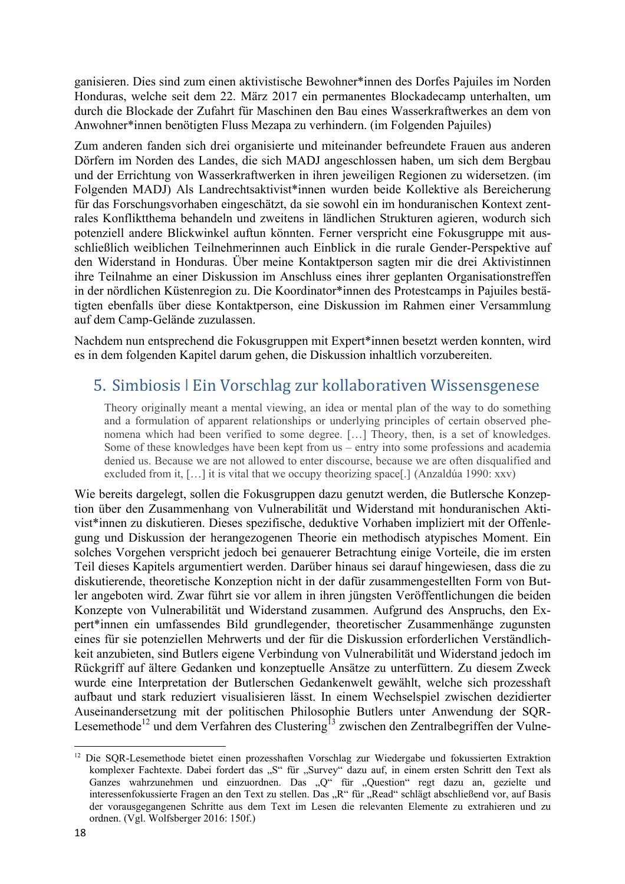ganisieren. Dies sind zum einen aktivistische Bewohner*innen des Dorfes Pajuiles im Norden Honduras, welche seit dem 22. März 2017 ein permanentes Blockadecamp unterhalten, um durch die Blockade der Zufahrt für Maschinen den Bau eines Wasserkraftwerkes an dem von Anwohner*innen benötigten Fluss Mezapa zu verhindern. (im Folgenden Pajuiles)

Zum anderen fanden sich drei organisierte und miteinander befreundete Frauen aus anderen Dörfern im Norden des Landes, die sich MADJ angeschlossen haben, um sich dem Bergbau und der Errichtung von Wasserkraftwerken in ihren jeweiligen Regionen zu widersetzen. (im Folgenden MADJ) Als Landrechtsaktivist*innen wurden beide Kollektive als Bereicherung für das Forschungsvorhaben eingeschätzt, da sie sowohl ein im honduranischen Kontext zentrales Konfliktthema behandeln und zweitens in ländlichen Strukturen agieren, wodurch sich potenziell andere Blickwinkel auftun könnten. Ferner verspricht eine Fokusgruppe mit ausschließlich weiblichen Teilnehmerinnen auch Einblick in die rurale Gender-Perspektive auf den Widerstand in Honduras. Über meine Kontaktperson sagten mir die drei Aktivistinnen ihre Teilnahme an einer Diskussion im Anschluss eines ihrer geplanten Organisationstreffen in der nördlichen Küstenregion zu. Die Koordinator*innen des Protestcamps in Pajuiles bestätigten ebenfalls über diese Kontaktperson, eine Diskussion im Rahmen einer Versammlung auf dem Camp-Gelände zuzulassen.

Nachdem nun entsprechend die Fokusgruppen mit Expert*innen besetzt werden konnten, wird es in dem folgenden Kapitel darum gehen, die Diskussion inhaltlich vorzubereiten.

## 5. Simbiosis | Ein Vorschlag zur kollaborativen Wissensgenese

> Theory originally meant a mental viewing, an idea or mental plan of the way to do something and a formulation of apparent relationships or underlying principles of certain observed phenomena which had been verified to some degree. […] Theory, then, is a set of knowledges. Some of these knowledges have been kept from us – entry into some professions and academia denied us. Because we are not allowed to enter discourse, because we are often disqualified and excluded from it, […] it is vital that we occupy theorizing space[.] (Anzaldúa 1990: xxv)

Wie bereits dargelegt, sollen die Fokusgruppen dazu genutzt werden, die Butlersche Konzeption über den Zusammenhang von Vulnerabilität und Widerstand mit honduranischen Aktivist*innen zu diskutieren. Dieses spezifische, deduktive Vorhaben impliziert mit der Offenlegung und Diskussion der herangezogenen Theorie ein methodisch atypisches Moment. Ein solches Vorgehen verspricht jedoch bei genauerer Betrachtung einige Vorteile, die im ersten Teil dieses Kapitels argumentiert werden. Darüber hinaus sei darauf hingewiesen, dass die zu diskutierende, theoretische Konzeption nicht in der dafür zusammengestellten Form von Butler angeboten wird. Zwar führt sie vor allem in ihren jüngsten Veröffentlichungen die beiden Konzepte von Vulnerabilität und Widerstand zusammen. Aufgrund des Anspruchs, den Expert*innen ein umfassendes Bild grundlegender, theoretischer Zusammenhänge zugunsten eines für sie potenziellen Mehrwerts und der für die Diskussion erforderlichen Verständlichkeit anzubieten, sind Butlers eigene Verbindung von Vulnerabilität und Widerstand jedoch im Rückgriff auf ältere Gedanken und konzeptuelle Ansätze zu unterfüttern. Zu diesem Zweck wurde eine Interpretation der Butlerschen Gedankenwelt gewählt, welche sich prozesshaft aufbaut und stark reduziert visualisieren lässt. In einem Wechselspiel zwischen dezidierter Auseinandersetzung mit der politischen Philosophie Butlers unter Anwendung der SQR-Lesemethode[12] und dem Verfahren des Clustering[13] zwischen den Zentralbegriffen der Vulne-

---

[12] Die SQR-Lesemethode bietet einen prozesshaften Vorschlag zur Wiedergabe und fokussierten Extraktion komplexer Fachtexte. Dabei fordert das „S" für „Survey" dazu auf, in einem ersten Schritt den Text als Ganzes wahrzunehmen und einzuordnen. Das „Q" für „Question" regt dazu an, gezielte und interessenfokussierte Fragen an den Text zu stellen. Das „R" für „Read" schlägt abschließend vor, auf Basis der vorausgegangenen Schritte aus dem Text im Lesen die relevanten Elemente zu extrahieren und zu ordnen. (Vgl. Wolfsberger 2016: 150f.)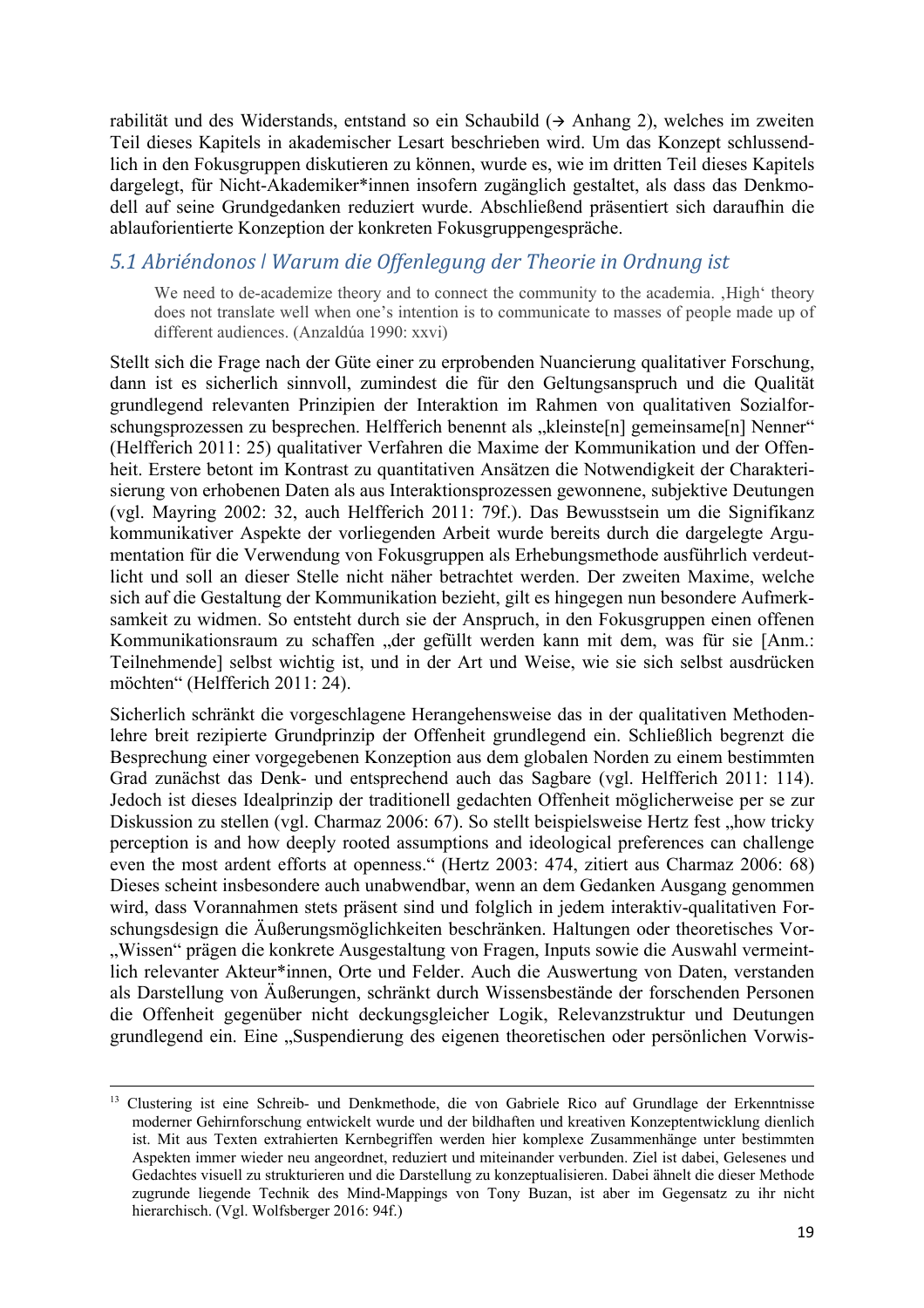rabilität und des Widerstands, entstand so ein Schaubild (→ Anhang 2), welches im zweiten Teil dieses Kapitels in akademischer Lesart beschrieben wird. Um das Konzept schlussendlich in den Fokusgruppen diskutieren zu können, wurde es, wie im dritten Teil dieses Kapitels dargelegt, für Nicht-Akademiker*innen insofern zugänglich gestaltet, als dass das Denkmodell auf seine Grundgedanken reduziert wurde. Abschließend präsentiert sich daraufhin die ablauforientierte Konzeption der konkreten Fokusgruppengespräche.

## 5.1 Abriéndonos | Warum die Offenlegung der Theorie in Ordnung ist

> We need to de-academize theory and to connect the community to the academia. ‚High' theory does not translate well when one's intention is to communicate to masses of people made up of different audiences. (Anzaldúa 1990: xxvi)

Stellt sich die Frage nach der Güte einer zu erprobenden Nuancierung qualitativer Forschung, dann ist es sicherlich sinnvoll, zumindest die für den Geltungsanspruch und die Qualität grundlegend relevanten Prinzipien der Interaktion im Rahmen von qualitativen Sozialforschungsprozessen zu besprechen. Helfferich benennt als „kleinste[n] gemeinsame[n] Nenner" (Helfferich 2011: 25) qualitativer Verfahren die Maxime der Kommunikation und der Offenheit. Erstere betont im Kontrast zu quantitativen Ansätzen die Notwendigkeit der Charakterisierung von erhobenen Daten als aus Interaktionsprozessen gewonnene, subjektive Deutungen (vgl. Mayring 2002: 32, auch Helfferich 2011: 79f.). Das Bewusstsein um die Signifikanz kommunikativer Aspekte der vorliegenden Arbeit wurde bereits durch die dargelegte Argumentation für die Verwendung von Fokusgruppen als Erhebungsmethode ausführlich verdeutlicht und soll an dieser Stelle nicht näher betrachtet werden. Der zweiten Maxime, welche sich auf die Gestaltung der Kommunikation bezieht, gilt es hingegen nun besondere Aufmerksamkeit zu widmen. So entsteht durch sie der Anspruch, in den Fokusgruppen einen offenen Kommunikationsraum zu schaffen „der gefüllt werden kann mit dem, was für sie [Anm.: Teilnehmende] selbst wichtig ist, und in der Art und Weise, wie sie sich selbst ausdrücken möchten" (Helfferich 2011: 24).

Sicherlich schränkt die vorgeschlagene Herangehensweise das in der qualitativen Methodenlehre breit rezipierte Grundprinzip der Offenheit grundlegend ein. Schließlich begrenzt die Besprechung einer vorgegebenen Konzeption aus dem globalen Norden zu einem bestimmten Grad zunächst das Denk- und entsprechend auch das Sagbare (vgl. Helfferich 2011: 114). Jedoch ist dieses Idealprinzip der traditionell gedachten Offenheit möglicherweise per se zur Diskussion zu stellen (vgl. Charmaz 2006: 67). So stellt beispielsweise Hertz fest „how tricky perception is and how deeply rooted assumptions and ideological preferences can challenge even the most ardent efforts at openness." (Hertz 2003: 474, zitiert aus Charmaz 2006: 68) Dieses scheint insbesondere auch unabwendbar, wenn an dem Gedanken Ausgang genommen wird, dass Vorannahmen stets präsent sind und folglich in jedem interaktiv-qualitativen Forschungsdesign die Äußerungsmöglichkeiten beschränken. Haltungen oder theoretisches Vor-„Wissen" prägen die konkrete Ausgestaltung von Fragen, Inputs sowie die Auswahl vermeintlich relevanter Akteur*innen, Orte und Felder. Auch die Auswertung von Daten, verstanden als Darstellung von Äußerungen, schränkt durch Wissensbestände der forschenden Personen die Offenheit gegenüber nicht deckungsgleicher Logik, Relevanzstruktur und Deutungen grundlegend ein. Eine „Suspendierung des eigenen theoretischen oder persönlichen Vorwis-

---

[13] Clustering ist eine Schreib- und Denkmethode, die von Gabriele Rico auf Grundlage der Erkenntnisse moderner Gehirnforschung entwickelt wurde und der bildhaften und kreativen Konzeptentwicklung dienlich ist. Mit aus Texten extrahierten Kernbegriffen werden hier komplexe Zusammenhänge unter bestimmten Aspekten immer wieder neu angeordnet, reduziert und miteinander verbunden. Ziel ist dabei, Gelesenes und Gedachtes visuell zu strukturieren und die Darstellung zu konzeptualisieren. Dabei ähnelt die dieser Methode zugrunde liegende Technik des Mind-Mappings von Tony Buzan, ist aber im Gegensatz zu ihr nicht hierarchisch. (Vgl. Wolfsberger 2016: 94f.)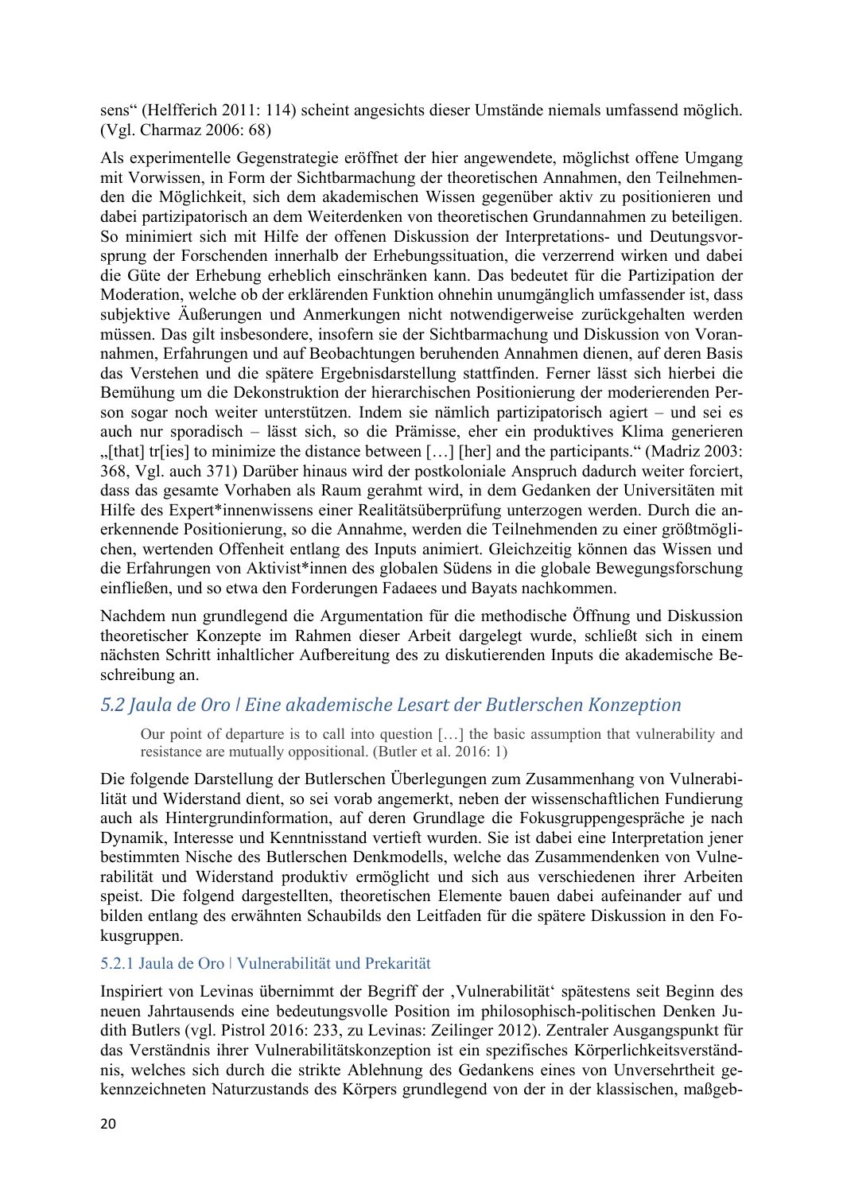sens“ (Helfferich 2011: 114) scheint angesichts dieser Umstände niemals umfassend möglich. (Vgl. Charmaz 2006: 68)

Als experimentelle Gegenstrategie eröffnet der hier angewendete, möglichst offene Umgang mit Vorwissen, in Form der Sichtbarmachung der theoretischen Annahmen, den Teilnehmenden die Möglichkeit, sich dem akademischen Wissen gegenüber aktiv zu positionieren und dabei partizipatorisch an dem Weiterdenken von theoretischen Grundannahmen zu beteiligen. So minimiert sich mit Hilfe der offenen Diskussion der Interpretations- und Deutungsvorsprung der Forschenden innerhalb der Erhebungssituation, die verzerrend wirken und dabei die Güte der Erhebung erheblich einschränken kann. Das bedeutet für die Partizipation der Moderation, welche ob der erklärenden Funktion ohnehin unumgänglich umfassender ist, dass subjektive Äußerungen und Anmerkungen nicht notwendigerweise zurückgehalten werden müssen. Das gilt insbesondere, insofern sie der Sichtbarmachung und Diskussion von Vorannahmen, Erfahrungen und auf Beobachtungen beruhenden Annahmen dienen, auf deren Basis das Verstehen und die spätere Ergebnisdarstellung stattfinden. Ferner lässt sich hierbei die Bemühung um die Dekonstruktion der hierarchischen Positionierung der moderierenden Person sogar noch weiter unterstützen. Indem sie nämlich partizipatorisch agiert – und sei es auch nur sporadisch – lässt sich, so die Prämisse, eher ein produktives Klima generieren „[that] tr[ies] to minimize the distance between […] [her] and the participants.“ (Madriz 2003: 368, Vgl. auch 371) Darüber hinaus wird der postkoloniale Anspruch dadurch weiter forciert, dass das gesamte Vorhaben als Raum gerahmt wird, in dem Gedanken der Universitäten mit Hilfe des Expert*innenwissens einer Realitätsüberprüfung unterzogen werden. Durch die anerkennende Positionierung, so die Annahme, werden die Teilnehmenden zu einer größtmöglichen, wertenden Offenheit entlang des Inputs animiert. Gleichzeitig können das Wissen und die Erfahrungen von Aktivist*innen des globalen Südens in die globale Bewegungsforschung einfließen, und so etwa den Forderungen Fadaees und Bayats nachkommen.

Nachdem nun grundlegend die Argumentation für die methodische Öffnung und Diskussion theoretischer Konzepte im Rahmen dieser Arbeit dargelegt wurde, schließt sich in einem nächsten Schritt inhaltlicher Aufbereitung des zu diskutierenden Inputs die akademische Beschreibung an.

## 5.2 Jaula de Oro | Eine akademische Lesart der Butlerschen Konzeption

> Our point of departure is to call into question […] the basic assumption that vulnerability and resistance are mutually oppositional. (Butler et al. 2016: 1)

Die folgende Darstellung der Butlerschen Überlegungen zum Zusammenhang von Vulnerabilität und Widerstand dient, so sei vorab angemerkt, neben der wissenschaftlichen Fundierung auch als Hintergrundinformation, auf deren Grundlage die Fokusgruppengespräche je nach Dynamik, Interesse und Kenntnisstand vertieft wurden. Sie ist dabei eine Interpretation jener bestimmten Nische des Butlerschen Denkmodells, welche das Zusammendenken von Vulnerabilität und Widerstand produktiv ermöglicht und sich aus verschiedenen ihrer Arbeiten speist. Die folgend dargestellten, theoretischen Elemente bauen dabei aufeinander auf und bilden entlang des erwähnten Schaubilds den Leitfaden für die spätere Diskussion in den Fokusgruppen.

### 5.2.1 Jaula de Oro | Vulnerabilität und Prekarität

Inspiriert von Levinas übernimmt der Begriff der ‚Vulnerabilität' spätestens seit Beginn des neuen Jahrtausends eine bedeutungsvolle Position im philosophisch-politischen Denken Judith Butlers (vgl. Pistrol 2016: 233, zu Levinas: Zeilinger 2012). Zentraler Ausgangspunkt für das Verständnis ihrer Vulnerabilitätskonzeption ist ein spezifisches Körperlichkeitsverständnis, welches sich durch die strikte Ablehnung des Gedankens eines von Unversehrtheit gekennzeichneten Naturzustands des Körpers grundlegend von der in der klassischen, maßgeb-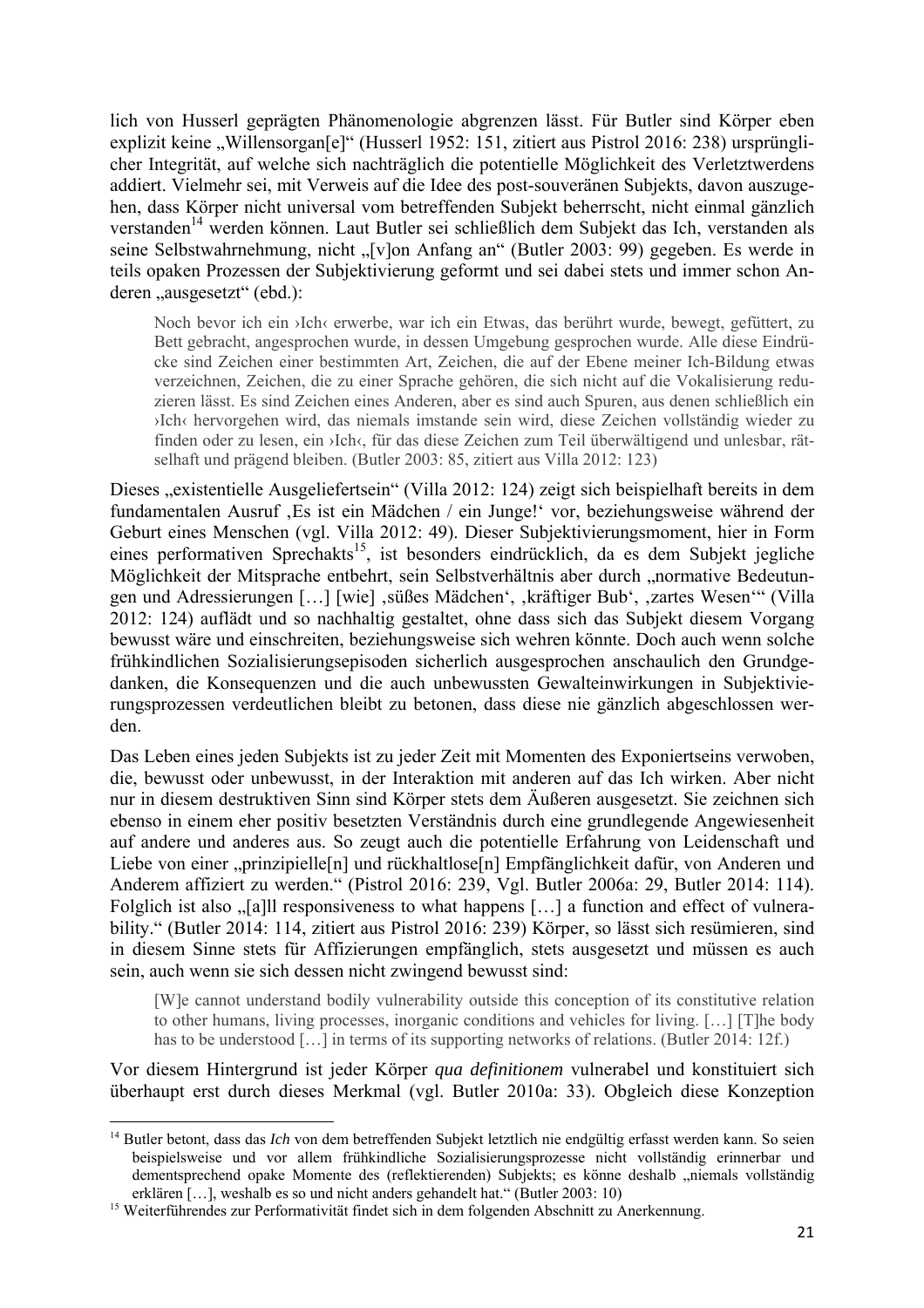lich von Husserl geprägten Phänomenologie abgrenzen lässt. Für Butler sind Körper eben explizit keine „Willensorgan[e]" (Husserl 1952: 151, zitiert aus Pistrol 2016: 238) ursprünglicher Integrität, auf welche sich nachträglich die potentielle Möglichkeit des Verletztwerdens addiert. Vielmehr sei, mit Verweis auf die Idee des post-souveränen Subjekts, davon auszugehen, dass Körper nicht universal vom betreffenden Subjekt beherrscht, nicht einmal gänzlich verstanden[14] werden können. Laut Butler sei schließlich dem Subjekt das Ich, verstanden als seine Selbstwahrnehmung, nicht „[v]on Anfang an" (Butler 2003: 99) gegeben. Es werde in teils opaken Prozessen der Subjektivierung geformt und sei dabei stets und immer schon Anderen „ausgesetzt" (ebd.):

> Noch bevor ich ein ›Ich‹ erwerbe, war ich ein Etwas, das berührt wurde, bewegt, gefüttert, zu Bett gebracht, angesprochen wurde, in dessen Umgebung gesprochen wurde. Alle diese Eindrücke sind Zeichen einer bestimmten Art, Zeichen, die auf der Ebene meiner Ich-Bildung etwas verzeichnen, Zeichen, die zu einer Sprache gehören, die sich nicht auf die Vokalisierung reduzieren lässt. Es sind Zeichen eines Anderen, aber es sind auch Spuren, aus denen schließlich ein ›Ich‹ hervorgehen wird, das niemals imstande sein wird, diese Zeichen vollständig wieder zu finden oder zu lesen, ein ›Ich‹, für das diese Zeichen zum Teil überwältigend und unlesbar, rätselhaft und prägend bleiben. (Butler 2003: 85, zitiert aus Villa 2012: 123)

Dieses „existentielle Ausgeliefertsein" (Villa 2012: 124) zeigt sich beispielhaft bereits in dem fundamentalen Ausruf ‚Es ist ein Mädchen / ein Junge!' vor, beziehungsweise während der Geburt eines Menschen (vgl. Villa 2012: 49). Dieser Subjektivierungsmoment, hier in Form eines performativen Sprechakts[15], ist besonders eindrücklich, da es dem Subjekt jegliche Möglichkeit der Mitsprache entbehrt, sein Selbstverhältnis aber durch „normative Bedeutungen und Adressierungen […] [wie] ‚süßes Mädchen', ‚kräftiger Bub', ‚zartes Wesen'" (Villa 2012: 124) auflädt und so nachhaltig gestaltet, ohne dass sich das Subjekt diesem Vorgang bewusst wäre und einschreiten, beziehungsweise sich wehren könnte. Doch auch wenn solche frühkindlichen Sozialisierungsepisoden sicherlich ausgesprochen anschaulich den Grundgedanken, die Konsequenzen und die auch unbewussten Gewalteinwirkungen in Subjektivierungsprozessen verdeutlichen bleibt zu betonen, dass diese nie gänzlich abgeschlossen werden.

Das Leben eines jeden Subjekts ist zu jeder Zeit mit Momenten des Exponiertseins verwoben, die, bewusst oder unbewusst, in der Interaktion mit anderen auf das Ich wirken. Aber nicht nur in diesem destruktiven Sinn sind Körper stets dem Äußeren ausgesetzt. Sie zeichnen sich ebenso in einem eher positiv besetzten Verständnis durch eine grundlegende Angewiesenheit auf andere und anderes aus. So zeugt auch die potentielle Erfahrung von Leidenschaft und Liebe von einer „prinzipielle[n] und rückhaltlose[n] Empfänglichkeit dafür, von Anderen und Anderem affiziert zu werden." (Pistrol 2016: 239, Vgl. Butler 2006a: 29, Butler 2014: 114). Folglich ist also „[a]ll responsiveness to what happens […] a function and effect of vulnerability." (Butler 2014: 114, zitiert aus Pistrol 2016: 239) Körper, so lässt sich resümieren, sind in diesem Sinne stets für Affizierungen empfänglich, stets ausgesetzt und müssen es auch sein, auch wenn sie sich dessen nicht zwingend bewusst sind:

> [W]e cannot understand bodily vulnerability outside this conception of its constitutive relation to other humans, living processes, inorganic conditions and vehicles for living. […] [T]he body has to be understood […] in terms of its supporting networks of relations. (Butler 2014: 12f.)

Vor diesem Hintergrund ist jeder Körper *qua definitionem* vulnerabel und konstituiert sich überhaupt erst durch dieses Merkmal (vgl. Butler 2010a: 33). Obgleich diese Konzeption

---

[14] Butler betont, dass das *Ich* von dem betreffenden Subjekt letztlich nie endgültig erfasst werden kann. So seien beispielsweise und vor allem frühkindliche Sozialisierungsprozesse nicht vollständig erinnerbar und dementsprechend opake Momente des (reflektierenden) Subjekts; es könne deshalb „niemals vollständig erklären […], weshalb es so und nicht anders gehandelt hat." (Butler 2003: 10)

[15] Weiterführendes zur Performativität findet sich in dem folgenden Abschnitt zu Anerkennung.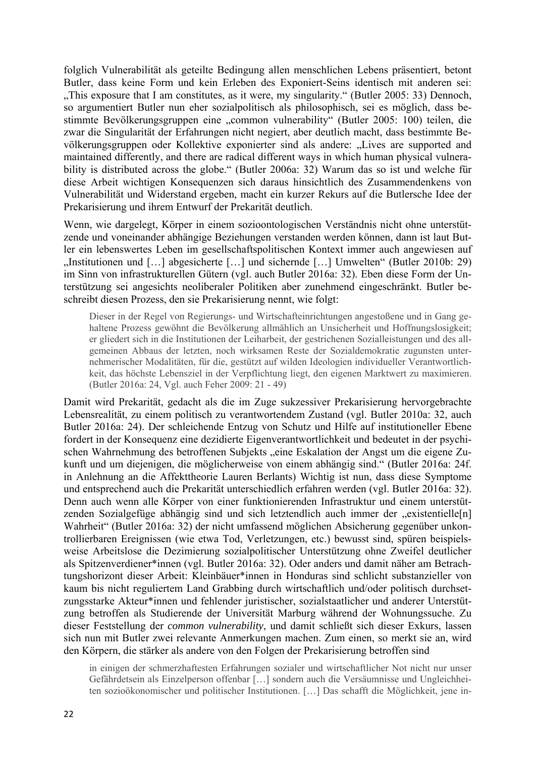folglich Vulnerabilität als geteilte Bedingung allen menschlichen Lebens präsentiert, betont Butler, dass keine Form und kein Erleben des Exponiert-Seins identisch mit anderen sei: „This exposure that I am constitutes, as it were, my singularity." (Butler 2005: 33) Dennoch, so argumentiert Butler nun eher sozialpolitisch als philosophisch, sei es möglich, dass bestimmte Bevölkerungsgruppen eine „common vulnerability" (Butler 2005: 100) teilen, die zwar die Singularität der Erfahrungen nicht negiert, aber deutlich macht, dass bestimmte Bevölkerungsgruppen oder Kollektive exponierter sind als andere: „Lives are supported and maintained differently, and there are radical different ways in which human physical vulnerability is distributed across the globe." (Butler 2006a: 32) Warum das so ist und welche für diese Arbeit wichtigen Konsequenzen sich daraus hinsichtlich des Zusammendenkens von Vulnerabilität und Widerstand ergeben, macht ein kurzer Rekurs auf die Butlersche Idee der Prekarisierung und ihrem Entwurf der Prekarität deutlich.

Wenn, wie dargelegt, Körper in einem sozioontologischen Verständnis nicht ohne unterstützende und voneinander abhängige Beziehungen verstanden werden können, dann ist laut Butler ein lebenswertes Leben im gesellschaftspolitischen Kontext immer auch angewiesen auf „Institutionen und […] abgesicherte […] und sichernde […] Umwelten" (Butler 2010b: 29) im Sinn von infrastrukturellen Gütern (vgl. auch Butler 2016a: 32). Eben diese Form der Unterstützung sei angesichts neoliberaler Politiken aber zunehmend eingeschränkt. Butler beschreibt diesen Prozess, den sie Prekarisierung nennt, wie folgt:

> Dieser in der Regel von Regierungs- und Wirtschafteinrichtungen angestoßene und in Gang gehaltene Prozess gewöhnt die Bevölkerung allmählich an Unsicherheit und Hoffnungslosigkeit; er gliedert sich in die Institutionen der Leiharbeit, der gestrichenen Sozialleistungen und des allgemeinen Abbaus der letzten, noch wirksamen Reste der Sozialdemokratie zugunsten unternehmerischer Modalitäten, für die, gestützt auf wilden Ideologien individueller Verantwortlichkeit, das höchste Lebensziel in der Verpflichtung liegt, den eigenen Marktwert zu maximieren. (Butler 2016a: 24, Vgl. auch Feher 2009: 21 - 49)

Damit wird Prekarität, gedacht als die im Zuge sukzessiver Prekarisierung hervorgebrachte Lebensrealität, zu einem politisch zu verantwortendem Zustand (vgl. Butler 2010a: 32, auch Butler 2016a: 24). Der schleichende Entzug von Schutz und Hilfe auf institutioneller Ebene fordert in der Konsequenz eine dezidierte Eigenverantwortlichkeit und bedeutet in der psychischen Wahrnehmung des betroffenen Subjekts „eine Eskalation der Angst um die eigene Zukunft und um diejenigen, die möglicherweise von einem abhängig sind." (Butler 2016a: 24f. in Anlehnung an die Affekttheorie Lauren Berlants) Wichtig ist nun, dass diese Symptome und entsprechend auch die Prekarität unterschiedlich erfahren werden (vgl. Butler 2016a: 32). Denn auch wenn alle Körper von einer funktionierenden Infrastruktur und einem unterstützenden Sozialgefüge abhängig sind und sich letztendlich auch immer der „existentielle[n] Wahrheit" (Butler 2016a: 32) der nicht umfassend möglichen Absicherung gegenüber unkontrollierbaren Ereignissen (wie etwa Tod, Verletzungen, etc.) bewusst sind, spüren beispielsweise Arbeitslose die Dezimierung sozialpolitischer Unterstützung ohne Zweifel deutlicher als Spitzenverdiener*innen (vgl. Butler 2016a: 32). Oder anders und damit näher am Betrachtungshorizont dieser Arbeit: Kleinbäuer*innen in Honduras sind schlicht substanzieller von kaum bis nicht reguliertem Land Grabbing durch wirtschaftlich und/oder politisch durchsetzungsstarke Akteur*innen und fehlender juristischer, sozialstaatlicher und anderer Unterstützung betroffen als Studierende der Universität Marburg während der Wohnungssuche. Zu dieser Feststellung der *common vulnerability*, und damit schließt sich dieser Exkurs, lassen sich nun mit Butler zwei relevante Anmerkungen machen. Zum einen, so merkt sie an, wird den Körpern, die stärker als andere von den Folgen der Prekarisierung betroffen sind

> in einigen der schmerzhaftesten Erfahrungen sozialer und wirtschaftlicher Not nicht nur unser Gefährdetsein als Einzelperson offenbar […] sondern auch die Versäumnisse und Ungleichheiten sozioökonomischer und politischer Institutionen. […] Das schafft die Möglichkeit, jene in-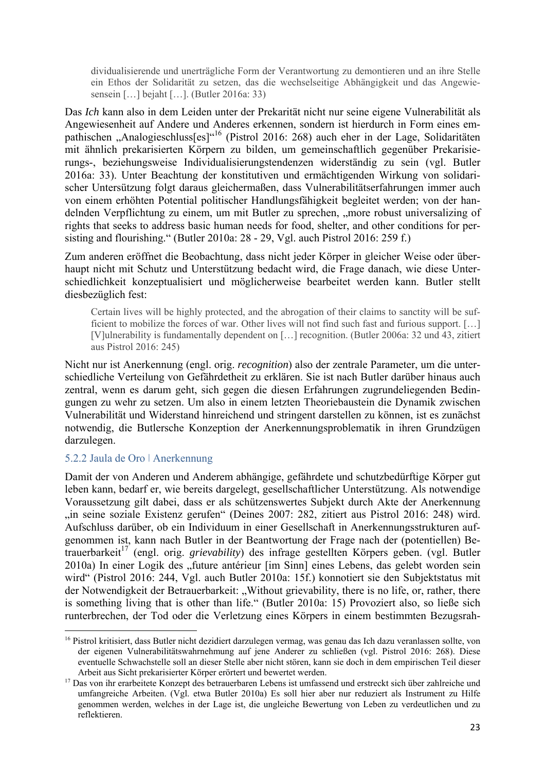> dividualisierende und unerträgliche Form der Verantwortung zu demontieren und an ihre Stelle ein Ethos der Solidarität zu setzen, das die wechselseitige Abhängigkeit und das Angewiesensein […] bejaht […]. (Butler 2016a: 33)

Das *Ich* kann also in dem Leiden unter der Prekarität nicht nur seine eigene Vulnerabilität als Angewiesenheit auf Andere und Anderes erkennen, sondern ist hierdurch in Form eines empathischen „Analogieschluss[es]"[16] (Pistrol 2016: 268) auch eher in der Lage, Solidaritäten mit ähnlich prekarisierten Körpern zu bilden, um gemeinschaftlich gegenüber Prekarisierungs-, beziehungsweise Individualisierungstendenzen widerständig zu sein (vgl. Butler 2016a: 33). Unter Beachtung der konstitutiven und ermächtigenden Wirkung von solidarischer Unterstützung folgt daraus gleichermaßen, dass Vulnerabilitätserfahrungen immer auch von einem erhöhten Potential politischer Handlungsfähigkeit begleitet werden; von der handelnden Verpflichtung zu einem, um mit Butler zu sprechen, „more robust universalizing of rights that seeks to address basic human needs for food, shelter, and other conditions for persisting and flourishing." (Butler 2010a: 28 - 29, Vgl. auch Pistrol 2016: 259 f.)

Zum anderen eröffnet die Beobachtung, dass nicht jeder Körper in gleicher Weise oder überhaupt nicht mit Schutz und Unterstützung bedacht wird, die Frage danach, wie diese Unterschiedlichkeit konzeptualisiert und möglicherweise bearbeitet werden kann. Butler stellt diesbezüglich fest:

> Certain lives will be highly protected, and the abrogation of their claims to sanctity will be sufficient to mobilize the forces of war. Other lives will not find such fast and furious support. […] [V]ulnerability is fundamentally dependent on […] recognition. (Butler 2006a: 32 und 43, zitiert aus Pistrol 2016: 245)

Nicht nur ist Anerkennung (engl. orig. *recognition*) also der zentrale Parameter, um die unterschiedliche Verteilung von Gefährdetheit zu erklären. Sie ist nach Butler darüber hinaus auch zentral, wenn es darum geht, sich gegen die diesen Erfahrungen zugrundeliegenden Bedingungen zu wehr zu setzen. Um also in einem letzten Theoriebaustein die Dynamik zwischen Vulnerabilität und Widerstand hinreichend und stringent darstellen zu können, ist es zunächst notwendig, die Butlersche Konzeption der Anerkennungsproblematik in ihren Grundzügen darzulegen.

### 5.2.2 Jaula de Oro | Anerkennung

Damit der von Anderen und Anderem abhängige, gefährdete und schutzbedürftige Körper gut leben kann, bedarf er, wie bereits dargelegt, gesellschaftlicher Unterstützung. Als notwendige Voraussetzung gilt dabei, dass er als schützenswertes Subjekt durch Akte der Anerkennung „in seine soziale Existenz gerufen" (Deines 2007: 282, zitiert aus Pistrol 2016: 248) wird. Aufschluss darüber, ob ein Individuum in einer Gesellschaft in Anerkennungsstrukturen aufgenommen ist, kann nach Butler in der Beantwortung der Frage nach der (potentiellen) Betrauerbarkeit[17] (engl. orig. *grievability*) des infrage gestellten Körpers geben. (vgl. Butler 2010a) In einer Logik des „future antérieur [im Sinn] eines Lebens, das gelebt worden sein wird" (Pistrol 2016: 244, Vgl. auch Butler 2010a: 15f.) konnotiert sie den Subjektstatus mit der Notwendigkeit der Betrauerbarkeit: „Without grievability, there is no life, or, rather, there is something living that is other than life." (Butler 2010a: 15) Provoziert also, so ließe sich runterbrechen, der Tod oder die Verletzung eines Körpers in einem bestimmten Bezugsrah-

---

[16] Pistrol kritisiert, dass Butler nicht dezidiert darzulegen vermag, was genau das Ich dazu veranlassen sollte, von der eigenen Vulnerabilitätswahrnehmung auf jene Anderer zu schließen (vgl. Pistrol 2016: 268). Diese eventuelle Schwachstelle soll an dieser Stelle aber nicht stören, kann sie doch in dem empirischen Teil dieser Arbeit aus Sicht prekarisierter Körper erörtert und bewertet werden.

[17] Das von ihr erarbeitete Konzept des betrauerbaren Lebens ist umfassend und erstreckt sich über zahlreiche und umfangreiche Arbeiten. (Vgl. etwa Butler 2010a) Es soll hier aber nur reduziert als Instrument zu Hilfe genommen werden, welches in der Lage ist, die ungleiche Bewertung von Leben zu verdeutlichen und zu reflektieren.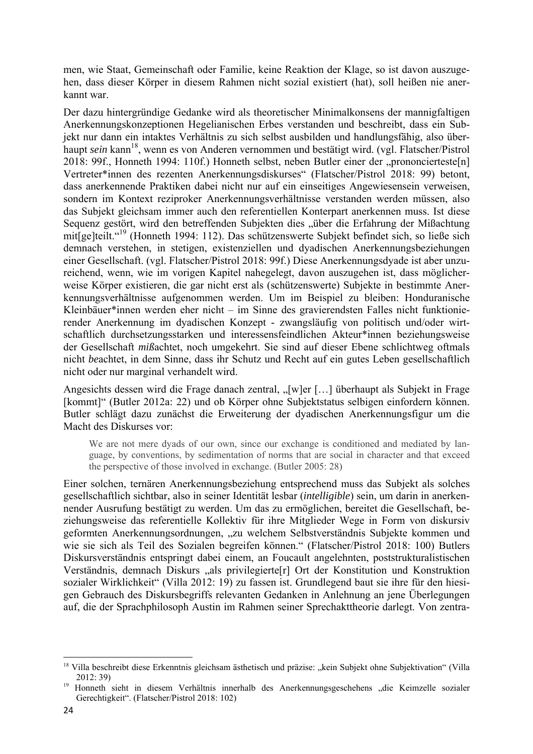men, wie Staat, Gemeinschaft oder Familie, keine Reaktion der Klage, so ist davon auszugehen, dass dieser Körper in diesem Rahmen nicht sozial existiert (hat), soll heißen nie anerkannt war.

Der dazu hintergründige Gedanke wird als theoretischer Minimalkonsens der mannigfaltigen Anerkennungskonzeptionen Hegelianischen Erbes verstanden und beschreibt, dass ein Subjekt nur dann ein intaktes Verhältnis zu sich selbst ausbilden und handlungsfähig, also überhaupt ***sein*** kann[18], wenn es von Anderen vernommen und bestätigt wird. (vgl. Flatscher/Pistrol 2018: 99f., Honneth 1994: 110f.) Honneth selbst, neben Butler einer der „prononcierteste[n] Vertreter*innen des rezenten Anerkennungsdiskurses" (Flatscher/Pistrol 2018: 99) betont, dass anerkennende Praktiken dabei nicht nur auf ein einseitiges Angewiesensein verweisen, sondern im Kontext reziproker Anerkennungsverhältnisse verstanden werden müssen, also das Subjekt gleichsam immer auch den referentiellen Konterpart anerkennen muss. Ist diese Sequenz gestört, wird den betreffenden Subjekten dies „über die Erfahrung der Mißachtung mit[ge]teilt."[19] (Honneth 1994: 112). Das schützenswerte Subjekt befindet sich, so ließe sich demnach verstehen, in stetigen, existenziellen und dyadischen Anerkennungsbeziehungen einer Gesellschaft. (vgl. Flatscher/Pistrol 2018: 99f.) Diese Anerkennungsdyade ist aber unzureichend, wenn, wie im vorigen Kapitel nahegelegt, davon auszugehen ist, dass möglicherweise Körper existieren, die gar nicht erst als (schützenswerte) Subjekte in bestimmte Anerkennungsverhältnisse aufgenommen werden. Um im Beispiel zu bleiben: Honduranische Kleinbäuer*innen werden eher nicht – im Sinne des gravierendsten Falles nicht funktionierender Anerkennung im dyadischen Konzept - zwangsläufig von politisch und/oder wirtschaftlich durchsetzungsstarken und interessensfeindlichen Akteur*innen beziehungsweise der Gesellschaft ***miß***achtet, noch umgekehrt. Sie sind auf dieser Ebene schlichtweg oftmals nicht ***be***achtet, in dem Sinne, dass ihr Schutz und Recht auf ein gutes Leben gesellschaftlich nicht oder nur marginal verhandelt wird.

Angesichts dessen wird die Frage danach zentral, „[w]er […] überhaupt als Subjekt in Frage [kommt]" (Butler 2012a: 22) und ob Körper ohne Subjektstatus selbigen einfordern können. Butler schlägt dazu zunächst die Erweiterung der dyadischen Anerkennungsfigur um die Macht des Diskurses vor:

> We are not mere dyads of our own, since our exchange is conditioned and mediated by language, by conventions, by sedimentation of norms that are social in character and that exceed the perspective of those involved in exchange. (Butler 2005: 28)

Einer solchen, ternären Anerkennungsbeziehung entsprechend muss das Subjekt als solches gesellschaftlich sichtbar, also in seiner Identität lesbar (***intelligible***) sein, um darin in anerkennender Ausrufung bestätigt zu werden. Um das zu ermöglichen, bereitet die Gesellschaft, beziehungsweise das referentielle Kollektiv für ihre Mitglieder Wege in Form von diskursiv geformten Anerkennungsordnungen, „zu welchem Selbstverständnis Subjekte kommen und wie sie sich als Teil des Sozialen begreifen können." (Flatscher/Pistrol 2018: 100) Butlers Diskursverständnis entspringt dabei einem, an Foucault angelehnten, poststrukturalistischen Verständnis, demnach Diskurs „als privilegierte[r] Ort der Konstitution und Konstruktion sozialer Wirklichkeit" (Villa 2012: 19) zu fassen ist. Grundlegend baut sie ihre für den hiesigen Gebrauch des Diskursbegriffs relevanten Gedanken in Anlehnung an jene Überlegungen auf, die der Sprachphilosoph Austin im Rahmen seiner Sprechakttheorie darlegt. Von zentra-

---

[18] Villa beschreibt diese Erkenntnis gleichsam ästhetisch und präzise: „kein Subjekt ohne Subjektivation" (Villa 2012: 39)

[19] Honneth sieht in diesem Verhältnis innerhalb des Anerkennungsgeschehens „die Keimzelle sozialer Gerechtigkeit". (Flatscher/Pistrol 2018: 102)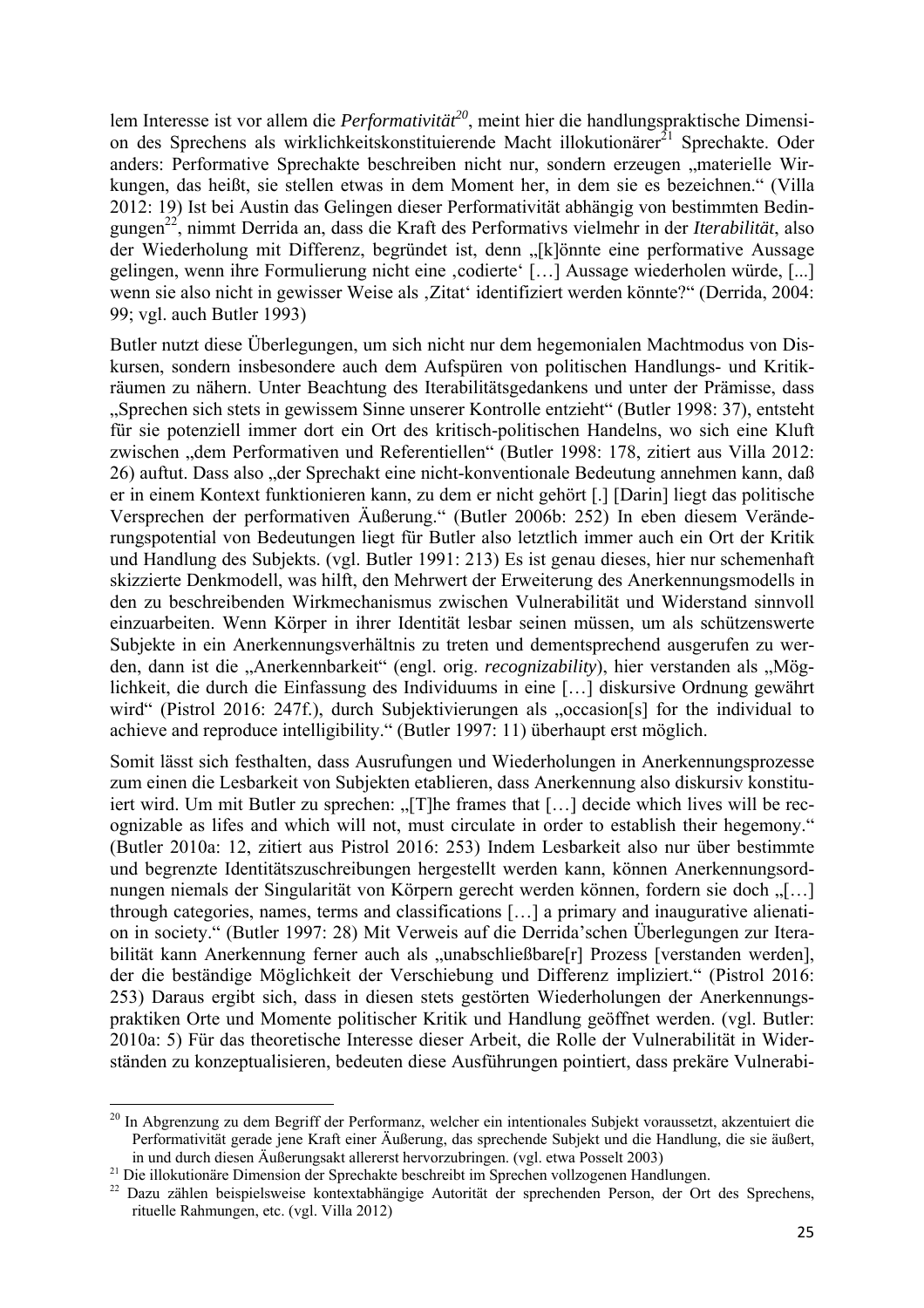lem Interesse ist vor allem die *Performativität*[20], meint hier die handlungspraktische Dimension des Sprechens als wirklichkeitskonstituierende Macht illokutionärer[21] Sprechakte. Oder anders: Performative Sprechakte beschreiben nicht nur, sondern erzeugen „materielle Wirkungen, das heißt, sie stellen etwas in dem Moment her, in dem sie es bezeichnen." (Villa 2012: 19) Ist bei Austin das Gelingen dieser Performativität abhängig von bestimmten Bedingungen[22], nimmt Derrida an, dass die Kraft des Performativs vielmehr in der *Iterabilität*, also der Wiederholung mit Differenz, begründet ist, denn „[k]önnte eine performative Aussage gelingen, wenn ihre Formulierung nicht eine ‚codierte' […] Aussage wiederholen würde, [...] wenn sie also nicht in gewisser Weise als ‚Zitat' identifiziert werden könnte?" (Derrida, 2004: 99; vgl. auch Butler 1993)

Butler nutzt diese Überlegungen, um sich nicht nur dem hegemonialen Machtmodus von Diskursen, sondern insbesondere auch dem Aufspüren von politischen Handlungs- und Kritikräumen zu nähern. Unter Beachtung des Iterabilitätsgedankens und unter der Prämisse, dass „Sprechen sich stets in gewissem Sinne unserer Kontrolle entzieht" (Butler 1998: 37), entsteht für sie potenziell immer dort ein Ort des kritisch-politischen Handelns, wo sich eine Kluft zwischen „dem Performativen und Referentiellen" (Butler 1998: 178, zitiert aus Villa 2012: 26) auftut. Dass also „der Sprechakt eine nicht-konventionale Bedeutung annehmen kann, daß er in einem Kontext funktionieren kann, zu dem er nicht gehört [.] [Darin] liegt das politische Versprechen der performativen Äußerung." (Butler 2006b: 252) In eben diesem Veränderungspotential von Bedeutungen liegt für Butler also letztlich immer auch ein Ort der Kritik und Handlung des Subjekts. (vgl. Butler 1991: 213) Es ist genau dieses, hier nur schemenhaft skizzierte Denkmodell, was hilft, den Mehrwert der Erweiterung des Anerkennungsmodells in den zu beschreibenden Wirkmechanismus zwischen Vulnerabilität und Widerstand sinnvoll einzuarbeiten. Wenn Körper in ihrer Identität lesbar seinen müssen, um als schützenswerte Subjekte in ein Anerkennungsverhältnis zu treten und dementsprechend ausgerufen zu werden, dann ist die „Anerkennbarkeit" (engl. orig. *recognizability*), hier verstanden als „Möglichkeit, die durch die Einfassung des Individuums in eine […] diskursive Ordnung gewährt wird" (Pistrol 2016: 247f.), durch Subjektivierungen als „occasion[s] for the individual to achieve and reproduce intelligibility." (Butler 1997: 11) überhaupt erst möglich.

Somit lässt sich festhalten, dass Ausrufungen und Wiederholungen in Anerkennungsprozesse zum einen die Lesbarkeit von Subjekten etablieren, dass Anerkennung also diskursiv konstituiert wird. Um mit Butler zu sprechen: „[T]he frames that […] decide which lives will be recognizable as lifes and which will not, must circulate in order to establish their hegemony." (Butler 2010a: 12, zitiert aus Pistrol 2016: 253) Indem Lesbarkeit also nur über bestimmte und begrenzte Identitätszuschreibungen hergestellt werden kann, können Anerkennungsordnungen niemals der Singularität von Körpern gerecht werden können, fordern sie doch „[…] through categories, names, terms and classifications […] a primary and inaugurative alienation in society." (Butler 1997: 28) Mit Verweis auf die Derrida'schen Überlegungen zur Iterabilität kann Anerkennung ferner auch als „unabschließbare[r] Prozess [verstanden werden], der die beständige Möglichkeit der Verschiebung und Differenz impliziert." (Pistrol 2016: 253) Daraus ergibt sich, dass in diesen stets gestörten Wiederholungen der Anerkennungspraktiken Orte und Momente politischer Kritik und Handlung geöffnet werden. (vgl. Butler: 2010a: 5) Für das theoretische Interesse dieser Arbeit, die Rolle der Vulnerabilität in Widerständen zu konzeptualisieren, bedeuten diese Ausführungen pointiert, dass prekäre Vulnerabi-

---

[20] In Abgrenzung zu dem Begriff der Performanz, welcher ein intentionales Subjekt voraussetzt, akzentuiert die Performativität gerade jene Kraft einer Äußerung, das sprechende Subjekt und die Handlung, die sie äußert, in und durch diesen Äußerungsakt allererst hervorzubringen. (vgl. etwa Posselt 2003)

[21] Die illokutionäre Dimension der Sprechakte beschreibt im Sprechen vollzogenen Handlungen.

[22] Dazu zählen beispielsweise kontextabhängige Autorität der sprechenden Person, der Ort des Sprechens, rituelle Rahmungen, etc. (vgl. Villa 2012)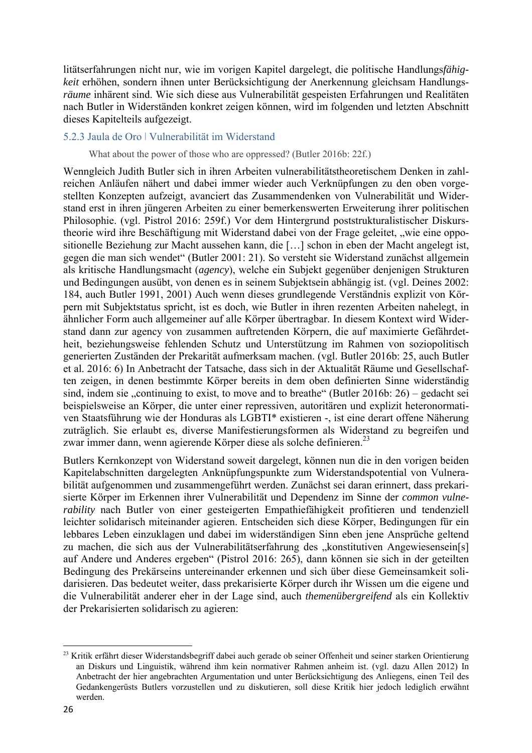litätserfahrungen nicht nur, wie im vorigen Kapitel dargelegt, die politische Handlungs*fähigkeit* erhöhen, sondern ihnen unter Berücksichtigung der Anerkennung gleichsam Handlungs*räume* inhärent sind. Wie sich diese aus Vulnerabilität gespeisten Erfahrungen und Realitäten nach Butler in Widerständen konkret zeigen können, wird im folgenden und letzten Abschnitt dieses Kapitelteils aufgezeigt.

### 5.2.3 Jaula de Oro | Vulnerabilität im Widerstand

> What about the power of those who are oppressed? (Butler 2016b: 22f.)

Wenngleich Judith Butler sich in ihren Arbeiten vulnerabilitätstheoretischem Denken in zahlreichen Anläufen nähert und dabei immer wieder auch Verknüpfungen zu den oben vorgestellten Konzepten aufzeigt, avanciert das Zusammendenken von Vulnerabilität und Widerstand erst in ihren jüngeren Arbeiten zu einer bemerkenswerten Erweiterung ihrer politischen Philosophie. (vgl. Pistrol 2016: 259f.) Vor dem Hintergrund poststrukturalistischer Diskurstheorie wird ihre Beschäftigung mit Widerstand dabei von der Frage geleitet, „wie eine oppositionelle Beziehung zur Macht aussehen kann, die […] schon in eben der Macht angelegt ist, gegen die man sich wendet" (Butler 2001: 21). So versteht sie Widerstand zunächst allgemein als kritische Handlungsmacht (*agency*), welche ein Subjekt gegenüber denjenigen Strukturen und Bedingungen ausübt, von denen es in seinem Subjektsein abhängig ist. (vgl. Deines 2002: 184, auch Butler 1991, 2001) Auch wenn dieses grundlegende Verständnis explizit von Körpern mit Subjektstatus spricht, ist es doch, wie Butler in ihren rezenten Arbeiten nahelegt, in ähnlicher Form auch allgemeiner auf alle Körper übertragbar. In diesem Kontext wird Widerstand dann zur agency von zusammen auftretenden Körpern, die auf maximierte Gefährdetheit, beziehungsweise fehlenden Schutz und Unterstützung im Rahmen von soziopolitisch generierten Zuständen der Prekarität aufmerksam machen. (vgl. Butler 2016b: 25, auch Butler et al. 2016: 6) In Anbetracht der Tatsache, dass sich in der Aktualität Räume und Gesellschaften zeigen, in denen bestimmte Körper bereits in dem oben definierten Sinne widerständig sind, indem sie „continuing to exist, to move and to breathe" (Butler 2016b: 26) – gedacht sei beispielsweise an Körper, die unter einer repressiven, autoritären und explizit heteronormativen Staatsführung wie der Honduras als LGBTI* existieren -, ist eine derart offene Näherung zuträglich. Sie erlaubt es, diverse Manifestierungsformen als Widerstand zu begreifen und zwar immer dann, wenn agierende Körper diese als solche definieren.[23]

Butlers Kernkonzept von Widerstand soweit dargelegt, können nun die in den vorigen beiden Kapitelabschnitten dargelegten Anknüpfungspunkte zum Widerstandspotential von Vulnerabilität aufgenommen und zusammengeführt werden. Zunächst sei daran erinnert, dass prekarisierte Körper im Erkennen ihrer Vulnerabilität und Dependenz im Sinne der *common vulnerability* nach Butler von einer gesteigerten Empathiefähigkeit profitieren und tendenziell leichter solidarisch miteinander agieren. Entscheiden sich diese Körper, Bedingungen für ein lebbares Leben einzuklagen und dabei im widerständigen Sinn eben jene Ansprüche geltend zu machen, die sich aus der Vulnerabilitätserfahrung des „konstitutiven Angewiesensein[s] auf Andere und Anderes ergeben" (Pistrol 2016: 265), dann können sie sich in der geteilten Bedingung des Prekärseins untereinander erkennen und sich über diese Gemeinsamkeit solidarisieren. Das bedeutet weiter, dass prekarisierte Körper durch ihr Wissen um die eigene und die Vulnerabilität anderer eher in der Lage sind, auch *themenübergreifend* als ein Kollektiv der Prekarisierten solidarisch zu agieren:

---

[23] Kritik erfährt dieser Widerstandsbegriff dabei auch gerade ob seiner Offenheit und seiner starken Orientierung an Diskurs und Linguistik, während ihm kein normativer Rahmen anheim ist. (vgl. dazu Allen 2012) In Anbetracht der hier angebrachten Argumentation und unter Berücksichtigung des Anliegens, einen Teil des Gedankengerüsts Butlers vorzustellen und zu diskutieren, soll diese Kritik hier jedoch lediglich erwähnt werden.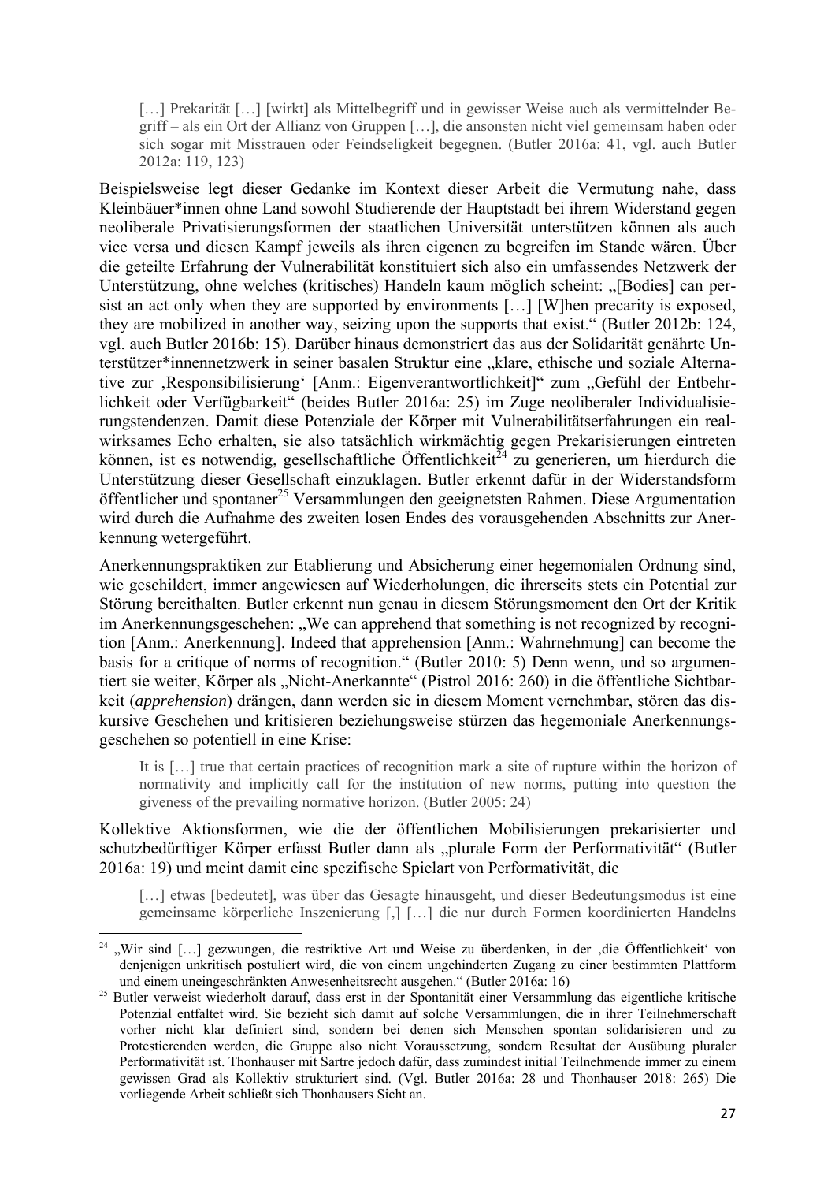> […] Prekarität […] [wirkt] als Mittelbegriff und in gewisser Weise auch als vermittelnder Begriff – als ein Ort der Allianz von Gruppen […], die ansonsten nicht viel gemeinsam haben oder sich sogar mit Misstrauen oder Feindseligkeit begegnen. (Butler 2016a: 41, vgl. auch Butler 2012a: 119, 123)

Beispielsweise legt dieser Gedanke im Kontext dieser Arbeit die Vermutung nahe, dass Kleinbäuer*innen ohne Land sowohl Studierende der Hauptstadt bei ihrem Widerstand gegen neoliberale Privatisierungsformen der staatlichen Universität unterstützen können als auch vice versa und diesen Kampf jeweils als ihren eigenen zu begreifen im Stande wären. Über die geteilte Erfahrung der Vulnerabilität konstituiert sich also ein umfassendes Netzwerk der Unterstützung, ohne welches (kritisches) Handeln kaum möglich scheint: „[Bodies] can persist an act only when they are supported by environments […] [W]hen precarity is exposed, they are mobilized in another way, seizing upon the supports that exist." (Butler 2012b: 124, vgl. auch Butler 2016b: 15). Darüber hinaus demonstriert das aus der Solidarität genährte Unterstützer*innennetzwerk in seiner basalen Struktur eine „klare, ethische und soziale Alternative zur ‚Responsibilisierung' [Anm.: Eigenverantwortlichkeit]" zum „Gefühl der Entbehrlichkeit oder Verfügbarkeit" (beides Butler 2016a: 25) im Zuge neoliberaler Individualisierungstendenzen. Damit diese Potenziale der Körper mit Vulnerabilitätserfahrungen ein realwirksames Echo erhalten, sie also tatsächlich wirkmächtig gegen Prekarisierungen eintreten können, ist es notwendig, gesellschaftliche Öffentlichkeit[24] zu generieren, um hierdurch die Unterstützung dieser Gesellschaft einzuklagen. Butler erkennt dafür in der Widerstandsform öffentlicher und spontaner[25] Versammlungen den geeignetsten Rahmen. Diese Argumentation wird durch die Aufnahme des zweiten losen Endes des vorausgehenden Abschnitts zur Anerkennung wetergeführt.

Anerkennungspraktiken zur Etablierung und Absicherung einer hegemonialen Ordnung sind, wie geschildert, immer angewiesen auf Wiederholungen, die ihrerseits stets ein Potential zur Störung bereithalten. Butler erkennt nun genau in diesem Störungsmoment den Ort der Kritik im Anerkennungsgeschehen: „We can apprehend that something is not recognized by recognition [Anm.: Anerkennung]. Indeed that apprehension [Anm.: Wahrnehmung] can become the basis for a critique of norms of recognition." (Butler 2010: 5) Denn wenn, und so argumentiert sie weiter, Körper als „Nicht-Anerkannte" (Pistrol 2016: 260) in die öffentliche Sichtbarkeit (*apprehension*) drängen, dann werden sie in diesem Moment vernehmbar, stören das diskursive Geschehen und kritisieren beziehungsweise stürzen das hegemoniale Anerkennungsgeschehen so potentiell in eine Krise:

> It is […] true that certain practices of recognition mark a site of rupture within the horizon of normativity and implicitly call for the institution of new norms, putting into question the giveness of the prevailing normative horizon. (Butler 2005: 24)

Kollektive Aktionsformen, wie die der öffentlichen Mobilisierungen prekarisierter und schutzbedürftiger Körper erfasst Butler dann als „plurale Form der Performativität" (Butler 2016a: 19) und meint damit eine spezifische Spielart von Performativität, die

> […] etwas [bedeutet], was über das Gesagte hinausgeht, und dieser Bedeutungsmodus ist eine gemeinsame körperliche Inszenierung [,] […] die nur durch Formen koordinierten Handelns

---

[24] „Wir sind […] gezwungen, die restriktive Art und Weise zu überdenken, in der ‚die Öffentlichkeit' von denjenigen unkritisch postuliert wird, die von einem ungehinderten Zugang zu einer bestimmten Plattform und einem uneingeschränkten Anwesenheitsrecht ausgehen." (Butler 2016a: 16)

[25] Butler verweist wiederholt darauf, dass erst in der Spontanität einer Versammlung das eigentliche kritische Potenzial entfaltet wird. Sie bezieht sich damit auf solche Versammlungen, die in ihrer Teilnehmerschaft vorher nicht klar definiert sind, sondern bei denen sich Menschen spontan solidarisieren und zu Protestierenden werden, die Gruppe also nicht Voraussetzung, sondern Resultat der Ausübung pluraler Performativität ist. Thonhauser mit Sartre jedoch dafür, dass zumindest initial Teilnehmende immer zu einem gewissen Grad als Kollektiv strukturiert sind. (Vgl. Butler 2016a: 28 und Thonhauser 2018: 265) Die vorliegende Arbeit schließt sich Thonhausers Sicht an.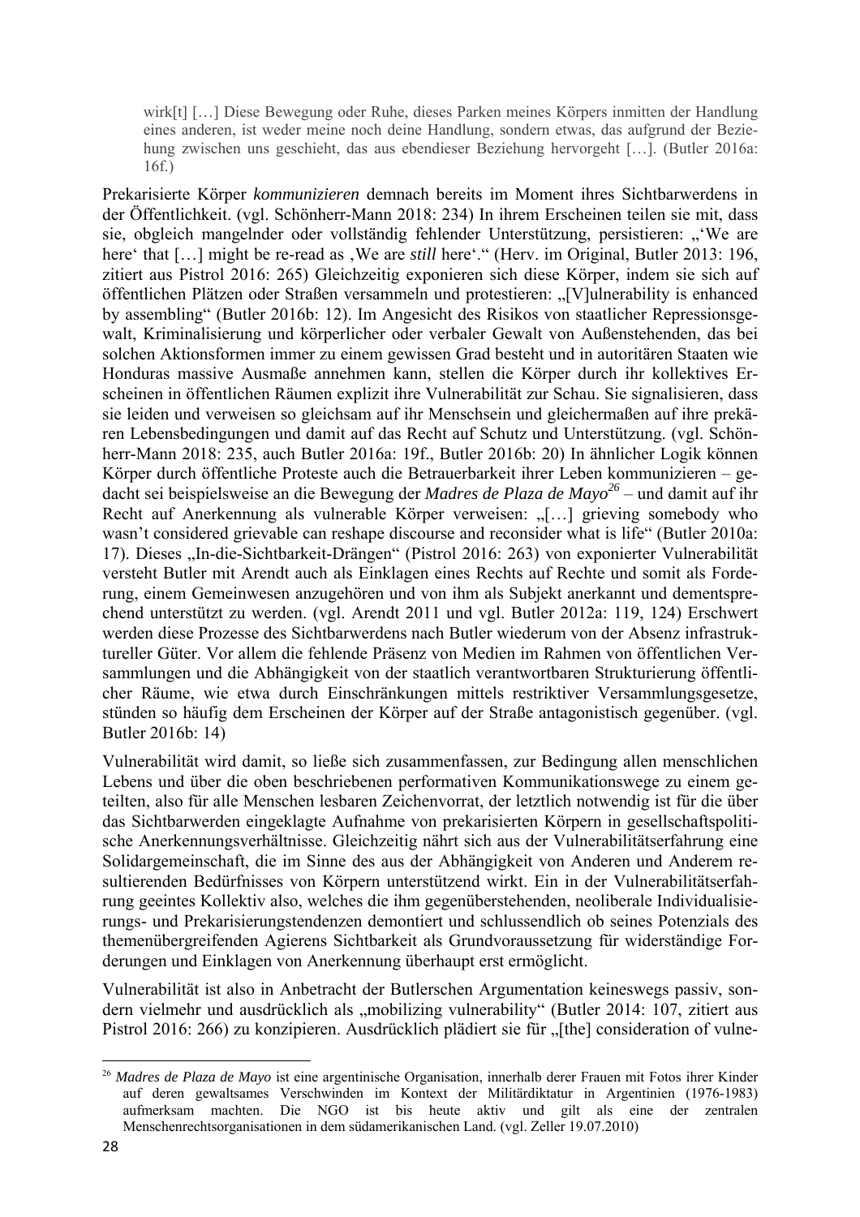> wirk[t] […] Diese Bewegung oder Ruhe, dieses Parken meines Körpers inmitten der Handlung eines anderen, ist weder meine noch deine Handlung, sondern etwas, das aufgrund der Beziehung zwischen uns geschieht, das aus ebendieser Beziehung hervorgeht […]. (Butler 2016a: 16f.)

Prekarisierte Körper *kommunizieren* demnach bereits im Moment ihres Sichtbarwerdens in der Öffentlichkeit. (vgl. Schönherr-Mann 2018: 234) In ihrem Erscheinen teilen sie mit, dass sie, obgleich mangelnder oder vollständig fehlender Unterstützung, persistieren: „'We are here' that […] might be re-read as ‚We are *still* here'." (Herv. im Original, Butler 2013: 196, zitiert aus Pistrol 2016: 265) Gleichzeitig exponieren sich diese Körper, indem sie sich auf öffentlichen Plätzen oder Straßen versammeln und protestieren: „[V]ulnerability is enhanced by assembling" (Butler 2016b: 12). Im Angesicht des Risikos von staatlicher Repressionsgewalt, Kriminalisierung und körperlicher oder verbaler Gewalt von Außenstehenden, das bei solchen Aktionsformen immer zu einem gewissen Grad besteht und in autoritären Staaten wie Honduras massive Ausmaße annehmen kann, stellen die Körper durch ihr kollektives Erscheinen in öffentlichen Räumen explizit ihre Vulnerabilität zur Schau. Sie signalisieren, dass sie leiden und verweisen so gleichsam auf ihr Menschsein und gleichermaßen auf ihre prekären Lebensbedingungen und damit auf das Recht auf Schutz und Unterstützung. (vgl. Schönherr-Mann 2018: 235, auch Butler 2016a: 19f., Butler 2016b: 20) In ähnlicher Logik können Körper durch öffentliche Proteste auch die Betrauerbarkeit ihrer Leben kommunizieren – gedacht sei beispielsweise an die Bewegung der *Madres de Plaza de Mayo*[26] – und damit auf ihr Recht auf Anerkennung als vulnerable Körper verweisen: „[…] grieving somebody who wasn't considered grievable can reshape discourse and reconsider what is life" (Butler 2010a: 17). Dieses „In-die-Sichtbarkeit-Drängen" (Pistrol 2016: 263) von exponierter Vulnerabilität versteht Butler mit Arendt auch als Einklagen eines Rechts auf Rechte und somit als Forderung, einem Gemeinwesen anzugehören und von ihm als Subjekt anerkannt und dementsprechend unterstützt zu werden. (vgl. Arendt 2011 und vgl. Butler 2012a: 119, 124) Erschwert werden diese Prozesse des Sichtbarwerdens nach Butler wiederum von der Absenz infrastruktureller Güter. Vor allem die fehlende Präsenz von Medien im Rahmen von öffentlichen Versammlungen und die Abhängigkeit von der staatlich verantwortbaren Strukturierung öffentlicher Räume, wie etwa durch Einschränkungen mittels restriktiver Versammlungsgesetze, stünden so häufig dem Erscheinen der Körper auf der Straße antagonistisch gegenüber. (vgl. Butler 2016b: 14)

Vulnerabilität wird damit, so ließe sich zusammenfassen, zur Bedingung allen menschlichen Lebens und über die oben beschriebenen performativen Kommunikationswege zu einem geteilten, also für alle Menschen lesbaren Zeichenvorrat, der letztlich notwendig ist für die über das Sichtbarwerden eingeklagte Aufnahme von prekarisierten Körpern in gesellschaftspolitische Anerkennungsverhältnisse. Gleichzeitig nährt sich aus der Vulnerabilitätserfahrung eine Solidargemeinschaft, die im Sinne des aus der Abhängigkeit von Anderen und Anderem resultierenden Bedürfnisses von Körpern unterstützend wirkt. Ein in der Vulnerabilitätserfahrung geeintes Kollektiv also, welches die ihm gegenüberstehenden, neoliberale Individualisierungs- und Prekarisierungstendenzen demontiert und schlussendlich ob seines Potenzials des themenübergreifenden Agierens Sichtbarkeit als Grundvoraussetzung für widerständige Forderungen und Einklagen von Anerkennung überhaupt erst ermöglicht.

Vulnerabilität ist also in Anbetracht der Butlerschen Argumentation keineswegs passiv, sondern vielmehr und ausdrücklich als „mobilizing vulnerability" (Butler 2014: 107, zitiert aus Pistrol 2016: 266) zu konzipieren. Ausdrücklich plädiert sie für „[the] consideration of vulne-

---

[26] *Madres de Plaza de Mayo* ist eine argentinische Organisation, innerhalb derer Frauen mit Fotos ihrer Kinder auf deren gewaltsames Verschwinden im Kontext der Militärdiktatur in Argentinien (1976-1983) aufmerksam machten. Die NGO ist bis heute aktiv und gilt als eine der zentralen Menschenrechtsorganisationen in dem südamerikanischen Land. (vgl. Zeller 19.07.2010)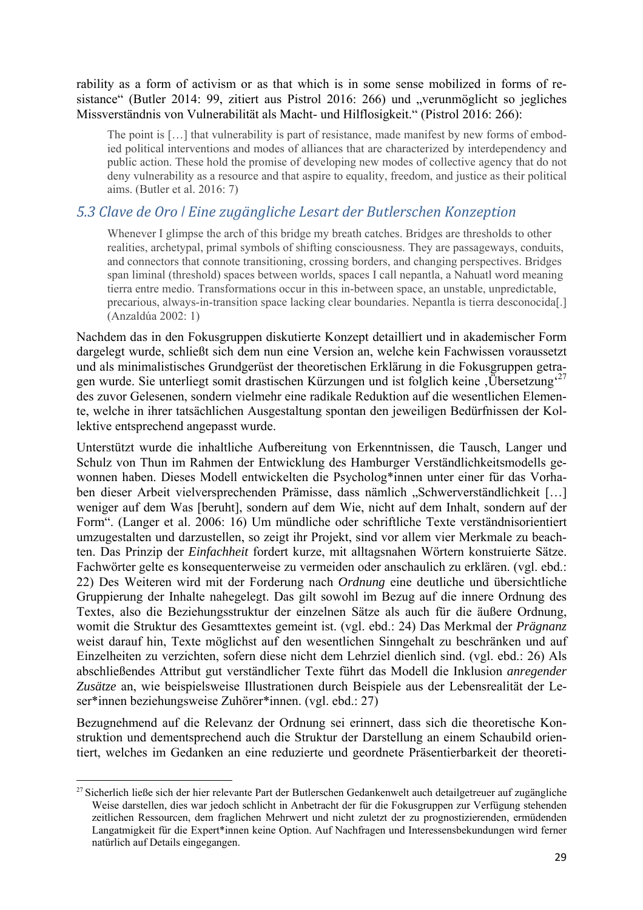rability as a form of activism or as that which is in some sense mobilized in forms of resistance“ (Butler 2014: 99, zitiert aus Pistrol 2016: 266) und „verunmöglicht so jegliches Missverständnis von Vulnerabilität als Macht- und Hilflosigkeit.“ (Pistrol 2016: 266):

> The point is […] that vulnerability is part of resistance, made manifest by new forms of embodied political interventions and modes of alliances that are characterized by interdependency and public action. These hold the promise of developing new modes of collective agency that do not deny vulnerability as a resource and that aspire to equality, freedom, and justice as their political aims. (Butler et al. 2016: 7)

### *5.3 Clave de Oro | Eine zugängliche Lesart der Butlerschen Konzeption*

> Whenever I glimpse the arch of this bridge my breath catches. Bridges are thresholds to other realities, archetypal, primal symbols of shifting consciousness. They are passageways, conduits, and connectors that connote transitioning, crossing borders, and changing perspectives. Bridges span liminal (threshold) spaces between worlds, spaces I call nepantla, a Nahuatl word meaning tierra entre medio. Transformations occur in this in-between space, an unstable, unpredictable, precarious, always-in-transition space lacking clear boundaries. Nepantla is tierra desconocida[.] (Anzaldúa 2002: 1)

Nachdem das in den Fokusgruppen diskutierte Konzept detailliert und in akademischer Form dargelegt wurde, schließt sich dem nun eine Version an, welche kein Fachwissen voraussetzt und als minimalistisches Grundgerüst der theoretischen Erklärung in die Fokusgruppen getragen wurde. Sie unterliegt somit drastischen Kürzungen und ist folglich keine ‚Übersetzung‘[27] des zuvor Gelesenen, sondern vielmehr eine radikale Reduktion auf die wesentlichen Elemente, welche in ihrer tatsächlichen Ausgestaltung spontan den jeweiligen Bedürfnissen der Kollektive entsprechend angepasst wurde.

Unterstützt wurde die inhaltliche Aufbereitung von Erkenntnissen, die Tausch, Langer und Schulz von Thun im Rahmen der Entwicklung des Hamburger Verständlichkeitsmodells gewonnen haben. Dieses Modell entwickelten die Psycholog*innen unter einer für das Vorhaben dieser Arbeit vielversprechenden Prämisse, dass nämlich „Schwerverständlichkeit […] weniger auf dem Was [beruht], sondern auf dem Wie, nicht auf dem Inhalt, sondern auf der Form“. (Langer et al. 2006: 16) Um mündliche oder schriftliche Texte verständnisorientiert umzugestalten und darzustellen, so zeigt ihr Projekt, sind vor allem vier Merkmale zu beachten. Das Prinzip der *Einfachheit* fordert kurze, mit alltagsnahen Wörtern konstruierte Sätze. Fachwörter gelte es konsequenterweise zu vermeiden oder anschaulich zu erklären. (vgl. ebd.: 22) Des Weiteren wird mit der Forderung nach *Ordnung* eine deutliche und übersichtliche Gruppierung der Inhalte nahegelegt. Das gilt sowohl im Bezug auf die innere Ordnung des Textes, also die Beziehungsstruktur der einzelnen Sätze als auch für die äußere Ordnung, womit die Struktur des Gesamttextes gemeint ist. (vgl. ebd.: 24) Das Merkmal der *Prägnanz* weist darauf hin, Texte möglichst auf den wesentlichen Sinngehalt zu beschränken und auf Einzelheiten zu verzichten, sofern diese nicht dem Lehrziel dienlich sind. (vgl. ebd.: 26) Als abschließendes Attribut gut verständlicher Texte führt das Modell die Inklusion *anregender Zusätze* an, wie beispielsweise Illustrationen durch Beispiele aus der Lebensrealität der Leser*innen beziehungsweise Zuhörer*innen. (vgl. ebd.: 27)

Bezugnehmend auf die Relevanz der Ordnung sei erinnert, dass sich die theoretische Konstruktion und dementsprechend auch die Struktur der Darstellung an einem Schaubild orientiert, welches im Gedanken an eine reduzierte und geordnete Präsentierbarkeit der theoreti-

---

[27] Sicherlich ließe sich der hier relevante Part der Butlerschen Gedankenwelt auch detailgetreuer auf zugängliche Weise darstellen, dies war jedoch schlicht in Anbetracht der für die Fokusgruppen zur Verfügung stehenden zeitlichen Ressourcen, dem fraglichen Mehrwert und nicht zuletzt der zu prognostizierenden, ermüdenden Langatmigkeit für die Expert*innen keine Option. Auf Nachfragen und Interessensbekundungen wird ferner natürlich auf Details eingegangen.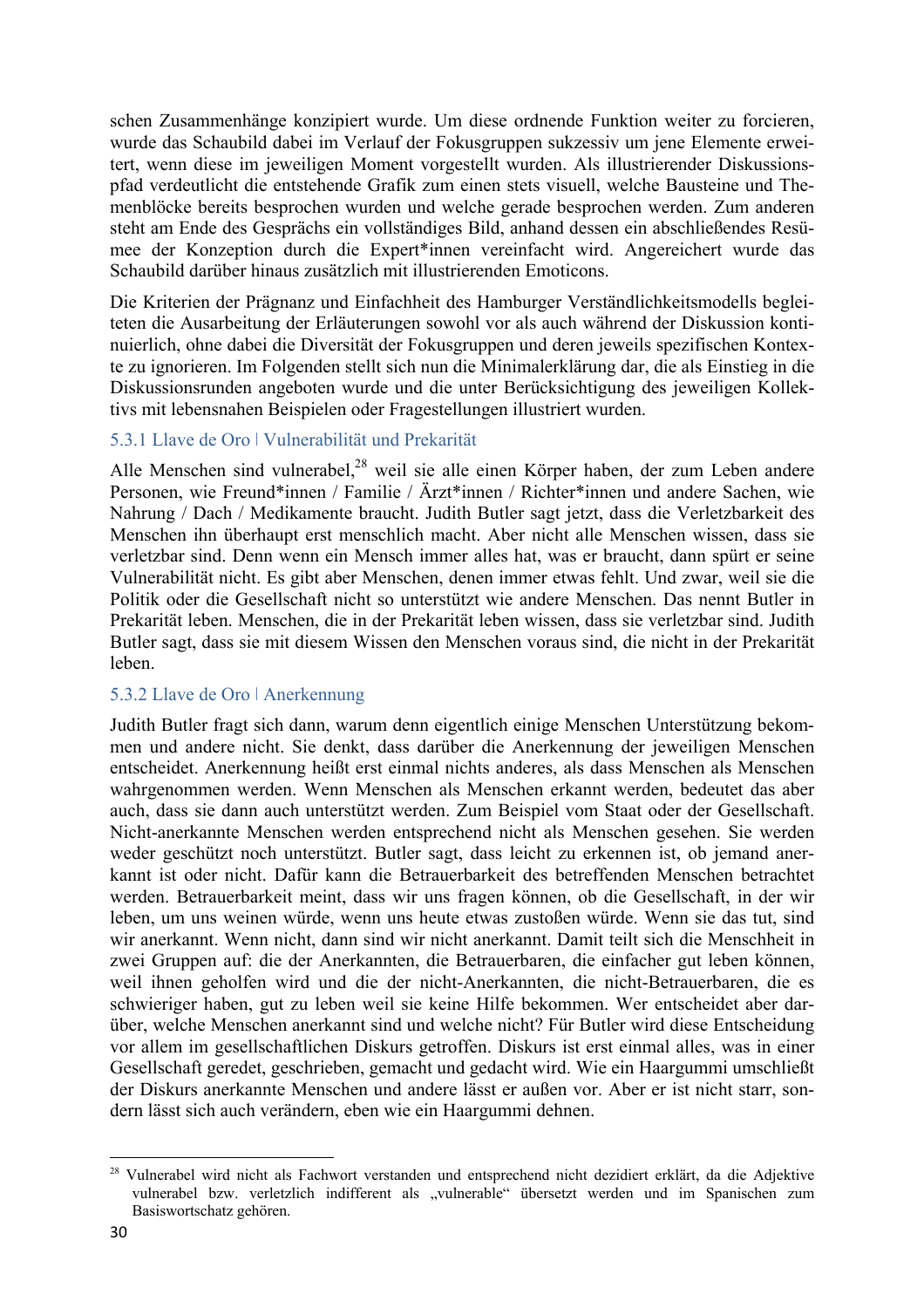schen Zusammenhänge konzipiert wurde. Um diese ordnende Funktion weiter zu forcieren, wurde das Schaubild dabei im Verlauf der Fokusgruppen sukzessiv um jene Elemente erweitert, wenn diese im jeweiligen Moment vorgestellt wurden. Als illustrierender Diskussionspfad verdeutlicht die entstehende Grafik zum einen stets visuell, welche Bausteine und Themenblöcke bereits besprochen wurden und welche gerade besprochen werden. Zum anderen steht am Ende des Gesprächs ein vollständiges Bild, anhand dessen ein abschließendes Resümee der Konzeption durch die Expert*innen vereinfacht wird. Angereichert wurde das Schaubild darüber hinaus zusätzlich mit illustrierenden Emoticons.

Die Kriterien der Prägnanz und Einfachheit des Hamburger Verständlichkeitsmodells begleiteten die Ausarbeitung der Erläuterungen sowohl vor als auch während der Diskussion kontinuierlich, ohne dabei die Diversität der Fokusgruppen und deren jeweils spezifischen Kontexte zu ignorieren. Im Folgenden stellt sich nun die Minimalerklärung dar, die als Einstieg in die Diskussionsrunden angeboten wurde und die unter Berücksichtigung des jeweiligen Kollektivs mit lebensnahen Beispielen oder Fragestellungen illustriert wurden.

### 5.3.1 Llave de Oro | Vulnerabilität und Prekarität

Alle Menschen sind vulnerabel,[28] weil sie alle einen Körper haben, der zum Leben andere Personen, wie Freund*innen / Familie / Ärzt*innen / Richter*innen und andere Sachen, wie Nahrung / Dach / Medikamente braucht. Judith Butler sagt jetzt, dass die Verletzbarkeit des Menschen ihn überhaupt erst menschlich macht. Aber nicht alle Menschen wissen, dass sie verletzbar sind. Denn wenn ein Mensch immer alles hat, was er braucht, dann spürt er seine Vulnerabilität nicht. Es gibt aber Menschen, denen immer etwas fehlt. Und zwar, weil sie die Politik oder die Gesellschaft nicht so unterstützt wie andere Menschen. Das nennt Butler in Prekarität leben. Menschen, die in der Prekarität leben wissen, dass sie verletzbar sind. Judith Butler sagt, dass sie mit diesem Wissen den Menschen voraus sind, die nicht in der Prekarität leben.

### 5.3.2 Llave de Oro | Anerkennung

Judith Butler fragt sich dann, warum denn eigentlich einige Menschen Unterstützung bekommen und andere nicht. Sie denkt, dass darüber die Anerkennung der jeweiligen Menschen entscheidet. Anerkennung heißt erst einmal nichts anderes, als dass Menschen als Menschen wahrgenommen werden. Wenn Menschen als Menschen erkannt werden, bedeutet das aber auch, dass sie dann auch unterstützt werden. Zum Beispiel vom Staat oder der Gesellschaft. Nicht-anerkannte Menschen werden entsprechend nicht als Menschen gesehen. Sie werden weder geschützt noch unterstützt. Butler sagt, dass leicht zu erkennen ist, ob jemand anerkannt ist oder nicht. Dafür kann die Betrauerbarkeit des betreffenden Menschen betrachtet werden. Betrauerbarkeit meint, dass wir uns fragen können, ob die Gesellschaft, in der wir leben, um uns weinen würde, wenn uns heute etwas zustoßen würde. Wenn sie das tut, sind wir anerkannt. Wenn nicht, dann sind wir nicht anerkannt. Damit teilt sich die Menschheit in zwei Gruppen auf: die der Anerkannten, die Betrauerbaren, die einfacher gut leben können, weil ihnen geholfen wird und die der nicht-Anerkannten, die nicht-Betrauerbaren, die es schwieriger haben, gut zu leben weil sie keine Hilfe bekommen. Wer entscheidet aber darüber, welche Menschen anerkannt sind und welche nicht? Für Butler wird diese Entscheidung vor allem im gesellschaftlichen Diskurs getroffen. Diskurs ist erst einmal alles, was in einer Gesellschaft geredet, geschrieben, gemacht und gedacht wird. Wie ein Haargummi umschließt der Diskurs anerkannte Menschen und andere lässt er außen vor. Aber er ist nicht starr, sondern lässt sich auch verändern, eben wie ein Haargummi dehnen.

---

[28] Vulnerabel wird nicht als Fachwort verstanden und entsprechend nicht dezidiert erklärt, da die Adjektive vulnerabel bzw. verletzlich indifferent als „vulnerable" übersetzt werden und im Spanischen zum Basiswortschatz gehören.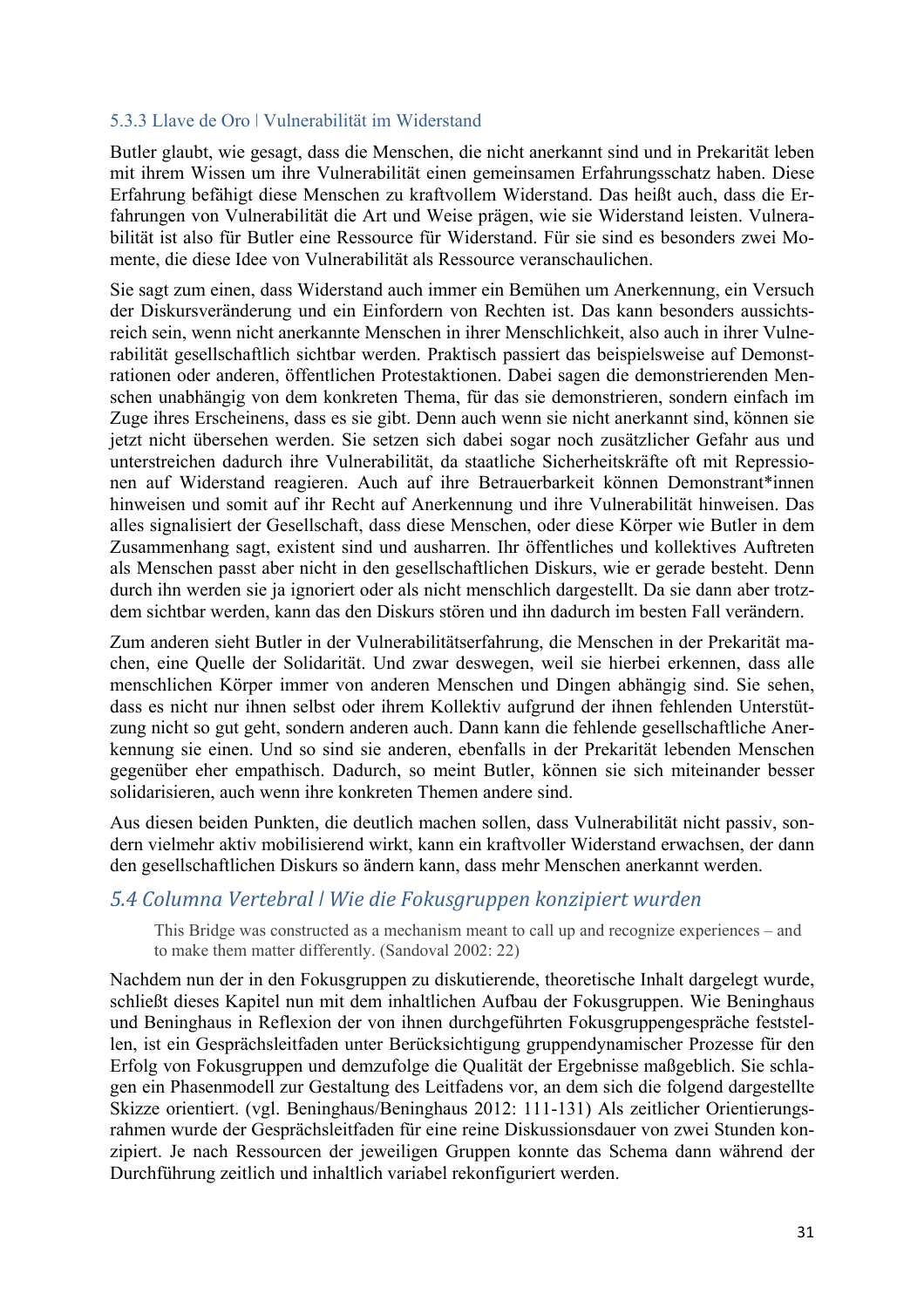### 5.3.3 Llave de Oro | Vulnerabilität im Widerstand

Butler glaubt, wie gesagt, dass die Menschen, die nicht anerkannt sind und in Prekarität leben mit ihrem Wissen um ihre Vulnerabilität einen gemeinsamen Erfahrungsschatz haben. Diese Erfahrung befähigt diese Menschen zu kraftvollem Widerstand. Das heißt auch, dass die Erfahrungen von Vulnerabilität die Art und Weise prägen, wie sie Widerstand leisten. Vulnerabilität ist also für Butler eine Ressource für Widerstand. Für sie sind es besonders zwei Momente, die diese Idee von Vulnerabilität als Ressource veranschaulichen.

Sie sagt zum einen, dass Widerstand auch immer ein Bemühen um Anerkennung, ein Versuch der Diskursveränderung und ein Einfordern von Rechten ist. Das kann besonders aussichtsreich sein, wenn nicht anerkannte Menschen in ihrer Menschlichkeit, also auch in ihrer Vulnerabilität gesellschaftlich sichtbar werden. Praktisch passiert das beispielsweise auf Demonstrationen oder anderen, öffentlichen Protestaktionen. Dabei sagen die demonstrierenden Menschen unabhängig von dem konkreten Thema, für das sie demonstrieren, sondern einfach im Zuge ihres Erscheinens, dass es sie gibt. Denn auch wenn sie nicht anerkannt sind, können sie jetzt nicht übersehen werden. Sie setzen sich dabei sogar noch zusätzlicher Gefahr aus und unterstreichen dadurch ihre Vulnerabilität, da staatliche Sicherheitskräfte oft mit Repressionen auf Widerstand reagieren. Auch auf ihre Betrauerbarkeit können Demonstrant*innen hinweisen und somit auf ihr Recht auf Anerkennung und ihre Vulnerabilität hinweisen. Das alles signalisiert der Gesellschaft, dass diese Menschen, oder diese Körper wie Butler in dem Zusammenhang sagt, existent sind und ausharren. Ihr öffentliches und kollektives Auftreten als Menschen passt aber nicht in den gesellschaftlichen Diskurs, wie er gerade besteht. Denn durch ihn werden sie ja ignoriert oder als nicht menschlich dargestellt. Da sie dann aber trotzdem sichtbar werden, kann das den Diskurs stören und ihn dadurch im besten Fall verändern.

Zum anderen sieht Butler in der Vulnerabilitätserfahrung, die Menschen in der Prekarität machen, eine Quelle der Solidarität. Und zwar deswegen, weil sie hierbei erkennen, dass alle menschlichen Körper immer von anderen Menschen und Dingen abhängig sind. Sie sehen, dass es nicht nur ihnen selbst oder ihrem Kollektiv aufgrund der ihnen fehlenden Unterstützung nicht so gut geht, sondern anderen auch. Dann kann die fehlende gesellschaftliche Anerkennung sie einen. Und so sind sie anderen, ebenfalls in der Prekarität lebenden Menschen gegenüber eher empathisch. Dadurch, so meint Butler, können sie sich miteinander besser solidarisieren, auch wenn ihre konkreten Themen andere sind.

Aus diesen beiden Punkten, die deutlich machen sollen, dass Vulnerabilität nicht passiv, sondern vielmehr aktiv mobilisierend wirkt, kann ein kraftvoller Widerstand erwachsen, der dann den gesellschaftlichen Diskurs so ändern kann, dass mehr Menschen anerkannt werden.

## *5.4 Columna Vertebral | Wie die Fokusgruppen konzipiert wurden*

> This Bridge was constructed as a mechanism meant to call up and recognize experiences – and to make them matter differently. (Sandoval 2002: 22)

Nachdem nun der in den Fokusgruppen zu diskutierende, theoretische Inhalt dargelegt wurde, schließt dieses Kapitel nun mit dem inhaltlichen Aufbau der Fokusgruppen. Wie Beninghaus und Beninghaus in Reflexion der von ihnen durchgeführten Fokusgruppengespräche feststellen, ist ein Gesprächsleitfaden unter Berücksichtigung gruppendynamischer Prozesse für den Erfolg von Fokusgruppen und demzufolge die Qualität der Ergebnisse maßgeblich. Sie schlagen ein Phasenmodell zur Gestaltung des Leitfadens vor, an dem sich die folgend dargestellte Skizze orientiert. (vgl. Beninghaus/Beninghaus 2012: 111-131) Als zeitlicher Orientierungsrahmen wurde der Gesprächsleitfaden für eine reine Diskussionsdauer von zwei Stunden konzipiert. Je nach Ressourcen der jeweiligen Gruppen konnte das Schema dann während der Durchführung zeitlich und inhaltlich variabel rekonfiguriert werden.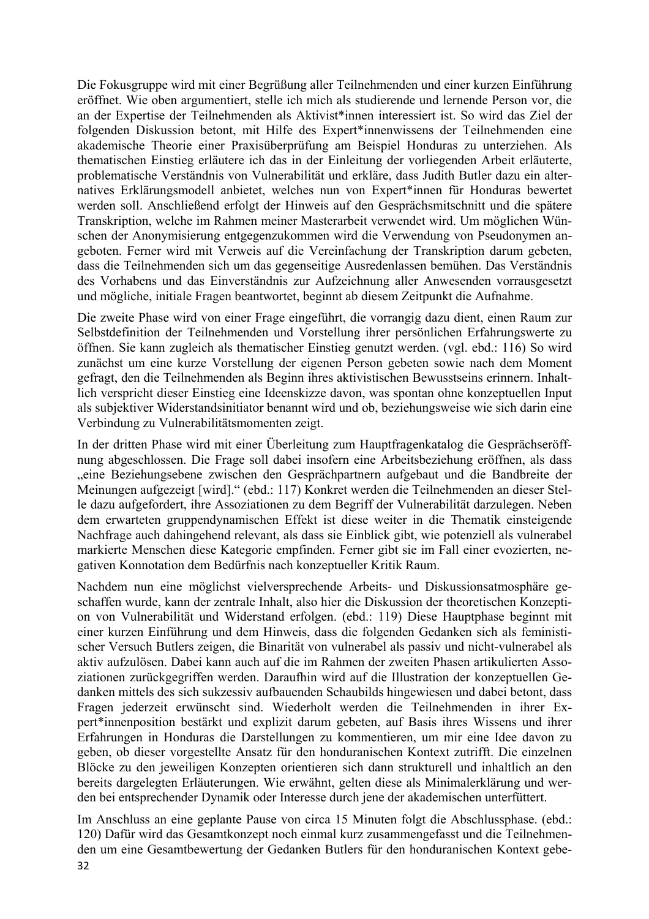Die Fokusgruppe wird mit einer Begrüßung aller Teilnehmenden und einer kurzen Einführung eröffnet. Wie oben argumentiert, stelle ich mich als studierende und lernende Person vor, die an der Expertise der Teilnehmenden als Aktivist*innen interessiert ist. So wird das Ziel der folgenden Diskussion betont, mit Hilfe des Expert*innenwissens der Teilnehmenden eine akademische Theorie einer Praxisüberprüfung am Beispiel Honduras zu unterziehen. Als thematischen Einstieg erläutere ich das in der Einleitung der vorliegenden Arbeit erläuterte, problematische Verständnis von Vulnerabilität und erkläre, dass Judith Butler dazu ein alternatives Erklärungsmodell anbietet, welches nun von Expert*innen für Honduras bewertet werden soll. Anschließend erfolgt der Hinweis auf den Gesprächsmitschnitt und die spätere Transkription, welche im Rahmen meiner Masterarbeit verwendet wird. Um möglichen Wünschen der Anonymisierung entgegenzukommen wird die Verwendung von Pseudonymen angeboten. Ferner wird mit Verweis auf die Vereinfachung der Transkription darum gebeten, dass die Teilnehmenden sich um das gegenseitige Ausredenlassen bemühen. Das Verständnis des Vorhabens und das Einverständnis zur Aufzeichnung aller Anwesenden vorrausgesetzt und mögliche, initiale Fragen beantwortet, beginnt ab diesem Zeitpunkt die Aufnahme.

Die zweite Phase wird von einer Frage eingeführt, die vorrangig dazu dient, einen Raum zur Selbstdefinition der Teilnehmenden und Vorstellung ihrer persönlichen Erfahrungswerte zu öffnen. Sie kann zugleich als thematischer Einstieg genutzt werden. (vgl. ebd.: 116) So wird zunächst um eine kurze Vorstellung der eigenen Person gebeten sowie nach dem Moment gefragt, den die Teilnehmenden als Beginn ihres aktivistischen Bewusstseins erinnern. Inhaltlich verspricht dieser Einstieg eine Ideenskizze davon, was spontan ohne konzeptuellen Input als subjektiver Widerstandsinitiator benannt wird und ob, beziehungsweise wie sich darin eine Verbindung zu Vulnerabilitätsmomenten zeigt.

In der dritten Phase wird mit einer Überleitung zum Hauptfragenkatalog die Gesprächseröffnung abgeschlossen. Die Frage soll dabei insofern eine Arbeitsbeziehung eröffnen, als dass „eine Beziehungsebene zwischen den Gesprächpartnern aufgebaut und die Bandbreite der Meinungen aufgezeigt [wird].“ (ebd.: 117) Konkret werden die Teilnehmenden an dieser Stelle dazu aufgefordert, ihre Assoziationen zu dem Begriff der Vulnerabilität darzulegen. Neben dem erwarteten gruppendynamischen Effekt ist diese weiter in die Thematik einsteigende Nachfrage auch dahingehend relevant, als dass sie Einblick gibt, wie potenziell als vulnerabel markierte Menschen diese Kategorie empfinden. Ferner gibt sie im Fall einer evozierten, negativen Konnotation dem Bedürfnis nach konzeptueller Kritik Raum.

Nachdem nun eine möglichst vielversprechende Arbeits- und Diskussionsatmosphäre geschaffen wurde, kann der zentrale Inhalt, also hier die Diskussion der theoretischen Konzeption von Vulnerabilität und Widerstand erfolgen. (ebd.: 119) Diese Hauptphase beginnt mit einer kurzen Einführung und dem Hinweis, dass die folgenden Gedanken sich als feministischer Versuch Butlers zeigen, die Binarität von vulnerabel als passiv und nicht-vulnerabel als aktiv aufzulösen. Dabei kann auch auf die im Rahmen der zweiten Phasen artikulierten Assoziationen zurückgegriffen werden. Daraufhin wird auf die Illustration der konzeptuellen Gedanken mittels des sich sukzessiv aufbauenden Schaubilds hingewiesen und dabei betont, dass Fragen jederzeit erwünscht sind. Wiederholt werden die Teilnehmenden in ihrer Expert*innenposition bestärkt und explizit darum gebeten, auf Basis ihres Wissens und ihrer Erfahrungen in Honduras die Darstellungen zu kommentieren, um mir eine Idee davon zu geben, ob dieser vorgestellte Ansatz für den honduranischen Kontext zutrifft. Die einzelnen Blöcke zu den jeweiligen Konzepten orientieren sich dann strukturell und inhaltlich an den bereits dargelegten Erläuterungen. Wie erwähnt, gelten diese als Minimalerklärung und werden bei entsprechender Dynamik oder Interesse durch jene der akademischen unterfüttert.

Im Anschluss an eine geplante Pause von circa 15 Minuten folgt die Abschlussphase. (ebd.: 120) Dafür wird das Gesamtkonzept noch einmal kurz zusammengefasst und die Teilnehmenden um eine Gesamtbewertung der Gedanken Butlers für den honduranischen Kontext gebe-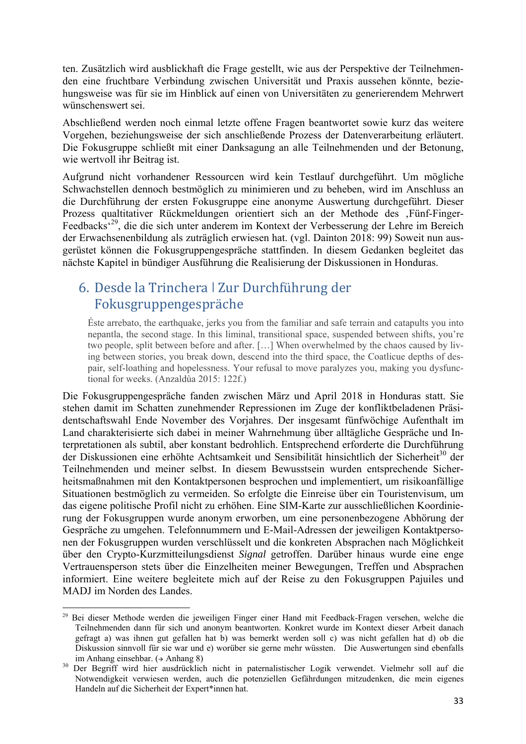ten. Zusätzlich wird ausblickhaft die Frage gestellt, wie aus der Perspektive der Teilnehmenden eine fruchtbare Verbindung zwischen Universität und Praxis aussehen könnte, beziehungsweise was für sie im Hinblick auf einen von Universitäten zu generierendem Mehrwert wünschenswert sei.

Abschließend werden noch einmal letzte offene Fragen beantwortet sowie kurz das weitere Vorgehen, beziehungsweise der sich anschließende Prozess der Datenverarbeitung erläutert. Die Fokusgruppe schließt mit einer Danksagung an alle Teilnehmenden und der Betonung, wie wertvoll ihr Beitrag ist.

Aufgrund nicht vorhandener Ressourcen wird kein Testlauf durchgeführt. Um mögliche Schwachstellen dennoch bestmöglich zu minimieren und zu beheben, wird im Anschluss an die Durchführung der ersten Fokusgruppe eine anonyme Auswertung durchgeführt. Dieser Prozess qualtitativer Rückmeldungen orientiert sich an der Methode des ‚Fünf-Finger-Feedbacks‘[29], die die sich unter anderem im Kontext der Verbesserung der Lehre im Bereich der Erwachsenenbildung als zuträglich erwiesen hat. (vgl. Dainton 2018: 99) Soweit nun ausgerüstet können die Fokusgruppengespräche stattfinden. In diesem Gedanken begleitet das nächste Kapitel in bündiger Ausführung die Realisierung der Diskussionen in Honduras.

## 6. Desde la Trinchera | Zur Durchführung der Fokusgruppengespräche

> Éste arrebato, the earthquake, jerks you from the familiar and safe terrain and catapults you into nepantla, the second stage. In this liminal, transitional space, suspended between shifts, you're two people, split between before and after. […] When overwhelmed by the chaos caused by living between stories, you break down, descend into the third space, the Coatlicue depths of despair, self-loathing and hopelessness. Your refusal to move paralyzes you, making you dysfunctional for weeks. (Anzaldùa 2015: 122f.)

Die Fokusgruppengespräche fanden zwischen März und April 2018 in Honduras statt. Sie stehen damit im Schatten zunehmender Repressionen im Zuge der konfliktbeladenen Präsidentschaftswahl Ende November des Vorjahres. Der insgesamt fünfwöchige Aufenthalt im Land charakterisierte sich dabei in meiner Wahrnehmung über alltägliche Gespräche und Interpretationen als subtil, aber konstant bedrohlich. Entsprechend erforderte die Durchführung der Diskussionen eine erhöhte Achtsamkeit und Sensibilität hinsichtlich der Sicherheit[30] der Teilnehmenden und meiner selbst. In diesem Bewusstsein wurden entsprechende Sicherheitsmaßnahmen mit den Kontaktpersonen besprochen und implementiert, um risikoanfällige Situationen bestmöglich zu vermeiden. So erfolgte die Einreise über ein Touristenvisum, um das eigene politische Profil nicht zu erhöhen. Eine SIM-Karte zur ausschließlichen Koordinierung der Fokusgruppen wurde anonym erworben, um eine personenbezogene Abhörung der Gespräche zu umgehen. Telefonnummern und E-Mail-Adressen der jeweiligen Kontaktpersonen der Fokusgruppen wurden verschlüsselt und die konkreten Absprachen nach Möglichkeit über den Crypto-Kurzmitteilungsdienst *Signal* getroffen. Darüber hinaus wurde eine enge Vertrauensperson stets über die Einzelheiten meiner Bewegungen, Treffen und Absprachen informiert. Eine weitere begleitete mich auf der Reise zu den Fokusgruppen Pajuiles und MADJ im Norden des Landes.

---

[29] Bei dieser Methode werden die jeweiligen Finger einer Hand mit Feedback-Fragen versehen, welche die Teilnehmenden dann für sich und anonym beantworten. Konkret wurde im Kontext dieser Arbeit danach gefragt a) was ihnen gut gefallen hat b) was bemerkt werden soll c) was nicht gefallen hat d) ob die Diskussion sinnvoll für sie war und e) worüber sie gerne mehr wüssten. Die Auswertungen sind ebenfalls im Anhang einsehbar. (→ Anhang 8)

[30] Der Begriff wird hier ausdrücklich nicht in paternalistischer Logik verwendet. Vielmehr soll auf die Notwendigkeit verwiesen werden, auch die potenziellen Gefährdungen mitzudenken, die mein eigenes Handeln auf die Sicherheit der Expert*innen hat.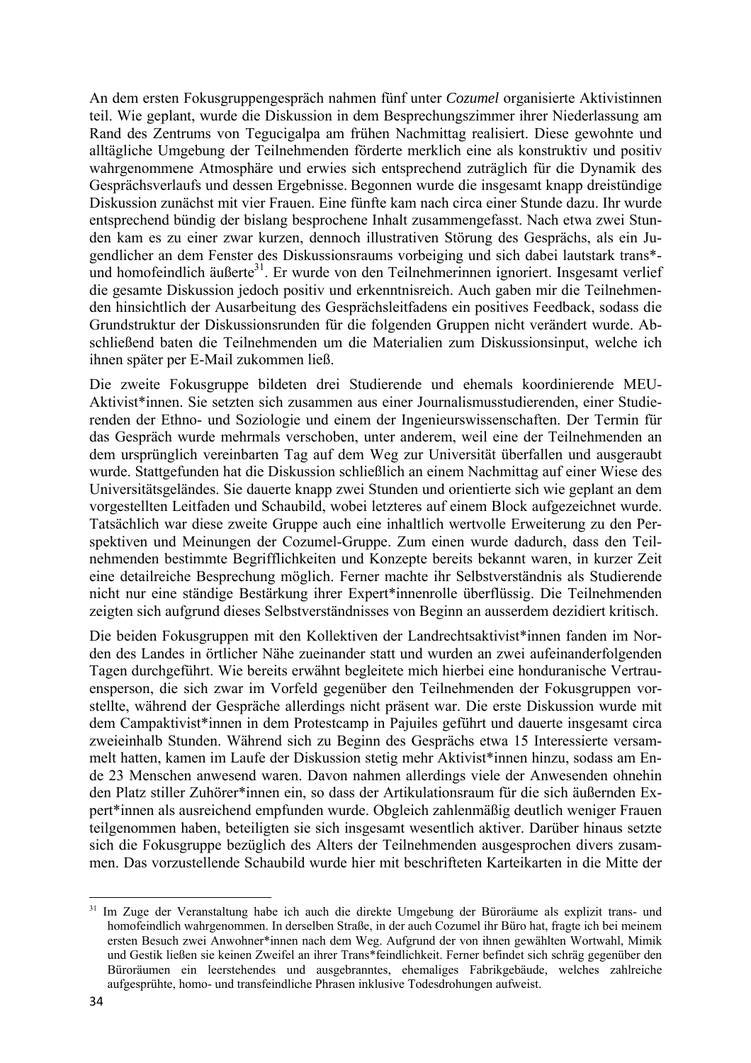An dem ersten Fokusgruppengespräch nahmen fünf unter *Cozumel* organisierte Aktivistinnen teil. Wie geplant, wurde die Diskussion in dem Besprechungszimmer ihrer Niederlassung am Rand des Zentrums von Tegucigalpa am frühen Nachmittag realisiert. Diese gewohnte und alltägliche Umgebung der Teilnehmenden förderte merklich eine als konstruktiv und positiv wahrgenommene Atmosphäre und erwies sich entsprechend zuträglich für die Dynamik des Gesprächsverlaufs und dessen Ergebnisse. Begonnen wurde die insgesamt knapp dreistündige Diskussion zunächst mit vier Frauen. Eine fünfte kam nach circa einer Stunde dazu. Ihr wurde entsprechend bündig der bislang besprochene Inhalt zusammengefasst. Nach etwa zwei Stunden kam es zu einer zwar kurzen, dennoch illustrativen Störung des Gesprächs, als ein Jugendlicher an dem Fenster des Diskussionsraums vorbeiging und sich dabei lautstark trans*- und homofeindlich äußerte[31]. Er wurde von den Teilnehmerinnen ignoriert. Insgesamt verlief die gesamte Diskussion jedoch positiv und erkenntnisreich. Auch gaben mir die Teilnehmenden hinsichtlich der Ausarbeitung des Gesprächsleitfadens ein positives Feedback, sodass die Grundstruktur der Diskussionsrunden für die folgenden Gruppen nicht verändert wurde. Abschließend baten die Teilnehmenden um die Materialien zum Diskussionsinput, welche ich ihnen später per E-Mail zukommen ließ.

Die zweite Fokusgruppe bildeten drei Studierende und ehemals koordinierende MEU-Aktivist*innen. Sie setzten sich zusammen aus einer Journalismusstudierenden, einer Studierenden der Ethno- und Soziologie und einem der Ingenieurswissenschaften. Der Termin für das Gespräch wurde mehrmals verschoben, unter anderem, weil eine der Teilnehmenden an dem ursprünglich vereinbarten Tag auf dem Weg zur Universität überfallen und ausgeraubt wurde. Stattgefunden hat die Diskussion schließlich an einem Nachmittag auf einer Wiese des Universitätsgeländes. Sie dauerte knapp zwei Stunden und orientierte sich wie geplant an dem vorgestellten Leitfaden und Schaubild, wobei letzteres auf einem Block aufgezeichnet wurde. Tatsächlich war diese zweite Gruppe auch eine inhaltlich wertvolle Erweiterung zu den Perspektiven und Meinungen der Cozumel-Gruppe. Zum einen wurde dadurch, dass den Teilnehmenden bestimmte Begrifflichkeiten und Konzepte bereits bekannt waren, in kurzer Zeit eine detailreiche Besprechung möglich. Ferner machte ihr Selbstverständnis als Studierende nicht nur eine ständige Bestärkung ihrer Expert*innenrolle überflüssig. Die Teilnehmenden zeigten sich aufgrund dieses Selbstverständnisses von Beginn an ausserdem dezidiert kritisch.

Die beiden Fokusgruppen mit den Kollektiven der Landrechtsaktivist*innen fanden im Norden des Landes in örtlicher Nähe zueinander statt und wurden an zwei aufeinanderfolgenden Tagen durchgeführt. Wie bereits erwähnt begleitete mich hierbei eine honduranische Vertrauensperson, die sich zwar im Vorfeld gegenüber den Teilnehmenden der Fokusgruppen vorstellte, während der Gespräche allerdings nicht präsent war. Die erste Diskussion wurde mit dem Campaktivist*innen in dem Protestcamp in Pajuiles geführt und dauerte insgesamt circa zweieinhalb Stunden. Während sich zu Beginn des Gesprächs etwa 15 Interessierte versammelt hatten, kamen im Laufe der Diskussion stetig mehr Aktivist*innen hinzu, sodass am Ende 23 Menschen anwesend waren. Davon nahmen allerdings viele der Anwesenden ohnehin den Platz stiller Zuhörer*innen ein, so dass der Artikulationsraum für die sich äußernden Expert*innen als ausreichend empfunden wurde. Obgleich zahlenmäßig deutlich weniger Frauen teilgenommen haben, beteiligten sie sich insgesamt wesentlich aktiver. Darüber hinaus setzte sich die Fokusgruppe bezüglich des Alters der Teilnehmenden ausgesprochen divers zusammen. Das vorzustellende Schaubild wurde hier mit beschrifteten Karteikarten in die Mitte der

---

[31] Im Zuge der Veranstaltung habe ich auch die direkte Umgebung der Büroräume als explizit trans- und homofeindlich wahrgenommen. In derselben Straße, in der auch Cozumel ihr Büro hat, fragte ich bei meinem ersten Besuch zwei Anwohner*innen nach dem Weg. Aufgrund der von ihnen gewählten Wortwahl, Mimik und Gestik ließen sie keinen Zweifel an ihrer Trans*feindlichkeit. Ferner befindet sich schräg gegenüber den Büroräumen ein leerstehendes und ausgebranntes, ehemaliges Fabrikgebäude, welches zahlreiche aufgesprühte, homo- und transfeindliche Phrasen inklusive Todesdrohungen aufweist.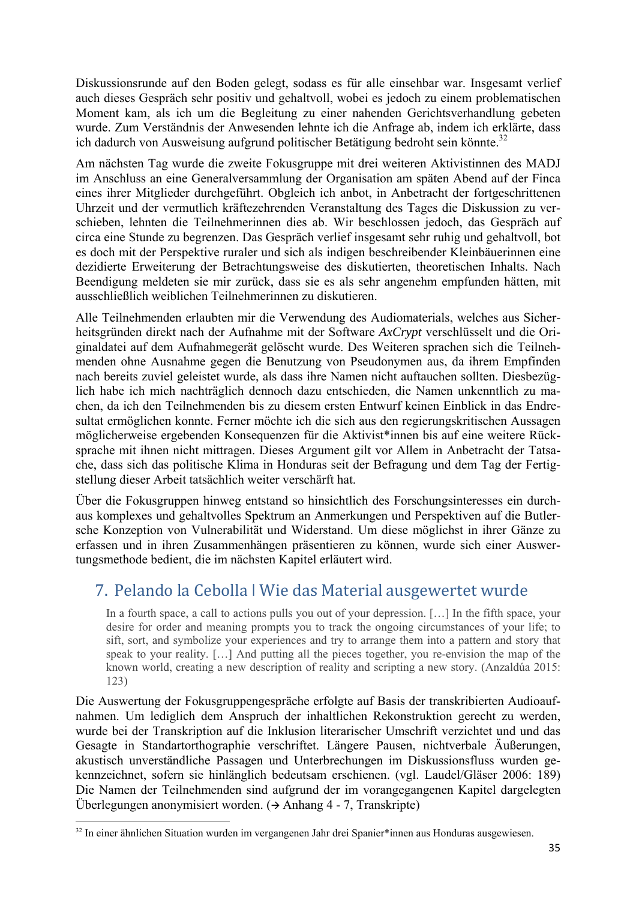Diskussionsrunde auf den Boden gelegt, sodass es für alle einsehbar war. Insgesamt verlief auch dieses Gespräch sehr positiv und gehaltvoll, wobei es jedoch zu einem problematischen Moment kam, als ich um die Begleitung zu einer nahenden Gerichtsverhandlung gebeten wurde. Zum Verständnis der Anwesenden lehnte ich die Anfrage ab, indem ich erklärte, dass ich dadurch von Ausweisung aufgrund politischer Betätigung bedroht sein könnte.[32]

Am nächsten Tag wurde die zweite Fokusgruppe mit drei weiteren Aktivistinnen des MADJ im Anschluss an eine Generalversammlung der Organisation am späten Abend auf der Finca eines ihrer Mitglieder durchgeführt. Obgleich ich anbot, in Anbetracht der fortgeschrittenen Uhrzeit und der vermutlich kräftezehrenden Veranstaltung des Tages die Diskussion zu verschieben, lehnten die Teilnehmerinnen dies ab. Wir beschlossen jedoch, das Gespräch auf circa eine Stunde zu begrenzen. Das Gespräch verlief insgesamt sehr ruhig und gehaltvoll, bot es doch mit der Perspektive ruraler und sich als indigen beschreibender Kleinbäuerinnen eine dezidierte Erweiterung der Betrachtungsweise des diskutierten, theoretischen Inhalts. Nach Beendigung meldeten sie mir zurück, dass sie es als sehr angenehm empfunden hätten, mit ausschließlich weiblichen Teilnehmerinnen zu diskutieren.

Alle Teilnehmenden erlaubten mir die Verwendung des Audiomaterials, welches aus Sicherheitsgründen direkt nach der Aufnahme mit der Software *AxCrypt* verschlüsselt und die Originaldatei auf dem Aufnahmegerät gelöscht wurde. Des Weiteren sprachen sich die Teilnehmenden ohne Ausnahme gegen die Benutzung von Pseudonymen aus, da ihrem Empfinden nach bereits zuviel geleistet wurde, als dass ihre Namen nicht auftauchen sollten. Diesbezüglich habe ich mich nachträglich dennoch dazu entschieden, die Namen unkenntlich zu machen, da ich den Teilnehmenden bis zu diesem ersten Entwurf keinen Einblick in das Endresultat ermöglichen konnte. Ferner möchte ich die sich aus den regierungskritischen Aussagen möglicherweise ergebenden Konsequenzen für die Aktivist*innen bis auf eine weitere Rücksprache mit ihnen nicht mittragen. Dieses Argument gilt vor Allem in Anbetracht der Tatsache, dass sich das politische Klima in Honduras seit der Befragung und dem Tag der Fertigstellung dieser Arbeit tatsächlich weiter verschärft hat.

Über die Fokusgruppen hinweg entstand so hinsichtlich des Forschungsinteresses ein durchaus komplexes und gehaltvolles Spektrum an Anmerkungen und Perspektiven auf die Butlersche Konzeption von Vulnerabilität und Widerstand. Um diese möglichst in ihrer Gänze zu erfassen und in ihren Zusammenhängen präsentieren zu können, wurde sich einer Auswertungsmethode bedient, die im nächsten Kapitel erläutert wird.

# 7. Pelando la Cebolla | Wie das Material ausgewertet wurde

> In a fourth space, a call to actions pulls you out of your depression. […] In the fifth space, your desire for order and meaning prompts you to track the ongoing circumstances of your life; to sift, sort, and symbolize your experiences and try to arrange them into a pattern and story that speak to your reality. […] And putting all the pieces together, you re-envision the map of the known world, creating a new description of reality and scripting a new story. (Anzaldúa 2015: 123)

Die Auswertung der Fokusgruppengespräche erfolgte auf Basis der transkribierten Audioaufnahmen. Um lediglich dem Anspruch der inhaltlichen Rekonstruktion gerecht zu werden, wurde bei der Transkription auf die Inklusion literarischer Umschrift verzichtet und und das Gesagte in Standartorthographie verschriftet. Längere Pausen, nichtverbale Äußerungen, akustisch unverständliche Passagen und Unterbrechungen im Diskussionsfluss wurden gekennzeichnet, sofern sie hinlänglich bedeutsam erschienen. (vgl. Laudel/Gläser 2006: 189) Die Namen der Teilnehmenden sind aufgrund der im vorangegangenen Kapitel dargelegten Überlegungen anonymisiert worden. (→ Anhang 4 - 7, Transkripte)

[32] In einer ähnlichen Situation wurden im vergangenen Jahr drei Spanier*innen aus Honduras ausgewiesen.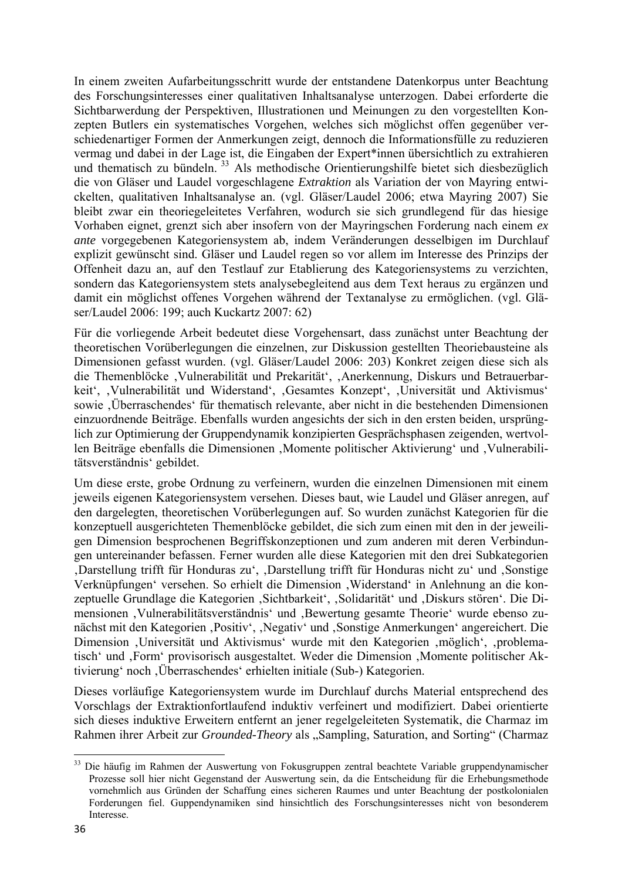In einem zweiten Aufarbeitungsschritt wurde der entstandene Datenkorpus unter Beachtung des Forschungsinteresses einer qualitativen Inhaltsanalyse unterzogen. Dabei erforderte die Sichtbarwerdung der Perspektiven, Illustrationen und Meinungen zu den vorgestellten Konzepten Butlers ein systematisches Vorgehen, welches sich möglichst offen gegenüber verschiedenartiger Formen der Anmerkungen zeigt, dennoch die Informationsfülle zu reduzieren vermag und dabei in der Lage ist, die Eingaben der Expert*innen übersichtlich zu extrahieren und thematisch zu bündeln. [33] Als methodische Orientierungshilfe bietet sich diesbezüglich die von Gläser und Laudel vorgeschlagene *Extraktion* als Variation der von Mayring entwickelten, qualitativen Inhaltsanalyse an. (vgl. Gläser/Laudel 2006; etwa Mayring 2007) Sie bleibt zwar ein theoriegeleitetes Verfahren, wodurch sie sich grundlegend für das hiesige Vorhaben eignet, grenzt sich aber insofern von der Mayringschen Forderung nach einem *ex ante* vorgegebenen Kategoriensystem ab, indem Veränderungen desselbigen im Durchlauf explizit gewünscht sind. Gläser und Laudel regen so vor allem im Interesse des Prinzips der Offenheit dazu an, auf den Testlauf zur Etablierung des Kategoriensystems zu verzichten, sondern das Kategoriensystem stets analysebegleitend aus dem Text heraus zu ergänzen und damit ein möglichst offenes Vorgehen während der Textanalyse zu ermöglichen. (vgl. Gläser/Laudel 2006: 199; auch Kuckartz 2007: 62)

Für die vorliegende Arbeit bedeutet diese Vorgehensart, dass zunächst unter Beachtung der theoretischen Vorüberlegungen die einzelnen, zur Diskussion gestellten Theoriebausteine als Dimensionen gefasst wurden. (vgl. Gläser/Laudel 2006: 203) Konkret zeigen diese sich als die Themenblöcke ‚Vulnerabilität und Prekarität', ‚Anerkennung, Diskurs und Betrauerbarkeit', ‚Vulnerabilität und Widerstand', ‚Gesamtes Konzept', ‚Universität und Aktivismus' sowie ‚Überraschendes' für thematisch relevante, aber nicht in die bestehenden Dimensionen einzuordnende Beiträge. Ebenfalls wurden angesichts der sich in den ersten beiden, ursprünglich zur Optimierung der Gruppendynamik konzipierten Gesprächsphasen zeigenden, wertvollen Beiträge ebenfalls die Dimensionen ‚Momente politischer Aktivierung' und ‚Vulnerabilitätsverständnis' gebildet.

Um diese erste, grobe Ordnung zu verfeinern, wurden die einzelnen Dimensionen mit einem jeweils eigenen Kategoriensystem versehen. Dieses baut, wie Laudel und Gläser anregen, auf den dargelegten, theoretischen Vorüberlegungen auf. So wurden zunächst Kategorien für die konzeptuell ausgerichteten Themenblöcke gebildet, die sich zum einen mit den in der jeweiligen Dimension besprochenen Begriffskonzeptionen und zum anderen mit deren Verbindungen untereinander befassen. Ferner wurden alle diese Kategorien mit den drei Subkategorien ‚Darstellung trifft für Honduras zu', ‚Darstellung trifft für Honduras nicht zu' und ‚Sonstige Verknüpfungen' versehen. So erhielt die Dimension ‚Widerstand' in Anlehnung an die konzeptuelle Grundlage die Kategorien ‚Sichtbarkeit', ‚Solidarität' und ‚Diskurs stören'. Die Dimensionen ‚Vulnerabilitätsverständnis' und ‚Bewertung gesamte Theorie' wurde ebenso zunächst mit den Kategorien ‚Positiv', ‚Negativ' und ‚Sonstige Anmerkungen' angereichert. Die Dimension ‚Universität und Aktivismus' wurde mit den Kategorien ‚möglich', ‚problematisch' und ‚Form' provisorisch ausgestaltet. Weder die Dimension ‚Momente politischer Aktivierung' noch ‚Überraschendes' erhielten initiale (Sub-) Kategorien.

Dieses vorläufige Kategoriensystem wurde im Durchlauf durchs Material entsprechend des Vorschlags der Extraktionfortlaufend induktiv verfeinert und modifiziert. Dabei orientierte sich dieses induktive Erweitern entfernt an jener regelgeleiteten Systematik, die Charmaz im Rahmen ihrer Arbeit zur *Grounded-Theory* als „Sampling, Saturation, and Sorting" (Charmaz

[33] Die häufig im Rahmen der Auswertung von Fokusgruppen zentral beachtete Variable gruppendynamischer Prozesse soll hier nicht Gegenstand der Auswertung sein, da die Entscheidung für die Erhebungsmethode vornehmlich aus Gründen der Schaffung eines sicheren Raumes und unter Beachtung der postkolonialen Forderungen fiel. Guppendynamiken sind hinsichtlich des Forschungsinteresses nicht von besonderem Interesse.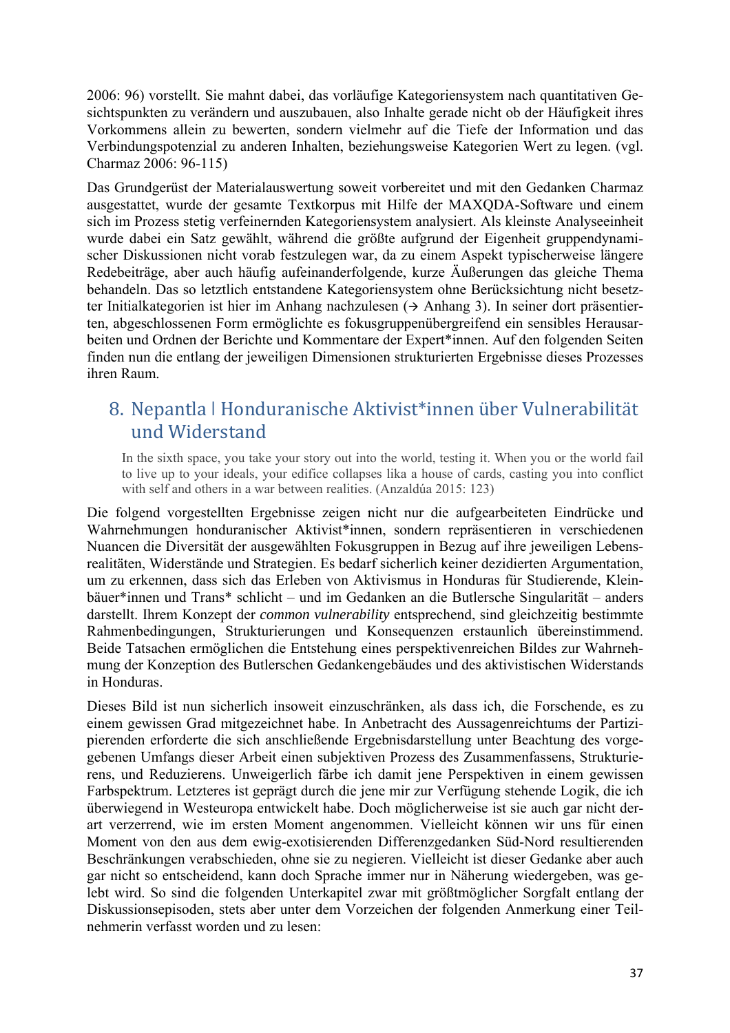2006: 96) vorstellt. Sie mahnt dabei, das vorläufige Kategoriensystem nach quantitativen Gesichtspunkten zu verändern und auszubauen, also Inhalte gerade nicht ob der Häufigkeit ihres Vorkommens allein zu bewerten, sondern vielmehr auf die Tiefe der Information und das Verbindungspotenzial zu anderen Inhalten, beziehungsweise Kategorien Wert zu legen. (vgl. Charmaz 2006: 96-115)

Das Grundgerüst der Materialauswertung soweit vorbereitet und mit den Gedanken Charmaz ausgestattet, wurde der gesamte Textkorpus mit Hilfe der MAXQDA-Software und einem sich im Prozess stetig verfeinernden Kategoriensystem analysiert. Als kleinste Analyseeinheit wurde dabei ein Satz gewählt, während die größte aufgrund der Eigenheit gruppendynamischer Diskussionen nicht vorab festzulegen war, da zu einem Aspekt typischerweise längere Redebeiträge, aber auch häufig aufeinanderfolgende, kurze Äußerungen das gleiche Thema behandeln. Das so letztlich entstandene Kategoriensystem ohne Berücksichtigung nicht besetzter Initialkategorien ist hier im Anhang nachzulesen (→ Anhang 3). In seiner dort präsentierten, abgeschlossenen Form ermöglichte es fokusgruppenübergreifend ein sensibles Herausarbeiten und Ordnen der Berichte und Kommentare der Expert*innen. Auf den folgenden Seiten finden nun die entlang der jeweiligen Dimensionen strukturierten Ergebnisse dieses Prozesses ihren Raum.

# 8. Nepantla | Honduranische Aktivist*innen über Vulnerabilität und Widerstand

> In the sixth space, you take your story out into the world, testing it. When you or the world fail to live up to your ideals, your edifice collapses lika a house of cards, casting you into conflict with self and others in a war between realities. (Anzaldúa 2015: 123)

Die folgend vorgestellten Ergebnisse zeigen nicht nur die aufgearbeiteten Eindrücke und Wahrnehmungen honduranischer Aktivist*innen, sondern repräsentieren in verschiedenen Nuancen die Diversität der ausgewählten Fokusgruppen in Bezug auf ihre jeweiligen Lebensrealitäten, Widerstände und Strategien. Es bedarf sicherlich keiner dezidierten Argumentation, um zu erkennen, dass sich das Erleben von Aktivismus in Honduras für Studierende, Kleinbäuer*innen und Trans* schlicht – und im Gedanken an die Butlersche Singularität – anders darstellt. Ihrem Konzept der *common vulnerability* entsprechend, sind gleichzeitig bestimmte Rahmenbedingungen, Strukturierungen und Konsequenzen erstaunlich übereinstimmend. Beide Tatsachen ermöglichen die Entstehung eines perspektivenreichen Bildes zur Wahrnehmung der Konzeption des Butlerschen Gedankengebäudes und des aktivistischen Widerstands in Honduras.

Dieses Bild ist nun sicherlich insoweit einzuschränken, als dass ich, die Forschende, es zu einem gewissen Grad mitgezeichnet habe. In Anbetracht des Aussagenreichtums der Partizipierenden erforderte die sich anschließende Ergebnisdarstellung unter Beachtung des vorgegebenen Umfangs dieser Arbeit einen subjektiven Prozess des Zusammenfassens, Strukturierens, und Reduzierens. Unweigerlich färbe ich damit jene Perspektiven in einem gewissen Farbspektrum. Letzteres ist geprägt durch die jene mir zur Verfügung stehende Logik, die ich überwiegend in Westeuropa entwickelt habe. Doch möglicherweise ist sie auch gar nicht derart verzerrend, wie im ersten Moment angenommen. Vielleicht können wir uns für einen Moment von den aus dem ewig-exotisierenden Differenzgedanken Süd-Nord resultierenden Beschränkungen verabschieden, ohne sie zu negieren. Vielleicht ist dieser Gedanke aber auch gar nicht so entscheidend, kann doch Sprache immer nur in Näherung wiedergeben, was gelebt wird. So sind die folgenden Unterkapitel zwar mit größtmöglicher Sorgfalt entlang der Diskussionsepisoden, stets aber unter dem Vorzeichen der folgenden Anmerkung einer Teilnehmerin verfasst worden und zu lesen: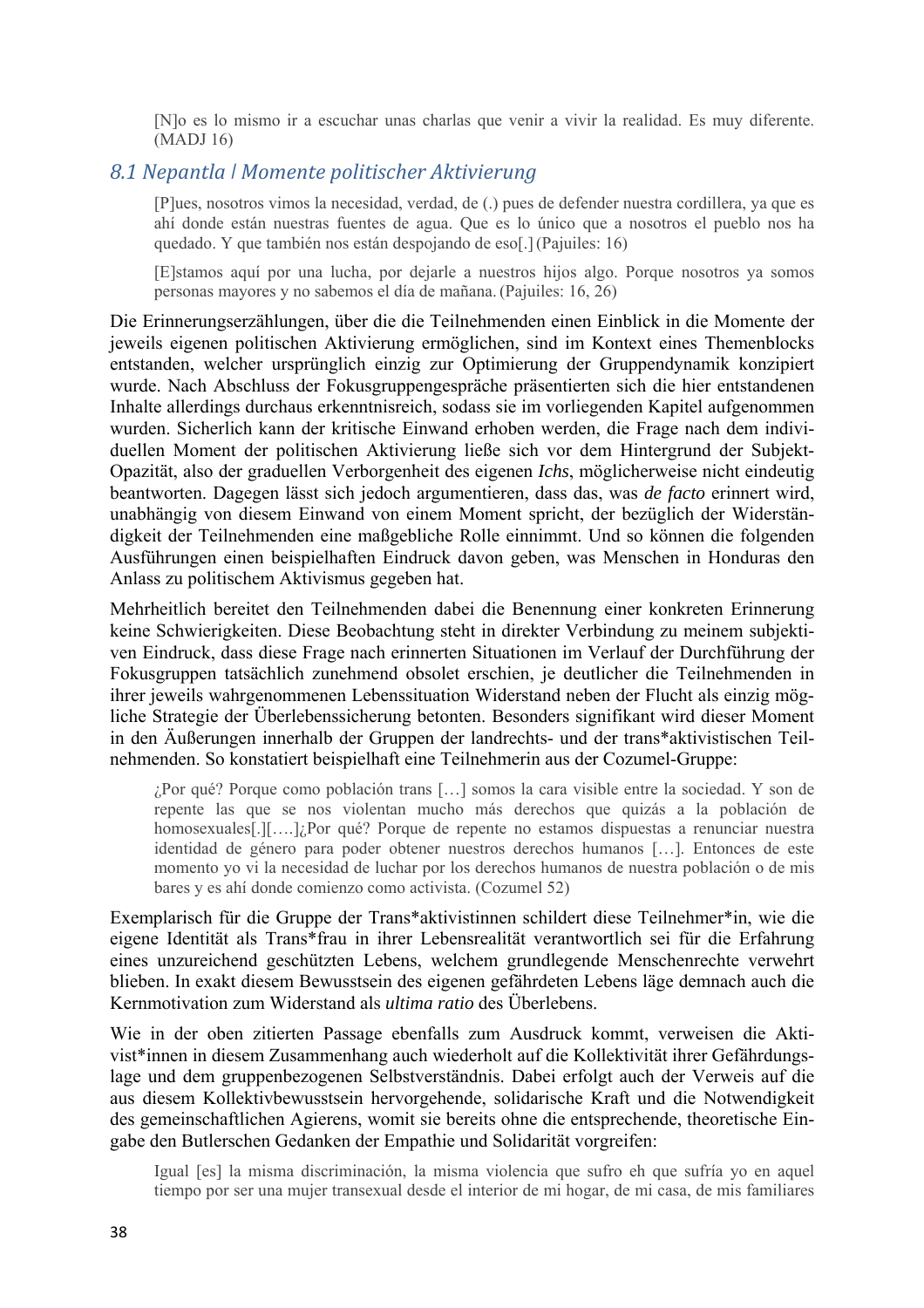> [N]o es lo mismo ir a escuchar unas charlas que venir a vivir la realidad. Es muy diferente. (MADJ 16)

## 8.1 Nepantla | Momente politischer Aktivierung

> [P]ues, nosotros vimos la necesidad, verdad, de (.) pues de defender nuestra cordillera, ya que es ahí donde están nuestras fuentes de agua. Que es lo único que a nosotros el pueblo nos ha quedado. Y que también nos están despojando de eso[.] (Pajuiles: 16)

> [E]stamos aquí por una lucha, por dejarle a nuestros hijos algo. Porque nosotros ya somos personas mayores y no sabemos el día de mañana. (Pajuiles: 16, 26)

Die Erinnerungserzählungen, über die die Teilnehmenden einen Einblick in die Momente der jeweils eigenen politischen Aktivierung ermöglichen, sind im Kontext eines Themenblocks entstanden, welcher ursprünglich einzig zur Optimierung der Gruppendynamik konzipiert wurde. Nach Abschluss der Fokusgruppengespräche präsentierten sich die hier entstandenen Inhalte allerdings durchaus erkenntnisreich, sodass sie im vorliegenden Kapitel aufgenommen wurden. Sicherlich kann der kritische Einwand erhoben werden, die Frage nach dem individuellen Moment der politischen Aktivierung ließe sich vor dem Hintergrund der Subjekt-Opazität, also der graduellen Verborgenheit des eigenen *Ichs*, möglicherweise nicht eindeutig beantworten. Dagegen lässt sich jedoch argumentieren, dass das, was *de facto* erinnert wird, unabhängig von diesem Einwand von einem Moment spricht, der bezüglich der Widerständigkeit der Teilnehmenden eine maßgebliche Rolle einnimmt. Und so können die folgenden Ausführungen einen beispielhaften Eindruck davon geben, was Menschen in Honduras den Anlass zu politischem Aktivismus gegeben hat.

Mehrheitlich bereitet den Teilnehmenden dabei die Benennung einer konkreten Erinnerung keine Schwierigkeiten. Diese Beobachtung steht in direkter Verbindung zu meinem subjektiven Eindruck, dass diese Frage nach erinnerten Situationen im Verlauf der Durchführung der Fokusgruppen tatsächlich zunehmend obsolet erschien, je deutlicher die Teilnehmenden in ihrer jeweils wahrgenommenen Lebenssituation Widerstand neben der Flucht als einzig mögliche Strategie der Überlebenssicherung betonten. Besonders signifikant wird dieser Moment in den Äußerungen innerhalb der Gruppen der landrechts- und der trans*aktivistischen Teilnehmenden. So konstatiert beispielhaft eine Teilnehmerin aus der Cozumel-Gruppe:

> ¿Por qué? Porque como población trans […] somos la cara visible entre la sociedad. Y son de repente las que se nos violentan mucho más derechos que quizás a la población de homosexuales[.][….]¿Por qué? Porque de repente no estamos dispuestas a renunciar nuestra identidad de género para poder obtener nuestros derechos humanos […]. Entonces de este momento yo vi la necesidad de luchar por los derechos humanos de nuestra población o de mis bares y es ahí donde comienzo como activista. (Cozumel 52)

Exemplarisch für die Gruppe der Trans*aktivistinnen schildert diese Teilnehmer*in, wie die eigene Identität als Trans*frau in ihrer Lebensrealität verantwortlich sei für die Erfahrung eines unzureichend geschützten Lebens, welchem grundlegende Menschenrechte verwehrt blieben. In exakt diesem Bewusstsein des eigenen gefährdeten Lebens läge demnach auch die Kernmotivation zum Widerstand als *ultima ratio* des Überlebens.

Wie in der oben zitierten Passage ebenfalls zum Ausdruck kommt, verweisen die Aktivist*innen in diesem Zusammenhang auch wiederholt auf die Kollektivität ihrer Gefährdungslage und dem gruppenbezogenen Selbstverständnis. Dabei erfolgt auch der Verweis auf die aus diesem Kollektivbewusstsein hervorgehende, solidarische Kraft und die Notwendigkeit des gemeinschaftlichen Agierens, womit sie bereits ohne die entsprechende, theoretische Eingabe den Butlerschen Gedanken der Empathie und Solidarität vorgreifen:

> Igual [es] la misma discriminación, la misma violencia que sufro eh que sufría yo en aquel tiempo por ser una mujer transexual desde el interior de mi hogar, de mi casa, de mis familiares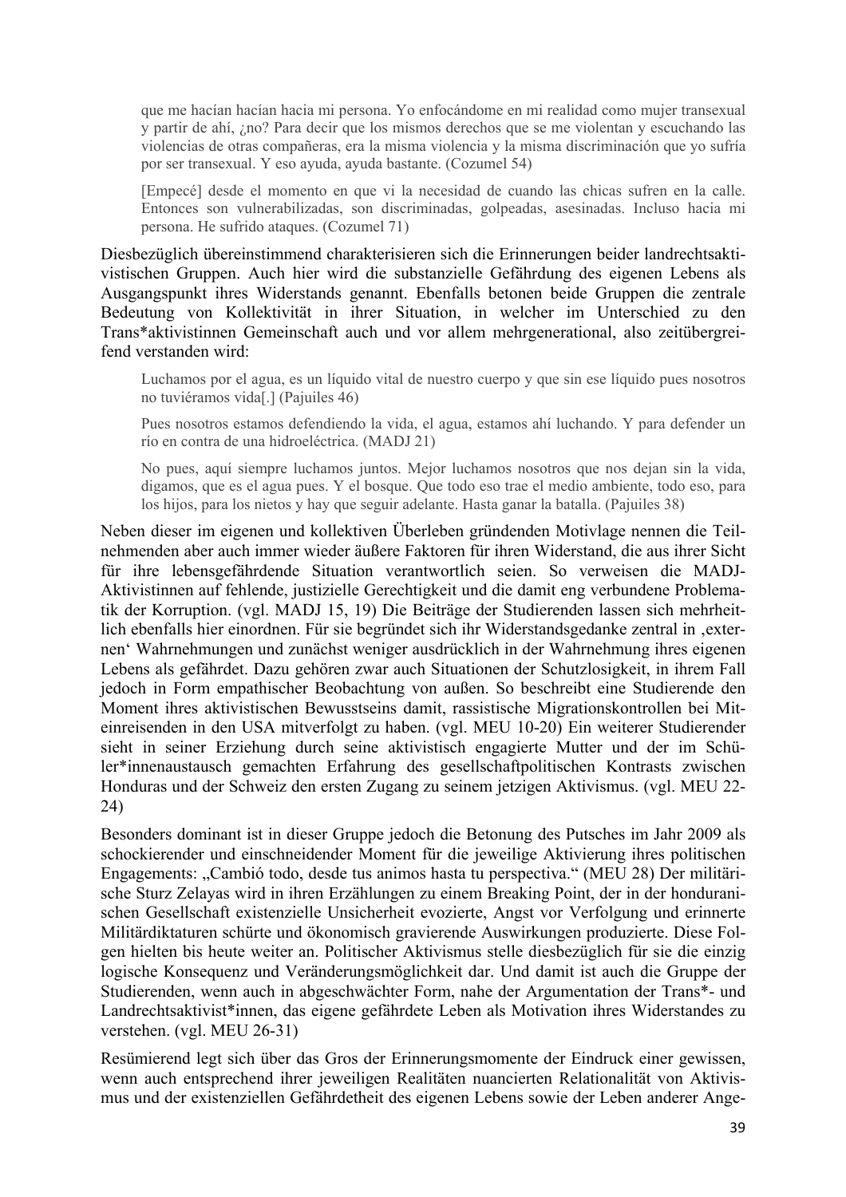> que me hacían hacían hacia mi persona. Yo enfocándome en mi realidad como mujer transexual y partir de ahí, ¿no? Para decir que los mismos derechos que se me violentan y escuchando las violencias de otras compañeras, era la misma violencia y la misma discriminación que yo sufría por ser transexual. Y eso ayuda, ayuda bastante. (Cozumel 54)

> [Empecé] desde el momento en que vi la necesidad de cuando las chicas sufren en la calle. Entonces son vulnerabilizadas, son discriminadas, golpeadas, asesinadas. Incluso hacia mi persona. He sufrido ataques. (Cozumel 71)

Diesbezüglich übereinstimmend charakterisieren sich die Erinnerungen beider landrechtsaktivistischen Gruppen. Auch hier wird die substanzielle Gefährdung des eigenen Lebens als Ausgangspunkt ihres Widerstands genannt. Ebenfalls betonen beide Gruppen die zentrale Bedeutung von Kollektivität in ihrer Situation, in welcher im Unterschied zu den Trans*aktivistinnen Gemeinschaft auch und vor allem mehrgenerational, also zeitübergreifend verstanden wird:

> Luchamos por el agua, es un líquido vital de nuestro cuerpo y que sin ese líquido pues nosotros no tuviéramos vida[.] (Pajuiles 46)

> Pues nosotros estamos defendiendo la vida, el agua, estamos ahí luchando. Y para defender un río en contra de una hidroeléctrica. (MADJ 21)

> No pues, aquí siempre luchamos juntos. Mejor luchamos nosotros que nos dejan sin la vida, digamos, que es el agua pues. Y el bosque. Que todo eso trae el medio ambiente, todo eso, para los hijos, para los nietos y hay que seguir adelante. Hasta ganar la batalla. (Pajuiles 38)

Neben dieser im eigenen und kollektiven Überleben gründenden Motivlage nennen die Teilnehmenden aber auch immer wieder äußere Faktoren für ihren Widerstand, die aus ihrer Sicht für ihre lebensgefährdende Situation verantwortlich seien. So verweisen die MADJ-Aktivistinnen auf fehlende, justizielle Gerechtigkeit und die damit eng verbundene Problematik der Korruption. (vgl. MADJ 15, 19) Die Beiträge der Studierenden lassen sich mehrheitlich ebenfalls hier einordnen. Für sie begründet sich ihr Widerstandsgedanke zentral in ‚externen' Wahrnehmungen und zunächst weniger ausdrücklich in der Wahrnehmung ihres eigenen Lebens als gefährdet. Dazu gehören zwar auch Situationen der Schutzlosigkeit, in ihrem Fall jedoch in Form empathischer Beobachtung von außen. So beschreibt eine Studierende den Moment ihres aktivistischen Bewusstseins damit, rassistische Migrationskontrollen bei Miteinreisenden in den USA mitverfolgt zu haben. (vgl. MEU 10-20) Ein weiterer Studierender sieht in seiner Erziehung durch seine aktivistisch engagierte Mutter und der im Schüler*innenaustausch gemachten Erfahrung des gesellschaftpolitischen Kontrasts zwischen Honduras und der Schweiz den ersten Zugang zu seinem jetzigen Aktivismus. (vgl. MEU 22-24)

Besonders dominant ist in dieser Gruppe jedoch die Betonung des Putsches im Jahr 2009 als schockierender und einschneidender Moment für die jeweilige Aktivierung ihres politischen Engagements: „Cambió todo, desde tus animos hasta tu perspectiva." (MEU 28) Der militärische Sturz Zelayas wird in ihren Erzählungen zu einem Breaking Point, der in der honduranischen Gesellschaft existenzielle Unsicherheit evozierte, Angst vor Verfolgung und erinnerte Militärdiktaturen schürte und ökonomisch gravierende Auswirkungen produzierte. Diese Folgen hielten bis heute weiter an. Politischer Aktivismus stelle diesbezüglich für sie die einzig logische Konsequenz und Veränderungsmöglichkeit dar. Und damit ist auch die Gruppe der Studierenden, wenn auch in abgeschwächter Form, nahe der Argumentation der Trans*- und Landrechtsaktivist*innen, das eigene gefährdete Leben als Motivation ihres Widerstandes zu verstehen. (vgl. MEU 26-31)

Resümierend legt sich über das Gros der Erinnerungsmomente der Eindruck einer gewissen, wenn auch entsprechend ihrer jeweiligen Realitäten nuancierten Relationalität von Aktivismus und der existenziellen Gefährdetheit des eigenen Lebens sowie der Leben anderer Ange-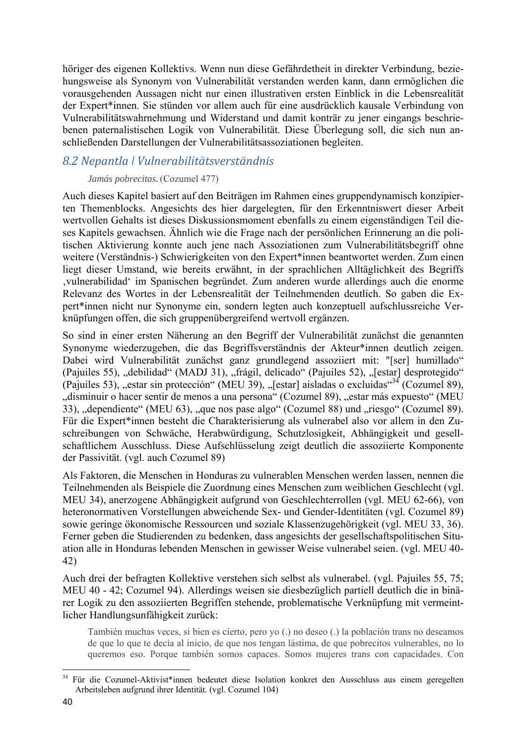höriger des eigenen Kollektivs. Wenn nun diese Gefährdetheit in direkter Verbindung, beziehungsweise als Synonym von Vulnerabilität verstanden werden kann, dann ermöglichen die vorausgehenden Aussagen nicht nur einen illustrativen ersten Einblick in die Lebensrealität der Expert*innen. Sie stünden vor allem auch für eine ausdrücklich kausale Verbindung von Vulnerabilitätswahrnehmung und Widerstand und damit konträr zu jener eingangs beschriebenen paternalistischen Logik von Vulnerabilität. Diese Überlegung soll, die sich nun anschließenden Darstellungen der Vulnerabilitätsassoziationen begleiten.

## 8.2 Nepantla | Vulnerabilitätsverständnis

> *Jamás pobrecitas.* (Cozumel 477)

Auch dieses Kapitel basiert auf den Beiträgen im Rahmen eines gruppendynamisch konzipierten Themenblocks. Angesichts des hier dargelegten, für den Erkenntniswert dieser Arbeit wertvollen Gehalts ist dieses Diskussionsmoment ebenfalls zu einem eigenständigen Teil dieses Kapitels gewachsen. Ähnlich wie die Frage nach der persönlichen Erinnerung an die politischen Aktivierung konnte auch jene nach Assoziationen zum Vulnerabilitätsbegriff ohne weitere (Verständnis-) Schwierigkeiten von den Expert*innen beantwortet werden. Zum einen liegt dieser Umstand, wie bereits erwähnt, in der sprachlichen Alltäglichkeit des Begriffs ‚vulnerabilidad' im Spanischen begründet. Zum anderen wurde allerdings auch die enorme Relevanz des Wortes in der Lebensrealität der Teilnehmenden deutlich. So gaben die Expert*innen nicht nur Synonyme ein, sondern legten auch konzeptuell aufschlussreiche Verknüpfungen offen, die sich gruppenübergreifend wertvoll ergänzen.

So sind in einer ersten Näherung an den Begriff der Vulnerabilität zunächst die genannten Synonyme wiederzugeben, die das Begriffsverständnis der Akteur*innen deutlich zeigen. Dabei wird Vulnerabilität zunächst ganz grundlegend assoziiert mit: "[ser] humillado" (Pajuiles 55), „debilidad" (MADJ 31), „frágil, delicado" (Pajuiles 52), „[estar] desprotegido" (Pajuiles 53), „estar sin protección" (MEU 39), „[estar] aisladas o excluidas"[34] (Cozumel 89), „disminuir o hacer sentir de menos a una persona" (Cozumel 89), „estar más expuesto" (MEU 33), „dependiente" (MEU 63), „que nos pase algo" (Cozumel 88) und „riesgo" (Cozumel 89). Für die Expert*innen besteht die Charakterisierung als vulnerabel also vor allem in den Zuschreibungen von Schwäche, Herabwürdigung, Schutzlosigkeit, Abhängigkeit und gesellschaftlichem Ausschluss. Diese Aufschlüsselung zeigt deutlich die assoziierte Komponente der Passivität. (vgl. auch Cozumel 89)

Als Faktoren, die Menschen in Honduras zu vulnerablen Menschen werden lassen, nennen die Teilnehmenden als Beispiele die Zuordnung eines Menschen zum weiblichen Geschlecht (vgl. MEU 34), anerzogene Abhängigkeit aufgrund von Geschlechterrollen (vgl. MEU 62-66), von heteronormativen Vorstellungen abweichende Sex- und Gender-Identitäten (vgl. Cozumel 89) sowie geringe ökonomische Ressourcen und soziale Klassenzugehörigkeit (vgl. MEU 33, 36). Ferner geben die Studierenden zu bedenken, dass angesichts der gesellschaftspolitischen Situation alle in Honduras lebenden Menschen in gewisser Weise vulnerabel seien. (vgl. MEU 40-42)

Auch drei der befragten Kollektive verstehen sich selbst als vulnerabel. (vgl. Pajuiles 55, 75; MEU 40 - 42; Cozumel 94). Allerdings weisen sie diesbezüglich partiell deutlich die in binärer Logik zu den assoziierten Begriffen stehende, problematische Verknüpfung mit vermeintlicher Handlungsunfähigkeit zurück:

> También muchas veces, si bien es cierto, pero yo (.) no deseo (.) la población trans no deseamos de que lo que te decía al inicio, de que nos tengan lástima, de que pobrecitos vulnerables, no lo queremos eso. Porque también somos capaces. Somos mujeres trans con capacidades. Con

---

[34] Für die Cozumel-Aktivist*innen bedeutet diese Isolation konkret den Ausschluss aus einem geregelten Arbeitsleben aufgrund ihrer Identität. (vgl. Cozumel 104)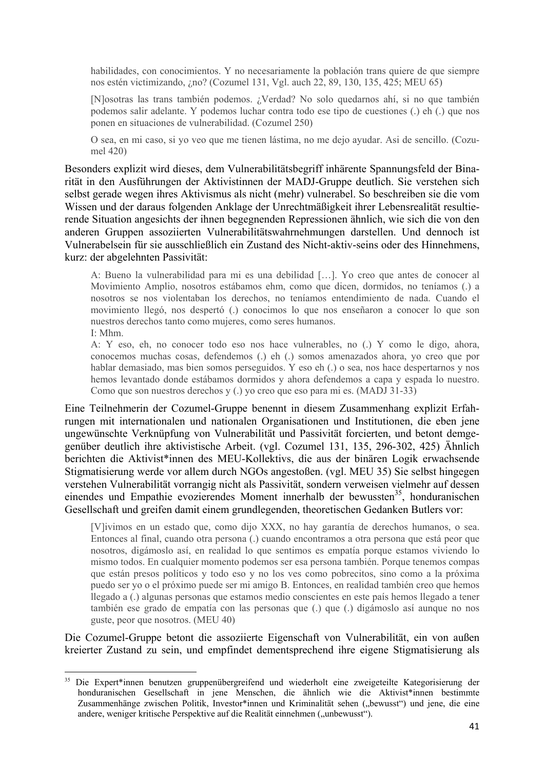> habilidades, con conocimientos. Y no necesariamente la población trans quiere de que siempre nos estén victimizando, ¿no? (Cozumel 131, Vgl. auch 22, 89, 130, 135, 425; MEU 65)

> [N]osotras las trans también podemos. ¿Verdad? No solo quedarnos ahí, si no que también podemos salir adelante. Y podemos luchar contra todo ese tipo de cuestiones (.) eh (.) que nos ponen en situaciones de vulnerabilidad. (Cozumel 250)

> O sea, en mi caso, si yo veo que me tienen lástima, no me dejo ayudar. Asi de sencillo. (Cozumel 420)

Besonders explizit wird dieses, dem Vulnerabilitätsbegriff inhärente Spannungsfeld der Binarität in den Ausführungen der Aktivistinnen der MADJ-Gruppe deutlich. Sie verstehen sich selbst gerade wegen ihres Aktivismus als nicht (mehr) vulnerabel. So beschreiben sie die vom Wissen und der daraus folgenden Anklage der Unrechtmäßigkeit ihrer Lebensrealität resultierende Situation angesichts der ihnen begegnenden Repressionen ähnlich, wie sich die von den anderen Gruppen assoziierten Vulnerabilitätswahrnehmungen darstellen. Und dennoch ist Vulnerabelsein für sie ausschließlich ein Zustand des Nicht-aktiv-seins oder des Hinnehmens, kurz: der abgelehnten Passivität:

> A: Bueno la vulnerabilidad para mi es una debilidad […]. Yo creo que antes de conocer al Movimiento Amplio, nosotros estábamos ehm, como que dicen, dormidos, no teníamos (.) a nosotros se nos violentaban los derechos, no teníamos entendimiento de nada. Cuando el movimiento llegó, nos despertó (.) conocimos lo que nos enseñaron a conocer lo que son nuestros derechos tanto como mujeres, como seres humanos.
> I: Mhm.
> A: Y eso, eh, no conocer todo eso nos hace vulnerables, no (.) Y como le digo, ahora, conocemos muchas cosas, defendemos (.) eh (.) somos amenazados ahora, yo creo que por hablar demasiado, mas bien somos perseguidos. Y eso eh (.) o sea, nos hace despertarnos y nos hemos levantado donde estábamos dormidos y ahora defendemos a capa y espada lo nuestro. Como que son nuestros derechos y (.) yo creo que eso para mi es. (MADJ 31-33)

Eine Teilnehmerin der Cozumel-Gruppe benennt in diesem Zusammenhang explizit Erfahrungen mit internationalen und nationalen Organisationen und Institutionen, die eben jene ungewünschte Verknüpfung von Vulnerabilität und Passivität forcierten, und betont demgegenüber deutlich ihre aktivistische Arbeit. (vgl. Cozumel 131, 135, 296-302, 425) Ähnlich berichten die Aktivist*innen des MEU-Kollektivs, die aus der binären Logik erwachsende Stigmatisierung werde vor allem durch NGOs angestoßen. (vgl. MEU 35) Sie selbst hingegen verstehen Vulnerabilität vorrangig nicht als Passivität, sondern verweisen vielmehr auf dessen einendes und Empathie evozierendes Moment innerhalb der bewussten[35], honduranischen Gesellschaft und greifen damit einem grundlegenden, theoretischen Gedanken Butlers vor:

> [V]ivimos en un estado que, como dijo XXX, no hay garantía de derechos humanos, o sea. Entonces al final, cuando otra persona (.) cuando encontramos a otra persona que está peor que nosotros, digámoslo así, en realidad lo que sentimos es empatía porque estamos viviendo lo mismo todos. En cualquier momento podemos ser esa persona también. Porque tenemos compas que están presos políticos y todo eso y no los ves como pobrecitos, sino como a la próxima puedo ser yo o el próximo puede ser mi amigo B. Entonces, en realidad también creo que hemos llegado a (.) algunas personas que estamos medio conscientes en este país hemos llegado a tener también ese grado de empatía con las personas que (.) que (.) digámoslo así aunque no nos guste, peor que nosotros. (MEU 40)

Die Cozumel-Gruppe betont die assoziierte Eigenschaft von Vulnerabilität, ein von außen kreierter Zustand zu sein, und empfindet dementsprechend ihre eigene Stigmatisierung als

[35] Die Expert*innen benutzen gruppenübergreifend und wiederholt eine zweigeteilte Kategorisierung der honduranischen Gesellschaft in jene Menschen, die ähnlich wie die Aktivist*innen bestimmte Zusammenhänge zwischen Politik, Investor*innen und Kriminalität sehen („bewusst") und jene, die eine andere, weniger kritische Perspektive auf die Realität einnehmen („unbewusst").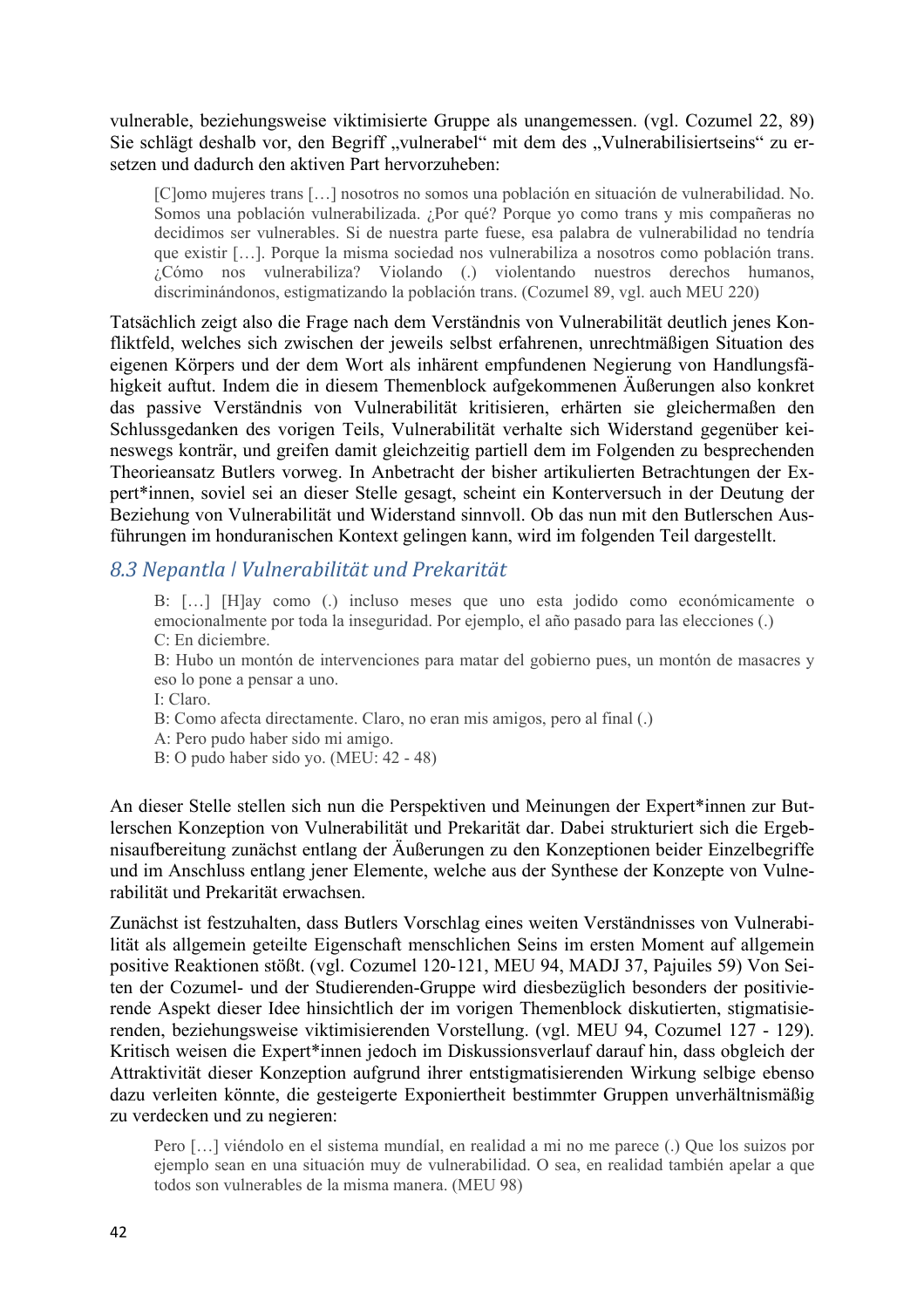vulnerable, beziehungsweise viktimisierte Gruppe als unangemessen. (vgl. Cozumel 22, 89) Sie schlägt deshalb vor, den Begriff „vulnerabel" mit dem des „Vulnerabilisiertseins" zu ersetzen und dadurch den aktiven Part hervorzuheben:

> [C]omo mujeres trans […] nosotros no somos una población en situación de vulnerabilidad. No. Somos una población vulnerabilizada. ¿Por qué? Porque yo como trans y mis compañeras no decidimos ser vulnerables. Si de nuestra parte fuese, esa palabra de vulnerabilidad no tendría que existir […]. Porque la misma sociedad nos vulnerabiliza a nosotros como población trans. ¿Cómo nos vulnerabiliza? Violando (.) violentando nuestros derechos humanos, discriminándonos, estigmatizando la población trans. (Cozumel 89, vgl. auch MEU 220)

Tatsächlich zeigt also die Frage nach dem Verständnis von Vulnerabilität deutlich jenes Konfliktfeld, welches sich zwischen der jeweils selbst erfahrenen, unrechtmäßigen Situation des eigenen Körpers und der dem Wort als inhärent empfundenen Negierung von Handlungsfähigkeit auftut. Indem die in diesem Themenblock aufgekommenen Äußerungen also konkret das passive Verständnis von Vulnerabilität kritisieren, erhärten sie gleichermaßen den Schlussgedanken des vorigen Teils, Vulnerabilität verhalte sich Widerstand gegenüber keineswegs konträr, und greifen damit gleichzeitig partiell dem im Folgenden zu besprechenden Theorieansatz Butlers vorweg. In Anbetracht der bisher artikulierten Betrachtungen der Expert*innen, soviel sei an dieser Stelle gesagt, scheint ein Konterversuch in der Deutung der Beziehung von Vulnerabilität und Widerstand sinnvoll. Ob das nun mit den Butlerschen Ausführungen im honduranischen Kontext gelingen kann, wird im folgenden Teil dargestellt.

## *8.3 Nepantla | Vulnerabilität und Prekarität*

> B: […] [H]ay como (.) incluso meses que uno esta jodido como económicamente o emocionalmente por toda la inseguridad. Por ejemplo, el año pasado para las elecciones (.)
> C: En diciembre.
> B: Hubo un montón de intervenciones para matar del gobierno pues, un montón de masacres y eso lo pone a pensar a uno.
> I: Claro.
> B: Como afecta directamente. Claro, no eran mis amigos, pero al final (.)
> A: Pero pudo haber sido mi amigo.
> B: O pudo haber sido yo. (MEU: 42 - 48)

An dieser Stelle stellen sich nun die Perspektiven und Meinungen der Expert*innen zur Butlerschen Konzeption von Vulnerabilität und Prekarität dar. Dabei strukturiert sich die Ergebnisaufbereitung zunächst entlang der Äußerungen zu den Konzeptionen beider Einzelbegriffe und im Anschluss entlang jener Elemente, welche aus der Synthese der Konzepte von Vulnerabilität und Prekarität erwachsen.

Zunächst ist festzuhalten, dass Butlers Vorschlag eines weiten Verständnisses von Vulnerabilität als allgemein geteilte Eigenschaft menschlichen Seins im ersten Moment auf allgemein positive Reaktionen stößt. (vgl. Cozumel 120-121, MEU 94, MADJ 37, Pajuiles 59) Von Seiten der Cozumel- und der Studierenden-Gruppe wird diesbezüglich besonders der positivierende Aspekt dieser Idee hinsichtlich der im vorigen Themenblock diskutierten, stigmatisierenden, beziehungsweise viktimisierenden Vorstellung. (vgl. MEU 94, Cozumel 127 - 129). Kritisch weisen die Expert*innen jedoch im Diskussionsverlauf darauf hin, dass obgleich der Attraktivität dieser Konzeption aufgrund ihrer entstigmatisierenden Wirkung selbige ebenso dazu verleiten könnte, die gesteigerte Exponiertheit bestimmter Gruppen unverhältnismäßig zu verdecken und zu negieren:

> Pero […] viéndolo en el sistema mundíal, en realidad a mi no me parece (.) Que los suizos por ejemplo sean en una situación muy de vulnerabilidad. O sea, en realidad también apelar a que todos son vulnerables de la misma manera. (MEU 98)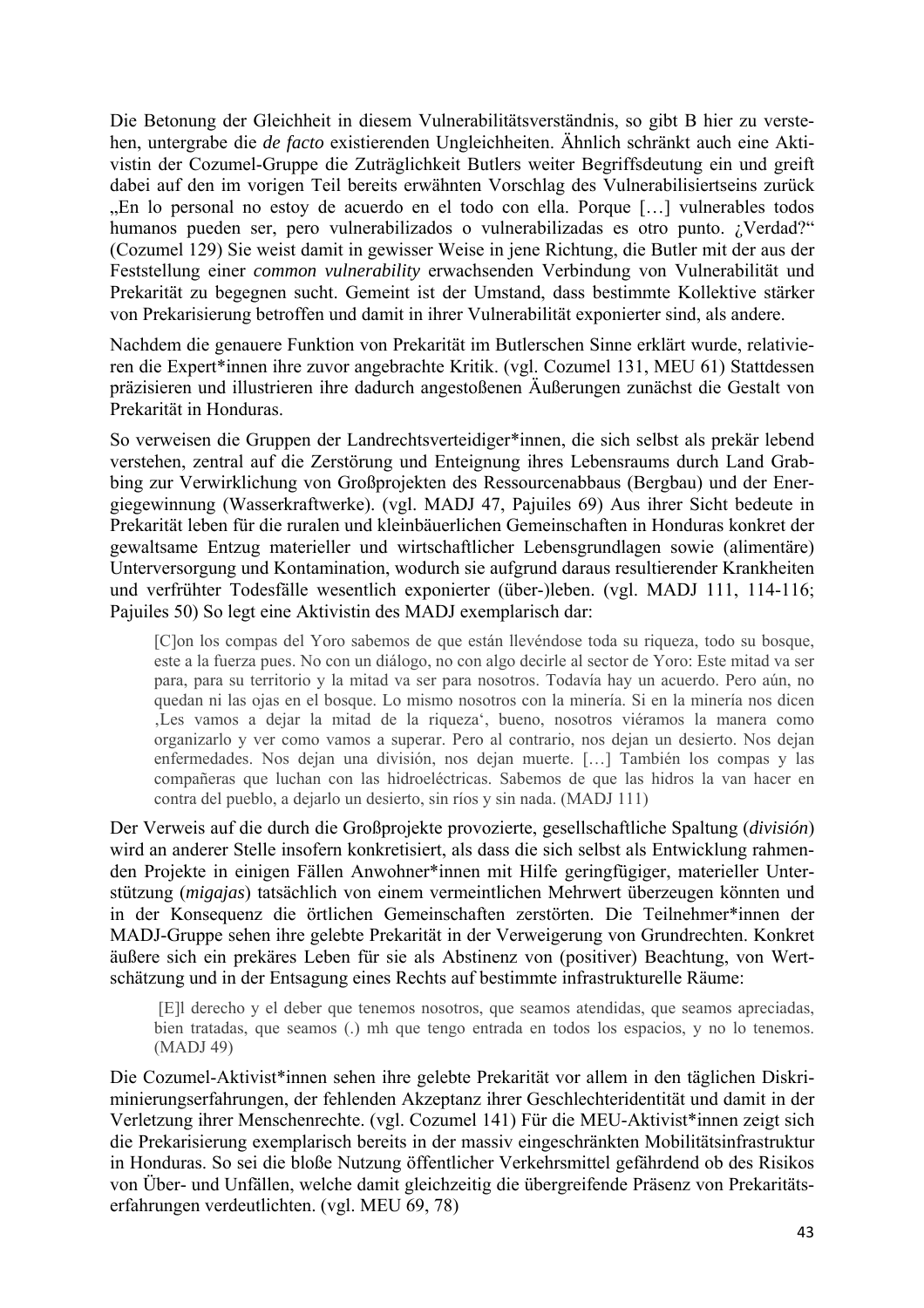Die Betonung der Gleichheit in diesem Vulnerabilitätsverständnis, so gibt B hier zu verstehen, untergrabe die *de facto* existierenden Ungleichheiten. Ähnlich schränkt auch eine Aktivistin der Cozumel-Gruppe die Zuträglichkeit Butlers weiter Begriffsdeutung ein und greift dabei auf den im vorigen Teil bereits erwähnten Vorschlag des Vulnerabilisiertseins zurück „En lo personal no estoy de acuerdo en el todo con ella. Porque […] vulnerables todos humanos pueden ser, pero vulnerabilizados o vulnerabilizadas es otro punto. ¿Verdad?" (Cozumel 129) Sie weist damit in gewisser Weise in jene Richtung, die Butler mit der aus der Feststellung einer *common vulnerability* erwachsenden Verbindung von Vulnerabilität und Prekarität zu begegnen sucht. Gemeint ist der Umstand, dass bestimmte Kollektive stärker von Prekarisierung betroffen und damit in ihrer Vulnerabilität exponierter sind, als andere.

Nachdem die genauere Funktion von Prekarität im Butlerschen Sinne erklärt wurde, relativieren die Expert*innen ihre zuvor angebrachte Kritik. (vgl. Cozumel 131, MEU 61) Stattdessen präzisieren und illustrieren ihre dadurch angestoßenen Äußerungen zunächst die Gestalt von Prekarität in Honduras.

So verweisen die Gruppen der Landrechtsverteidiger*innen, die sich selbst als prekär lebend verstehen, zentral auf die Zerstörung und Enteignung ihres Lebensraums durch Land Grabbing zur Verwirklichung von Großprojekten des Ressourcenabbaus (Bergbau) und der Energiegewinnung (Wasserkraftwerke). (vgl. MADJ 47, Pajuiles 69) Aus ihrer Sicht bedeute in Prekarität leben für die ruralen und kleinbäuerlichen Gemeinschaften in Honduras konkret der gewaltsame Entzug materieller und wirtschaftlicher Lebensgrundlagen sowie (alimentäre) Unterversorgung und Kontamination, wodurch sie aufgrund daraus resultierender Krankheiten und verfrühter Todesfälle wesentlich exponierter (über-)leben. (vgl. MADJ 111, 114-116; Pajuiles 50) So legt eine Aktivistin des MADJ exemplarisch dar:

> [C]on los compas del Yoro sabemos de que están llevéndose toda su riqueza, todo su bosque, este a la fuerza pues. No con un diálogo, no con algo decirle al sector de Yoro: Este mitad va ser para, para su territorio y la mitad va ser para nosotros. Todavía hay un acuerdo. Pero aún, no quedan ni las ojas en el bosque. Lo mismo nosotros con la minería. Si en la minería nos dicen ‚Les vamos a dejar la mitad de la riqueza', bueno, nosotros viéramos la manera como organizarlo y ver como vamos a superar. Pero al contrario, nos dejan un desierto. Nos dejan enfermedades. Nos dejan una división, nos dejan muerte. […] También los compas y las compañeras que luchan con las hidroeléctricas. Sabemos de que las hidros la van hacer en contra del pueblo, a dejarlo un desierto, sin ríos y sin nada. (MADJ 111)

Der Verweis auf die durch die Großprojekte provozierte, gesellschaftliche Spaltung (*división*) wird an anderer Stelle insofern konkretisiert, als dass die sich selbst als Entwicklung rahmenden Projekte in einigen Fällen Anwohner*innen mit Hilfe geringfügiger, materieller Unterstützung (*migajas*) tatsächlich von einem vermeintlichen Mehrwert überzeugen könnten und in der Konsequenz die örtlichen Gemeinschaften zerstörten. Die Teilnehmer*innen der MADJ-Gruppe sehen ihre gelebte Prekarität in der Verweigerung von Grundrechten. Konkret äußere sich ein prekäres Leben für sie als Abstinenz von (positiver) Beachtung, von Wertschätzung und in der Entsagung eines Rechts auf bestimmte infrastrukturelle Räume:

> [E]l derecho y el deber que tenemos nosotros, que seamos atendidas, que seamos apreciadas, bien tratadas, que seamos (.) mh que tengo entrada en todos los espacios, y no lo tenemos. (MADJ 49)

Die Cozumel-Aktivist*innen sehen ihre gelebte Prekarität vor allem in den täglichen Diskriminierungserfahrungen, der fehlenden Akzeptanz ihrer Geschlechteridentität und damit in der Verletzung ihrer Menschenrechte. (vgl. Cozumel 141) Für die MEU-Aktivist*innen zeigt sich die Prekarisierung exemplarisch bereits in der massiv eingeschränkten Mobilitätsinfrastruktur in Honduras. So sei die bloße Nutzung öffentlicher Verkehrsmittel gefährdend ob des Risikos von Über- und Unfällen, welche damit gleichzeitig die übergreifende Präsenz von Prekaritätserfahrungen verdeutlichten. (vgl. MEU 69, 78)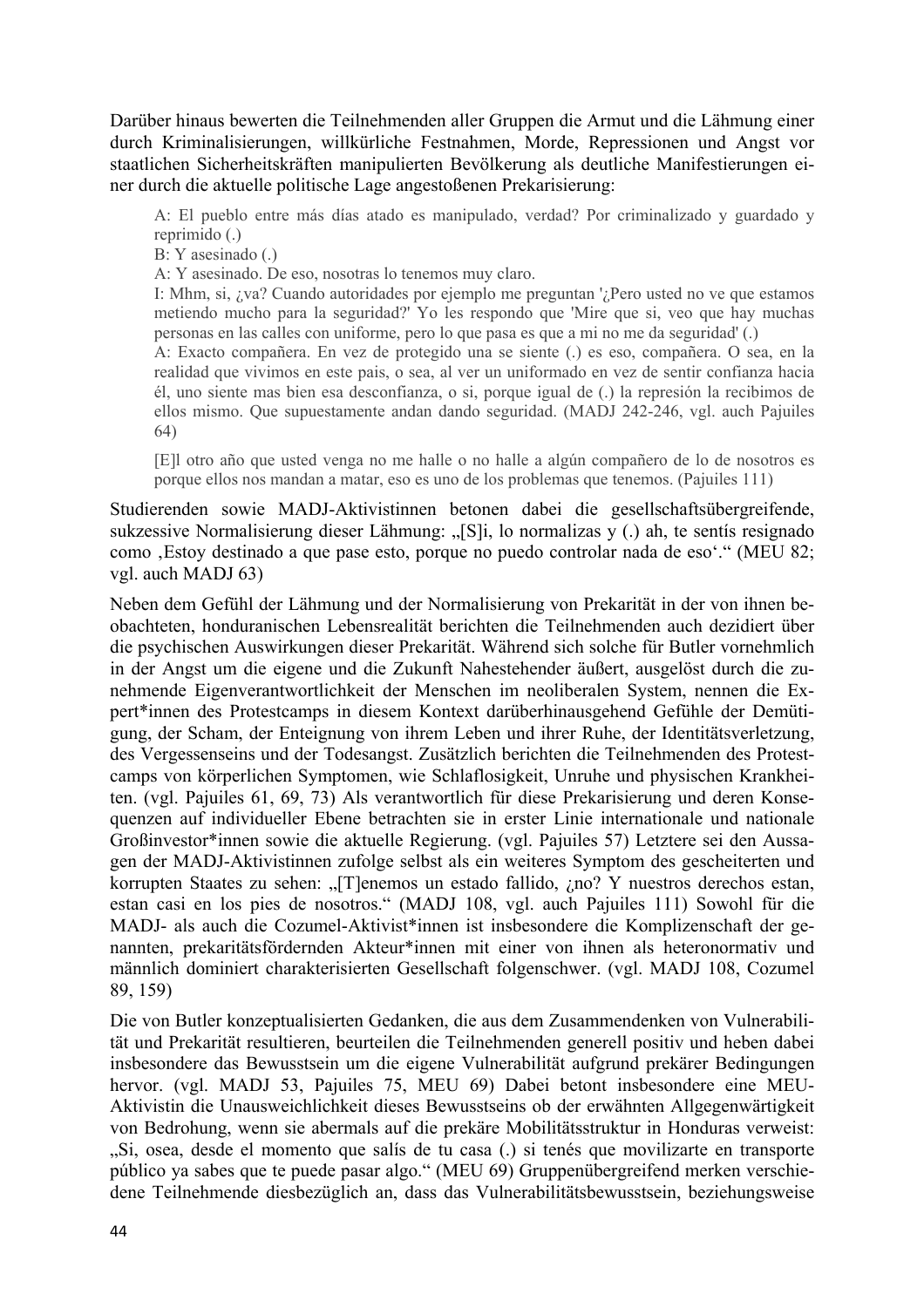Darüber hinaus bewerten die Teilnehmenden aller Gruppen die Armut und die Lähmung einer durch Kriminalisierungen, willkürliche Festnahmen, Morde, Repressionen und Angst vor staatlichen Sicherheitskräften manipulierten Bevölkerung als deutliche Manifestierungen einer durch die aktuelle politische Lage angestoßenen Prekarisierung:

> A: El pueblo entre más días atado es manipulado, verdad? Por criminalizado y guardado y reprimido (.)
> B: Y asesinado (.)
> A: Y asesinado. De eso, nosotras lo tenemos muy claro.
> I: Mhm, si, ¿va? Cuando autoridades por ejemplo me preguntan '¿Pero usted no ve que estamos metiendo mucho para la seguridad?' Yo les respondo que 'Mire que si, veo que hay muchas personas en las calles con uniforme, pero lo que pasa es que a mi no me da seguridad' (.)
> A: Exacto compañera. En vez de protegido una se siente (.) es eso, compañera. O sea, en la realidad que vivimos en este pais, o sea, al ver un uniformado en vez de sentir confianza hacia él, uno siente mas bien esa desconfianza, o si, porque igual de (.) la represión la recibimos de ellos mismo. Que supuestamente andan dando seguridad. (MADJ 242-246, vgl. auch Pajuiles 64)

> [E]l otro año que usted venga no me halle o no halle a algún compañero de lo de nosotros es porque ellos nos mandan a matar, eso es uno de los problemas que tenemos. (Pajuiles 111)

Studierenden sowie MADJ-Aktivistinnen betonen dabei die gesellschaftsübergreifende, sukzessive Normalisierung dieser Lähmung: „[S]i, lo normalizas y (.) ah, te sentís resignado como ‚Estoy destinado a que pase esto, porque no puedo controlar nada de eso'." (MEU 82; vgl. auch MADJ 63)

Neben dem Gefühl der Lähmung und der Normalisierung von Prekarität in der von ihnen beobachteten, honduranischen Lebensrealität berichten die Teilnehmenden auch dezidiert über die psychischen Auswirkungen dieser Prekarität. Während sich solche für Butler vornehmlich in der Angst um die eigene und die Zukunft Nahestehender äußert, ausgelöst durch die zunehmende Eigenverantwortlichkeit der Menschen im neoliberalen System, nennen die Expert*innen des Protestcamps in diesem Kontext darüberhinausgehend Gefühle der Demütigung, der Scham, der Enteignung von ihrem Leben und ihrer Ruhe, der Identitätsverletzung, des Vergessenseins und der Todesangst. Zusätzlich berichten die Teilnehmenden des Protestcamps von körperlichen Symptomen, wie Schlaflosigkeit, Unruhe und physischen Krankheiten. (vgl. Pajuiles 61, 69, 73) Als verantwortlich für diese Prekarisierung und deren Konsequenzen auf individueller Ebene betrachten sie in erster Linie internationale und nationale Großinvestor*innen sowie die aktuelle Regierung. (vgl. Pajuiles 57) Letztere sei den Aussagen der MADJ-Aktivistinnen zufolge selbst als ein weiteres Symptom des gescheiterten und korrupten Staates zu sehen: „[T]enemos un estado fallido, ¿no? Y nuestros derechos estan, estan casi en los pies de nosotros." (MADJ 108, vgl. auch Pajuiles 111) Sowohl für die MADJ- als auch die Cozumel-Aktivist*innen ist insbesondere die Komplizenschaft der genannten, prekaritätsfördernden Akteur*innen mit einer von ihnen als heteronormativ und männlich dominiert charakterisierten Gesellschaft folgenschwer. (vgl. MADJ 108, Cozumel 89, 159)

Die von Butler konzeptualisierten Gedanken, die aus dem Zusammendenken von Vulnerabilität und Prekarität resultieren, beurteilen die Teilnehmenden generell positiv und heben dabei insbesondere das Bewusstsein um die eigene Vulnerabilität aufgrund prekärer Bedingungen hervor. (vgl. MADJ 53, Pajuiles 75, MEU 69) Dabei betont insbesondere eine MEU-Aktivistin die Unausweichlichkeit dieses Bewusstseins ob der erwähnten Allgegenwärtigkeit von Bedrohung, wenn sie abermals auf die prekäre Mobilitätsstruktur in Honduras verweist: „Si, osea, desde el momento que salís de tu casa (.) si tenés que movilizarte en transporte público ya sabes que te puede pasar algo." (MEU 69) Gruppenübergreifend merken verschiedene Teilnehmende diesbezüglich an, dass das Vulnerabilitätsbewusstsein, beziehungsweise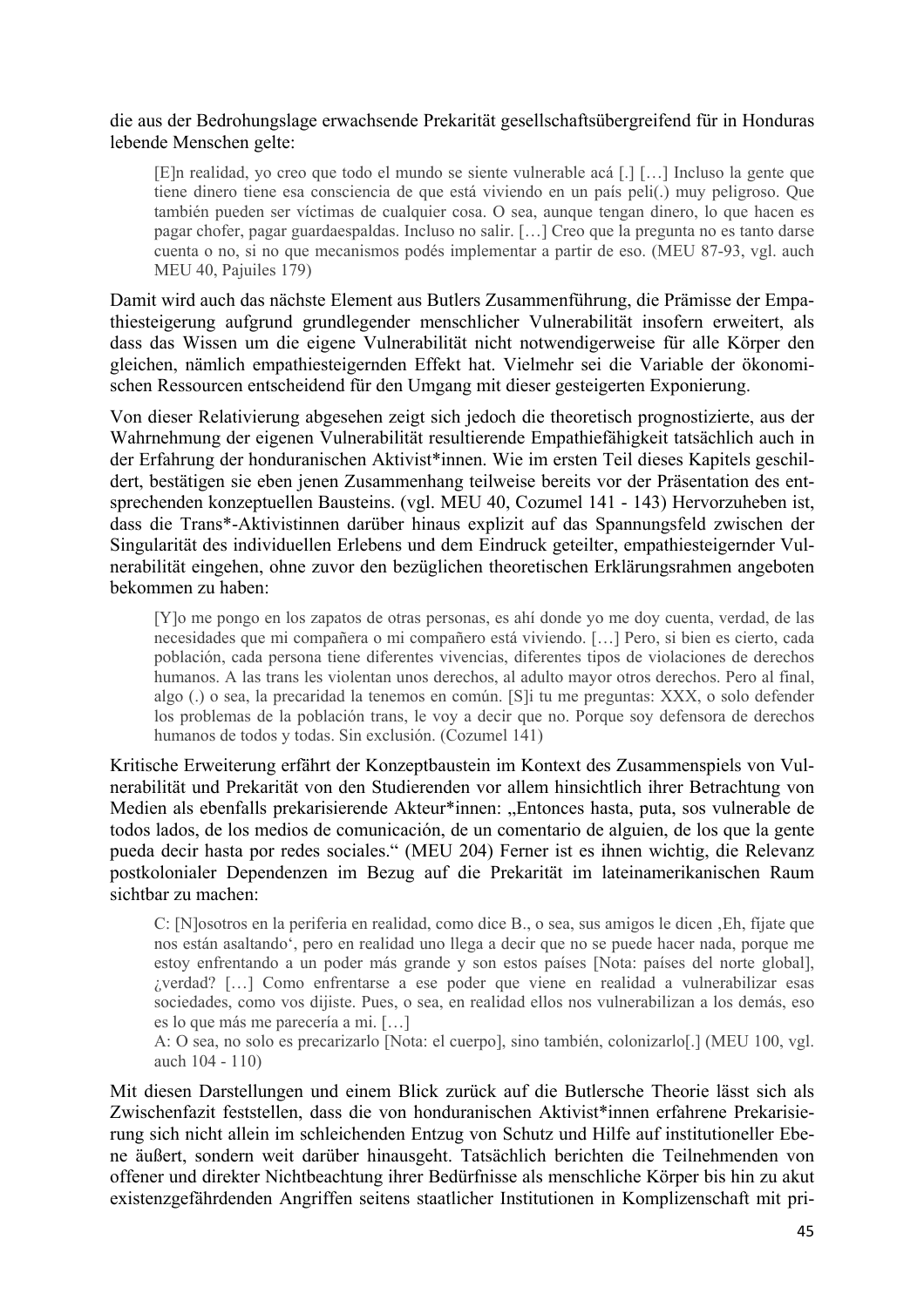die aus der Bedrohungslage erwachsende Prekarität gesellschaftsübergreifend für in Honduras lebende Menschen gelte:

> [E]n realidad, yo creo que todo el mundo se siente vulnerable acá [.] […] Incluso la gente que tiene dinero tiene esa consciencia de que está viviendo en un país peli(.) muy peligroso. Que también pueden ser víctimas de cualquier cosa. O sea, aunque tengan dinero, lo que hacen es pagar chofer, pagar guardaespaldas. Incluso no salir. […] Creo que la pregunta no es tanto darse cuenta o no, si no que mecanismos podés implementar a partir de eso. (MEU 87-93, vgl. auch MEU 40, Pajuiles 179)

Damit wird auch das nächste Element aus Butlers Zusammenführung, die Prämisse der Empathiesteigerung aufgrund grundlegender menschlicher Vulnerabilität insofern erweitert, als dass das Wissen um die eigene Vulnerabilität nicht notwendigerweise für alle Körper den gleichen, nämlich empathiesteigernden Effekt hat. Vielmehr sei die Variable der ökonomischen Ressourcen entscheidend für den Umgang mit dieser gesteigerten Exponierung.

Von dieser Relativierung abgesehen zeigt sich jedoch die theoretisch prognostizierte, aus der Wahrnehmung der eigenen Vulnerabilität resultierende Empathiefähigkeit tatsächlich auch in der Erfahrung der honduranischen Aktivist*innen. Wie im ersten Teil dieses Kapitels geschildert, bestätigen sie eben jenen Zusammenhang teilweise bereits vor der Präsentation des entsprechenden konzeptuellen Bausteins. (vgl. MEU 40, Cozumel 141 - 143) Hervorzuheben ist, dass die Trans*-Aktivistinnen darüber hinaus explizit auf das Spannungsfeld zwischen der Singularität des individuellen Erlebens und dem Eindruck geteilter, empathiesteigernder Vulnerabilität eingehen, ohne zuvor den bezüglichen theoretischen Erklärungsrahmen angeboten bekommen zu haben:

> [Y]o me pongo en los zapatos de otras personas, es ahí donde yo me doy cuenta, verdad, de las necesidades que mi compañera o mi compañero está viviendo. […] Pero, si bien es cierto, cada población, cada persona tiene diferentes vivencias, diferentes tipos de violaciones de derechos humanos. A las trans les violentan unos derechos, al adulto mayor otros derechos. Pero al final, algo (.) o sea, la precaridad la tenemos en común. [S]i tu me preguntas: XXX, o solo defender los problemas de la población trans, le voy a decir que no. Porque soy defensora de derechos humanos de todos y todas. Sin exclusión. (Cozumel 141)

Kritische Erweiterung erfährt der Konzeptbaustein im Kontext des Zusammenspiels von Vulnerabilität und Prekarität von den Studierenden vor allem hinsichtlich ihrer Betrachtung von Medien als ebenfalls prekarisierende Akteur*innen: „Entonces hasta, puta, sos vulnerable de todos lados, de los medios de comunicación, de un comentario de alguien, de los que la gente pueda decir hasta por redes sociales." (MEU 204) Ferner ist es ihnen wichtig, die Relevanz postkolonialer Dependenzen im Bezug auf die Prekarität im lateinamerikanischen Raum sichtbar zu machen:

> C: [N]osotros en la periferia en realidad, como dice B., o sea, sus amigos le dicen ‚Eh, fíjate que nos están asaltando', pero en realidad uno llega a decir que no se puede hacer nada, porque me estoy enfrentando a un poder más grande y son estos países [Nota: países del norte global], ¿verdad? […] Como enfrentarse a ese poder que viene en realidad a vulnerabilizar esas sociedades, como vos dijiste. Pues, o sea, en realidad ellos nos vulnerabilizan a los demás, eso es lo que más me parecería a mi. […]
>
> A: O sea, no solo es precarizarlo [Nota: el cuerpo], sino también, colonizarlo[.] (MEU 100, vgl. auch 104 - 110)

Mit diesen Darstellungen und einem Blick zurück auf die Butlersche Theorie lässt sich als Zwischenfazit feststellen, dass die von honduranischen Aktivist*innen erfahrene Prekarisierung sich nicht allein im schleichenden Entzug von Schutz und Hilfe auf institutioneller Ebene äußert, sondern weit darüber hinausgeht. Tatsächlich berichten die Teilnehmenden von offener und direkter Nichtbeachtung ihrer Bedürfnisse als menschliche Körper bis hin zu akut existenzgefährdenden Angriffen seitens staatlicher Institutionen in Komplizenschaft mit pri-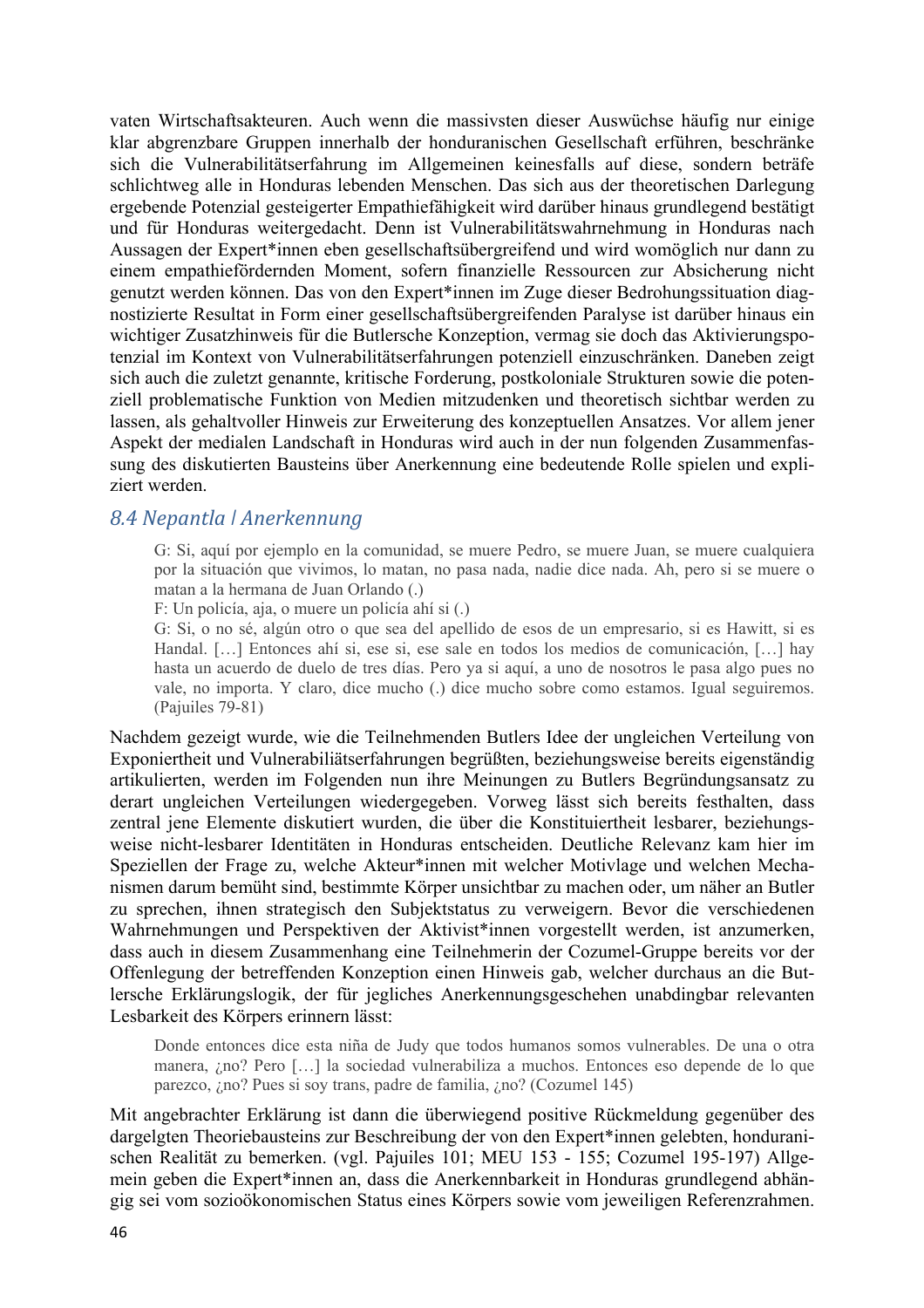vaten Wirtschaftsakteuren. Auch wenn die massivsten dieser Auswüchse häufig nur einige klar abgrenzbare Gruppen innerhalb der honduranischen Gesellschaft erführen, beschränke sich die Vulnerabilitätserfahrung im Allgemeinen keinesfalls auf diese, sondern beträfe schlichtweg alle in Honduras lebenden Menschen. Das sich aus der theoretischen Darlegung ergebende Potenzial gesteigerter Empathiefähigkeit wird darüber hinaus grundlegend bestätigt und für Honduras weitergedacht. Denn ist Vulnerabilitätswahrnehmung in Honduras nach Aussagen der Expert*innen eben gesellschaftsübergreifend und wird womöglich nur dann zu einem empathiefördernden Moment, sofern finanzielle Ressourcen zur Absicherung nicht genutzt werden können. Das von den Expert*innen im Zuge dieser Bedrohungssituation diagnostizierte Resultat in Form einer gesellschaftsübergreifenden Paralyse ist darüber hinaus ein wichtiger Zusatzhinweis für die Butlersche Konzeption, vermag sie doch das Aktivierungspotenzial im Kontext von Vulnerabilitätserfahrungen potenziell einzuschränken. Daneben zeigt sich auch die zuletzt genannte, kritische Forderung, postkoloniale Strukturen sowie die potenziell problematische Funktion von Medien mitzudenken und theoretisch sichtbar werden zu lassen, als gehaltvoller Hinweis zur Erweiterung des konzeptuellen Ansatzes. Vor allem jener Aspekt der medialen Landschaft in Honduras wird auch in der nun folgenden Zusammenfassung des diskutierten Bausteins über Anerkennung eine bedeutende Rolle spielen und expliziert werden.

## 8.4 Nepantla | Anerkennung

> G: Si, aquí por ejemplo en la comunidad, se muere Pedro, se muere Juan, se muere cualquiera por la situación que vivimos, lo matan, no pasa nada, nadie dice nada. Ah, pero si se muere o matan a la hermana de Juan Orlando (.)
> F: Un policía, aja, o muere un policía ahí si (.)
> G: Si, o no sé, algún otro o que sea del apellido de esos de un empresario, si es Hawitt, si es Handal. […] Entonces ahí si, ese si, ese sale en todos los medios de comunicación, […] hay hasta un acuerdo de duelo de tres días. Pero ya si aquí, a uno de nosotros le pasa algo pues no vale, no importa. Y claro, dice mucho (.) dice mucho sobre como estamos. Igual seguiremos. (Pajuiles 79-81)

Nachdem gezeigt wurde, wie die Teilnehmenden Butlers Idee der ungleichen Verteilung von Exponiertheit und Vulnerabiliätserfahrungen begrüßten, beziehungsweise bereits eigenständig artikulierten, werden im Folgenden nun ihre Meinungen zu Butlers Begründungsansatz zu derart ungleichen Verteilungen wiedergegeben. Vorweg lässt sich bereits festhalten, dass zentral jene Elemente diskutiert wurden, die über die Konstituiertheit lesbarer, beziehungsweise nicht-lesbarer Identitäten in Honduras entscheiden. Deutliche Relevanz kam hier im Speziellen der Frage zu, welche Akteur*innen mit welcher Motivlage und welchen Mechanismen darum bemüht sind, bestimmte Körper unsichtbar zu machen oder, um näher an Butler zu sprechen, ihnen strategisch den Subjektstatus zu verweigern. Bevor die verschiedenen Wahrnehmungen und Perspektiven der Aktivist*innen vorgestellt werden, ist anzumerken, dass auch in diesem Zusammenhang eine Teilnehmerin der Cozumel-Gruppe bereits vor der Offenlegung der betreffenden Konzeption einen Hinweis gab, welcher durchaus an die Butlersche Erklärungslogik, der für jegliches Anerkennungsgeschehen unabdingbar relevanten Lesbarkeit des Körpers erinnern lässt:

> Donde entonces dice esta niña de Judy que todos humanos somos vulnerables. De una o otra manera, ¿no? Pero […] la sociedad vulnerabiliza a muchos. Entonces eso depende de lo que parezco, ¿no? Pues si soy trans, padre de familia, ¿no? (Cozumel 145)

Mit angebrachter Erklärung ist dann die überwiegend positive Rückmeldung gegenüber des dargelgten Theoriebausteins zur Beschreibung der von den Expert*innen gelebten, honduranischen Realität zu bemerken. (vgl. Pajuiles 101; MEU 153 - 155; Cozumel 195-197) Allgemein geben die Expert*innen an, dass die Anerkennbarkeit in Honduras grundlegend abhängig sei vom sozioökonomischen Status eines Körpers sowie vom jeweiligen Referenzrahmen.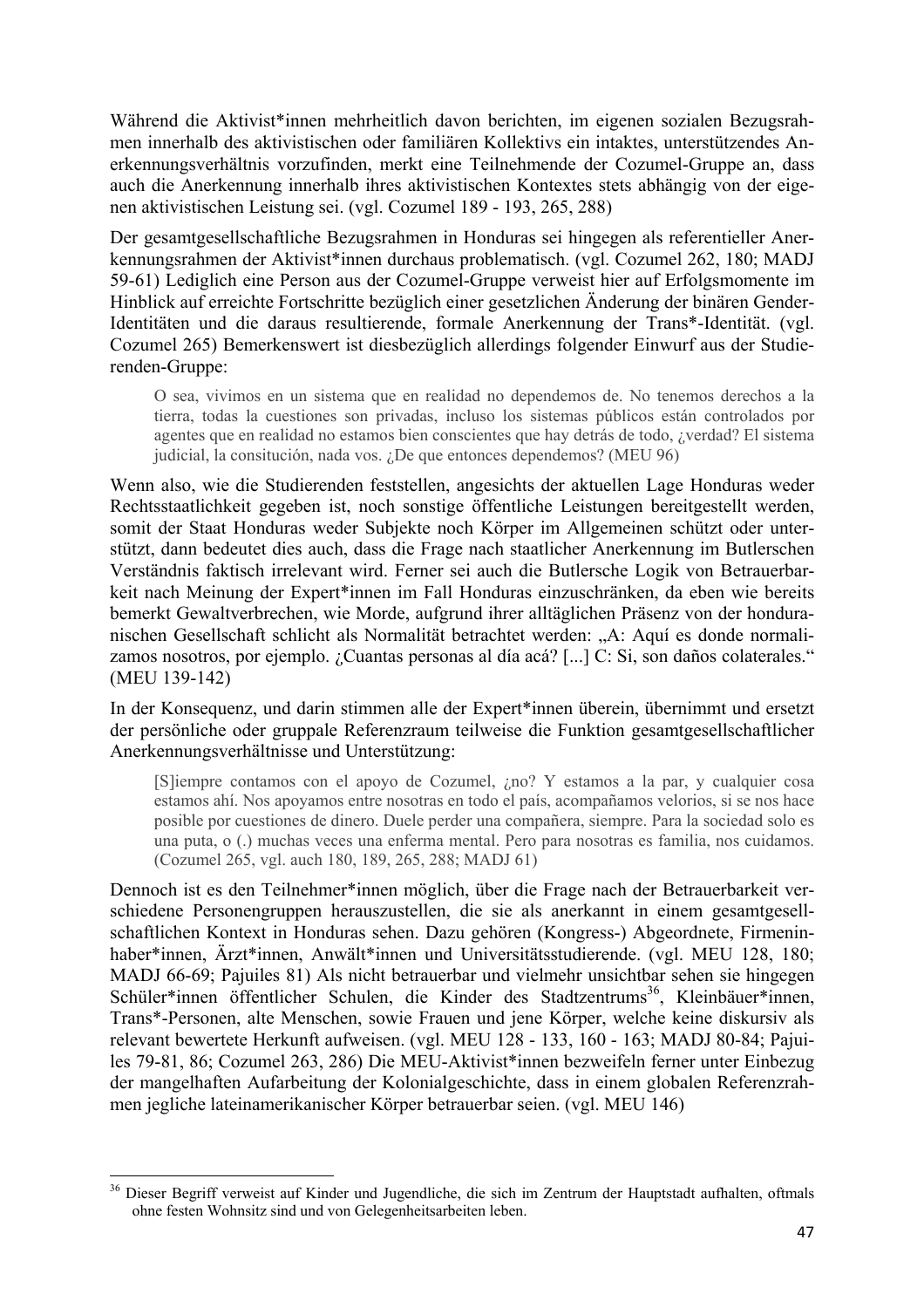Während die Aktivist*innen mehrheitlich davon berichten, im eigenen sozialen Bezugsrahmen innerhalb des aktivistischen oder familiären Kollektivs ein intaktes, unterstützendes Anerkennungsverhältnis vorzufinden, merkt eine Teilnehmende der Cozumel-Gruppe an, dass auch die Anerkennung innerhalb ihres aktivistischen Kontextes stets abhängig von der eigenen aktivistischen Leistung sei. (vgl. Cozumel 189 - 193, 265, 288)

Der gesamtgesellschaftliche Bezugsrahmen in Honduras sei hingegen als referentieller Anerkennungsrahmen der Aktivist*innen durchaus problematisch. (vgl. Cozumel 262, 180; MADJ 59-61) Lediglich eine Person aus der Cozumel-Gruppe verweist hier auf Erfolgsmomente im Hinblick auf erreichte Fortschritte bezüglich einer gesetzlichen Änderung der binären Gender-Identitäten und die daraus resultierende, formale Anerkennung der Trans*-Identität. (vgl. Cozumel 265) Bemerkenswert ist diesbezüglich allerdings folgender Einwurf aus der Studierenden-Gruppe:

> O sea, vivimos en un sistema que en realidad no dependemos de. No tenemos derechos a la tierra, todas la cuestiones son privadas, incluso los sistemas públicos están controlados por agentes que en realidad no estamos bien conscientes que hay detrás de todo, ¿verdad? El sistema judicial, la consitución, nada vos. ¿De que entonces dependemos? (MEU 96)

Wenn also, wie die Studierenden feststellen, angesichts der aktuellen Lage Honduras weder Rechtsstaatlichkeit gegeben ist, noch sonstige öffentliche Leistungen bereitgestellt werden, somit der Staat Honduras weder Subjekte noch Körper im Allgemeinen schützt oder unterstützt, dann bedeutet dies auch, dass die Frage nach staatlicher Anerkennung im Butlerschen Verständnis faktisch irrelevant wird. Ferner sei auch die Butlersche Logik von Betrauerbarkeit nach Meinung der Expert*innen im Fall Honduras einzuschränken, da eben wie bereits bemerkt Gewaltverbrechen, wie Morde, aufgrund ihrer alltäglichen Präsenz von der honduranischen Gesellschaft schlicht als Normalität betrachtet werden: „A: Aquí es donde normalizamos nosotros, por ejemplo. ¿Cuantas personas al día acá? [...] C: Si, son daños colaterales." (MEU 139-142)

In der Konsequenz, und darin stimmen alle der Expert*innen überein, übernimmt und ersetzt der persönliche oder gruppale Referenzraum teilweise die Funktion gesamtgesellschaftlicher Anerkennungsverhältnisse und Unterstützung:

> [S]iempre contamos con el apoyo de Cozumel, ¿no? Y estamos a la par, y cualquier cosa estamos ahí. Nos apoyamos entre nosotras en todo el país, acompañamos velorios, si se nos hace posible por cuestiones de dinero. Duele perder una compañera, siempre. Para la sociedad solo es una puta, o (.) muchas veces una enferma mental. Pero para nosotras es familia, nos cuidamos. (Cozumel 265, vgl. auch 180, 189, 265, 288; MADJ 61)

Dennoch ist es den Teilnehmer*innen möglich, über die Frage nach der Betrauerbarkeit verschiedene Personengruppen herauszustellen, die sie als anerkannt in einem gesamtgesellschaftlichen Kontext in Honduras sehen. Dazu gehören (Kongress-) Abgeordnete, Firmeninhaber*innen, Ärzt*innen, Anwält*innen und Universitätsstudierende. (vgl. MEU 128, 180; MADJ 66-69; Pajuiles 81) Als nicht betrauerbar und vielmehr unsichtbar sehen sie hingegen Schüler*innen öffentlicher Schulen, die Kinder des Stadtzentrums[36], Kleinbäuer*innen, Trans*-Personen, alte Menschen, sowie Frauen und jene Körper, welche keine diskursiv als relevant bewertete Herkunft aufweisen. (vgl. MEU 128 - 133, 160 - 163; MADJ 80-84; Pajuiles 79-81, 86; Cozumel 263, 286) Die MEU-Aktivist*innen bezweifeln ferner unter Einbezug der mangelhaften Aufarbeitung der Kolonialgeschichte, dass in einem globalen Referenzrahmen jegliche lateinamerikanischer Körper betrauerbar seien. (vgl. MEU 146)

---

[36] Dieser Begriff verweist auf Kinder und Jugendliche, die sich im Zentrum der Hauptstadt aufhalten, oftmals ohne festen Wohnsitz sind und von Gelegenheitsarbeiten leben.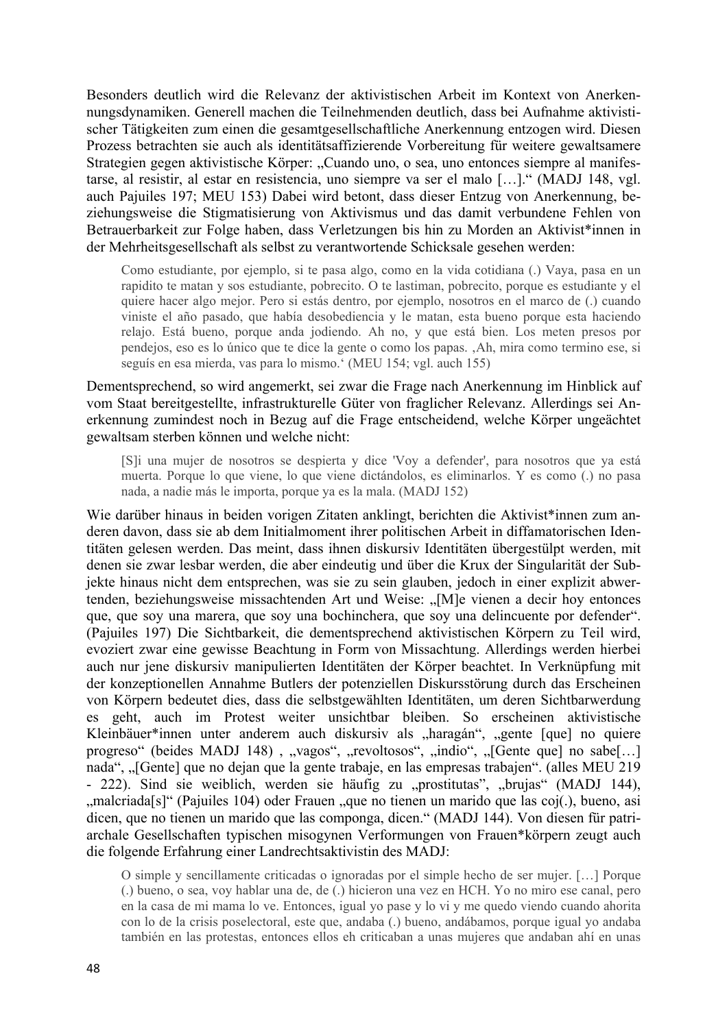Besonders deutlich wird die Relevanz der aktivistischen Arbeit im Kontext von Anerkennungsdynamiken. Generell machen die Teilnehmenden deutlich, dass bei Aufnahme aktivistischer Tätigkeiten zum einen die gesamtgesellschaftliche Anerkennung entzogen wird. Diesen Prozess betrachten sie auch als identitätsaffizierende Vorbereitung für weitere gewaltsamere Strategien gegen aktivistische Körper: „Cuando uno, o sea, uno entonces siempre al manifestarse, al resistir, al estar en resistencia, uno siempre va ser el malo […].“ (MADJ 148, vgl. auch Pajuiles 197; MEU 153) Dabei wird betont, dass dieser Entzug von Anerkennung, beziehungsweise die Stigmatisierung von Aktivismus und das damit verbundene Fehlen von Betrauerbarkeit zur Folge haben, dass Verletzungen bis hin zu Morden an Aktivist*innen in der Mehrheitsgesellschaft als selbst zu verantwortende Schicksale gesehen werden:

> Como estudiante, por ejemplo, si te pasa algo, como en la vida cotidiana (.) Vaya, pasa en un rapidito te matan y sos estudiante, pobrecito. O te lastiman, pobrecito, porque es estudiante y el quiere hacer algo mejor. Pero si estás dentro, por ejemplo, nosotros en el marco de (.) cuando viniste el año pasado, que había desobediencia y le matan, esta bueno porque esta haciendo relajo. Está bueno, porque anda jodiendo. Ah no, y que está bien. Los meten presos por pendejos, eso es lo único que te dice la gente o como los papas. ‚Ah, mira como termino ese, si seguís en esa mierda, vas para lo mismo.‘ (MEU 154; vgl. auch 155)

Dementsprechend, so wird angemerkt, sei zwar die Frage nach Anerkennung im Hinblick auf vom Staat bereitgestellte, infrastrukturelle Güter von fraglicher Relevanz. Allerdings sei Anerkennung zumindest noch in Bezug auf die Frage entscheidend, welche Körper ungeächtet gewaltsam sterben können und welche nicht:

> [S]i una mujer de nosotros se despierta y dice 'Voy a defender', para nosotros que ya está muerta. Porque lo que viene, lo que viene dictándolos, es eliminarlos. Y es como (.) no pasa nada, a nadie más le importa, porque ya es la mala. (MADJ 152)

Wie darüber hinaus in beiden vorigen Zitaten anklingt, berichten die Aktivist*innen zum anderen davon, dass sie ab dem Initialmoment ihrer politischen Arbeit in diffamatorischen Identitäten gelesen werden. Das meint, dass ihnen diskursiv Identitäten übergestülpt werden, mit denen sie zwar lesbar werden, die aber eindeutig und über die Krux der Singularität der Subjekte hinaus nicht dem entsprechen, was sie zu sein glauben, jedoch in einer explizit abwertenden, beziehungsweise missachtenden Art und Weise: „[M]e vienen a decir hoy entonces que, que soy una marera, que soy una bochinchera, que soy una delincuente por defender“. (Pajuiles 197) Die Sichtbarkeit, die dementsprechend aktivistischen Körpern zu Teil wird, evoziert zwar eine gewisse Beachtung in Form von Missachtung. Allerdings werden hierbei auch nur jene diskursiv manipulierten Identitäten der Körper beachtet. In Verknüpfung mit der konzeptionellen Annahme Butlers der potenziellen Diskursstörung durch das Erscheinen von Körpern bedeutet dies, dass die selbstgewählten Identitäten, um deren Sichtbarwerdung es geht, auch im Protest weiter unsichtbar bleiben. So erscheinen aktivistische Kleinbäuer*innen unter anderem auch diskursiv als „haragán“, „gente [que] no quiere progreso“ (beides MADJ 148) , „vagos“, „revoltosos“, „indio“, „[Gente que] no sabe[…] nada“, „[Gente] que no dejan que la gente trabaje, en las empresas trabajen“. (alles MEU 219 - 222). Sind sie weiblich, werden sie häufig zu „prostitutas“, „brujas“ (MADJ 144), „malcriada[s]“ (Pajuiles 104) oder Frauen „que no tienen un marido que las coj(.), bueno, asi dicen, que no tienen un marido que las componga, dicen.“ (MADJ 144). Von diesen für patriarchale Gesellschaften typischen misogynen Verformungen von Frauen*körpern zeugt auch die folgende Erfahrung einer Landrechtsaktivistin des MADJ:

> O simple y sencillamente criticadas o ignoradas por el simple hecho de ser mujer. […] Porque (.) bueno, o sea, voy hablar una de, de (.) hicieron una vez en HCH. Yo no miro ese canal, pero en la casa de mi mama lo ve. Entonces, igual yo pase y lo vi y me quedo viendo cuando ahorita con lo de la crisis poselectoral, este que, andaba (.) bueno, andábamos, porque igual yo andaba también en las protestas, entonces ellos eh criticaban a unas mujeres que andaban ahí en unas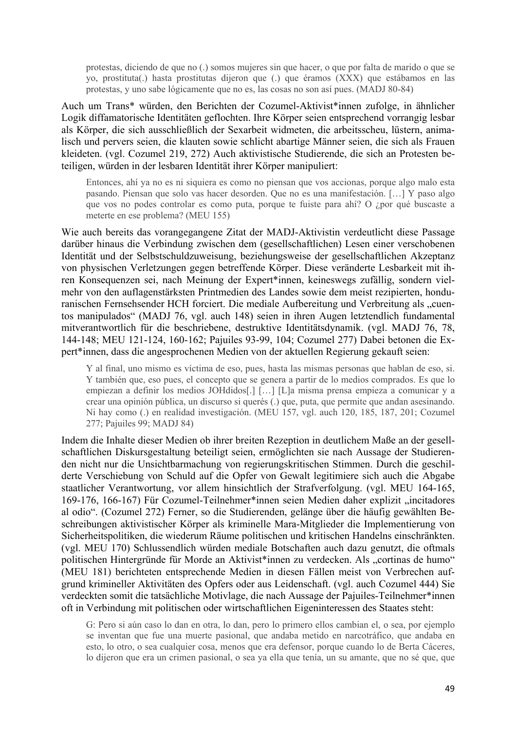> protestas, diciendo de que no (.) somos mujeres sin que hacer, o que por falta de marido o que se yo, prostituta(.) hasta prostitutas dijeron que (.) que éramos (XXX) que estábamos en las protestas, y uno sabe lógicamente que no es, las cosas no son así pues. (MADJ 80-84)

Auch um Trans* würden, den Berichten der Cozumel-Aktivist*innen zufolge, in ähnlicher Logik diffamatorische Identitäten geflochten. Ihre Körper seien entsprechend vorrangig lesbar als Körper, die sich ausschließlich der Sexarbeit widmeten, die arbeitsscheu, lüstern, animalisch und pervers seien, die klauten sowie schlicht abartige Männer seien, die sich als Frauen kleideten. (vgl. Cozumel 219, 272) Auch aktivistische Studierende, die sich an Protesten beteiligen, würden in der lesbaren Identität ihrer Körper manipuliert:

> Entonces, ahí ya no es ni siquiera es como no piensan que vos accionas, porque algo malo esta pasando. Piensan que solo vas hacer desorden. Que no es una manifestación. […] Y paso algo que vos no podes controlar es como puta, porque te fuiste para ahí? O ¿por qué buscaste a meterte en ese problema? (MEU 155)

Wie auch bereits das vorangegangene Zitat der MADJ-Aktivistin verdeutlicht diese Passage darüber hinaus die Verbindung zwischen dem (gesellschaftlichen) Lesen einer verschobenen Identität und der Selbstschuldzuweisung, beziehungsweise der gesellschaftlichen Akzeptanz von physischen Verletzungen gegen betreffende Körper. Diese veränderte Lesbarkeit mit ihren Konsequenzen sei, nach Meinung der Expert*innen, keineswegs zufällig, sondern vielmehr von den auflagenstärksten Printmedien des Landes sowie dem meist rezipierten, honduranischen Fernsehsender HCH forciert. Die mediale Aufbereitung und Verbreitung als „cuentos manipulados" (MADJ 76, vgl. auch 148) seien in ihren Augen letztendlich fundamental mitverantwortlich für die beschriebene, destruktive Identitätsdynamik. (vgl. MADJ 76, 78, 144-148; MEU 121-124, 160-162; Pajuiles 93-99, 104; Cozumel 277) Dabei betonen die Expert*innen, dass die angesprochenen Medien von der aktuellen Regierung gekauft seien:

> Y al final, uno mismo es víctima de eso, pues, hasta las mismas personas que hablan de eso, si. Y también que, eso pues, el concepto que se genera a partir de lo medios comprados. Es que lo empiezan a definir los medios JOHdidos[.] […] [L]a misma prensa empieza a comunicar y a crear una opinión pública, un discurso si querés (.) que, puta, que permite que andan asesinando. Ni hay como (.) en realidad investigación. (MEU 157, vgl. auch 120, 185, 187, 201; Cozumel 277; Pajuiles 99; MADJ 84)

Indem die Inhalte dieser Medien ob ihrer breiten Rezeption in deutlichem Maße an der gesellschaftlichen Diskursgestaltung beteiligt seien, ermöglichten sie nach Aussage der Studierenden nicht nur die Unsichtbarmachung von regierungskritischen Stimmen. Durch die geschilderte Verschiebung von Schuld auf die Opfer von Gewalt legitimiere sich auch die Abgabe staatlicher Verantwortung, vor allem hinsichtlich der Strafverfolgung. (vgl. MEU 164-165, 169-176, 166-167) Für Cozumel-Teilnehmer*innen seien Medien daher explizit „incitadores al odio". (Cozumel 272) Ferner, so die Studierenden, gelänge über die häufig gewählten Beschreibungen aktivistischer Körper als kriminelle Mara-Mitglieder die Implementierung von Sicherheitspolitiken, die wiederum Räume politischen und kritischen Handelns einschränkten. (vgl. MEU 170) Schlussendlich würden mediale Botschaften auch dazu genutzt, die oftmals politischen Hintergründe für Morde an Aktivist*innen zu verdecken. Als „cortinas de humo" (MEU 181) berichteten entsprechende Medien in diesen Fällen meist von Verbrechen aufgrund krimineller Aktivitäten des Opfers oder aus Leidenschaft. (vgl. auch Cozumel 444) Sie verdeckten somit die tatsächliche Motivlage, die nach Aussage der Pajuiles-Teilnehmer*innen oft in Verbindung mit politischen oder wirtschaftlichen Eigeninteressen des Staates steht:

> G: Pero si aún caso lo dan en otra, lo dan, pero lo primero ellos cambian el, o sea, por ejemplo se inventan que fue una muerte pasional, que andaba metido en narcotráfico, que andaba en esto, lo otro, o sea cualquier cosa, menos que era defensor, porque cuando lo de Berta Cáceres, lo dijeron que era un crimen pasional, o sea ya ella que tenía, un su amante, que no sé que, que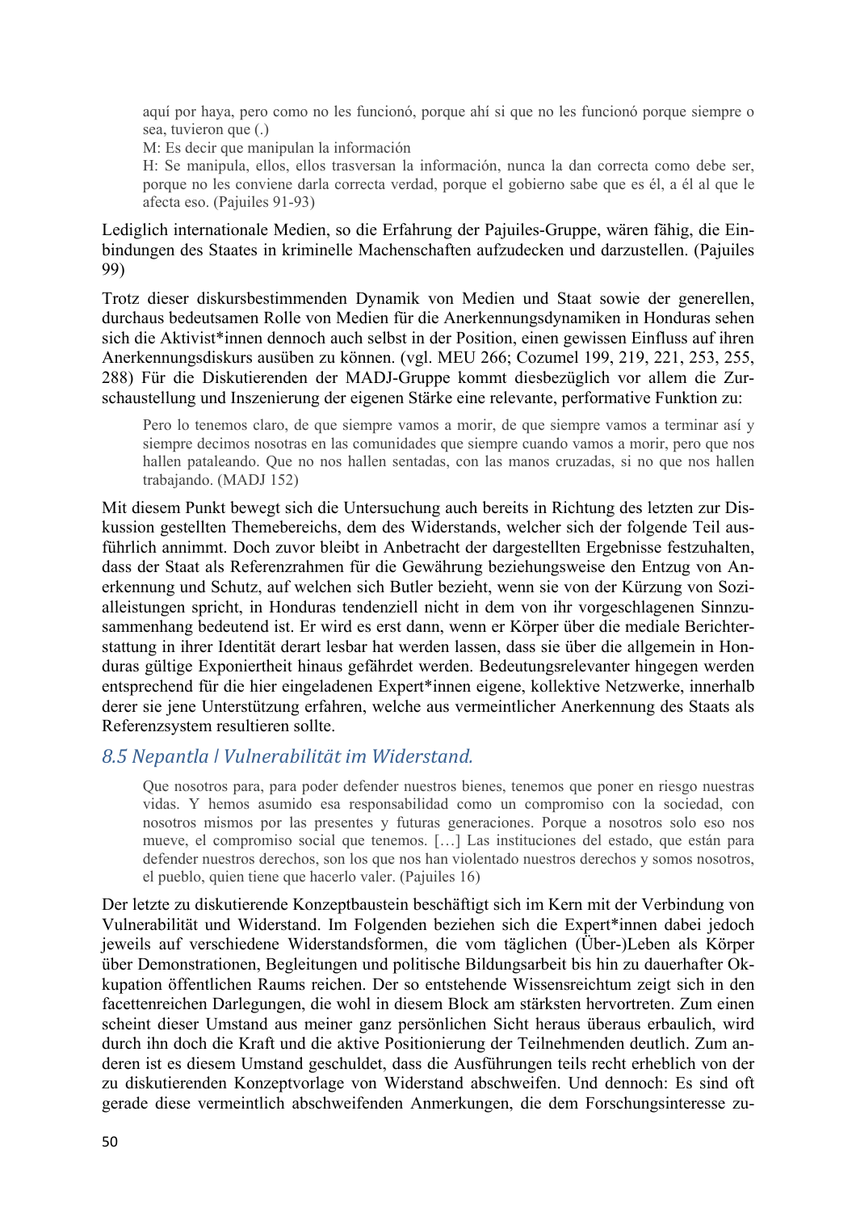> aquí por haya, pero como no les funcionó, porque ahí si que no les funcionó porque siempre o sea, tuvieron que (.)
>
> M: Es decir que manipulan la información
>
> H: Se manipula, ellos, ellos trasversan la información, nunca la dan correcta como debe ser, porque no les conviene darla correcta verdad, porque el gobierno sabe que es él, a él al que le afecta eso. (Pajuiles 91-93)

Lediglich internationale Medien, so die Erfahrung der Pajuiles-Gruppe, wären fähig, die Einbindungen des Staates in kriminelle Machenschaften aufzudecken und darzustellen. (Pajuiles 99)

Trotz dieser diskursbestimmenden Dynamik von Medien und Staat sowie der generellen, durchaus bedeutsamen Rolle von Medien für die Anerkennungsdynamiken in Honduras sehen sich die Aktivist*innen dennoch auch selbst in der Position, einen gewissen Einfluss auf ihren Anerkennungsdiskurs ausüben zu können. (vgl. MEU 266; Cozumel 199, 219, 221, 253, 255, 288) Für die Diskutierenden der MADJ-Gruppe kommt diesbezüglich vor allem die Zurschaustellung und Inszenierung der eigenen Stärke eine relevante, performative Funktion zu:

> Pero lo tenemos claro, de que siempre vamos a morir, de que siempre vamos a terminar así y siempre decimos nosotras en las comunidades que siempre cuando vamos a morir, pero que nos hallen pataleando. Que no nos hallen sentadas, con las manos cruzadas, si no que nos hallen trabajando. (MADJ 152)

Mit diesem Punkt bewegt sich die Untersuchung auch bereits in Richtung des letzten zur Diskussion gestellten Themebereichs, dem des Widerstands, welcher sich der folgende Teil ausführlich annimmt. Doch zuvor bleibt in Anbetracht der dargestellten Ergebnisse festzuhalten, dass der Staat als Referenzrahmen für die Gewährung beziehungsweise den Entzug von Anerkennung und Schutz, auf welchen sich Butler bezieht, wenn sie von der Kürzung von Sozialleistungen spricht, in Honduras tendenziell nicht in dem von ihr vorgeschlagenen Sinnzusammenhang bedeutend ist. Er wird es erst dann, wenn er Körper über die mediale Berichterstattung in ihrer Identität derart lesbar hat werden lassen, dass sie über die allgemein in Honduras gültige Exponiertheit hinaus gefährdet werden. Bedeutungsrelevanter hingegen werden entsprechend für die hier eingeladenen Expert*innen eigene, kollektive Netzwerke, innerhalb derer sie jene Unterstützung erfahren, welche aus vermeintlicher Anerkennung des Staats als Referenzsystem resultieren sollte.

## *8.5 Nepantla | Vulnerabilität im Widerstand.*

> Que nosotros para, para poder defender nuestros bienes, tenemos que poner en riesgo nuestras vidas. Y hemos asumido esa responsabilidad como un compromiso con la sociedad, con nosotros mismos por las presentes y futuras generaciones. Porque a nosotros solo eso nos mueve, el compromiso social que tenemos. […] Las instituciones del estado, que están para defender nuestros derechos, son los que nos han violentado nuestros derechos y somos nosotros, el pueblo, quien tiene que hacerlo valer. (Pajuiles 16)

Der letzte zu diskutierende Konzeptbaustein beschäftigt sich im Kern mit der Verbindung von Vulnerabilität und Widerstand. Im Folgenden beziehen sich die Expert*innen dabei jedoch jeweils auf verschiedene Widerstandsformen, die vom täglichen (Über-)Leben als Körper über Demonstrationen, Begleitungen und politische Bildungsarbeit bis hin zu dauerhafter Okkupation öffentlichen Raums reichen. Der so entstehende Wissensreichtum zeigt sich in den facettenreichen Darlegungen, die wohl in diesem Block am stärksten hervortreten. Zum einen scheint dieser Umstand aus meiner ganz persönlichen Sicht heraus überaus erbaulich, wird durch ihn doch die Kraft und die aktive Positionierung der Teilnehmenden deutlich. Zum anderen ist es diesem Umstand geschuldet, dass die Ausführungen teils recht erheblich von der zu diskutierenden Konzeptvorlage von Widerstand abschweifen. Und dennoch: Es sind oft gerade diese vermeintlich abschweifenden Anmerkungen, die dem Forschungsinteresse zu-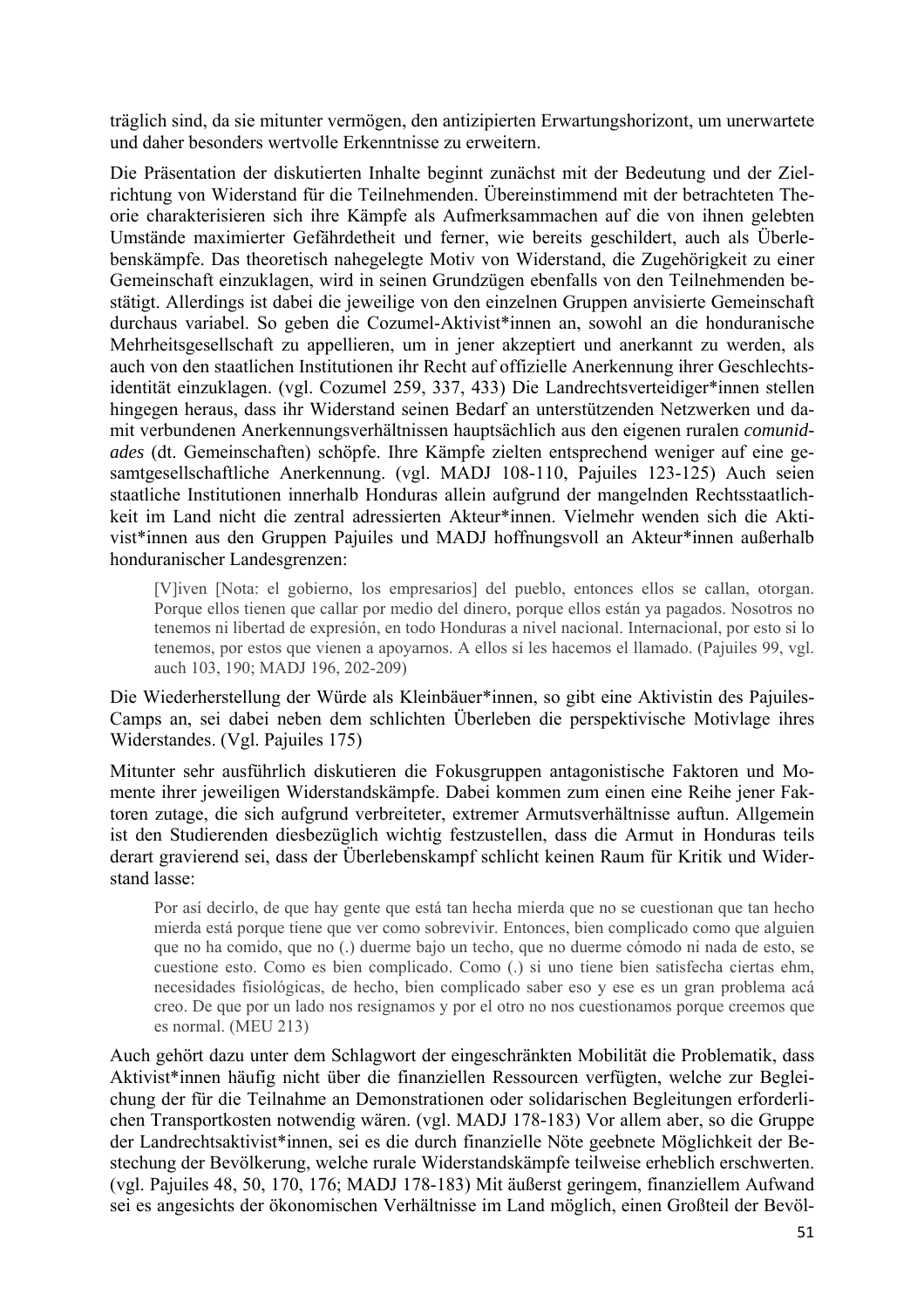träglich sind, da sie mitunter vermögen, den antizipierten Erwartungshorizont, um unerwartete und daher besonders wertvolle Erkenntnisse zu erweitern.

Die Präsentation der diskutierten Inhalte beginnt zunächst mit der Bedeutung und der Zielrichtung von Widerstand für die Teilnehmenden. Übereinstimmend mit der betrachteten Theorie charakterisieren sich ihre Kämpfe als Aufmerksammachen auf die von ihnen gelebten Umstände maximierter Gefährdetheit und ferner, wie bereits geschildert, auch als Überlebenskämpfe. Das theoretisch nahegelegte Motiv von Widerstand, die Zugehörigkeit zu einer Gemeinschaft einzuklagen, wird in seinen Grundzügen ebenfalls von den Teilnehmenden bestätigt. Allerdings ist dabei die jeweilige von den einzelnen Gruppen anvisierte Gemeinschaft durchaus variabel. So geben die Cozumel-Aktivist*innen an, sowohl an die honduranische Mehrheitsgesellschaft zu appellieren, um in jener akzeptiert und anerkannt zu werden, als auch von den staatlichen Institutionen ihr Recht auf offizielle Anerkennung ihrer Geschlechtsidentität einzuklagen. (vgl. Cozumel 259, 337, 433) Die Landrechtsverteidiger*innen stellen hingegen heraus, dass ihr Widerstand seinen Bedarf an unterstützenden Netzwerken und damit verbundenen Anerkennungsverhältnissen hauptsächlich aus den eigenen ruralen *comunidades* (dt. Gemeinschaften) schöpfe. Ihre Kämpfe zielten entsprechend weniger auf eine gesamtgesellschaftliche Anerkennung. (vgl. MADJ 108-110, Pajuiles 123-125) Auch seien staatliche Institutionen innerhalb Honduras allein aufgrund der mangelnden Rechtsstaatlichkeit im Land nicht die zentral adressierten Akteur*innen. Vielmehr wenden sich die Aktivist*innen aus den Gruppen Pajuiles und MADJ hoffnungsvoll an Akteur*innen außerhalb honduranischer Landesgrenzen:

> [V]iven [Nota: el gobierno, los empresarios] del pueblo, entonces ellos se callan, otorgan. Porque ellos tienen que callar por medio del dinero, porque ellos están ya pagados. Nosotros no tenemos ni libertad de expresión, en todo Honduras a nivel nacional. Internacional, por esto si lo tenemos, por estos que vienen a apoyarnos. A ellos sí les hacemos el llamado. (Pajuiles 99, vgl. auch 103, 190; MADJ 196, 202-209)

Die Wiederherstellung der Würde als Kleinbäuer*innen, so gibt eine Aktivistin des Pajuiles-Camps an, sei dabei neben dem schlichten Überleben die perspektivische Motivlage ihres Widerstandes. (Vgl. Pajuiles 175)

Mitunter sehr ausführlich diskutieren die Fokusgruppen antagonistische Faktoren und Momente ihrer jeweiligen Widerstandskämpfe. Dabei kommen zum einen eine Reihe jener Faktoren zutage, die sich aufgrund verbreiteter, extremer Armutsverhältnisse auftun. Allgemein ist den Studierenden diesbezüglich wichtig festzustellen, dass die Armut in Honduras teils derart gravierend sei, dass der Überlebenskampf schlicht keinen Raum für Kritik und Widerstand lasse:

> Por así decirlo, de que hay gente que está tan hecha mierda que no se cuestionan que tan hecho mierda está porque tiene que ver como sobrevivir. Entonces, bien complicado como que alguien que no ha comido, que no (.) duerme bajo un techo, que no duerme cómodo ni nada de esto, se cuestione esto. Como es bien complicado. Como (.) si uno tiene bien satisfecha ciertas ehm, necesidades fisiológicas, de hecho, bien complicado saber eso y ese es un gran problema acá creo. De que por un lado nos resignamos y por el otro no nos cuestionamos porque creemos que es normal. (MEU 213)

Auch gehört dazu unter dem Schlagwort der eingeschränkten Mobilität die Problematik, dass Aktivist*innen häufig nicht über die finanziellen Ressourcen verfügten, welche zur Begleichung der für die Teilnahme an Demonstrationen oder solidarischen Begleitungen erforderlichen Transportkosten notwendig wären. (vgl. MADJ 178-183) Vor allem aber, so die Gruppe der Landrechtsaktivist*innen, sei es die durch finanzielle Nöte geebnete Möglichkeit der Bestechung der Bevölkerung, welche rurale Widerstandskämpfe teilweise erheblich erschwerten. (vgl. Pajuiles 48, 50, 170, 176; MADJ 178-183) Mit äußerst geringem, finanziellem Aufwand sei es angesichts der ökonomischen Verhältnisse im Land möglich, einen Großteil der Bevöl-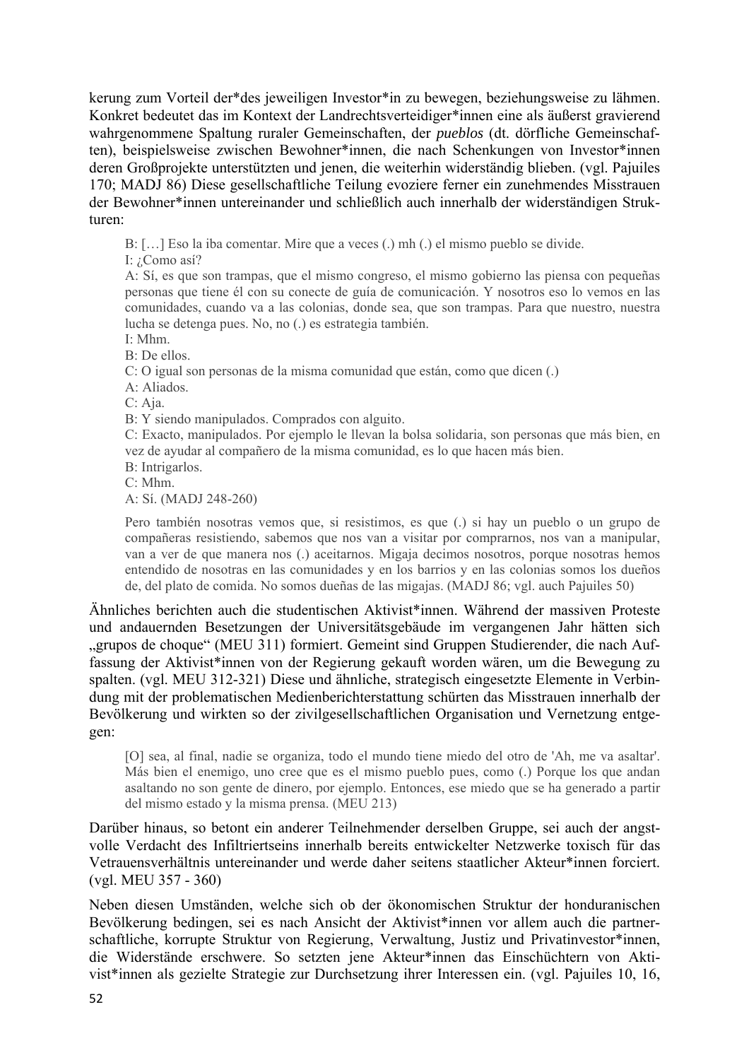kerung zum Vorteil der*des jeweiligen Investor*in zu bewegen, beziehungsweise zu lähmen. Konkret bedeutet das im Kontext der Landrechtsverteidiger*innen eine als äußerst gravierend wahrgenommene Spaltung ruraler Gemeinschaften, der *pueblos* (dt. dörfliche Gemeinschaften), beispielsweise zwischen Bewohner*innen, die nach Schenkungen von Investor*innen deren Großprojekte unterstützten und jenen, die weiterhin widerständig blieben. (vgl. Pajuiles 170; MADJ 86) Diese gesellschaftliche Teilung evoziere ferner ein zunehmendes Misstrauen der Bewohner*innen untereinander und schließlich auch innerhalb der widerständigen Strukturen:

> B: […] Eso la iba comentar. Mire que a veces (.) mh (.) el mismo pueblo se divide.
> I: ¿Como así?
> A: Sí, es que son trampas, que el mismo congreso, el mismo gobierno las piensa con pequeñas personas que tiene él con su conecte de guía de comunicación. Y nosotros eso lo vemos en las comunidades, cuando va a las colonias, donde sea, que son trampas. Para que nuestro, nuestra lucha se detenga pues. No, no (.) es estrategia también.
> I: Mhm.
> B: De ellos.
> C: O igual son personas de la misma comunidad que están, como que dicen (.)
> A: Aliados.
> C: Aja.
> B: Y siendo manipulados. Comprados con alguito.
> C: Exacto, manipulados. Por ejemplo le llevan la bolsa solidaria, son personas que más bien, en vez de ayudar al compañero de la misma comunidad, es lo que hacen más bien.
> B: Intrigarlos.
> C: Mhm.
> A: Sí. (MADJ 248-260)

> Pero también nosotras vemos que, si resistimos, es que (.) si hay un pueblo o un grupo de compañeras resistiendo, sabemos que nos van a visitar por comprarnos, nos van a manipular, van a ver de que manera nos (.) aceitarnos. Migaja decimos nosotros, porque nosotras hemos entendido de nosotras en las comunidades y en los barrios y en las colonias somos los dueños de, del plato de comida. No somos dueñas de las migajas. (MADJ 86; vgl. auch Pajuiles 50)

Ähnliches berichten auch die studentischen Aktivist*innen. Während der massiven Proteste und andauernden Besetzungen der Universitätsgebäude im vergangenen Jahr hätten sich „grupos de choque" (MEU 311) formiert. Gemeint sind Gruppen Studierender, die nach Auffassung der Aktivist*innen von der Regierung gekauft worden wären, um die Bewegung zu spalten. (vgl. MEU 312-321) Diese und ähnliche, strategisch eingesetzte Elemente in Verbindung mit der problematischen Medienberichterstattung schürten das Misstrauen innerhalb der Bevölkerung und wirkten so der zivilgesellschaftlichen Organisation und Vernetzung entgegen:

> [O] sea, al final, nadie se organiza, todo el mundo tiene miedo del otro de 'Ah, me va asaltar'. Más bien el enemigo, uno cree que es el mismo pueblo pues, como (.) Porque los que andan asaltando no son gente de dinero, por ejemplo. Entonces, ese miedo que se ha generado a partir del mismo estado y la misma prensa. (MEU 213)

Darüber hinaus, so betont ein anderer Teilnehmender derselben Gruppe, sei auch der angstvolle Verdacht des Infiltriertseins innerhalb bereits entwickelter Netzwerke toxisch für das Vetrauensverhältnis untereinander und werde daher seitens staatlicher Akteur*innen forciert. (vgl. MEU 357 - 360)

Neben diesen Umständen, welche sich ob der ökonomischen Struktur der honduranischen Bevölkerung bedingen, sei es nach Ansicht der Aktivist*innen vor allem auch die partnerschaftliche, korrupte Struktur von Regierung, Verwaltung, Justiz und Privatinvestor*innen, die Widerstände erschwere. So setzten jene Akteur*innen das Einschüchtern von Aktivist*innen als gezielte Strategie zur Durchsetzung ihrer Interessen ein. (vgl. Pajuiles 10, 16,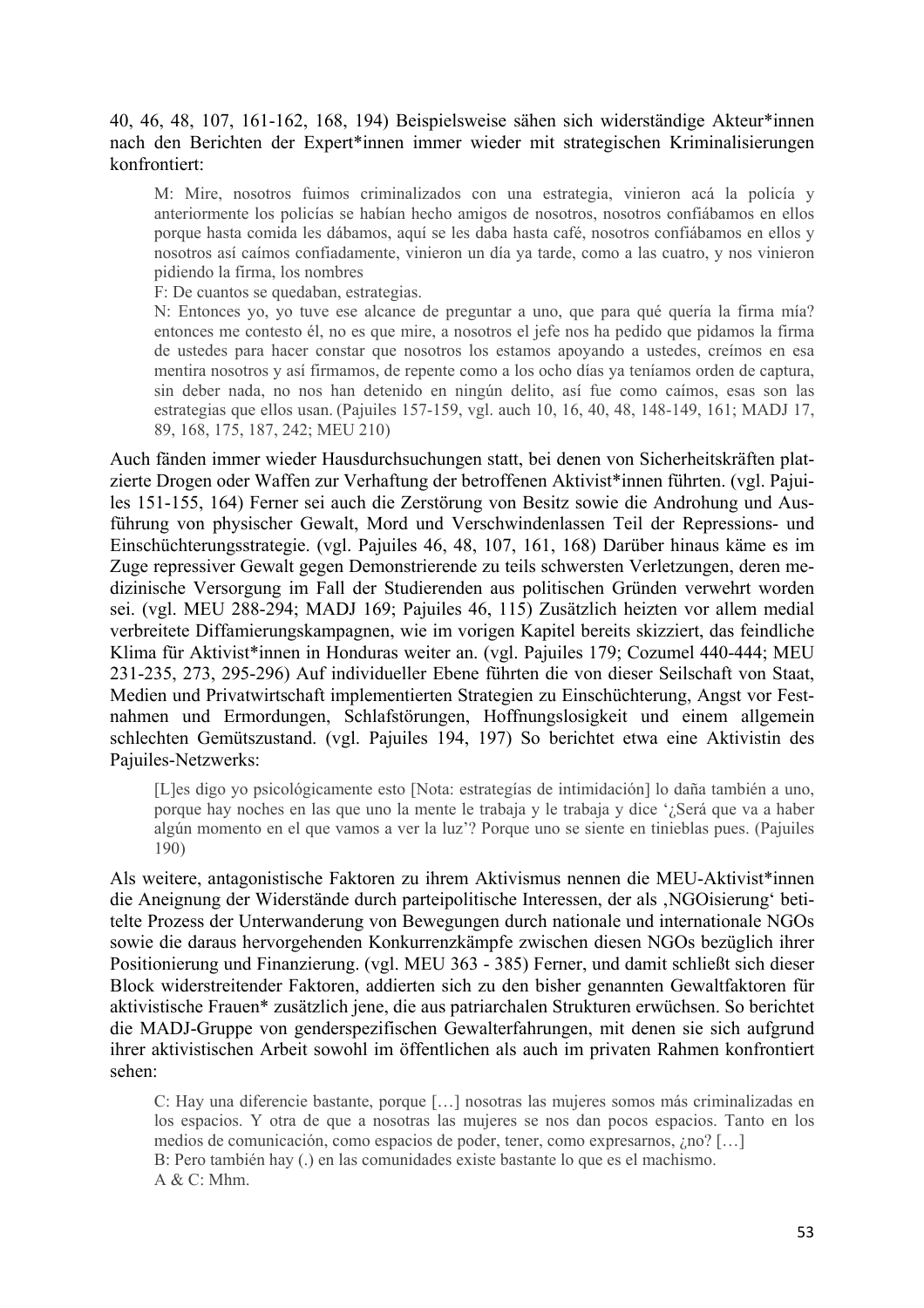40, 46, 48, 107, 161-162, 168, 194) Beispielsweise sähen sich widerständige Akteur*innen nach den Berichten der Expert*innen immer wieder mit strategischen Kriminalisierungen konfrontiert:

> M: Mire, nosotros fuimos criminalizados con una estrategia, vinieron acá la policía y anteriormente los policías se habían hecho amigos de nosotros, nosotros confiábamos en ellos porque hasta comida les dábamos, aquí se les daba hasta café, nosotros confiábamos en ellos y nosotros así caímos confiadamente, vinieron un día ya tarde, como a las cuatro, y nos vinieron pidiendo la firma, los nombres
>
> F: De cuantos se quedaban, estrategias.
>
> N: Entonces yo, yo tuve ese alcance de preguntar a uno, que para qué quería la firma mía? entonces me contesto él, no es que mire, a nosotros el jefe nos ha pedido que pidamos la firma de ustedes para hacer constar que nosotros los estamos apoyando a ustedes, creímos en esa mentira nosotros y así firmamos, de repente como a los ocho días ya teníamos orden de captura, sin deber nada, no nos han detenido en ningún delito, así fue como caímos, esas son las estrategias que ellos usan. (Pajuiles 157-159, vgl. auch 10, 16, 40, 48, 148-149, 161; MADJ 17, 89, 168, 175, 187, 242; MEU 210)

Auch fänden immer wieder Hausdurchsuchungen statt, bei denen von Sicherheitskräften platzierte Drogen oder Waffen zur Verhaftung der betroffenen Aktivist*innen führten. (vgl. Pajuiles 151-155, 164) Ferner sei auch die Zerstörung von Besitz sowie die Androhung und Ausführung von physischer Gewalt, Mord und Verschwindenlassen Teil der Repressions- und Einschüchterungsstrategie. (vgl. Pajuiles 46, 48, 107, 161, 168) Darüber hinaus käme es im Zuge repressiver Gewalt gegen Demonstrierende zu teils schwersten Verletzungen, deren medizinische Versorgung im Fall der Studierenden aus politischen Gründen verwehrt worden sei. (vgl. MEU 288-294; MADJ 169; Pajuiles 46, 115) Zusätzlich heizten vor allem medial verbreitete Diffamierungskampagnen, wie im vorigen Kapitel bereits skizziert, das feindliche Klima für Aktivist*innen in Honduras weiter an. (vgl. Pajuiles 179; Cozumel 440-444; MEU 231-235, 273, 295-296) Auf individueller Ebene führten die von dieser Seilschaft von Staat, Medien und Privatwirtschaft implementierten Strategien zu Einschüchterung, Angst vor Festnahmen und Ermordungen, Schlafstörungen, Hoffnungslosigkeit und einem allgemein schlechten Gemütszustand. (vgl. Pajuiles 194, 197) So berichtet etwa eine Aktivistin des Pajuiles-Netzwerks:

> [L]es digo yo psicológicamente esto [Nota: estrategías de intimidación] lo daña también a uno, porque hay noches en las que uno la mente le trabaja y le trabaja y dice '¿Será que va a haber algún momento en el que vamos a ver la luz'? Porque uno se siente en tinieblas pues. (Pajuiles 190)

Als weitere, antagonistische Faktoren zu ihrem Aktivismus nennen die MEU-Aktivist*innen die Aneignung der Widerstände durch parteipolitische Interessen, der als ‚NGOisierung' betitelte Prozess der Unterwanderung von Bewegungen durch nationale und internationale NGOs sowie die daraus hervorgehenden Konkurrenzkämpfe zwischen diesen NGOs bezüglich ihrer Positionierung und Finanzierung. (vgl. MEU 363 - 385) Ferner, und damit schließt sich dieser Block widerstreitender Faktoren, addierten sich zu den bisher genannten Gewaltfaktoren für aktivistische Frauen* zusätzlich jene, die aus patriarchalen Strukturen erwüchsen. So berichtet die MADJ-Gruppe von genderspezifischen Gewalterfahrungen, mit denen sie sich aufgrund ihrer aktivistischen Arbeit sowohl im öffentlichen als auch im privaten Rahmen konfrontiert sehen:

> C: Hay una diferencie bastante, porque […] nosotras las mujeres somos más criminalizadas en los espacios. Y otra de que a nosotras las mujeres se nos dan pocos espacios. Tanto en los medios de comunicación, como espacios de poder, tener, como expresarnos, ¿no? […]
>
> B: Pero también hay (.) en las comunidades existe bastante lo que es el machismo.
>
> A & C: Mhm.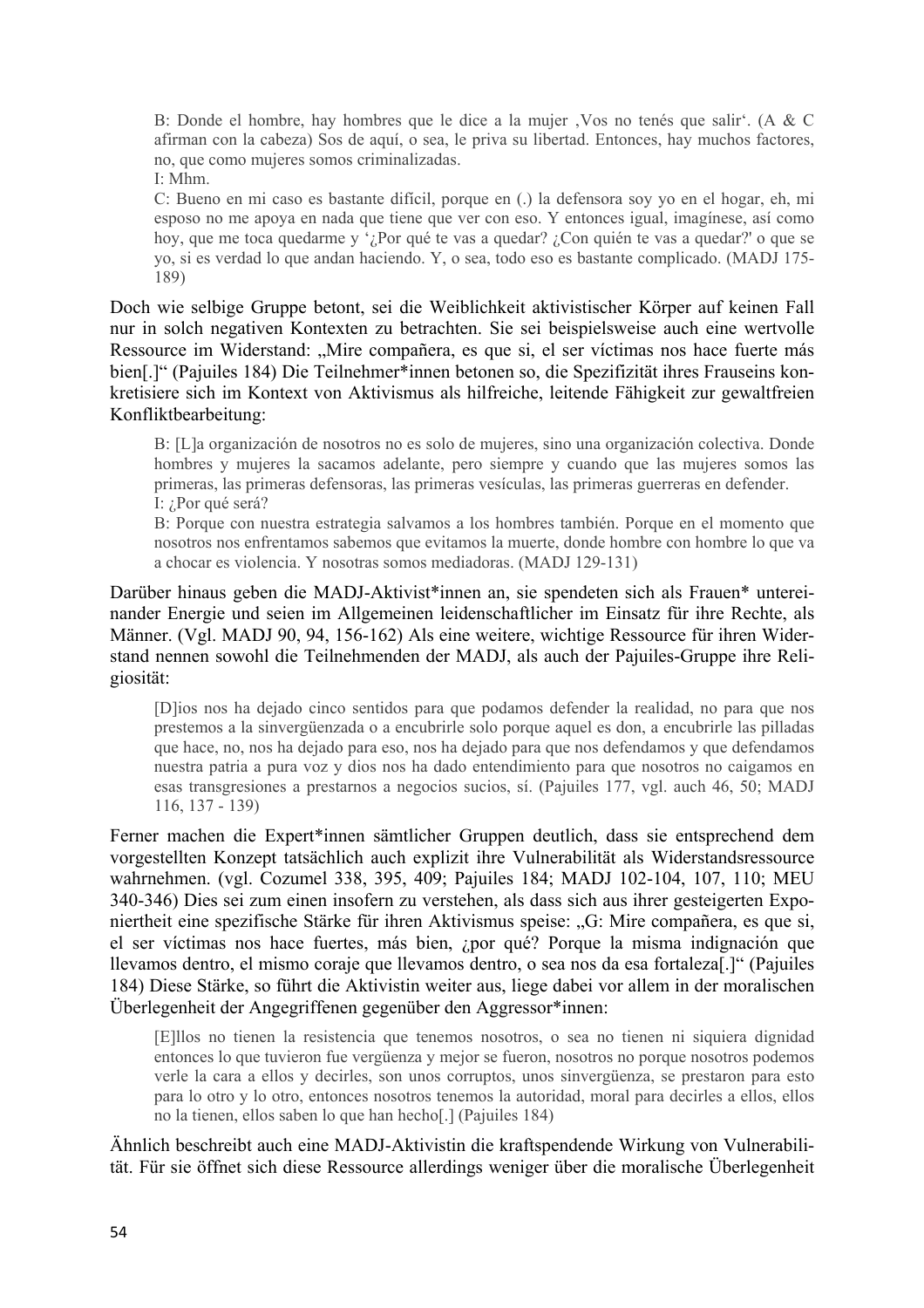> B: Donde el hombre, hay hombres que le dice a la mujer ‚Vos no tenés que salir‘. (A & C afirman con la cabeza) Sos de aquí, o sea, le priva su libertad. Entonces, hay muchos factores, no, que como mujeres somos criminalizadas.
> I: Mhm.
> C: Bueno en mi caso es bastante difícil, porque en (.) la defensora soy yo en el hogar, eh, mi esposo no me apoya en nada que tiene que ver con eso. Y entonces igual, imagínese, así como hoy, que me toca quedarme y '¿Por qué te vas a quedar? ¿Con quién te vas a quedar?' o que se yo, si es verdad lo que andan haciendo. Y, o sea, todo eso es bastante complicado. (MADJ 175-189)

Doch wie selbige Gruppe betont, sei die Weiblichkeit aktivistischer Körper auf keinen Fall nur in solch negativen Kontexten zu betrachten. Sie sei beispielsweise auch eine wertvolle Ressource im Widerstand: „Mire compañera, es que si, el ser víctimas nos hace fuerte más bien[.]“ (Pajuiles 184) Die Teilnehmer*innen betonen so, die Spezifizität ihres Frauseins konkretisiere sich im Kontext von Aktivismus als hilfreiche, leitende Fähigkeit zur gewaltfreien Konfliktbearbeitung:

> B: [L]a organización de nosotros no es solo de mujeres, sino una organización colectiva. Donde hombres y mujeres la sacamos adelante, pero siempre y cuando que las mujeres somos las primeras, las primeras defensoras, las primeras vesículas, las primeras guerreras en defender.
> I: ¿Por qué será?
> B: Porque con nuestra estrategia salvamos a los hombres también. Porque en el momento que nosotros nos enfrentamos sabemos que evitamos la muerte, donde hombre con hombre lo que va a chocar es violencia. Y nosotras somos mediadoras. (MADJ 129-131)

Darüber hinaus geben die MADJ-Aktivist*innen an, sie spendeten sich als Frauen* untereinander Energie und seien im Allgemeinen leidenschaftlicher im Einsatz für ihre Rechte, als Männer. (Vgl. MADJ 90, 94, 156-162) Als eine weitere, wichtige Ressource für ihren Widerstand nennen sowohl die Teilnehmenden der MADJ, als auch der Pajuiles-Gruppe ihre Religiosität:

> [D]ios nos ha dejado cinco sentidos para que podamos defender la realidad, no para que nos prestemos a la sinvergüenzada o a encubrirle solo porque aquel es don, a encubrirle las pilladas que hace, no, nos ha dejado para eso, nos ha dejado para que nos defendamos y que defendamos nuestra patria a pura voz y dios nos ha dado entendimiento para que nosotros no caigamos en esas transgresiones a prestarnos a negocios sucios, sí. (Pajuiles 177, vgl. auch 46, 50; MADJ 116, 137 - 139)

Ferner machen die Expert*innen sämtlicher Gruppen deutlich, dass sie entsprechend dem vorgestellten Konzept tatsächlich auch explizit ihre Vulnerabilität als Widerstandsressource wahrnehmen. (vgl. Cozumel 338, 395, 409; Pajuiles 184; MADJ 102-104, 107, 110; MEU 340-346) Dies sei zum einen insofern zu verstehen, als dass sich aus ihrer gesteigerten Exponiertheit eine spezifische Stärke für ihren Aktivismus speise: „G: Mire compañera, es que si, el ser víctimas nos hace fuertes, más bien, ¿por qué? Porque la misma indignación que llevamos dentro, el mismo coraje que llevamos dentro, o sea nos da esa fortaleza[.]“ (Pajuiles 184) Diese Stärke, so führt die Aktivistin weiter aus, liege dabei vor allem in der moralischen Überlegenheit der Angegriffenen gegenüber den Aggressor*innen:

> [E]llos no tienen la resistencia que tenemos nosotros, o sea no tienen ni siquiera dignidad entonces lo que tuvieron fue vergüenza y mejor se fueron, nosotros no porque nosotros podemos verle la cara a ellos y decirles, son unos corruptos, unos sinvergüenza, se prestaron para esto para lo otro y lo otro, entonces nosotros tenemos la autoridad, moral para decirles a ellos, ellos no la tienen, ellos saben lo que han hecho[.] (Pajuiles 184)

Ähnlich beschreibt auch eine MADJ-Aktivistin die kraftspendende Wirkung von Vulnerabilität. Für sie öffnet sich diese Ressource allerdings weniger über die moralische Überlegenheit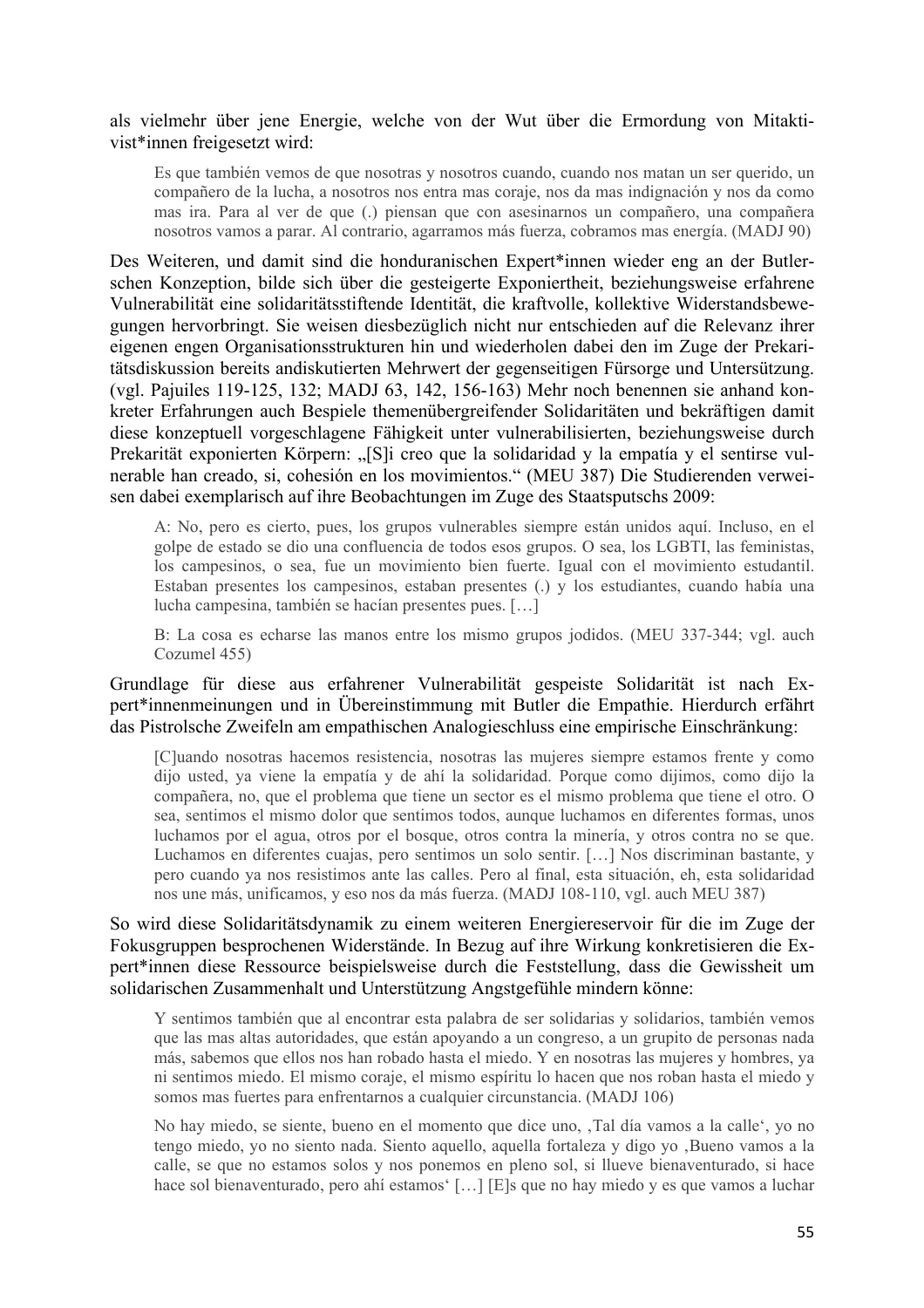als vielmehr über jene Energie, welche von der Wut über die Ermordung von Mitaktivist*innen freigesetzt wird:

> Es que también vemos de que nosotras y nosotros cuando, cuando nos matan un ser querido, un compañero de la lucha, a nosotros nos entra mas coraje, nos da mas indignación y nos da como mas ira. Para al ver de que (.) piensan que con asesinarnos un compañero, una compañera nosotros vamos a parar. Al contrario, agarramos más fuerza, cobramos mas energía. (MADJ 90)

Des Weiteren, und damit sind die honduranischen Expert*innen wieder eng an der Butlerschen Konzeption, bilde sich über die gesteigerte Exponiertheit, beziehungsweise erfahrene Vulnerabilität eine solidaritätsstiftende Identität, die kraftvolle, kollektive Widerstandsbewegungen hervorbringt. Sie weisen diesbezüglich nicht nur entschieden auf die Relevanz ihrer eigenen engen Organisationsstrukturen hin und wiederholen dabei den im Zuge der Prekaritätsdiskussion bereits andiskutierten Mehrwert der gegenseitigen Fürsorge und Untersützung. (vgl. Pajuiles 119-125, 132; MADJ 63, 142, 156-163) Mehr noch benennen sie anhand konkreter Erfahrungen auch Bespiele themenübergreifender Solidaritäten und bekräftigen damit diese konzeptuell vorgeschlagene Fähigkeit unter vulnerabilisierten, beziehungsweise durch Prekarität exponierten Körpern: „[S]i creo que la solidaridad y la empatía y el sentirse vulnerable han creado, si, cohesión en los movimientos.“ (MEU 387) Die Studierenden verweisen dabei exemplarisch auf ihre Beobachtungen im Zuge des Staatsputschs 2009:

> A: No, pero es cierto, pues, los grupos vulnerables siempre están unidos aquí. Incluso, en el golpe de estado se dio una confluencia de todos esos grupos. O sea, los LGBTI, las feministas, los campesinos, o sea, fue un movimiento bien fuerte. Igual con el movimiento estudantil. Estaban presentes los campesinos, estaban presentes (.) y los estudiantes, cuando había una lucha campesina, también se hacían presentes pues. […]
>
> B: La cosa es echarse las manos entre los mismo grupos jodidos. (MEU 337-344; vgl. auch Cozumel 455)

Grundlage für diese aus erfahrener Vulnerabilität gespeiste Solidarität ist nach Expert*innenmeinungen und in Übereinstimmung mit Butler die Empathie. Hierdurch erfährt das Pistrolsche Zweifeln am empathischen Analogieschluss eine empirische Einschränkung:

> [C]uando nosotras hacemos resistencia, nosotras las mujeres siempre estamos frente y como dijo usted, ya viene la empatía y de ahí la solidaridad. Porque como dijimos, como dijo la compañera, no, que el problema que tiene un sector es el mismo problema que tiene el otro. O sea, sentimos el mismo dolor que sentimos todos, aunque luchamos en diferentes formas, unos luchamos por el agua, otros por el bosque, otros contra la minería, y otros contra no se que. Luchamos en diferentes cuajas, pero sentimos un solo sentir. […] Nos discriminan bastante, y pero cuando ya nos resistimos ante las calles. Pero al final, esta situación, eh, esta solidaridad nos une más, unificamos, y eso nos da más fuerza. (MADJ 108-110, vgl. auch MEU 387)

So wird diese Solidaritätsdynamik zu einem weiteren Energiereservoir für die im Zuge der Fokusgruppen besprochenen Widerstände. In Bezug auf ihre Wirkung konkretisieren die Expert*innen diese Ressource beispielsweise durch die Feststellung, dass die Gewissheit um solidarischen Zusammenhalt und Unterstützung Angstgefühle mindern könne:

> Y sentimos también que al encontrar esta palabra de ser solidarias y solidarios, también vemos que las mas altas autoridades, que están apoyando a un congreso, a un grupito de personas nada más, sabemos que ellos nos han robado hasta el miedo. Y en nosotras las mujeres y hombres, ya ni sentimos miedo. El mismo coraje, el mismo espíritu lo hacen que nos roban hasta el miedo y somos mas fuertes para enfrentarnos a cualquier circunstancia. (MADJ 106)
>
> No hay miedo, se siente, bueno en el momento que dice uno, ‚Tal día vamos a la calle‘, yo no tengo miedo, yo no siento nada. Siento aquello, aquella fortaleza y digo yo ‚Bueno vamos a la calle, se que no estamos solos y nos ponemos en pleno sol, si llueve bienaventurado, si hace hace sol bienaventurado, pero ahí estamos‘ […] [E]s que no hay miedo y es que vamos a luchar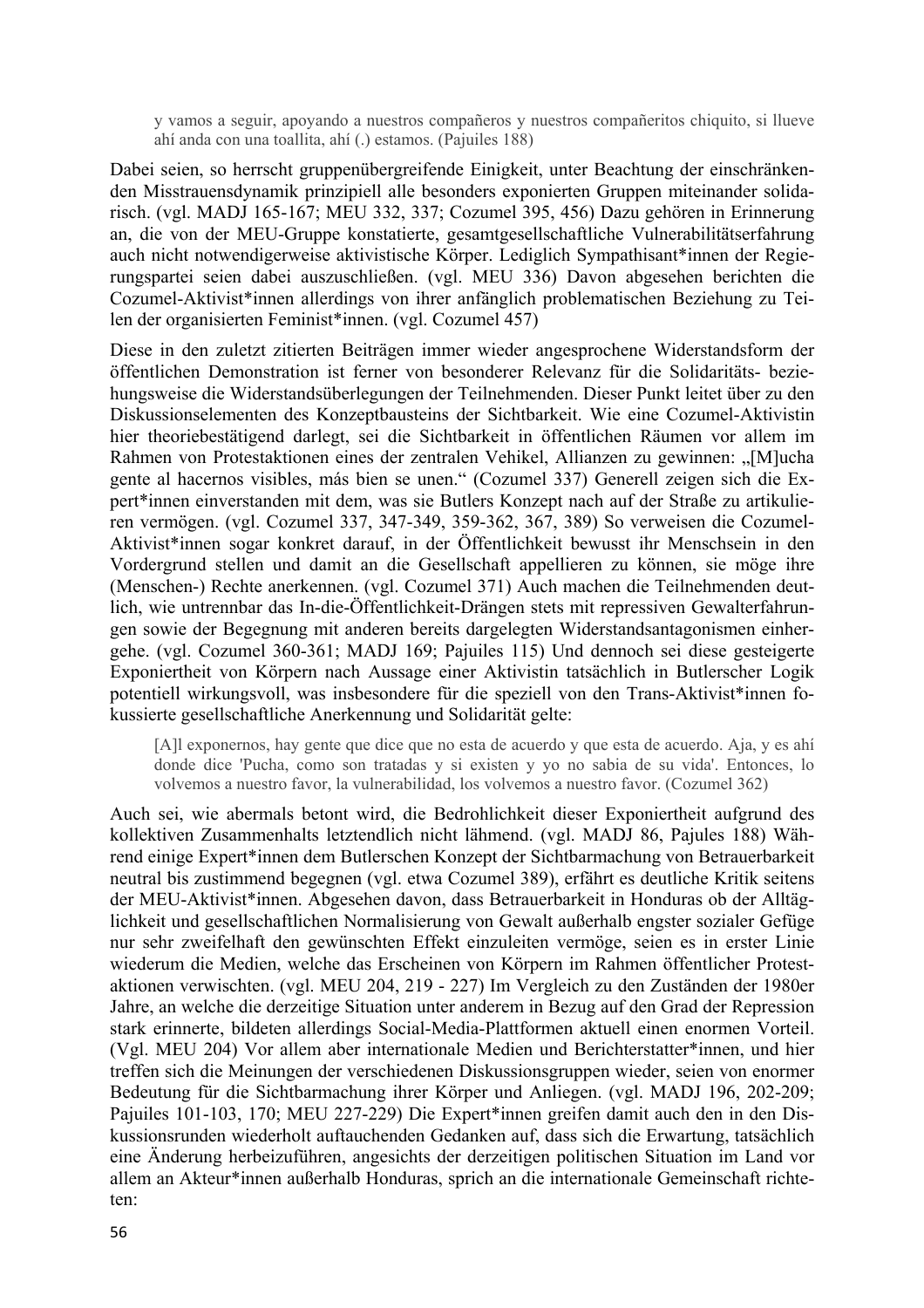> y vamos a seguir, apoyando a nuestros compañeros y nuestros compañeritos chiquito, si llueve ahí anda con una toallita, ahí (.) estamos. (Pajuiles 188)

Dabei seien, so herrscht gruppenübergreifende Einigkeit, unter Beachtung der einschränkenden Misstrauensdynamik prinzipiell alle besonders exponierten Gruppen miteinander solidarisch. (vgl. MADJ 165-167; MEU 332, 337; Cozumel 395, 456) Dazu gehören in Erinnerung an, die von der MEU-Gruppe konstatierte, gesamtgesellschaftliche Vulnerabilitätserfahrung auch nicht notwendigerweise aktivistische Körper. Lediglich Sympathisant*innen der Regierungspartei seien dabei auszuschließen. (vgl. MEU 336) Davon abgesehen berichten die Cozumel-Aktivist*innen allerdings von ihrer anfänglich problematischen Beziehung zu Teilen der organisierten Feminist*innen. (vgl. Cozumel 457)

Diese in den zuletzt zitierten Beiträgen immer wieder angesprochene Widerstandsform der öffentlichen Demonstration ist ferner von besonderer Relevanz für die Solidaritäts- beziehungsweise die Widerstandsüberlegungen der Teilnehmenden. Dieser Punkt leitet über zu den Diskussionselementen des Konzeptbausteins der Sichtbarkeit. Wie eine Cozumel-Aktivistin hier theoriebestätigend darlegt, sei die Sichtbarkeit in öffentlichen Räumen vor allem im Rahmen von Protestaktionen eines der zentralen Vehikel, Allianzen zu gewinnen: „[M]ucha gente al hacernos visibles, más bien se unen." (Cozumel 337) Generell zeigen sich die Expert*innen einverstanden mit dem, was sie Butlers Konzept nach auf der Straße zu artikulieren vermögen. (vgl. Cozumel 337, 347-349, 359-362, 367, 389) So verweisen die Cozumel-Aktivist*innen sogar konkret darauf, in der Öffentlichkeit bewusst ihr Menschsein in den Vordergrund stellen und damit an die Gesellschaft appellieren zu können, sie möge ihre (Menschen-) Rechte anerkennen. (vgl. Cozumel 371) Auch machen die Teilnehmenden deutlich, wie untrennbar das In-die-Öffentlichkeit-Drängen stets mit repressiven Gewalterfahrungen sowie der Begegnung mit anderen bereits dargelegten Widerstandsantagonismen einhergehe. (vgl. Cozumel 360-361; MADJ 169; Pajuiles 115) Und dennoch sei diese gesteigerte Exponiertheit von Körpern nach Aussage einer Aktivistin tatsächlich in Butlerscher Logik potentiell wirkungsvoll, was insbesondere für die speziell von den Trans-Aktivist*innen fokussierte gesellschaftliche Anerkennung und Solidarität gelte:

> [A]l exponernos, hay gente que dice que no esta de acuerdo y que esta de acuerdo. Aja, y es ahí donde dice 'Pucha, como son tratadas y si existen y yo no sabia de su vida'. Entonces, lo volvemos a nuestro favor, la vulnerabilidad, los volvemos a nuestro favor. (Cozumel 362)

Auch sei, wie abermals betont wird, die Bedrohlichkeit dieser Exponiertheit aufgrund des kollektiven Zusammenhalts letztendlich nicht lähmend. (vgl. MADJ 86, Pajules 188) Während einige Expert*innen dem Butlerschen Konzept der Sichtbarmachung von Betrauerbarkeit neutral bis zustimmend begegnen (vgl. etwa Cozumel 389), erfährt es deutliche Kritik seitens der MEU-Aktivist*innen. Abgesehen davon, dass Betrauerbarkeit in Honduras ob der Alltäglichkeit und gesellschaftlichen Normalisierung von Gewalt außerhalb engster sozialer Gefüge nur sehr zweifelhaft den gewünschten Effekt einzuleiten vermöge, seien es in erster Linie wiederum die Medien, welche das Erscheinen von Körpern im Rahmen öffentlicher Protestaktionen verwischten. (vgl. MEU 204, 219 - 227) Im Vergleich zu den Zuständen der 1980er Jahre, an welche die derzeitige Situation unter anderem in Bezug auf den Grad der Repression stark erinnerte, bildeten allerdings Social-Media-Plattformen aktuell einen enormen Vorteil. (Vgl. MEU 204) Vor allem aber internationale Medien und Berichterstatter*innen, und hier treffen sich die Meinungen der verschiedenen Diskussionsgruppen wieder, seien von enormer Bedeutung für die Sichtbarmachung ihrer Körper und Anliegen. (vgl. MADJ 196, 202-209; Pajuiles 101-103, 170; MEU 227-229) Die Expert*innen greifen damit auch den in den Diskussionsrunden wiederholt auftauchenden Gedanken auf, dass sich die Erwartung, tatsächlich eine Änderung herbeizuführen, angesichts der derzeitigen politischen Situation im Land vor allem an Akteur*innen außerhalb Honduras, sprich an die internationale Gemeinschaft richteten: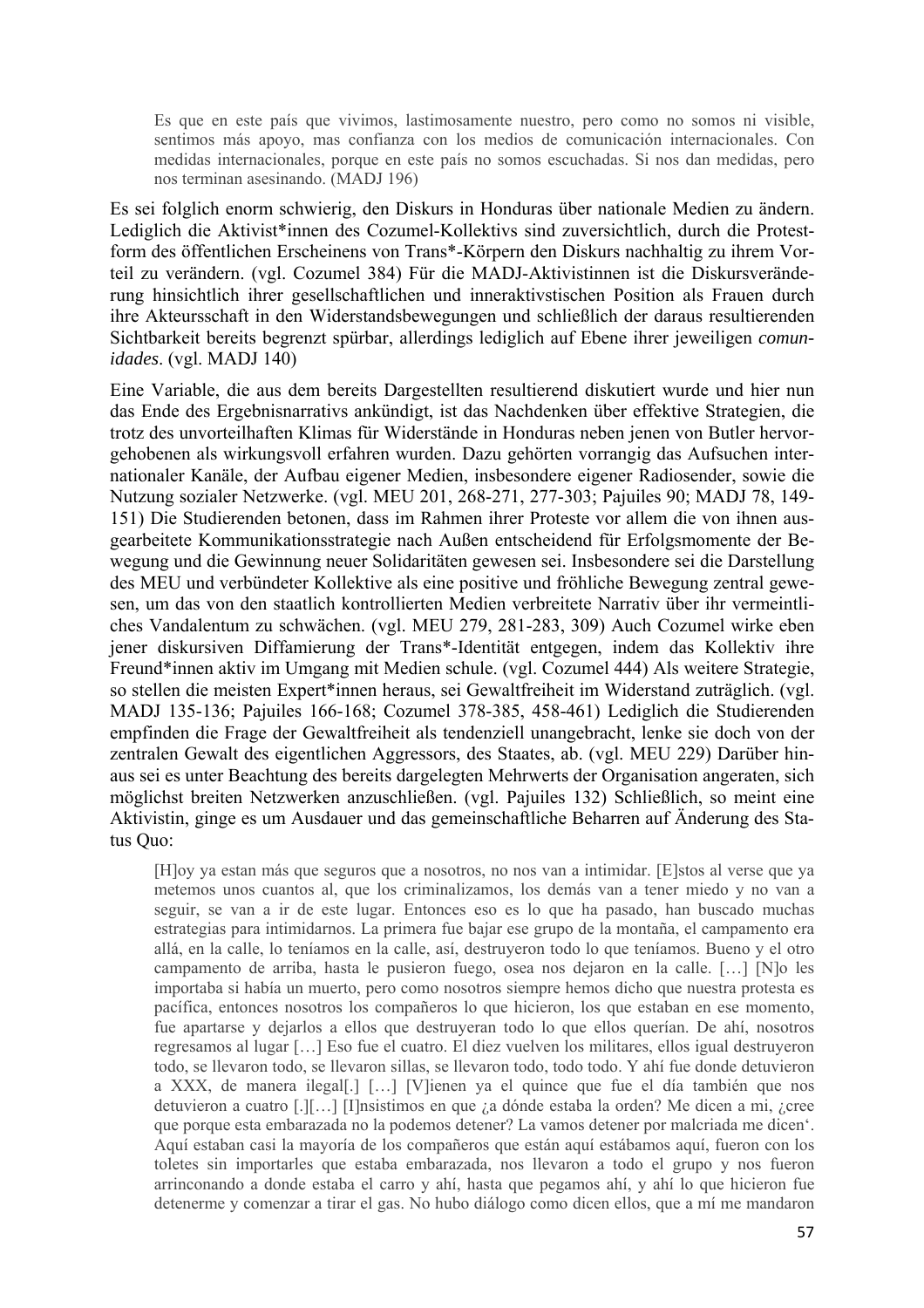> Es que en este país que vivimos, lastimosamente nuestro, pero como no somos ni visible, sentimos más apoyo, mas confianza con los medios de comunicación internacionales. Con medidas internacionales, porque en este país no somos escuchadas. Si nos dan medidas, pero nos terminan asesinando. (MADJ 196)

Es sei folglich enorm schwierig, den Diskurs in Honduras über nationale Medien zu ändern. Lediglich die Aktivist*innen des Cozumel-Kollektivs sind zuversichtlich, durch die Protestform des öffentlichen Erscheinens von Trans*-Körpern den Diskurs nachhaltig zu ihrem Vorteil zu verändern. (vgl. Cozumel 384) Für die MADJ-Aktivistinnen ist die Diskursveränderung hinsichtlich ihrer gesellschaftlichen und inneraktivstischen Position als Frauen durch ihre Akteursschaft in den Widerstandsbewegungen und schließlich der daraus resultierenden Sichtbarkeit bereits begrenzt spürbar, allerdings lediglich auf Ebene ihrer jeweiligen *comunidades*. (vgl. MADJ 140)

Eine Variable, die aus dem bereits Dargestellten resultierend diskutiert wurde und hier nun das Ende des Ergebnisnarrativs ankündigt, ist das Nachdenken über effektive Strategien, die trotz des unvorteilhaften Klimas für Widerstände in Honduras neben jenen von Butler hervorgehobenen als wirkungsvoll erfahren wurden. Dazu gehörten vorrangig das Aufsuchen internationaler Kanäle, der Aufbau eigener Medien, insbesondere eigener Radiosender, sowie die Nutzung sozialer Netzwerke. (vgl. MEU 201, 268-271, 277-303; Pajuiles 90; MADJ 78, 149-151) Die Studierenden betonen, dass im Rahmen ihrer Proteste vor allem die von ihnen ausgearbeitete Kommunikationsstrategie nach Außen entscheidend für Erfolgsmomente der Bewegung und die Gewinnung neuer Solidaritäten gewesen sei. Insbesondere sei die Darstellung des MEU und verbündeter Kollektive als eine positive und fröhliche Bewegung zentral gewesen, um das von den staatlich kontrollierten Medien verbreitete Narrativ über ihr vermeintliches Vandalentum zu schwächen. (vgl. MEU 279, 281-283, 309) Auch Cozumel wirke eben jener diskursiven Diffamierung der Trans*-Identität entgegen, indem das Kollektiv ihre Freund*innen aktiv im Umgang mit Medien schule. (vgl. Cozumel 444) Als weitere Strategie, so stellen die meisten Expert*innen heraus, sei Gewaltfreiheit im Widerstand zuträglich. (vgl. MADJ 135-136; Pajuiles 166-168; Cozumel 378-385, 458-461) Lediglich die Studierenden empfinden die Frage der Gewaltfreiheit als tendenziell unangebracht, lenke sie doch von der zentralen Gewalt des eigentlichen Aggressors, des Staates, ab. (vgl. MEU 229) Darüber hinaus sei es unter Beachtung des bereits dargelegten Mehrwerts der Organisation angeraten, sich möglichst breiten Netzwerken anzuschließen. (vgl. Pajuiles 132) Schließlich, so meint eine Aktivistin, ginge es um Ausdauer und das gemeinschaftliche Beharren auf Änderung des Status Quo:

> [H]oy ya estan más que seguros que a nosotros, no nos van a intimidar. [E]stos al verse que ya metemos unos cuantos al, que los criminalizamos, los demás van a tener miedo y no van a seguir, se van a ir de este lugar. Entonces eso es lo que ha pasado, han buscado muchas estrategias para intimidarnos. La primera fue bajar ese grupo de la montaña, el campamento era allá, en la calle, lo teníamos en la calle, así, destruyeron todo lo que teníamos. Bueno y el otro campamento de arriba, hasta le pusieron fuego, osea nos dejaron en la calle. […] [N]o les importaba si había un muerto, pero como nosotros siempre hemos dicho que nuestra protesta es pacífica, entonces nosotros los compañeros lo que hicieron, los que estaban en ese momento, fue apartarse y dejarlos a ellos que destruyeran todo lo que ellos querían. De ahí, nosotros regresamos al lugar […] Eso fue el cuatro. El diez vuelven los militares, ellos igual destruyeron todo, se llevaron todo, se llevaron sillas, se llevaron todo, todo todo. Y ahí fue donde detuvieron a XXX, de manera ilegal[.] […] [V]ienen ya el quince que fue el día también que nos detuvieron a cuatro [.][…] [I]nsistimos en que ¿a dónde estaba la orden? Me dicen a mi, ¿cree que porque esta embarazada no la podemos detener? La vamos detener por malcriada me dicen'. Aquí estaban casi la mayoría de los compañeros que están aquí estábamos aquí, fueron con los toletes sin importarles que estaba embarazada, nos llevaron a todo el grupo y nos fueron arrinconando a donde estaba el carro y ahí, hasta que pegamos ahí, y ahí lo que hicieron fue detenerme y comenzar a tirar el gas. No hubo diálogo como dicen ellos, que a mí me mandaron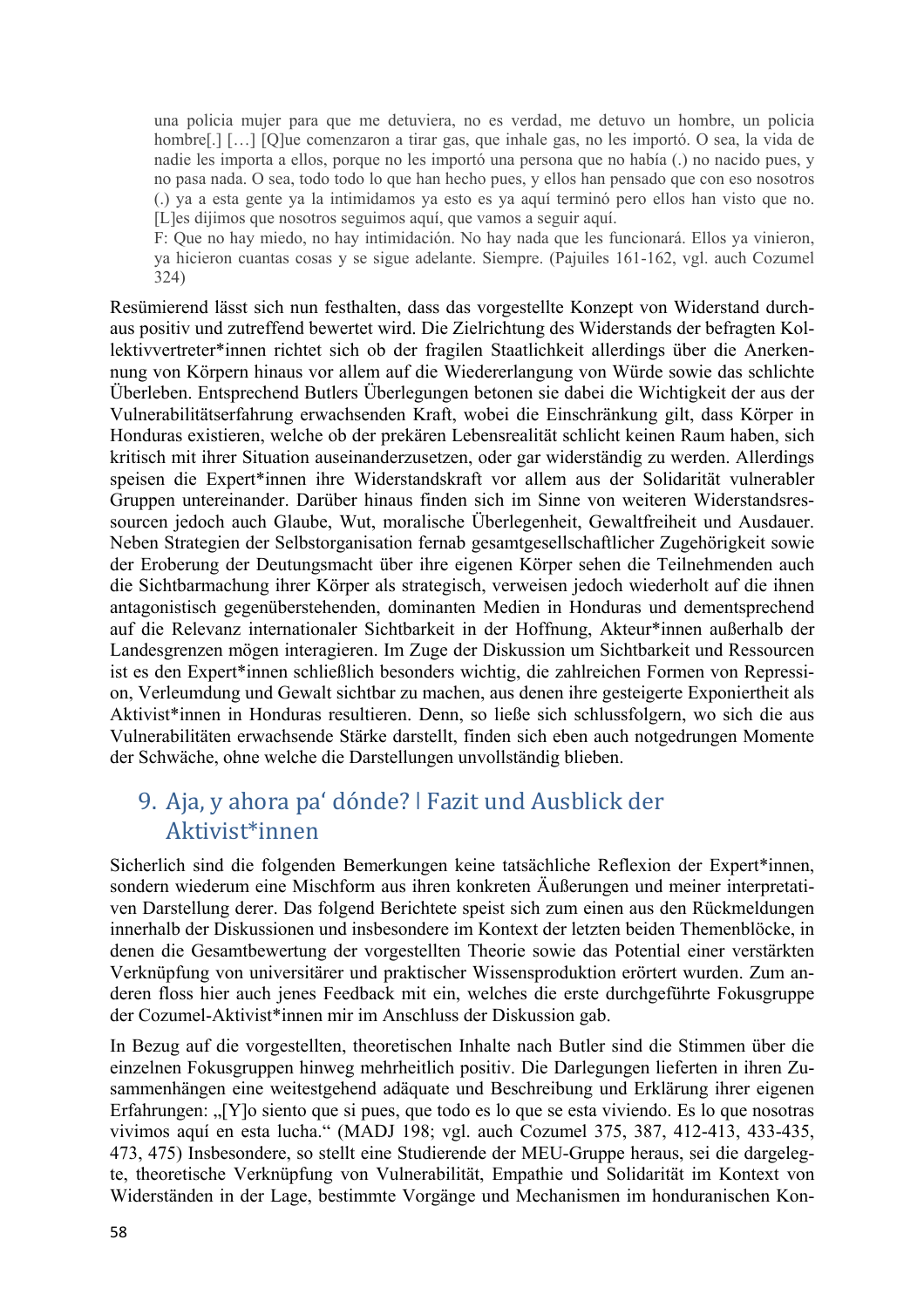> una policia mujer para que me detuviera, no es verdad, me detuvo un hombre, un policia hombre[.] […] [Q]ue comenzaron a tirar gas, que inhale gas, no les importó. O sea, la vida de nadie les importa a ellos, porque no les importó una persona que no había (.) no nacido pues, y no pasa nada. O sea, todo todo lo que han hecho pues, y ellos han pensado que con eso nosotros (.) ya a esta gente ya la intimidamos ya esto es ya aquí terminó pero ellos han visto que no. [L]es dijimos que nosotros seguimos aquí, que vamos a seguir aquí.
>
> F: Que no hay miedo, no hay intimidación. No hay nada que les funcionará. Ellos ya vinieron, ya hicieron cuantas cosas y se sigue adelante. Siempre. (Pajuiles 161-162, vgl. auch Cozumel 324)

Resümierend lässt sich nun festhalten, dass das vorgestellte Konzept von Widerstand durchaus positiv und zutreffend bewertet wird. Die Zielrichtung des Widerstands der befragten Kollektivvertreter*innen richtet sich ob der fragilen Staatlichkeit allerdings über die Anerkennung von Körpern hinaus vor allem auf die Wiedererlangung von Würde sowie das schlichte Überleben. Entsprechend Butlers Überlegungen betonen sie dabei die Wichtigkeit der aus der Vulnerabilitätserfahrung erwachsenden Kraft, wobei die Einschränkung gilt, dass Körper in Honduras existieren, welche ob der prekären Lebensrealität schlicht keinen Raum haben, sich kritisch mit ihrer Situation auseinanderzusetzen, oder gar widerständig zu werden. Allerdings speisen die Expert*innen ihre Widerstandskraft vor allem aus der Solidarität vulnerabler Gruppen untereinander. Darüber hinaus finden sich im Sinne von weiteren Widerstandsressourcen jedoch auch Glaube, Wut, moralische Überlegenheit, Gewaltfreiheit und Ausdauer. Neben Strategien der Selbstorganisation fernab gesamtgesellschaftlicher Zugehörigkeit sowie der Eroberung der Deutungsmacht über ihre eigenen Körper sehen die Teilnehmenden auch die Sichtbarmachung ihrer Körper als strategisch, verweisen jedoch wiederholt auf die ihnen antagonistisch gegenüberstehenden, dominanten Medien in Honduras und dementsprechend auf die Relevanz internationaler Sichtbarkeit in der Hoffnung, Akteur*innen außerhalb der Landesgrenzen mögen interagieren. Im Zuge der Diskussion um Sichtbarkeit und Ressourcen ist es den Expert*innen schließlich besonders wichtig, die zahlreichen Formen von Repression, Verleumdung und Gewalt sichtbar zu machen, aus denen ihre gesteigerte Exponiertheit als Aktivist*innen in Honduras resultieren. Denn, so ließe sich schlussfolgern, wo sich die aus Vulnerabilitäten erwachsende Stärke darstellt, finden sich eben auch notgedrungen Momente der Schwäche, ohne welche die Darstellungen unvollständig blieben.

## 9. Aja, y ahora pa‘ dónde? | Fazit und Ausblick der Aktivist*innen

Sicherlich sind die folgenden Bemerkungen keine tatsächliche Reflexion der Expert*innen, sondern wiederum eine Mischform aus ihren konkreten Äußerungen und meiner interpretativen Darstellung derer. Das folgend Berichtete speist sich zum einen aus den Rückmeldungen innerhalb der Diskussionen und insbesondere im Kontext der letzten beiden Themenblöcke, in denen die Gesamtbewertung der vorgestellten Theorie sowie das Potential einer verstärkten Verknüpfung von universitärer und praktischer Wissensproduktion erörtert wurden. Zum anderen floss hier auch jenes Feedback mit ein, welches die erste durchgeführte Fokusgruppe der Cozumel-Aktivist*innen mir im Anschluss der Diskussion gab.

In Bezug auf die vorgestellten, theoretischen Inhalte nach Butler sind die Stimmen über die einzelnen Fokusgruppen hinweg mehrheitlich positiv. Die Darlegungen lieferten in ihren Zusammenhängen eine weitestgehend adäquate und Beschreibung und Erklärung ihrer eigenen Erfahrungen: „[Y]o siento que si pues, que todo es lo que se esta viviendo. Es lo que nosotras vivimos aquí en esta lucha.“ (MADJ 198; vgl. auch Cozumel 375, 387, 412-413, 433-435, 473, 475) Insbesondere, so stellt eine Studierende der MEU-Gruppe heraus, sei die dargelegte, theoretische Verknüpfung von Vulnerabilität, Empathie und Solidarität im Kontext von Widerständen in der Lage, bestimmte Vorgänge und Mechanismen im honduranischen Kon-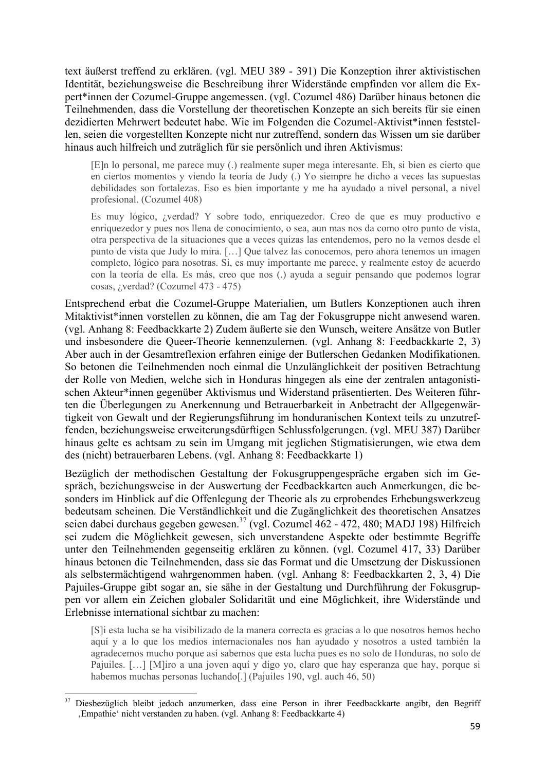text äußerst treffend zu erklären. (vgl. MEU 389 - 391) Die Konzeption ihrer aktivistischen Identität, beziehungsweise die Beschreibung ihrer Widerstände empfinden vor allem die Expert*innen der Cozumel-Gruppe angemessen. (vgl. Cozumel 486) Darüber hinaus betonen die Teilnehmenden, dass die Vorstellung der theoretischen Konzepte an sich bereits für sie einen dezidierten Mehrwert bedeutet habe. Wie im Folgenden die Cozumel-Aktivist*innen feststellen, seien die vorgestellten Konzepte nicht nur zutreffend, sondern das Wissen um sie darüber hinaus auch hilfreich und zuträglich für sie persönlich und ihren Aktivismus:

> [E]n lo personal, me parece muy (.) realmente super mega interesante. Eh, si bien es cierto que en ciertos momentos y viendo la teoría de Judy (.) Yo siempre he dicho a veces las supuestas debilidades son fortalezas. Eso es bien importante y me ha ayudado a nivel personal, a nivel profesional. (Cozumel 408)
>
> Es muy lógico, ¿verdad? Y sobre todo, enriquezedor. Creo de que es muy productivo e enriquezedor y pues nos llena de conocimiento, o sea, aun mas nos da como otro punto de vista, otra perspectiva de la situaciones que a veces quizas las entendemos, pero no la vemos desde el punto de vista que Judy lo mira. […] Que talvez las conocemos, pero ahora tenemos un imagen completo, lógico para nosotras. Si, es muy importante me parece, y realmente estoy de acuerdo con la teoría de ella. Es más, creo que nos (.) ayuda a seguir pensando que podemos lograr cosas, ¿verdad? (Cozumel 473 - 475)

Entsprechend erbat die Cozumel-Gruppe Materialien, um Butlers Konzeptionen auch ihren Mitaktivist*innen vorstellen zu können, die am Tag der Fokusgruppe nicht anwesend waren. (vgl. Anhang 8: Feedbackkarte 2) Zudem äußerte sie den Wunsch, weitere Ansätze von Butler und insbesondere die Queer-Theorie kennenzulernen. (vgl. Anhang 8: Feedbackkarte 2, 3) Aber auch in der Gesamtreflexion erfahren einige der Butlerschen Gedanken Modifikationen. So betonen die Teilnehmenden noch einmal die Unzulänglichkeit der positiven Betrachtung der Rolle von Medien, welche sich in Honduras hingegen als eine der zentralen antagonistischen Akteur*innen gegenüber Aktivismus und Widerstand präsentierten. Des Weiteren führten die Überlegungen zu Anerkennung und Betrauerbarkeit in Anbetracht der Allgegenwärtigkeit von Gewalt und der Regierungsführung im honduranischen Kontext teils zu unzutreffenden, beziehungsweise erweiterungsdürftigen Schlussfolgerungen. (vgl. MEU 387) Darüber hinaus gelte es achtsam zu sein im Umgang mit jeglichen Stigmatisierungen, wie etwa dem des (nicht) betrauerbaren Lebens. (vgl. Anhang 8: Feedbackkarte 1)

Bezüglich der methodischen Gestaltung der Fokusgruppengespräche ergaben sich im Gespräch, beziehungsweise in der Auswertung der Feedbackkarten auch Anmerkungen, die besonders im Hinblick auf die Offenlegung der Theorie als zu erprobendes Erhebungswerkzeug bedeutsam scheinen. Die Verständlichkeit und die Zugänglichkeit des theoretischen Ansatzes seien dabei durchaus gegeben gewesen.[37] (vgl. Cozumel 462 - 472, 480; MADJ 198) Hilfreich sei zudem die Möglichkeit gewesen, sich unverstandene Aspekte oder bestimmte Begriffe unter den Teilnehmenden gegenseitig erklären zu können. (vgl. Cozumel 417, 33) Darüber hinaus betonen die Teilnehmenden, dass sie das Format und die Umsetzung der Diskussionen als selbstermächtigend wahrgenommen haben. (vgl. Anhang 8: Feedbackkarten 2, 3, 4) Die Pajuiles-Gruppe gibt sogar an, sie sähe in der Gestaltung und Durchführung der Fokusgruppen vor allem ein Zeichen globaler Solidarität und eine Möglichkeit, ihre Widerstände und Erlebnisse international sichtbar zu machen:

> [S]i esta lucha se ha visibilizado de la manera correcta es gracias a lo que nosotros hemos hecho aquí y a lo que los medios internacionales nos han ayudado y nosotros a usted también la agradecemos mucho porque así sabemos que esta lucha pues es no solo de Honduras, no solo de Pajuiles. […] [M]iro a una joven aquí y digo yo, claro que hay esperanza que hay, porque si habemos muchas personas luchando[.] (Pajuiles 190, vgl. auch 46, 50)

---

[37] Diesbezüglich bleibt jedoch anzumerken, dass eine Person in ihrer Feedbackkarte angibt, den Begriff ‚Empathie' nicht verstanden zu haben. (vgl. Anhang 8: Feedbackkarte 4)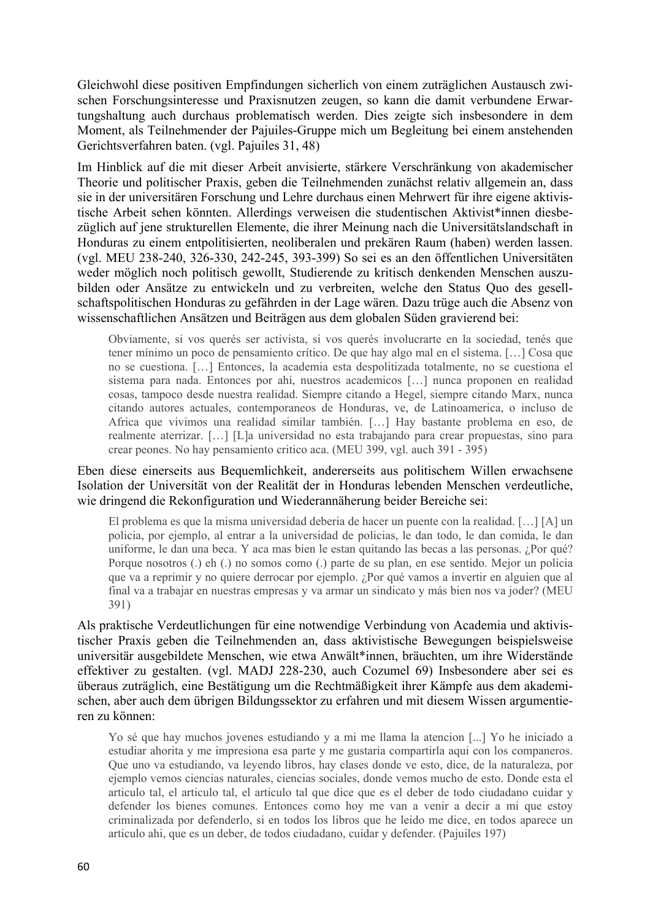Gleichwohl diese positiven Empfindungen sicherlich von einem zuträglichen Austausch zwischen Forschungsinteresse und Praxisnutzen zeugen, so kann die damit verbundene Erwartungshaltung auch durchaus problematisch werden. Dies zeigte sich insbesondere in dem Moment, als Teilnehmender der Pajuiles-Gruppe mich um Begleitung bei einem anstehenden Gerichtsverfahren baten. (vgl. Pajuiles 31, 48)

Im Hinblick auf die mit dieser Arbeit anvisierte, stärkere Verschränkung von akademischer Theorie und politischer Praxis, geben die Teilnehmenden zunächst relativ allgemein an, dass sie in der universitären Forschung und Lehre durchaus einen Mehrwert für ihre eigene aktivistische Arbeit sehen könnten. Allerdings verweisen die studentischen Aktivist*innen diesbezüglich auf jene strukturellen Elemente, die ihrer Meinung nach die Universitätslandschaft in Honduras zu einem entpolitisierten, neoliberalen und prekären Raum (haben) werden lassen. (vgl. MEU 238-240, 326-330, 242-245, 393-399) So sei es an den öffentlichen Universitäten weder möglich noch politisch gewollt, Studierende zu kritisch denkenden Menschen auszubilden oder Ansätze zu entwickeln und zu verbreiten, welche den Status Quo des gesellschaftspolitischen Honduras zu gefährden in der Lage wären. Dazu trüge auch die Absenz von wissenschaftlichen Ansätzen und Beiträgen aus dem globalen Süden gravierend bei:

> Obviamente, si vos querés ser activista, si vos querés involucrarte en la sociedad, tenés que tener mínimo un poco de pensamiento crítico. De que hay algo mal en el sistema. […] Cosa que no se cuestiona. […] Entonces, la academia esta despolitizada totalmente, no se cuestiona el sistema para nada. Entonces por ahí, nuestros academicos […] nunca proponen en realidad cosas, tampoco desde nuestra realidad. Siempre citando a Hegel, siempre citando Marx, nunca citando autores actuales, contemporaneos de Honduras, ve, de Latinoamerica, o incluso de Africa que vivimos una realidad similar también. […] Hay bastante problema en eso, de realmente aterrizar. […] [L]a universidad no esta trabajando para crear propuestas, sino para crear peones. No hay pensamiento critico aca. (MEU 399, vgl. auch 391 - 395)

Eben diese einerseits aus Bequemlichkeit, andererseits aus politischem Willen erwachsene Isolation der Universität von der Realität der in Honduras lebenden Menschen verdeutliche, wie dringend die Rekonfiguration und Wiederannäherung beider Bereiche sei:

> El problema es que la misma universidad deberia de hacer un puente con la realidad. […] [A] un policia, por ejemplo, al entrar a la universidad de policias, le dan todo, le dan comida, le dan uniforme, le dan una beca. Y aca mas bien le estan quitando las becas a las personas. ¿Por qué? Porque nosotros (.) eh (.) no somos como (.) parte de su plan, en ese sentido. Mejor un policia que va a reprimir y no quiere derrocar por ejemplo. ¿Por qué vamos a invertir en alguien que al final va a trabajar en nuestras empresas y va armar un sindicato y más bien nos va joder? (MEU 391)

Als praktische Verdeutlichungen für eine notwendige Verbindung von Academia und aktivistischer Praxis geben die Teilnehmenden an, dass aktivistische Bewegungen beispielsweise universitär ausgebildete Menschen, wie etwa Anwält*innen, bräuchten, um ihre Widerstände effektiver zu gestalten. (vgl. MADJ 228-230, auch Cozumel 69) Insbesondere aber sei es überaus zuträglich, eine Bestätigung um die Rechtmäßigkeit ihrer Kämpfe aus dem akademischen, aber auch dem übrigen Bildungssektor zu erfahren und mit diesem Wissen argumentieren zu können:

> Yo sé que hay muchos jovenes estudiando y a mi me llama la atencion [...] Yo he iniciado a estudiar ahorita y me impresiona esa parte y me gustaria compartirla aqui con los companeros. Que uno va estudiando, va leyendo libros, hay clases donde ve esto, dice, de la naturaleza, por ejemplo vemos ciencias naturales, ciencias sociales, donde vemos mucho de esto. Donde esta el articulo tal, el articulo tal, el articulo tal que dice que es el deber de todo ciudadano cuidar y defender los bienes comunes. Entonces como hoy me van a venir a decir a mi que estoy criminalizada por defenderlo, si en todos los libros que he leido me dice, en todos aparece un articulo ahi, que es un deber, de todos ciudadano, cuidar y defender. (Pajuiles 197)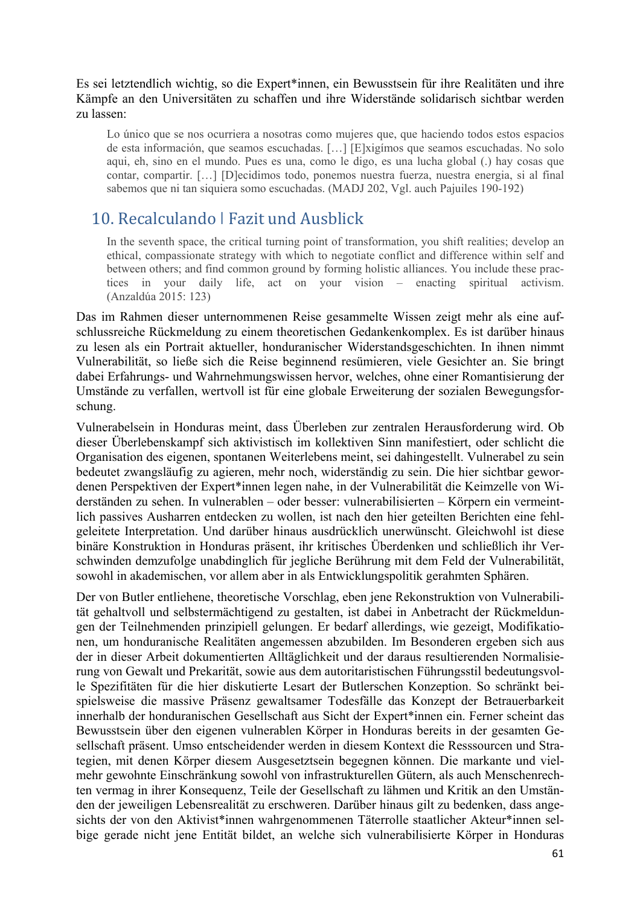Es sei letztendlich wichtig, so die Expert*innen, ein Bewusstsein für ihre Realitäten und ihre Kämpfe an den Universitäten zu schaffen und ihre Widerstände solidarisch sichtbar werden zu lassen:

> Lo único que se nos ocurriera a nosotras como mujeres que, que haciendo todos estos espacios de esta información, que seamos escuchadas. […] [E]xigímos que seamos escuchadas. No solo aqui, eh, sino en el mundo. Pues es una, como le digo, es una lucha global (.) hay cosas que contar, compartir. […] [D]ecidimos todo, ponemos nuestra fuerza, nuestra energia, si al final sabemos que ni tan siquiera somo escuchadas. (MADJ 202, Vgl. auch Pajuiles 190-192)

## 10. Recalculando | Fazit und Ausblick

> In the seventh space, the critical turning point of transformation, you shift realities; develop an ethical, compassionate strategy with which to negotiate conflict and difference within self and between others; and find common ground by forming holistic alliances. You include these practices in your daily life, act on your vision – enacting spiritual activism. (Anzaldúa 2015: 123)

Das im Rahmen dieser unternommenen Reise gesammelte Wissen zeigt mehr als eine aufschlussreiche Rückmeldung zu einem theoretischen Gedankenkomplex. Es ist darüber hinaus zu lesen als ein Portrait aktueller, honduranischer Widerstandsgeschichten. In ihnen nimmt Vulnerabilität, so ließe sich die Reise beginnend resümieren, viele Gesichter an. Sie bringt dabei Erfahrungs- und Wahrnehmungswissen hervor, welches, ohne einer Romantisierung der Umstände zu verfallen, wertvoll ist für eine globale Erweiterung der sozialen Bewegungsforschung.

Vulnerabelsein in Honduras meint, dass Überleben zur zentralen Herausforderung wird. Ob dieser Überlebenskampf sich aktivistisch im kollektiven Sinn manifestiert, oder schlicht die Organisation des eigenen, spontanen Weiterlebens meint, sei dahingestellt. Vulnerabel zu sein bedeutet zwangsläufig zu agieren, mehr noch, widerständig zu sein. Die hier sichtbar gewordenen Perspektiven der Expert*innen legen nahe, in der Vulnerabilität die Keimzelle von Widerständen zu sehen. In vulnerablen – oder besser: vulnerabilisierten – Körpern ein vermeintlich passives Ausharren entdecken zu wollen, ist nach den hier geteilten Berichten eine fehlgeleitete Interpretation. Und darüber hinaus ausdrücklich unerwünscht. Gleichwohl ist diese binäre Konstruktion in Honduras präsent, ihr kritisches Überdenken und schließlich ihr Verschwinden demzufolge unabdinglich für jegliche Berührung mit dem Feld der Vulnerabilität, sowohl in akademischen, vor allem aber in als Entwicklungspolitik gerahmten Sphären.

Der von Butler entliehene, theoretische Vorschlag, eben jene Rekonstruktion von Vulnerabilität gehaltvoll und selbstermächtigend zu gestalten, ist dabei in Anbetracht der Rückmeldungen der Teilnehmenden prinzipiell gelungen. Er bedarf allerdings, wie gezeigt, Modifikationen, um honduranische Realitäten angemessen abzubilden. Im Besonderen ergeben sich aus der in dieser Arbeit dokumentierten Alltäglichkeit und der daraus resultierenden Normalisierung von Gewalt und Prekarität, sowie aus dem autoritaristischen Führungsstil bedeutungsvolle Spezifitäten für die hier diskutierte Lesart der Butlerschen Konzeption. So schränkt beispielsweise die massive Präsenz gewaltsamer Todesfälle das Konzept der Betrauerbarkeit innerhalb der honduranischen Gesellschaft aus Sicht der Expert*innen ein. Ferner scheint das Bewusstsein über den eigenen vulnerablen Körper in Honduras bereits in der gesamten Gesellschaft präsent. Umso entscheidender werden in diesem Kontext die Resssourcen und Strategien, mit denen Körper diesem Ausgesetztsein begegnen können. Die markante und vielmehr gewohnte Einschränkung sowohl von infrastrukturellen Gütern, als auch Menschenrechten vermag in ihrer Konsequenz, Teile der Gesellschaft zu lähmen und Kritik an den Umständen der jeweiligen Lebensrealität zu erschweren. Darüber hinaus gilt zu bedenken, dass angesichts der von den Aktivist*innen wahrgenommenen Täterrolle staatlicher Akteur*innen selbige gerade nicht jene Entität bildet, an welche sich vulnerabilisierte Körper in Honduras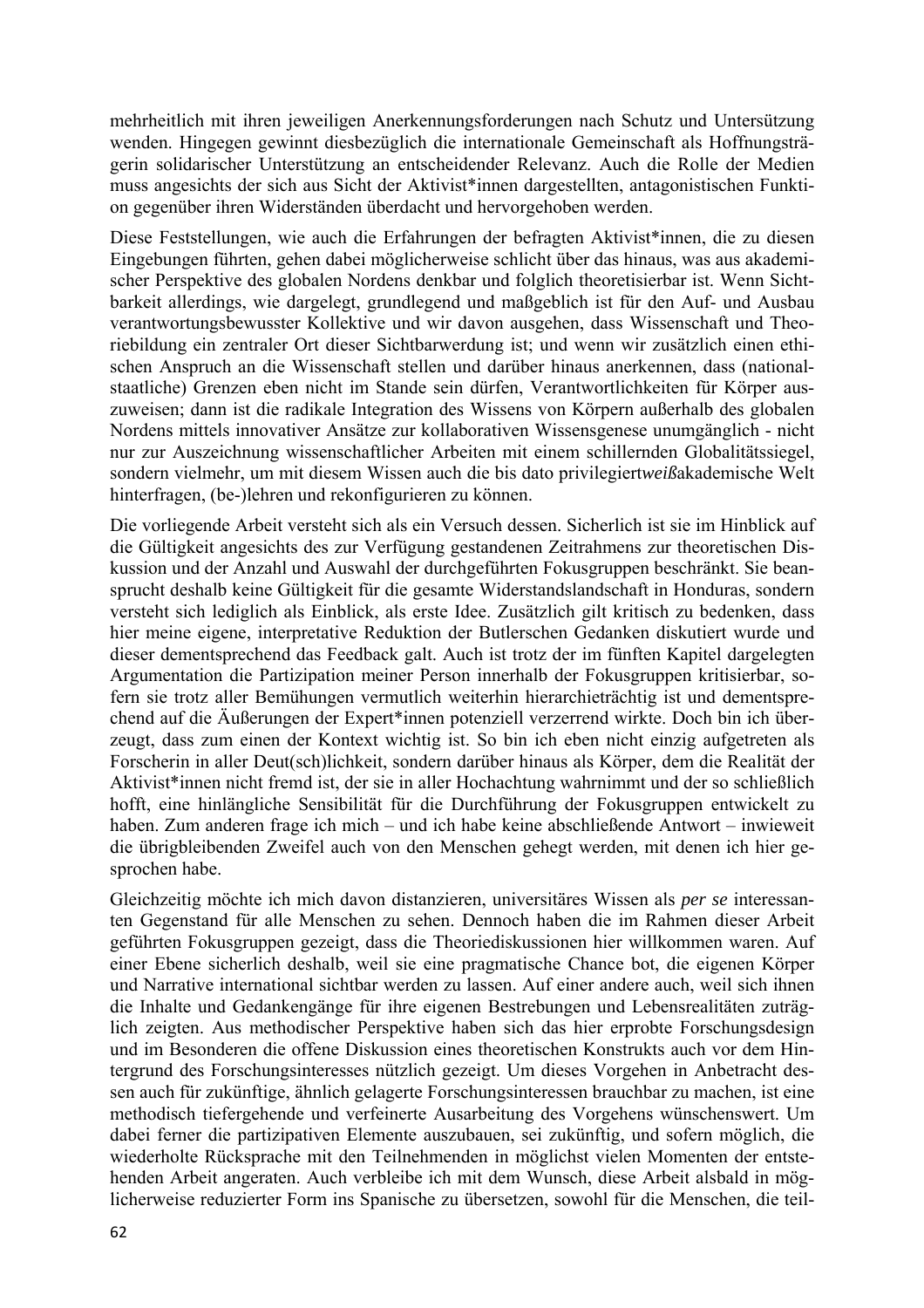mehrheitlich mit ihren jeweiligen Anerkennungsforderungen nach Schutz und Untersützung wenden. Hingegen gewinnt diesbezüglich die internationale Gemeinschaft als Hoffnungsträgerin solidarischer Unterstützung an entscheidender Relevanz. Auch die Rolle der Medien muss angesichts der sich aus Sicht der Aktivist*innen dargestellten, antagonistischen Funktion gegenüber ihren Widerständen überdacht und hervorgehoben werden.

Diese Feststellungen, wie auch die Erfahrungen der befragten Aktivist*innen, die zu diesen Eingebungen führten, gehen dabei möglicherweise schlicht über das hinaus, was aus akademischer Perspektive des globalen Nordens denkbar und folglich theoretisierbar ist. Wenn Sichtbarkeit allerdings, wie dargelegt, grundlegend und maßgeblich ist für den Auf- und Ausbau verantwortungsbewusster Kollektive und wir davon ausgehen, dass Wissenschaft und Theoriebildung ein zentraler Ort dieser Sichtbarwerdung ist; und wenn wir zusätzlich einen ethischen Anspruch an die Wissenschaft stellen und darüber hinaus anerkennen, dass (nationalstaatliche) Grenzen eben nicht im Stande sein dürfen, Verantwortlichkeiten für Körper auszuweisen; dann ist die radikale Integration des Wissens von Körpern außerhalb des globalen Nordens mittels innovativer Ansätze zur kollaborativen Wissensgenese unumgänglich - nicht nur zur Auszeichnung wissenschaftlicher Arbeiten mit einem schillernden Globalitätssiegel, sondern vielmehr, um mit diesem Wissen auch die bis dato privilegiert*weiß*akademische Welt hinterfragen, (be-)lehren und rekonfigurieren zu können.

Die vorliegende Arbeit versteht sich als ein Versuch dessen. Sicherlich ist sie im Hinblick auf die Gültigkeit angesichts des zur Verfügung gestandenen Zeitrahmens zur theoretischen Diskussion und der Anzahl und Auswahl der durchgeführten Fokusgruppen beschränkt. Sie beansprucht deshalb keine Gültigkeit für die gesamte Widerstandslandschaft in Honduras, sondern versteht sich lediglich als Einblick, als erste Idee. Zusätzlich gilt kritisch zu bedenken, dass hier meine eigene, interpretative Reduktion der Butlerschen Gedanken diskutiert wurde und dieser dementsprechend das Feedback galt. Auch ist trotz der im fünften Kapitel dargelegten Argumentation die Partizipation meiner Person innerhalb der Fokusgruppen kritisierbar, sofern sie trotz aller Bemühungen vermutlich weiterhin hierarchieträchtig ist und dementsprechend auf die Äußerungen der Expert*innen potenziell verzerrend wirkte. Doch bin ich überzeugt, dass zum einen der Kontext wichtig ist. So bin ich eben nicht einzig aufgetreten als Forscherin in aller Deut(sch)lichkeit, sondern darüber hinaus als Körper, dem die Realität der Aktivist*innen nicht fremd ist, der sie in aller Hochachtung wahrnimmt und der so schließlich hofft, eine hinlängliche Sensibilität für die Durchführung der Fokusgruppen entwickelt zu haben. Zum anderen frage ich mich – und ich habe keine abschließende Antwort – inwieweit die übrigbleibenden Zweifel auch von den Menschen gehegt werden, mit denen ich hier gesprochen habe.

Gleichzeitig möchte ich mich davon distanzieren, universitäres Wissen als *per se* interessanten Gegenstand für alle Menschen zu sehen. Dennoch haben die im Rahmen dieser Arbeit geführten Fokusgruppen gezeigt, dass die Theoriediskussionen hier willkommen waren. Auf einer Ebene sicherlich deshalb, weil sie eine pragmatische Chance bot, die eigenen Körper und Narrative international sichtbar werden zu lassen. Auf einer andere auch, weil sich ihnen die Inhalte und Gedankengänge für ihre eigenen Bestrebungen und Lebensrealitäten zuträglich zeigten. Aus methodischer Perspektive haben sich das hier erprobte Forschungsdesign und im Besonderen die offene Diskussion eines theoretischen Konstrukts auch vor dem Hintergrund des Forschungsinteresses nützlich gezeigt. Um dieses Vorgehen in Anbetracht dessen auch für zukünftige, ähnlich gelagerte Forschungsinteressen brauchbar zu machen, ist eine methodisch tiefergehende und verfeinerte Ausarbeitung des Vorgehens wünschenswert. Um dabei ferner die partizipativen Elemente auszubauen, sei zukünftig, und sofern möglich, die wiederholte Rücksprache mit den Teilnehmenden in möglichst vielen Momenten der entstehenden Arbeit angeraten. Auch verbleibe ich mit dem Wunsch, diese Arbeit alsbald in möglicherweise reduzierter Form ins Spanische zu übersetzen, sowohl für die Menschen, die teil-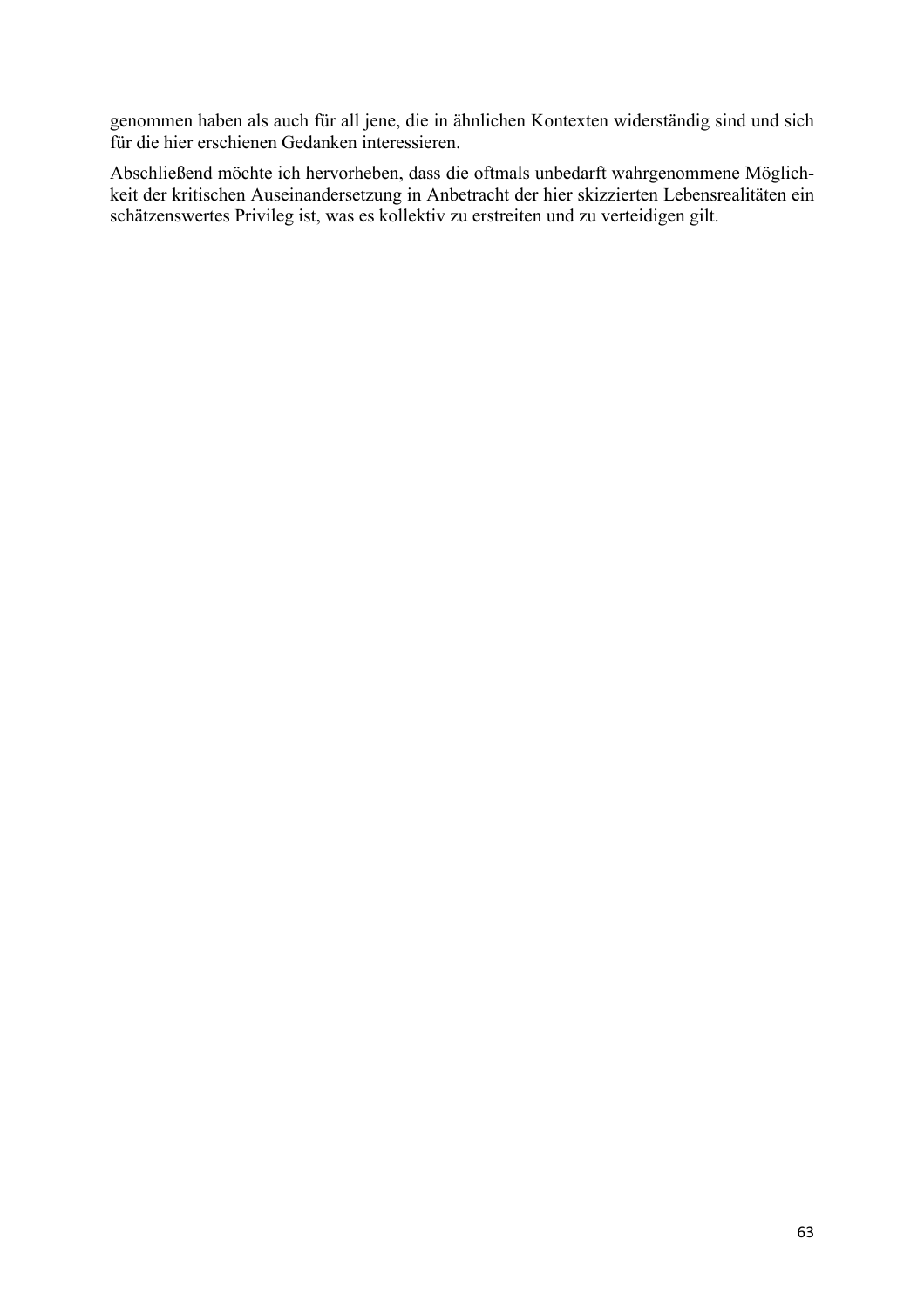genommen haben als auch für all jene, die in ähnlichen Kontexten widerständig sind und sich für die hier erschienen Gedanken interessieren.

Abschließend möchte ich hervorheben, dass die oftmals unbedarft wahrgenommene Möglichkeit der kritischen Auseinandersetzung in Anbetracht der hier skizzierten Lebensrealitäten ein schätzenswertes Privileg ist, was es kollektiv zu erstreiten und zu verteidigen gilt.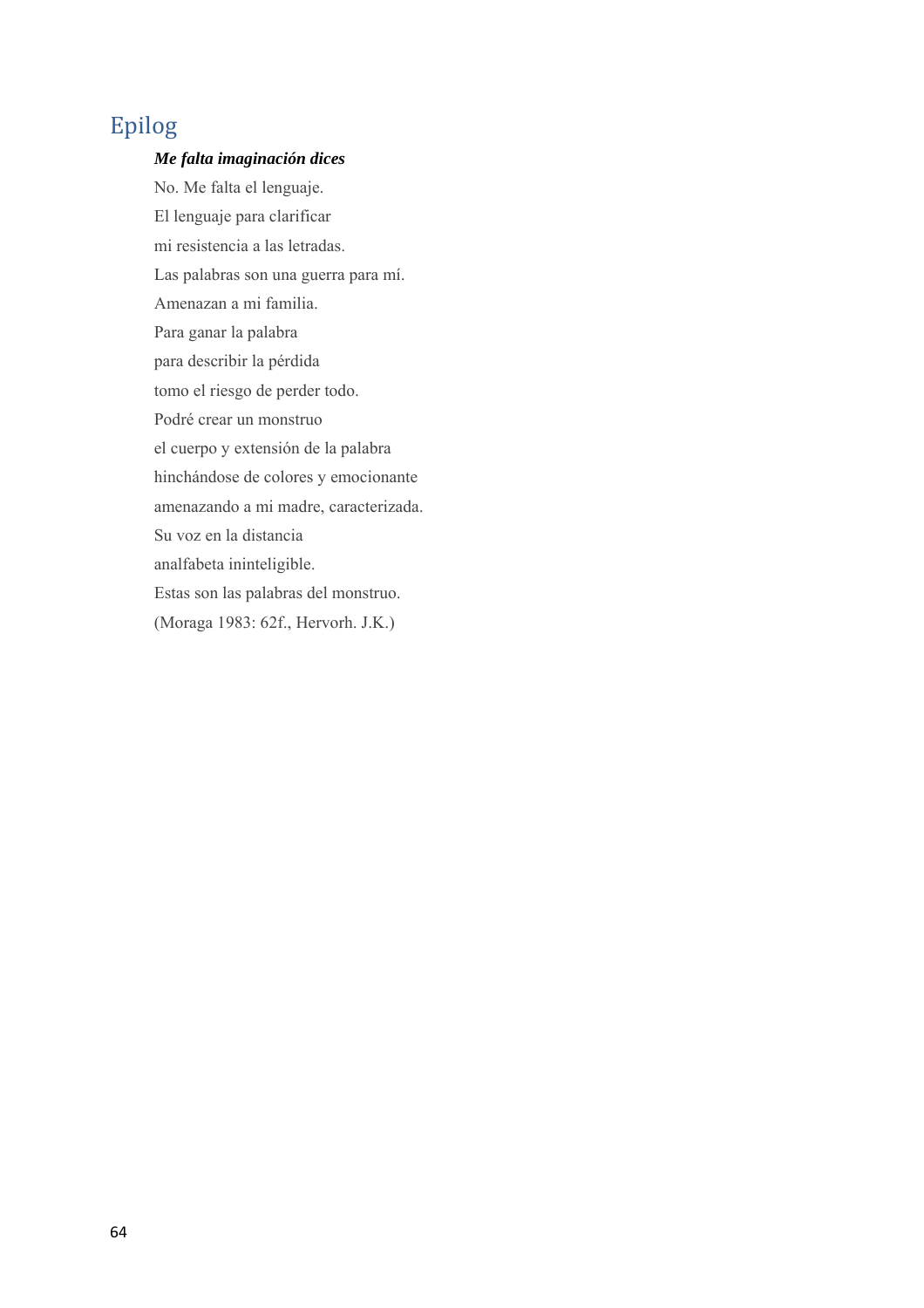# Epilog

***Me falta imaginación dices***

No. Me falta el lenguaje.
El lenguaje para clarificar
mi resistencia a las letradas.
Las palabras son una guerra para mí.
Amenazan a mi familia.
Para ganar la palabra
para describir la pérdida
tomo el riesgo de perder todo.
Podré crear un monstruo
el cuerpo y extensión de la palabra
hinchándose de colores y emocionante
amenazando a mi madre, caracterizada.
Su voz en la distancia
analfabeta ininteligible.
Estas son las palabras del monstruo.
(Moraga 1983: 62f., Hervorh. J.K.)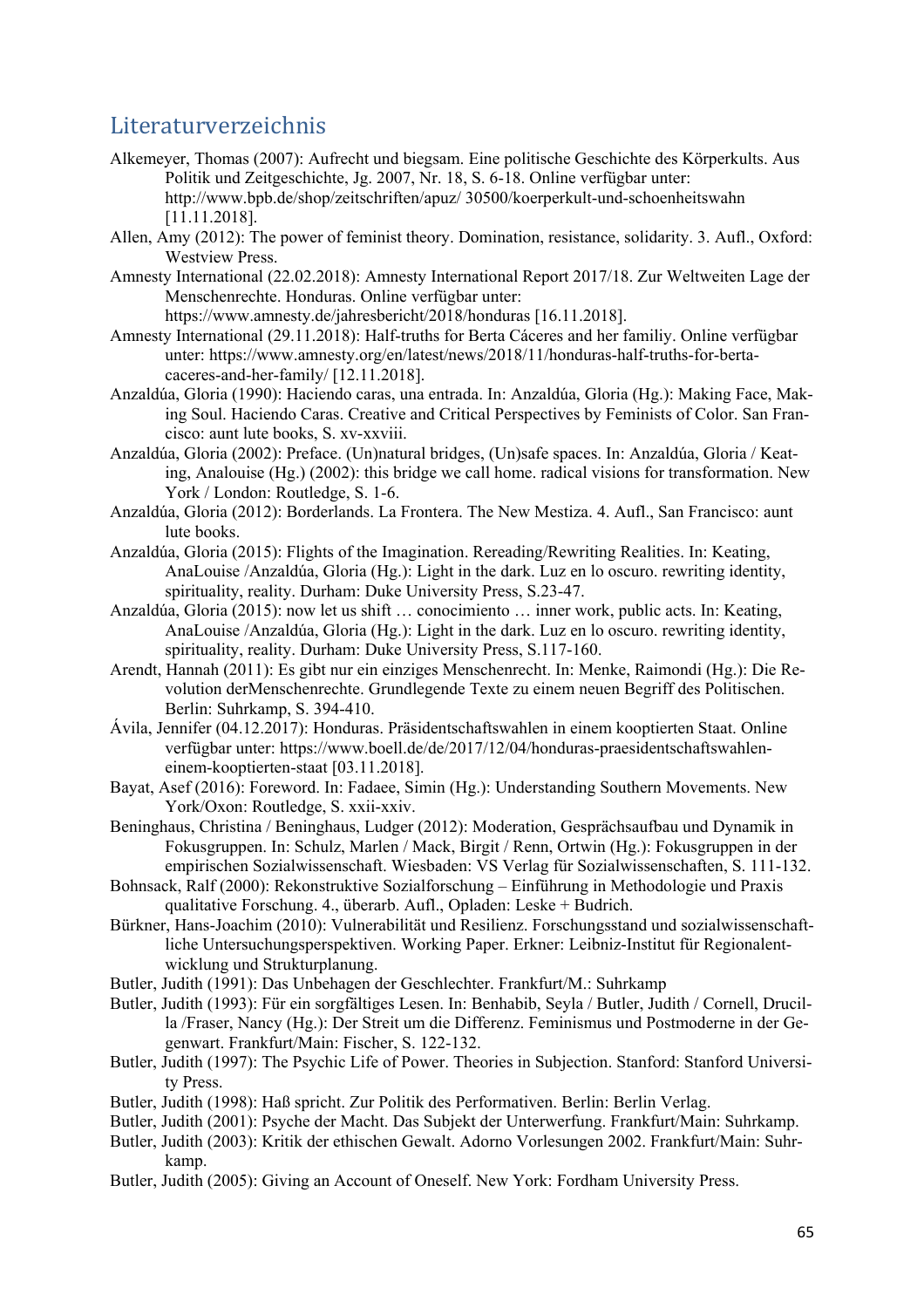# Literaturverzeichnis

Alkemeyer, Thomas (2007): Aufrecht und biegsam. Eine politische Geschichte des Körperkults. Aus Politik und Zeitgeschichte, Jg. 2007, Nr. 18, S. 6-18. Online verfügbar unter: http://www.bpb.de/shop/zeitschriften/apuz/ 30500/koerperkult-und-schoenheitswahn [11.11.2018].

Allen, Amy (2012): The power of feminist theory. Domination, resistance, solidarity. 3. Aufl., Oxford: Westview Press.

Amnesty International (22.02.2018): Amnesty International Report 2017/18. Zur Weltweiten Lage der Menschenrechte. Honduras. Online verfügbar unter: https://www.amnesty.de/jahresbericht/2018/honduras [16.11.2018].

Amnesty International (29.11.2018): Half-truths for Berta Cáceres and her familiy. Online verfügbar unter: https://www.amnesty.org/en/latest/news/2018/11/honduras-half-truths-for-berta-caceres-and-her-family/ [12.11.2018].

Anzaldúa, Gloria (1990): Haciendo caras, una entrada. In: Anzaldúa, Gloria (Hg.): Making Face, Making Soul. Haciendo Caras. Creative and Critical Perspectives by Feminists of Color. San Francisco: aunt lute books, S. xv-xxviii.

Anzaldúa, Gloria (2002): Preface. (Un)natural bridges, (Un)safe spaces. In: Anzaldúa, Gloria / Keating, Analouise (Hg.) (2002): this bridge we call home. radical visions for transformation. New York / London: Routledge, S. 1-6.

Anzaldúa, Gloria (2012): Borderlands. La Frontera. The New Mestiza. 4. Aufl., San Francisco: aunt lute books.

Anzaldúa, Gloria (2015): Flights of the Imagination. Rereading/Rewriting Realities. In: Keating, AnaLouise /Anzaldúa, Gloria (Hg.): Light in the dark. Luz en lo oscuro. rewriting identity, spirituality, reality. Durham: Duke University Press, S.23-47.

Anzaldúa, Gloria (2015): now let us shift … conocimiento … inner work, public acts. In: Keating, AnaLouise /Anzaldúa, Gloria (Hg.): Light in the dark. Luz en lo oscuro. rewriting identity, spirituality, reality. Durham: Duke University Press, S.117-160.

Arendt, Hannah (2011): Es gibt nur ein einziges Menschenrecht. In: Menke, Raimondi (Hg.): Die Revolution derMenschenrechte. Grundlegende Texte zu einem neuen Begriff des Politischen. Berlin: Suhrkamp, S. 394-410.

Ávila, Jennifer (04.12.2017): Honduras. Präsidentschaftswahlen in einem kooptierten Staat. Online verfügbar unter: https://www.boell.de/de/2017/12/04/honduras-praesidentschaftswahlen-einem-kooptierten-staat [03.11.2018].

Bayat, Asef (2016): Foreword. In: Fadaee, Simin (Hg.): Understanding Southern Movements. New York/Oxon: Routledge, S. xxii-xxiv.

Beninghaus, Christina / Beninghaus, Ludger (2012): Moderation, Gesprächsaufbau und Dynamik in Fokusgruppen. In: Schulz, Marlen / Mack, Birgit / Renn, Ortwin (Hg.): Fokusgruppen in der empirischen Sozialwissenschaft. Wiesbaden: VS Verlag für Sozialwissenschaften, S. 111-132.

Bohnsack, Ralf (2000): Rekonstruktive Sozialforschung – Einführung in Methodologie und Praxis qualitative Forschung. 4., überarb. Aufl., Opladen: Leske + Budrich.

Bürkner, Hans-Joachim (2010): Vulnerabilität und Resilienz. Forschungsstand und sozialwissenschaftliche Untersuchungsperspektiven. Working Paper. Erkner: Leibniz-Institut für Regionalentwicklung und Strukturplanung.

Butler, Judith (1991): Das Unbehagen der Geschlechter. Frankfurt/M.: Suhrkamp

Butler, Judith (1993): Für ein sorgfältiges Lesen. In: Benhabib, Seyla / Butler, Judith / Cornell, Drucilla /Fraser, Nancy (Hg.): Der Streit um die Differenz. Feminismus und Postmoderne in der Gegenwart. Frankfurt/Main: Fischer, S. 122-132.

Butler, Judith (1997): The Psychic Life of Power. Theories in Subjection. Stanford: Stanford University Press.

Butler, Judith (1998): Haß spricht. Zur Politik des Performativen. Berlin: Berlin Verlag.

Butler, Judith (2001): Psyche der Macht. Das Subjekt der Unterwerfung. Frankfurt/Main: Suhrkamp.

Butler, Judith (2003): Kritik der ethischen Gewalt. Adorno Vorlesungen 2002. Frankfurt/Main: Suhrkamp.

Butler, Judith (2005): Giving an Account of Oneself. New York: Fordham University Press.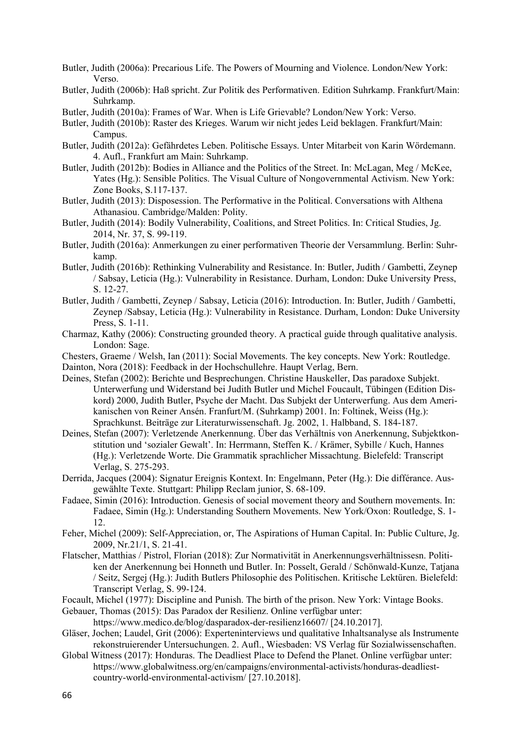Butler, Judith (2006a): Precarious Life. The Powers of Mourning and Violence. London/New York: Verso.

Butler, Judith (2006b): Haß spricht. Zur Politik des Performativen. Edition Suhrkamp. Frankfurt/Main: Suhrkamp.

Butler, Judith (2010a): Frames of War. When is Life Grievable? London/New York: Verso.

Butler, Judith (2010b): Raster des Krieges. Warum wir nicht jedes Leid beklagen. Frankfurt/Main: Campus.

Butler, Judith (2012a): Gefährdetes Leben. Politische Essays. Unter Mitarbeit von Karin Wördemann. 4. Aufl., Frankfurt am Main: Suhrkamp.

Butler, Judith (2012b): Bodies in Alliance and the Politics of the Street. In: McLagan, Meg / McKee, Yates (Hg.): Sensible Politics. The Visual Culture of Nongovernmental Activism. New York: Zone Books, S.117-137.

Butler, Judith (2013): Disposession. The Performative in the Political. Conversations with Althena Athanasiou. Cambridge/Malden: Polity.

Butler, Judith (2014): Bodily Vulnerability, Coalitions, and Street Politics. In: Critical Studies, Jg. 2014, Nr. 37, S. 99-119.

Butler, Judith (2016a): Anmerkungen zu einer performativen Theorie der Versammlung. Berlin: Suhrkamp.

Butler, Judith (2016b): Rethinking Vulnerability and Resistance. In: Butler, Judith / Gambetti, Zeynep / Sabsay, Leticia (Hg.): Vulnerability in Resistance. Durham, London: Duke University Press, S. 12-27.

Butler, Judith / Gambetti, Zeynep / Sabsay, Leticia (2016): Introduction. In: Butler, Judith / Gambetti, Zeynep /Sabsay, Leticia (Hg.): Vulnerability in Resistance. Durham, London: Duke University Press, S. 1-11.

Charmaz, Kathy (2006): Constructing grounded theory. A practical guide through qualitative analysis. London: Sage.

Chesters, Graeme / Welsh, Ian (2011): Social Movements. The key concepts. New York: Routledge.

Dainton, Nora (2018): Feedback in der Hochschullehre. Haupt Verlag, Bern.

Deines, Stefan (2002): Berichte und Besprechungen. Christine Hauskeller, Das paradoxe Subjekt. Unterwerfung und Widerstand bei Judith Butler und Michel Foucault, Tübingen (Edition Diskord) 2000, Judith Butler, Psyche der Macht. Das Subjekt der Unterwerfung. Aus dem Amerikanischen von Reiner Ansén. Franfurt/M. (Suhrkamp) 2001. In: Foltinek, Weiss (Hg.): Sprachkunst. Beiträge zur Literaturwissenschaft. Jg. 2002, 1. Halbband, S. 184-187.

Deines, Stefan (2007): Verletzende Anerkennung. Über das Verhältnis von Anerkennung, Subjektkonstitution und 'sozialer Gewalt'. In: Herrmann, Steffen K. / Krämer, Sybille / Kuch, Hannes (Hg.): Verletzende Worte. Die Grammatik sprachlicher Missachtung. Bielefeld: Transcript Verlag, S. 275-293.

Derrida, Jacques (2004): Signatur Ereignis Kontext. In: Engelmann, Peter (Hg.): Die différance. Ausgewählte Texte. Stuttgart: Philipp Reclam junior, S. 68-109.

Fadaee, Simin (2016): Introduction. Genesis of social movement theory and Southern movements. In: Fadaee, Simin (Hg.): Understanding Southern Movements. New York/Oxon: Routledge, S. 1-12.

Feher, Michel (2009): Self-Appreciation, or, The Aspirations of Human Capital. In: Public Culture, Jg. 2009, Nr.21/1, S. 21-41.

Flatscher, Matthias / Pistrol, Florian (2018): Zur Normativität in Anerkennungsverhältnissesn. Politiken der Anerkennung bei Honneth und Butler. In: Posselt, Gerald / Schönwald-Kunze, Tatjana / Seitz, Sergej (Hg.): Judith Butlers Philosophie des Politischen. Kritische Lektüren. Bielefeld: Transcript Verlag, S. 99-124.

Focault, Michel (1977): Discipline and Punish. The birth of the prison. New York: Vintage Books.

Gebauer, Thomas (2015): Das Paradox der Resilienz. Online verfügbar unter: https://www.medico.de/blog/dasparadox-der-resilienz16607/ [24.10.2017].

Gläser, Jochen; Laudel, Grit (2006): Experteninterviews und qualitative Inhaltsanalyse als Instrumente rekonstruierender Untersuchungen. 2. Aufl., Wiesbaden: VS Verlag für Sozialwissenschaften.

Global Witness (2017): Honduras. The Deadliest Place to Defend the Planet. Online verfügbar unter: https://www.globalwitness.org/en/campaigns/environmental-activists/honduras-deadliest-country-world-environmental-activism/ [27.10.2018].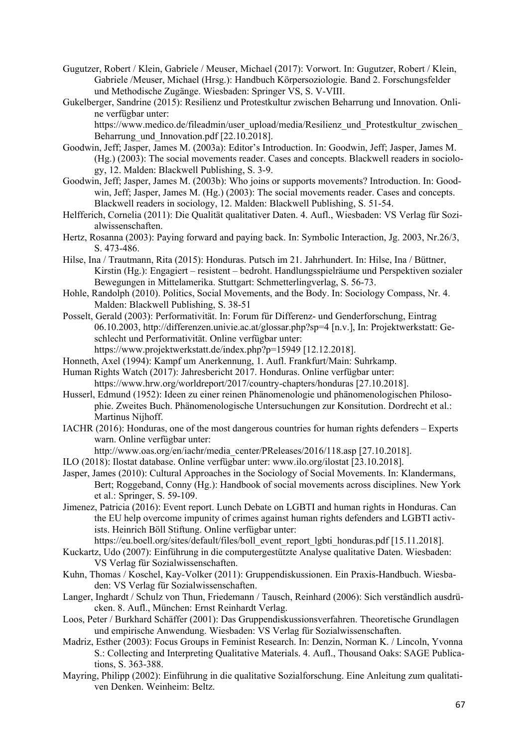Gugutzer, Robert / Klein, Gabriele / Meuser, Michael (2017): Vorwort. In: Gugutzer, Robert / Klein, Gabriele /Meuser, Michael (Hrsg.): Handbuch Körpersoziologie. Band 2. Forschungsfelder und Methodische Zugänge. Wiesbaden: Springer VS, S. V-VIII.

Gukelberger, Sandrine (2015): Resilienz und Protestkultur zwischen Beharrung und Innovation. Online verfügbar unter: https://www.medico.de/fileadmin/user_upload/media/Resilienz_und_Protestkultur_zwischen_Beharrung_und_Innovation.pdf [22.10.2018].

Goodwin, Jeff; Jasper, James M. (2003a): Editor's Introduction. In: Goodwin, Jeff; Jasper, James M. (Hg.) (2003): The social movements reader. Cases and concepts. Blackwell readers in sociology, 12. Malden: Blackwell Publishing, S. 3-9.

Goodwin, Jeff; Jasper, James M. (2003b): Who joins or supports movements? Introduction. In: Goodwin, Jeff; Jasper, James M. (Hg.) (2003): The social movements reader. Cases and concepts. Blackwell readers in sociology, 12. Malden: Blackwell Publishing, S. 51-54.

Helfferich, Cornelia (2011): Die Qualität qualitativer Daten. 4. Aufl., Wiesbaden: VS Verlag für Sozialwissenschaften.

Hertz, Rosanna (2003): Paying forward and paying back. In: Symbolic Interaction, Jg. 2003, Nr.26/3, S. 473-486.

Hilse, Ina / Trautmann, Rita (2015): Honduras. Putsch im 21. Jahrhundert. In: Hilse, Ina / Büttner, Kirstin (Hg.): Engagiert – resistent – bedroht. Handlungsspielräume und Perspektiven sozialer Bewegungen in Mittelamerika. Stuttgart: Schmetterlingverlag, S. 56-73.

Hohle, Randolph (2010). Politics, Social Movements, and the Body. In: Sociology Compass, Nr. 4. Malden: Blackwell Publishing, S. 38-51

Posselt, Gerald (2003): Performativität. In: Forum für Differenz- und Genderforschung, Eintrag 06.10.2003, http://differenzen.univie.ac.at/glossar.php?sp=4 [n.v.], In: Projektwerkstatt: Geschlecht und Performativität. Online verfügbar unter: https://www.projektwerkstatt.de/index.php?p=15949 [12.12.2018].

Honneth, Axel (1994): Kampf um Anerkennung, 1. Aufl. Frankfurt/Main: Suhrkamp.

Human Rights Watch (2017): Jahresbericht 2017. Honduras. Online verfügbar unter: https://www.hrw.org/worldreport/2017/country-chapters/honduras [27.10.2018].

Husserl, Edmund (1952): Ideen zu einer reinen Phänomenologie und phänomenologischen Philosophie. Zweites Buch. Phänomenologische Untersuchungen zur Konsitution. Dordrecht et al.: Martinus Nijhoff.

IACHR (2016): Honduras, one of the most dangerous countries for human rights defenders – Experts warn. Online verfügbar unter: http://www.oas.org/en/iachr/media_center/PReleases/2016/118.asp [27.10.2018].

ILO (2018): Ilostat database. Online verfügbar unter: www.ilo.org/ilostat [23.10.2018].

Jasper, James (2010): Cultural Approaches in the Sociology of Social Movements. In: Klandermans, Bert; Roggeband, Conny (Hg.): Handbook of social movements across disciplines. New York et al.: Springer, S. 59-109.

Jimenez, Patricia (2016): Event report. Lunch Debate on LGBTI and human rights in Honduras. Can the EU help overcome impunity of crimes against human rights defenders and LGBTI activists. Heinrich Böll Stiftung. Online verfügbar unter: https://eu.boell.org/sites/default/files/boll_event_report_lgbti_honduras.pdf [15.11.2018].

Kuckartz, Udo (2007): Einführung in die computergestützte Analyse qualitative Daten. Wiesbaden: VS Verlag für Sozialwissenschaften.

Kuhn, Thomas / Koschel, Kay-Volker (2011): Gruppendiskussionen. Ein Praxis-Handbuch. Wiesbaden: VS Verlag für Sozialwissenschaften.

Langer, Inghardt / Schulz von Thun, Friedemann / Tausch, Reinhard (2006): Sich verständlich ausdrücken. 8. Aufl., München: Ernst Reinhardt Verlag.

Loos, Peter / Burkhard Schäffer (2001): Das Gruppendiskussionsverfahren. Theoretische Grundlagen und empirische Anwendung. Wiesbaden: VS Verlag für Sozialwissenschaften.

Madriz, Esther (2003): Focus Groups in Feminist Research. In: Denzin, Norman K. / Lincoln, Yvonna S.: Collecting and Interpreting Qualitative Materials. 4. Aufl., Thousand Oaks: SAGE Publications, S. 363-388.

Mayring, Philipp (2002): Einführung in die qualitative Sozialforschung. Eine Anleitung zum qualitativen Denken. Weinheim: Beltz.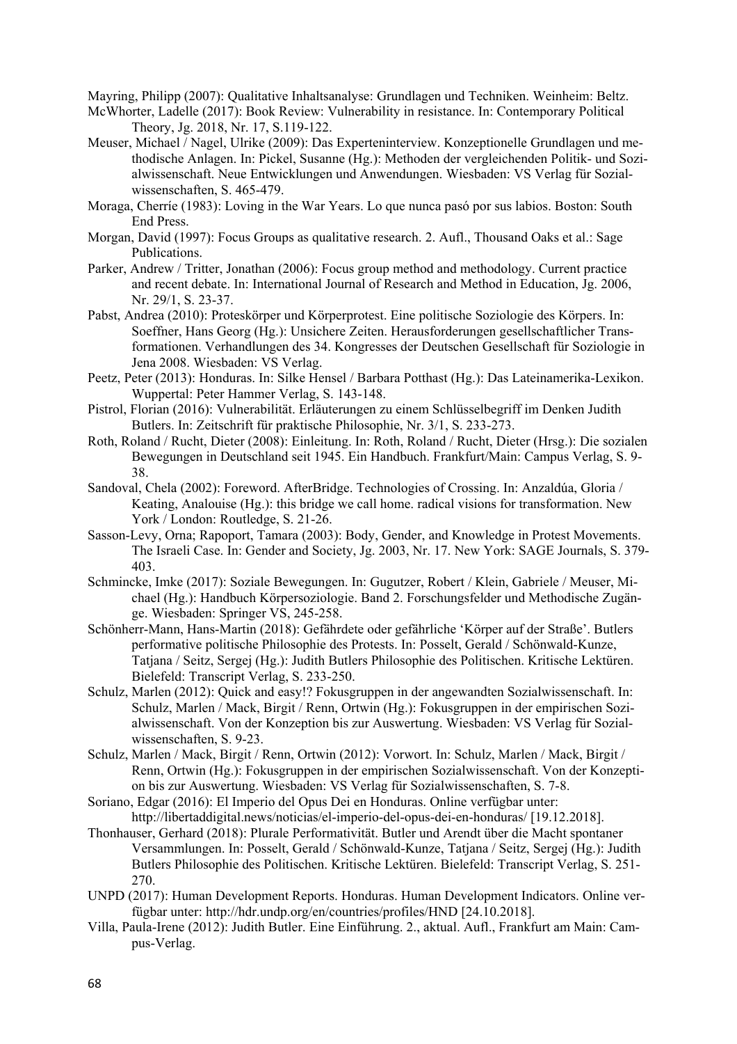Mayring, Philipp (2007): Qualitative Inhaltsanalyse: Grundlagen und Techniken. Weinheim: Beltz.

McWhorter, Ladelle (2017): Book Review: Vulnerability in resistance. In: Contemporary Political Theory, Jg. 2018, Nr. 17, S.119-122.

Meuser, Michael / Nagel, Ulrike (2009): Das Experteninterview. Konzeptionelle Grundlagen und methodische Anlagen. In: Pickel, Susanne (Hg.): Methoden der vergleichenden Politik- und Sozialwissenschaft. Neue Entwicklungen und Anwendungen. Wiesbaden: VS Verlag für Sozialwissenschaften, S. 465-479.

Moraga, Cherríe (1983): Loving in the War Years. Lo que nunca pasó por sus labios. Boston: South End Press.

Morgan, David (1997): Focus Groups as qualitative research. 2. Aufl., Thousand Oaks et al.: Sage Publications.

Parker, Andrew / Tritter, Jonathan (2006): Focus group method and methodology. Current practice and recent debate. In: International Journal of Research and Method in Education, Jg. 2006, Nr. 29/1, S. 23-37.

Pabst, Andrea (2010): Proteskörper und Körperprotest. Eine politische Soziologie des Körpers. In: Soeffner, Hans Georg (Hg.): Unsichere Zeiten. Herausforderungen gesellschaftlicher Transformationen. Verhandlungen des 34. Kongresses der Deutschen Gesellschaft für Soziologie in Jena 2008. Wiesbaden: VS Verlag.

Peetz, Peter (2013): Honduras. In: Silke Hensel / Barbara Potthast (Hg.): Das Lateinamerika-Lexikon. Wuppertal: Peter Hammer Verlag, S. 143-148.

Pistrol, Florian (2016): Vulnerabilität. Erläuterungen zu einem Schlüsselbegriff im Denken Judith Butlers. In: Zeitschrift für praktische Philosophie, Nr. 3/1, S. 233-273.

Roth, Roland / Rucht, Dieter (2008): Einleitung. In: Roth, Roland / Rucht, Dieter (Hrsg.): Die sozialen Bewegungen in Deutschland seit 1945. Ein Handbuch. Frankfurt/Main: Campus Verlag, S. 9-38.

Sandoval, Chela (2002): Foreword. AfterBridge. Technologies of Crossing. In: Anzaldúa, Gloria / Keating, Analouise (Hg.): this bridge we call home. radical visions for transformation. New York / London: Routledge, S. 21-26.

Sasson-Levy, Orna; Rapoport, Tamara (2003): Body, Gender, and Knowledge in Protest Movements. The Israeli Case. In: Gender and Society, Jg. 2003, Nr. 17. New York: SAGE Journals, S. 379-403.

Schmincke, Imke (2017): Soziale Bewegungen. In: Gugutzer, Robert / Klein, Gabriele / Meuser, Michael (Hg.): Handbuch Körpersoziologie. Band 2. Forschungsfelder und Methodische Zugänge. Wiesbaden: Springer VS, 245-258.

Schönherr-Mann, Hans-Martin (2018): Gefährdete oder gefährliche 'Körper auf der Straße'. Butlers performative politische Philosophie des Protests. In: Posselt, Gerald / Schönwald-Kunze, Tatjana / Seitz, Sergej (Hg.): Judith Butlers Philosophie des Politischen. Kritische Lektüren. Bielefeld: Transcript Verlag, S. 233-250.

Schulz, Marlen (2012): Quick and easy!? Fokusgruppen in der angewandten Sozialwissenschaft. In: Schulz, Marlen / Mack, Birgit / Renn, Ortwin (Hg.): Fokusgruppen in der empirischen Sozialwissenschaft. Von der Konzeption bis zur Auswertung. Wiesbaden: VS Verlag für Sozialwissenschaften, S. 9-23.

Schulz, Marlen / Mack, Birgit / Renn, Ortwin (2012): Vorwort. In: Schulz, Marlen / Mack, Birgit / Renn, Ortwin (Hg.): Fokusgruppen in der empirischen Sozialwissenschaft. Von der Konzeption bis zur Auswertung. Wiesbaden: VS Verlag für Sozialwissenschaften, S. 7-8.

Soriano, Edgar (2016): El Imperio del Opus Dei en Honduras. Online verfügbar unter: http://libertaddigital.news/noticias/el-imperio-del-opus-dei-en-honduras/ [19.12.2018].

Thonhauser, Gerhard (2018): Plurale Performativität. Butler und Arendt über die Macht spontaner Versammlungen. In: Posselt, Gerald / Schönwald-Kunze, Tatjana / Seitz, Sergej (Hg.): Judith Butlers Philosophie des Politischen. Kritische Lektüren. Bielefeld: Transcript Verlag, S. 251-270.

UNPD (2017): Human Development Reports. Honduras. Human Development Indicators. Online verfügbar unter: http://hdr.undp.org/en/countries/profiles/HND [24.10.2018].

Villa, Paula-Irene (2012): Judith Butler. Eine Einführung. 2., aktual. Aufl., Frankfurt am Main: Campus-Verlag.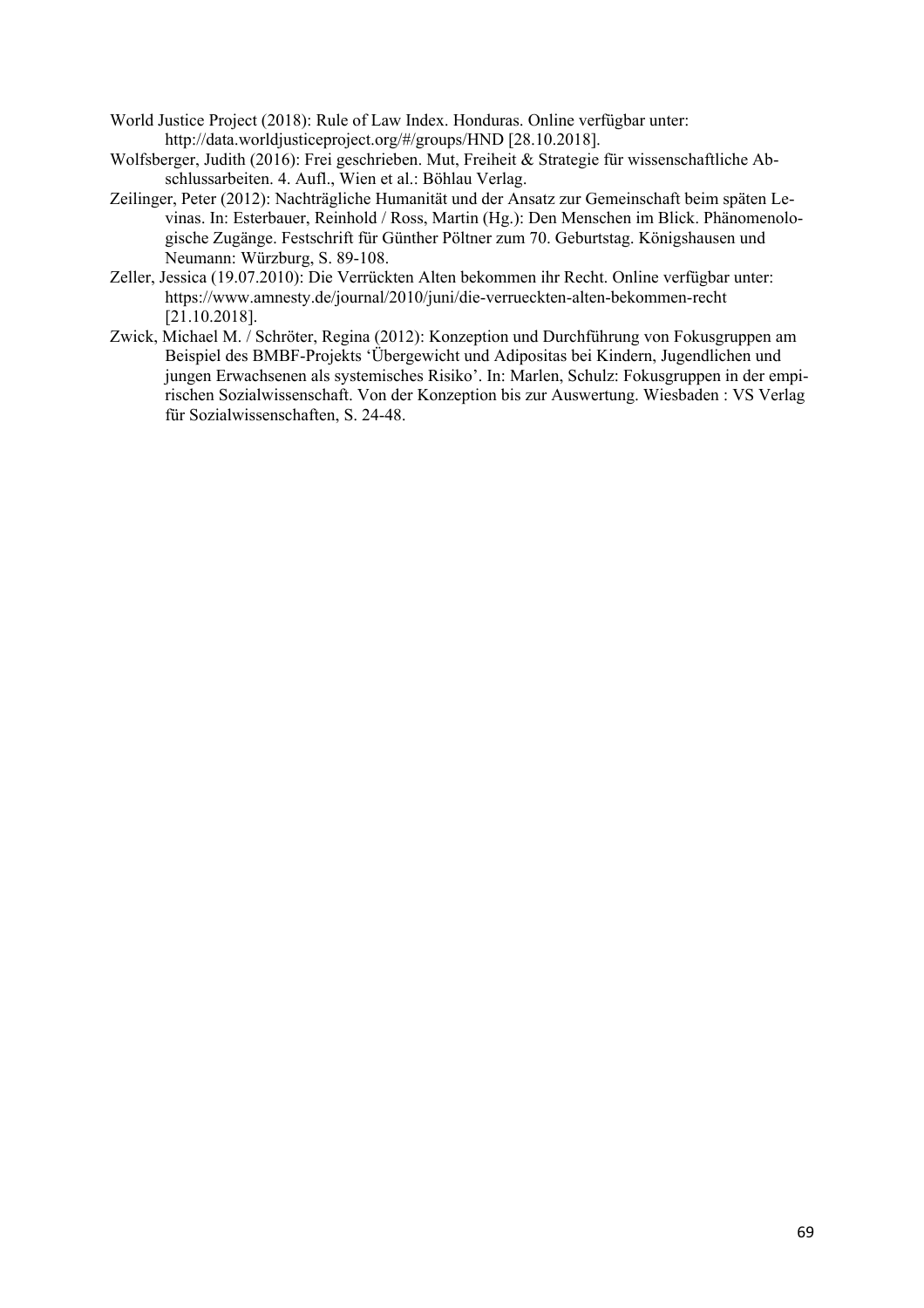World Justice Project (2018): Rule of Law Index. Honduras. Online verfügbar unter: http://data.worldjusticeproject.org/#/groups/HND [28.10.2018].

Wolfsberger, Judith (2016): Frei geschrieben. Mut, Freiheit & Strategie für wissenschaftliche Abschlussarbeiten. 4. Aufl., Wien et al.: Böhlau Verlag.

Zeilinger, Peter (2012): Nachträgliche Humanität und der Ansatz zur Gemeinschaft beim späten Levinas. In: Esterbauer, Reinhold / Ross, Martin (Hg.): Den Menschen im Blick. Phänomenologische Zugänge. Festschrift für Günther Pöltner zum 70. Geburtstag. Königshausen und Neumann: Würzburg, S. 89-108.

Zeller, Jessica (19.07.2010): Die Verrückten Alten bekommen ihr Recht. Online verfügbar unter: https://www.amnesty.de/journal/2010/juni/die-verrueckten-alten-bekommen-recht [21.10.2018].

Zwick, Michael M. / Schröter, Regina (2012): Konzeption und Durchführung von Fokusgruppen am Beispiel des BMBF-Projekts 'Übergewicht und Adipositas bei Kindern, Jugendlichen und jungen Erwachsenen als systemisches Risiko'. In: Marlen, Schulz: Fokusgruppen in der empirischen Sozialwissenschaft. Von der Konzeption bis zur Auswertung. Wiesbaden : VS Verlag für Sozialwissenschaften, S. 24-48.